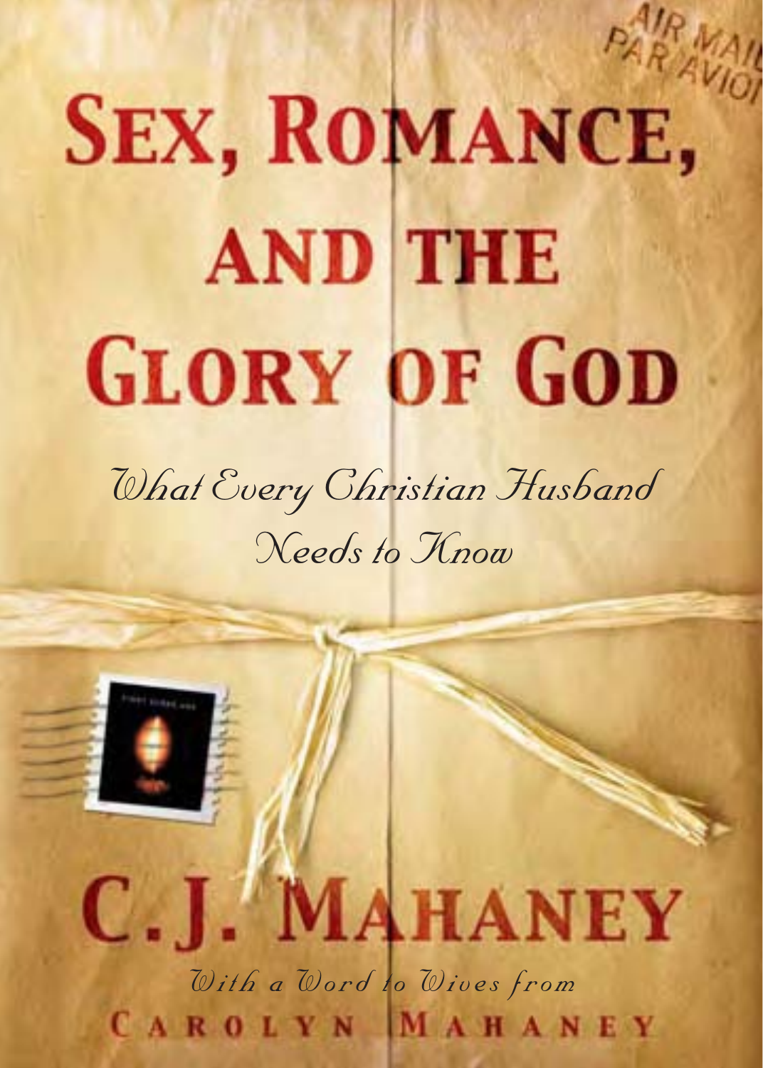# Sex, Romance, and the Glory of God

*What Every Christian Husband Needs to Know*

## C.J. Mahaney

*With a Word to Wives from*

Carolyn Mahaney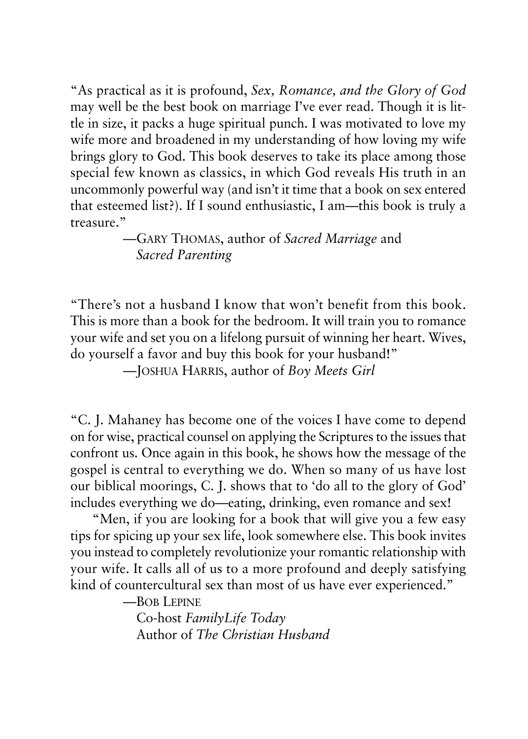"As practical as it is profound, *Sex, Romance, and the Glory of God* may well be the best book on marriage I've ever read. Though it is little in size, it packs a huge spiritual punch. I was motivated to love my wife more and broadened in my understanding of how loving my wife brings glory to God. This book deserves to take its place among those special few known as classics, in which God reveals His truth in an uncommonly powerful way (and isn't it time that a book on sex entered that esteemed list?). If I sound enthusiastic, I am—this book is truly a treasure."

—GARY THOMAS, author of *Sacred Marriage* and *Sacred Parenting*

"There's not a husband I know that won't benefit from this book. This is more than a book for the bedroom. It will train you to romance your wife and set you on a lifelong pursuit of winning her heart. Wives, do yourself a favor and buy this book for your husband!"

—JOSHUA HARRIS, author of *Boy Meets Girl*

"C. J. Mahaney has become one of the voices I have come to depend on for wise, practical counsel on applying the Scriptures to the issues that confront us. Once again in this book, he shows how the message of the gospel is central to everything we do. When so many of us have lost our biblical moorings, C. J. shows that to 'do all to the glory of God' includes everything we do—eating, drinking, even romance and sex!

"Men, if you are looking for a book that will give you a few easy tips for spicing up your sex life, look somewhere else. This book invites you instead to completely revolutionize your romantic relationship with your wife. It calls all of us to a more profound and deeply satisfying kind of countercultural sex than most of us have ever experienced."

—BOB LEPINE
Co-host *FamilyLife Today*
Author of *The Christian Husband*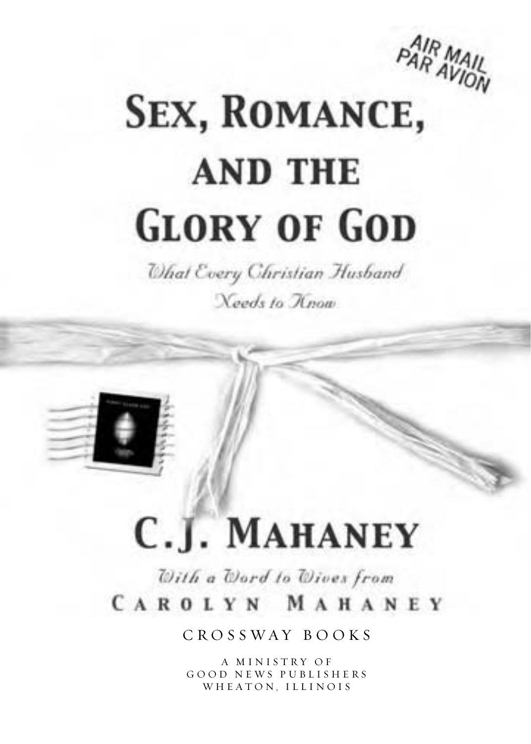AIR MAIL
PAR AVION

# Sex, Romance, and the Glory of God

*What Every Christian Husband Needs to Know*

## C.J. Mahaney

*With a Word to Wives from*

Carolyn Mahaney

CROSSWAY BOOKS

A MINISTRY OF
GOOD NEWS PUBLISHERS
WHEATON, ILLINOIS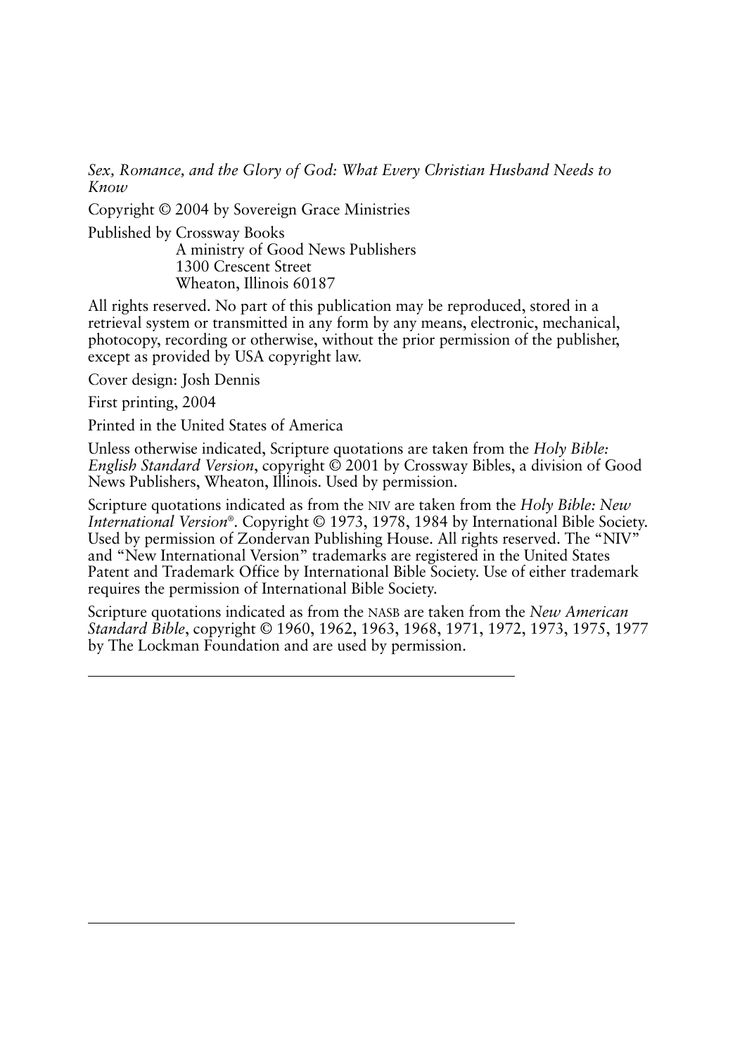*Sex, Romance, and the Glory of God: What Every Christian Husband Needs to Know*

Copyright © 2004 by Sovereign Grace Ministries

Published by Crossway Books
A ministry of Good News Publishers
1300 Crescent Street
Wheaton, Illinois 60187

All rights reserved. No part of this publication may be reproduced, stored in a retrieval system or transmitted in any form by any means, electronic, mechanical, photocopy, recording or otherwise, without the prior permission of the publisher, except as provided by USA copyright law.

Cover design: Josh Dennis

First printing, 2004

Printed in the United States of America

Unless otherwise indicated, Scripture quotations are taken from the *Holy Bible: English Standard Version*, copyright © 2001 by Crossway Bibles, a division of Good News Publishers, Wheaton, Illinois. Used by permission.

Scripture quotations indicated as from the NIV are taken from the *Holy Bible: New International Version®*. Copyright © 1973, 1978, 1984 by International Bible Society. Used by permission of Zondervan Publishing House. All rights reserved. The "NIV" and "New International Version" trademarks are registered in the United States Patent and Trademark Office by International Bible Society. Use of either trademark requires the permission of International Bible Society.

Scripture quotations indicated as from the NASB are taken from the *New American Standard Bible*, copyright © 1960, 1962, 1963, 1968, 1971, 1972, 1973, 1975, 1977 by The Lockman Foundation and are used by permission.

---

---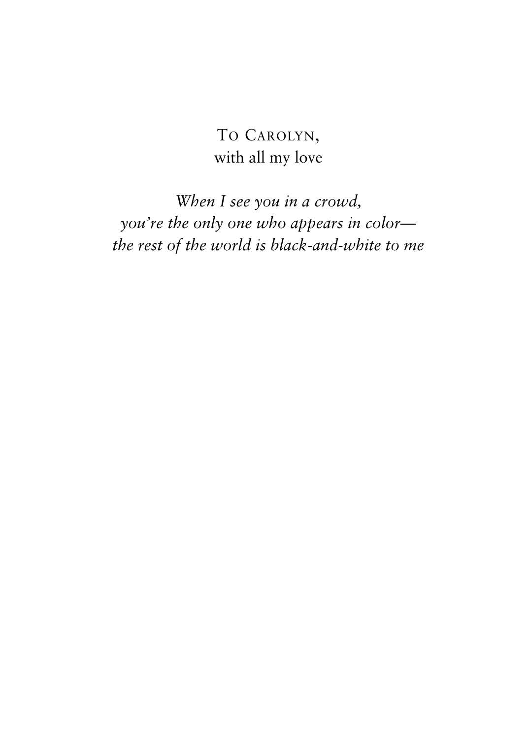To Carolyn,
with all my love

*When I see you in a crowd,*
*you're the only one who appears in color—*
*the rest of the world is black-and-white to me*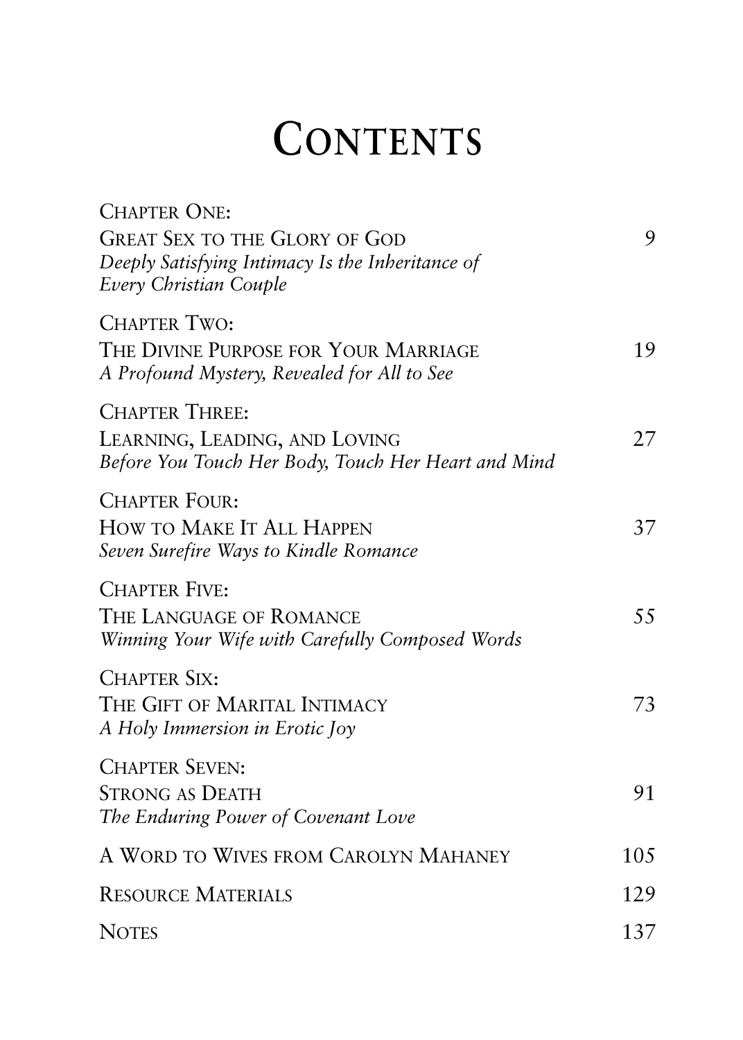# CONTENTS

| | |
|---|---|
| CHAPTER ONE:<br>GREAT SEX TO THE GLORY OF GOD<br>*Deeply Satisfying Intimacy Is the Inheritance of Every Christian Couple* | 9 |
| CHAPTER TWO:<br>THE DIVINE PURPOSE FOR YOUR MARRIAGE<br>*A Profound Mystery, Revealed for All to See* | 19 |
| CHAPTER THREE:<br>LEARNING, LEADING, AND LOVING<br>*Before You Touch Her Body, Touch Her Heart and Mind* | 27 |
| CHAPTER FOUR:<br>HOW TO MAKE IT ALL HAPPEN<br>*Seven Surefire Ways to Kindle Romance* | 37 |
| CHAPTER FIVE:<br>THE LANGUAGE OF ROMANCE<br>*Winning Your Wife with Carefully Composed Words* | 55 |
| CHAPTER SIX:<br>THE GIFT OF MARITAL INTIMACY<br>*A Holy Immersion in Erotic Joy* | 73 |
| CHAPTER SEVEN:<br>STRONG AS DEATH<br>*The Enduring Power of Covenant Love* | 91 |
| A WORD TO WIVES FROM CAROLYN MAHANEY | 105 |
| RESOURCE MATERIALS | 129 |
| NOTES | 137 |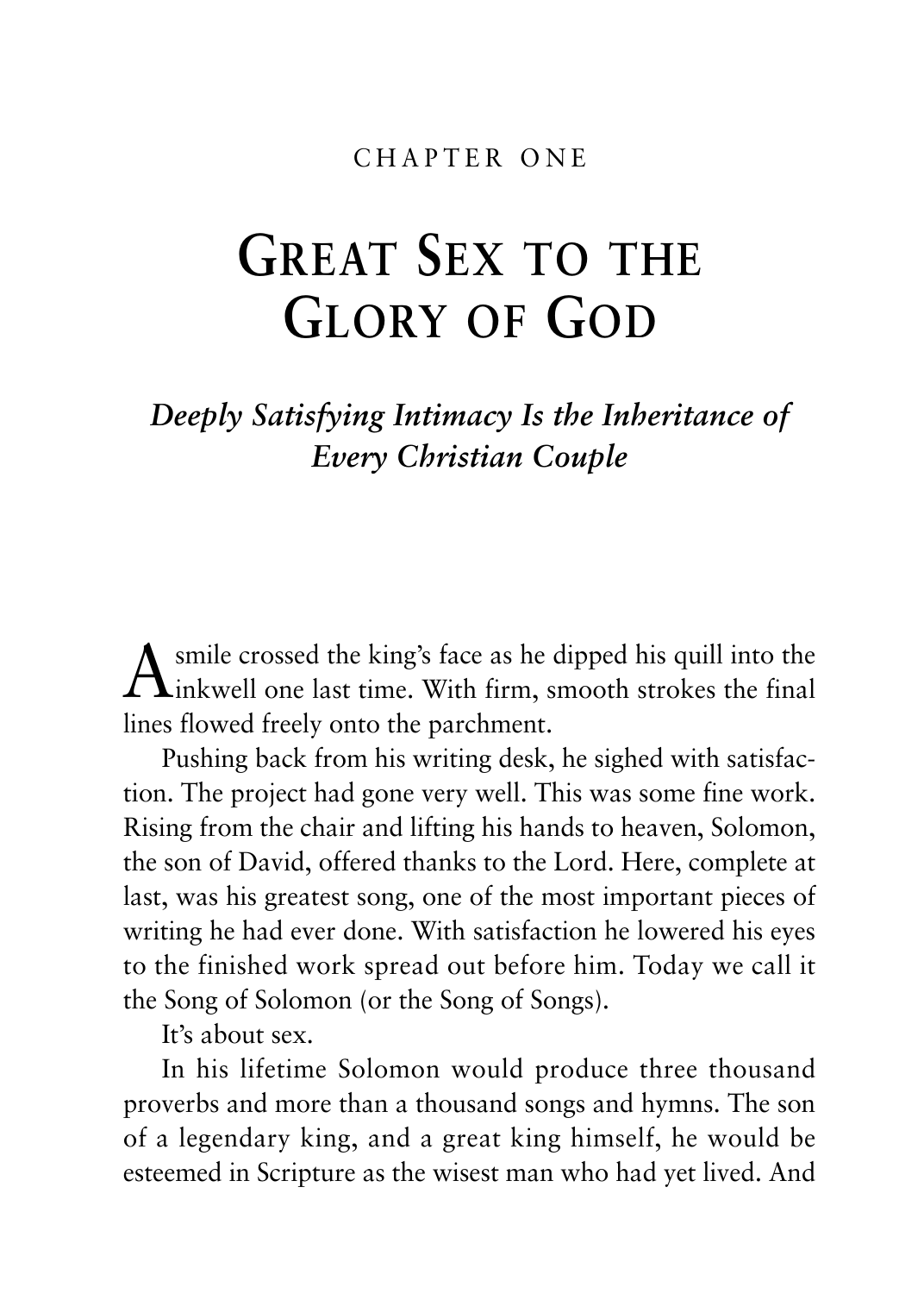CHAPTER ONE

# Great Sex to the Glory of God

## *Deeply Satisfying Intimacy Is the Inheritance of Every Christian Couple*

A smile crossed the king's face as he dipped his quill into the inkwell one last time. With firm, smooth strokes the final lines flowed freely onto the parchment.

Pushing back from his writing desk, he sighed with satisfaction. The project had gone very well. This was some fine work. Rising from the chair and lifting his hands to heaven, Solomon, the son of David, offered thanks to the Lord. Here, complete at last, was his greatest song, one of the most important pieces of writing he had ever done. With satisfaction he lowered his eyes to the finished work spread out before him. Today we call it the Song of Solomon (or the Song of Songs).

It's about sex.

In his lifetime Solomon would produce three thousand proverbs and more than a thousand songs and hymns. The son of a legendary king, and a great king himself, he would be esteemed in Scripture as the wisest man who had yet lived. And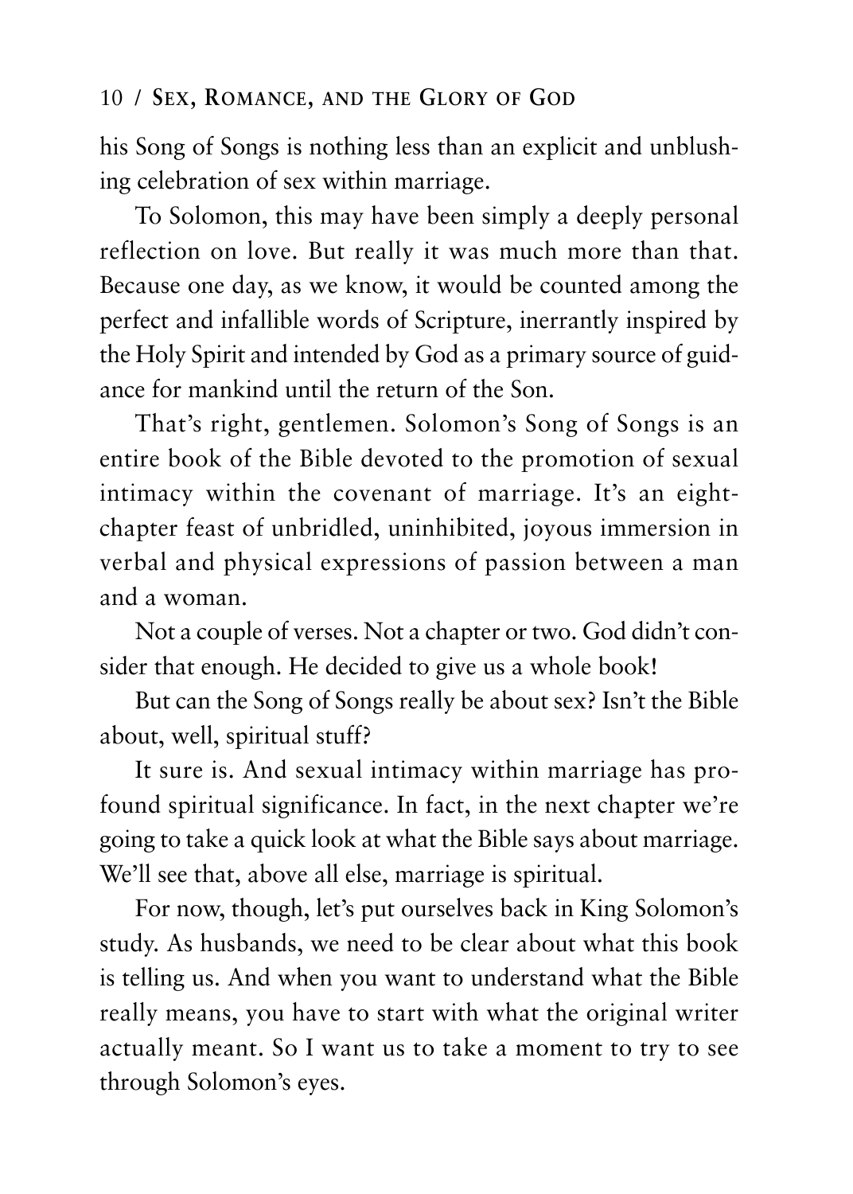his Song of Songs is nothing less than an explicit and unblushing celebration of sex within marriage.

To Solomon, this may have been simply a deeply personal reflection on love. But really it was much more than that. Because one day, as we know, it would be counted among the perfect and infallible words of Scripture, inerrantly inspired by the Holy Spirit and intended by God as a primary source of guidance for mankind until the return of the Son.

That's right, gentlemen. Solomon's Song of Songs is an entire book of the Bible devoted to the promotion of sexual intimacy within the covenant of marriage. It's an eight-chapter feast of unbridled, uninhibited, joyous immersion in verbal and physical expressions of passion between a man and a woman.

Not a couple of verses. Not a chapter or two. God didn't consider that enough. He decided to give us a whole book!

But can the Song of Songs really be about sex? Isn't the Bible about, well, spiritual stuff?

It sure is. And sexual intimacy within marriage has profound spiritual significance. In fact, in the next chapter we're going to take a quick look at what the Bible says about marriage. We'll see that, above all else, marriage is spiritual.

For now, though, let's put ourselves back in King Solomon's study. As husbands, we need to be clear about what this book is telling us. And when you want to understand what the Bible really means, you have to start with what the original writer actually meant. So I want us to take a moment to try to see through Solomon's eyes.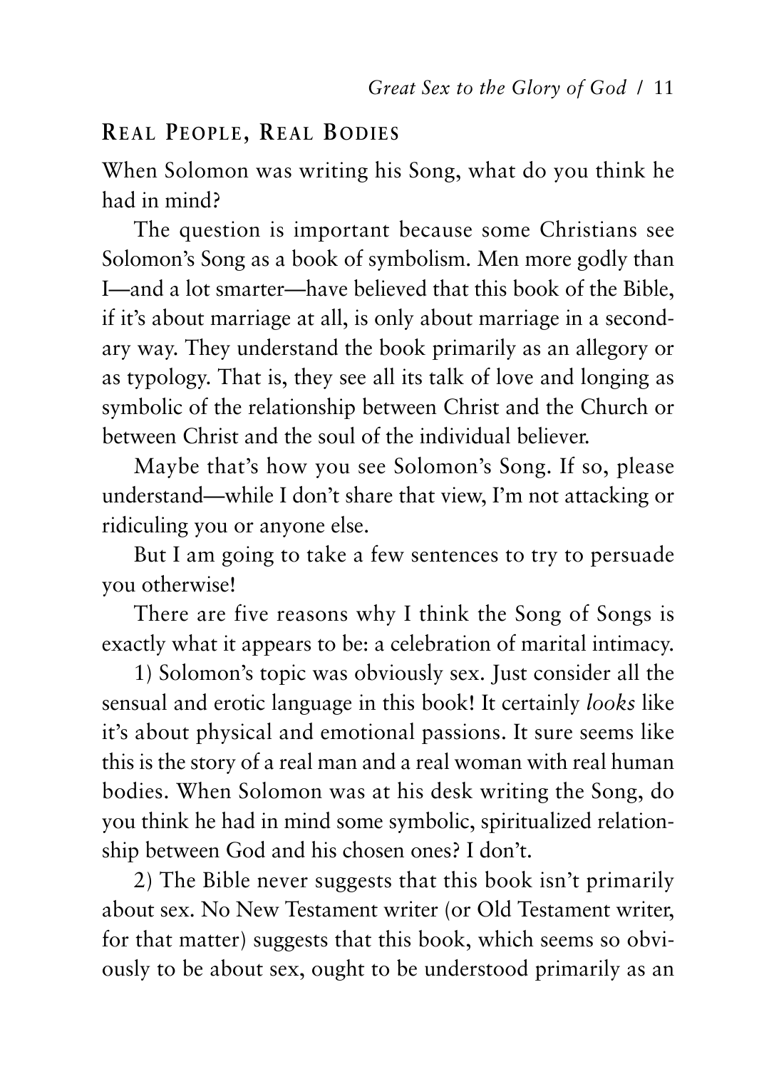## Real People, Real Bodies

When Solomon was writing his Song, what do you think he had in mind?

The question is important because some Christians see Solomon's Song as a book of symbolism. Men more godly than I—and a lot smarter—have believed that this book of the Bible, if it's about marriage at all, is only about marriage in a secondary way. They understand the book primarily as an allegory or as typology. That is, they see all its talk of love and longing as symbolic of the relationship between Christ and the Church or between Christ and the soul of the individual believer.

Maybe that's how you see Solomon's Song. If so, please understand—while I don't share that view, I'm not attacking or ridiculing you or anyone else.

But I am going to take a few sentences to try to persuade you otherwise!

There are five reasons why I think the Song of Songs is exactly what it appears to be: a celebration of marital intimacy.

1) Solomon's topic was obviously sex. Just consider all the sensual and erotic language in this book! It certainly *looks* like it's about physical and emotional passions. It sure seems like this is the story of a real man and a real woman with real human bodies. When Solomon was at his desk writing the Song, do you think he had in mind some symbolic, spiritualized relationship between God and his chosen ones? I don't.

2) The Bible never suggests that this book isn't primarily about sex. No New Testament writer (or Old Testament writer, for that matter) suggests that this book, which seems so obviously to be about sex, ought to be understood primarily as an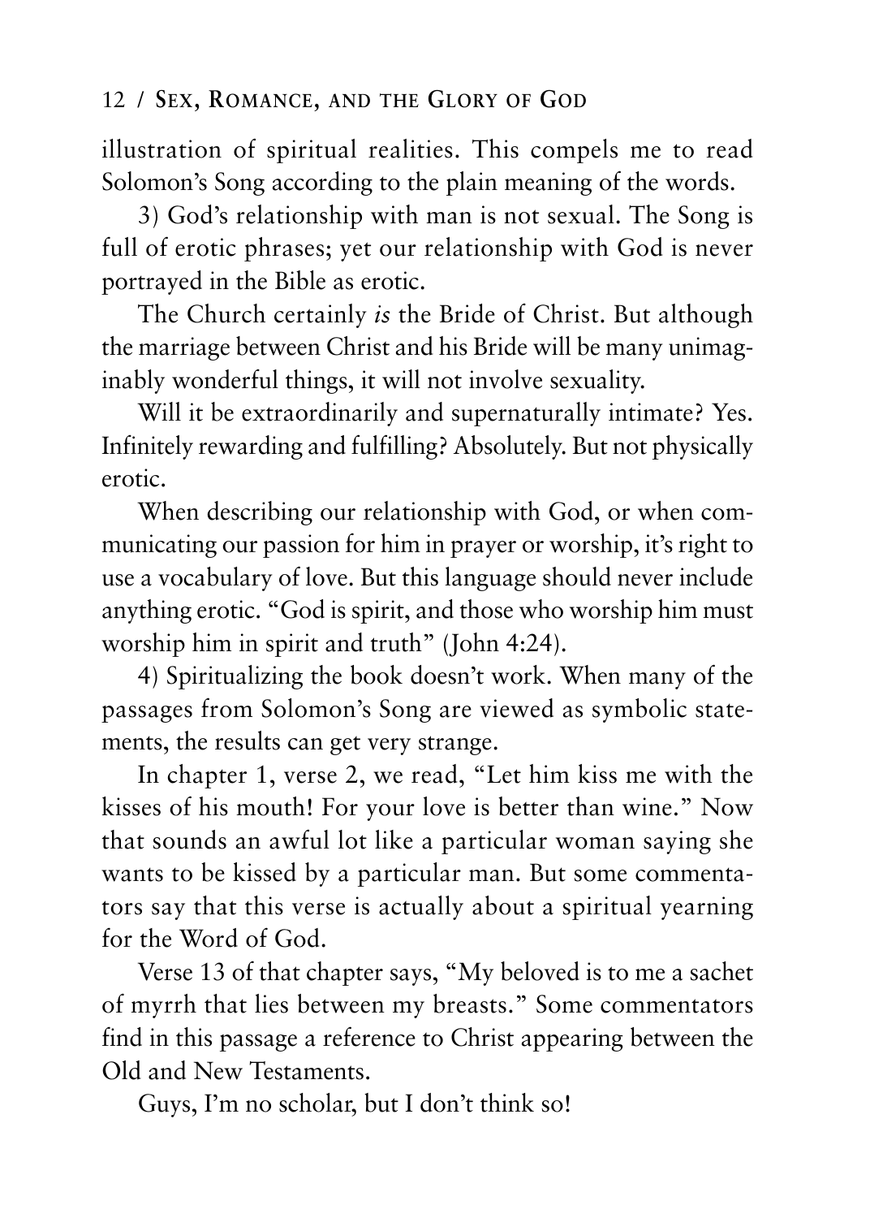illustration of spiritual realities. This compels me to read Solomon's Song according to the plain meaning of the words.

3) God's relationship with man is not sexual. The Song is full of erotic phrases; yet our relationship with God is never portrayed in the Bible as erotic.

The Church certainly *is* the Bride of Christ. But although the marriage between Christ and his Bride will be many unimaginably wonderful things, it will not involve sexuality.

Will it be extraordinarily and supernaturally intimate? Yes. Infinitely rewarding and fulfilling? Absolutely. But not physically erotic.

When describing our relationship with God, or when communicating our passion for him in prayer or worship, it's right to use a vocabulary of love. But this language should never include anything erotic. "God is spirit, and those who worship him must worship him in spirit and truth" (John 4:24).

4) Spiritualizing the book doesn't work. When many of the passages from Solomon's Song are viewed as symbolic statements, the results can get very strange.

In chapter 1, verse 2, we read, "Let him kiss me with the kisses of his mouth! For your love is better than wine." Now that sounds an awful lot like a particular woman saying she wants to be kissed by a particular man. But some commentators say that this verse is actually about a spiritual yearning for the Word of God.

Verse 13 of that chapter says, "My beloved is to me a sachet of myrrh that lies between my breasts." Some commentators find in this passage a reference to Christ appearing between the Old and New Testaments.

Guys, I'm no scholar, but I don't think so!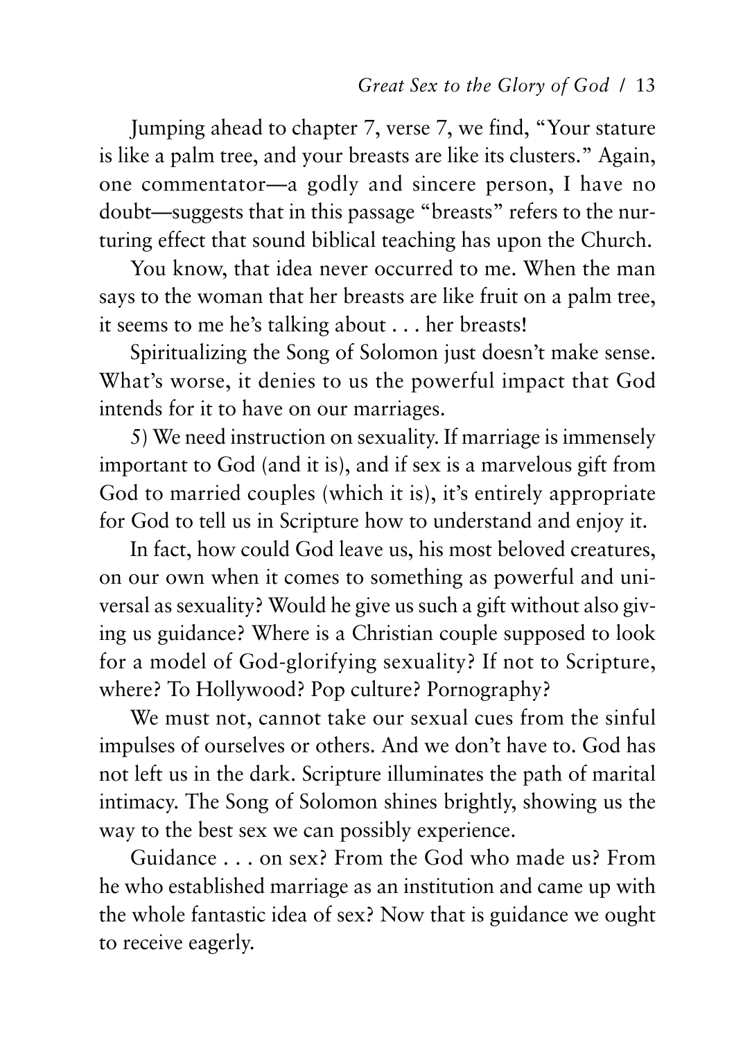Jumping ahead to chapter 7, verse 7, we find, "Your stature is like a palm tree, and your breasts are like its clusters." Again, one commentator—a godly and sincere person, I have no doubt—suggests that in this passage "breasts" refers to the nurturing effect that sound biblical teaching has upon the Church.

You know, that idea never occurred to me. When the man says to the woman that her breasts are like fruit on a palm tree, it seems to me he's talking about . . . her breasts!

Spiritualizing the Song of Solomon just doesn't make sense. What's worse, it denies to us the powerful impact that God intends for it to have on our marriages.

5) We need instruction on sexuality. If marriage is immensely important to God (and it is), and if sex is a marvelous gift from God to married couples (which it is), it's entirely appropriate for God to tell us in Scripture how to understand and enjoy it.

In fact, how could God leave us, his most beloved creatures, on our own when it comes to something as powerful and universal as sexuality? Would he give us such a gift without also giving us guidance? Where is a Christian couple supposed to look for a model of God-glorifying sexuality? If not to Scripture, where? To Hollywood? Pop culture? Pornography?

We must not, cannot take our sexual cues from the sinful impulses of ourselves or others. And we don't have to. God has not left us in the dark. Scripture illuminates the path of marital intimacy. The Song of Solomon shines brightly, showing us the way to the best sex we can possibly experience.

Guidance . . . on sex? From the God who made us? From he who established marriage as an institution and came up with the whole fantastic idea of sex? Now that is guidance we ought to receive eagerly.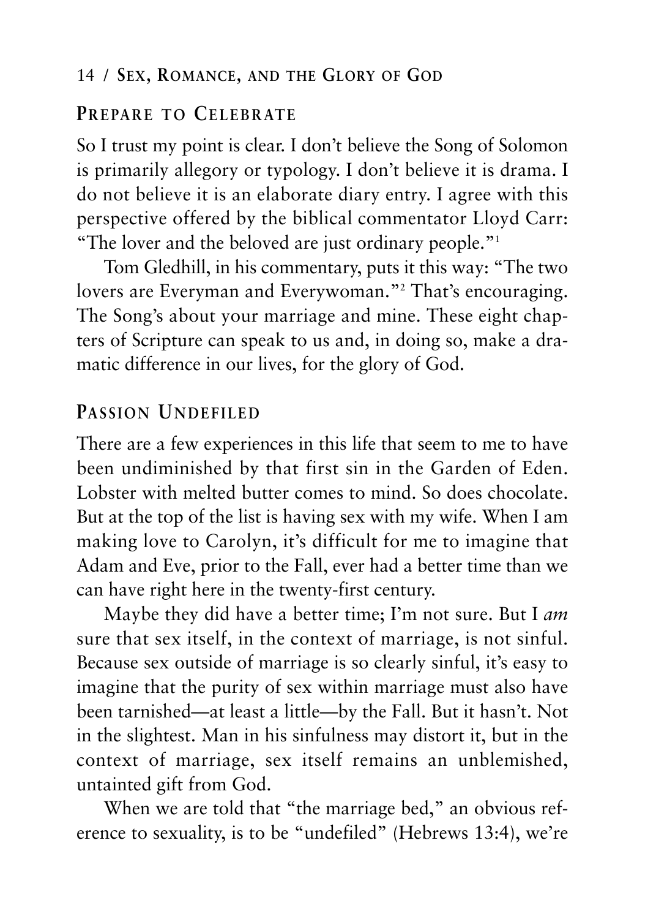## Prepare to Celebrate

So I trust my point is clear. I don't believe the Song of Solomon is primarily allegory or typology. I don't believe it is drama. I do not believe it is an elaborate diary entry. I agree with this perspective offered by the biblical commentator Lloyd Carr: "The lover and the beloved are just ordinary people."[1]

Tom Gledhill, in his commentary, puts it this way: "The two lovers are Everyman and Everywoman."[2] That's encouraging. The Song's about your marriage and mine. These eight chapters of Scripture can speak to us and, in doing so, make a dramatic difference in our lives, for the glory of God.

## Passion Undefiled

There are a few experiences in this life that seem to me to have been undiminished by that first sin in the Garden of Eden. Lobster with melted butter comes to mind. So does chocolate. But at the top of the list is having sex with my wife. When I am making love to Carolyn, it's difficult for me to imagine that Adam and Eve, prior to the Fall, ever had a better time than we can have right here in the twenty-first century.

Maybe they did have a better time; I'm not sure. But I *am* sure that sex itself, in the context of marriage, is not sinful. Because sex outside of marriage is so clearly sinful, it's easy to imagine that the purity of sex within marriage must also have been tarnished—at least a little—by the Fall. But it hasn't. Not in the slightest. Man in his sinfulness may distort it, but in the context of marriage, sex itself remains an unblemished, untainted gift from God.

When we are told that "the marriage bed," an obvious reference to sexuality, is to be "undefiled" (Hebrews 13:4), we're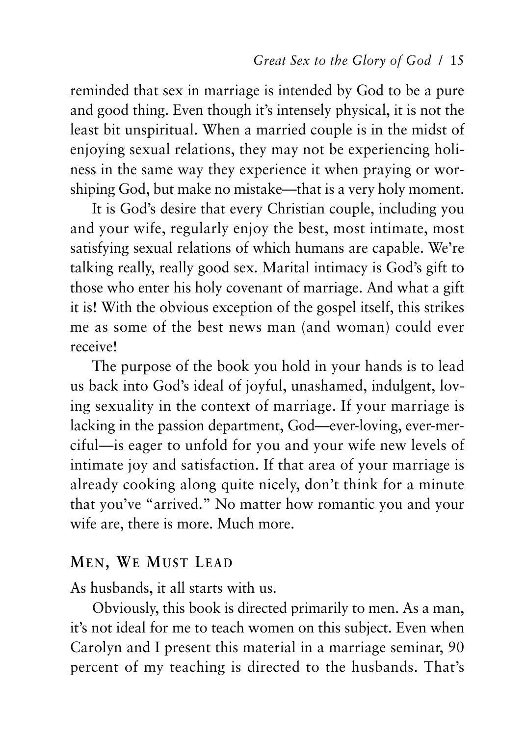reminded that sex in marriage is intended by God to be a pure and good thing. Even though it's intensely physical, it is not the least bit unspiritual. When a married couple is in the midst of enjoying sexual relations, they may not be experiencing holiness in the same way they experience it when praying or worshiping God, but make no mistake—that is a very holy moment.

It is God's desire that every Christian couple, including you and your wife, regularly enjoy the best, most intimate, most satisfying sexual relations of which humans are capable. We're talking really, really good sex. Marital intimacy is God's gift to those who enter his holy covenant of marriage. And what a gift it is! With the obvious exception of the gospel itself, this strikes me as some of the best news man (and woman) could ever receive!

The purpose of the book you hold in your hands is to lead us back into God's ideal of joyful, unashamed, indulgent, loving sexuality in the context of marriage. If your marriage is lacking in the passion department, God—ever-loving, ever-merciful—is eager to unfold for you and your wife new levels of intimate joy and satisfaction. If that area of your marriage is already cooking along quite nicely, don't think for a minute that you've "arrived." No matter how romantic you and your wife are, there is more. Much more.

## MEN, WE MUST LEAD

As husbands, it all starts with us.

Obviously, this book is directed primarily to men. As a man, it's not ideal for me to teach women on this subject. Even when Carolyn and I present this material in a marriage seminar, 90 percent of my teaching is directed to the husbands. That's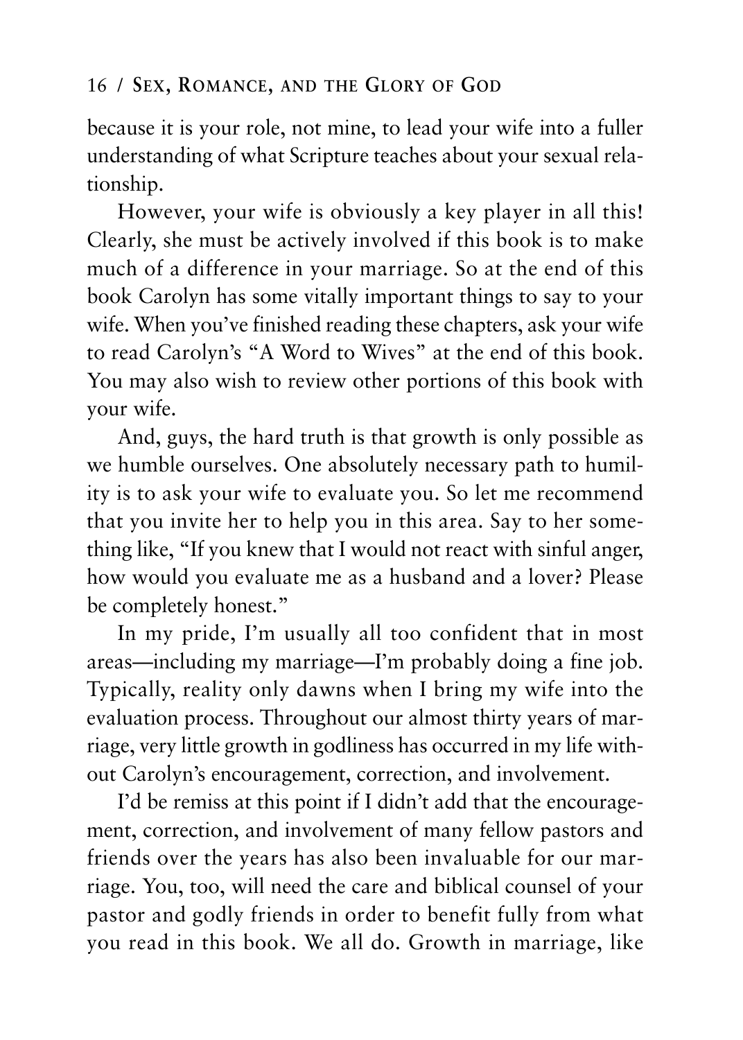because it is your role, not mine, to lead your wife into a fuller understanding of what Scripture teaches about your sexual relationship.

However, your wife is obviously a key player in all this! Clearly, she must be actively involved if this book is to make much of a difference in your marriage. So at the end of this book Carolyn has some vitally important things to say to your wife. When you've finished reading these chapters, ask your wife to read Carolyn's "A Word to Wives" at the end of this book. You may also wish to review other portions of this book with your wife.

And, guys, the hard truth is that growth is only possible as we humble ourselves. One absolutely necessary path to humility is to ask your wife to evaluate you. So let me recommend that you invite her to help you in this area. Say to her something like, "If you knew that I would not react with sinful anger, how would you evaluate me as a husband and a lover? Please be completely honest."

In my pride, I'm usually all too confident that in most areas—including my marriage—I'm probably doing a fine job. Typically, reality only dawns when I bring my wife into the evaluation process. Throughout our almost thirty years of marriage, very little growth in godliness has occurred in my life without Carolyn's encouragement, correction, and involvement.

I'd be remiss at this point if I didn't add that the encouragement, correction, and involvement of many fellow pastors and friends over the years has also been invaluable for our marriage. You, too, will need the care and biblical counsel of your pastor and godly friends in order to benefit fully from what you read in this book. We all do. Growth in marriage, like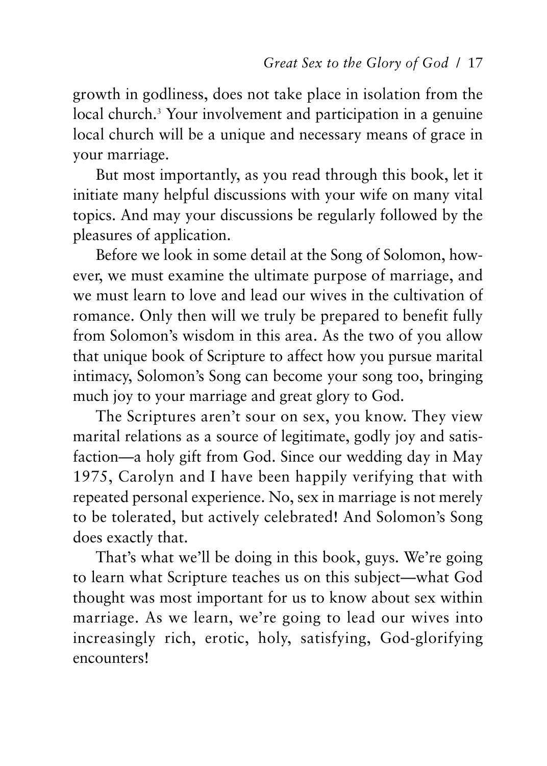growth in godliness, does not take place in isolation from the local church.[3] Your involvement and participation in a genuine local church will be a unique and necessary means of grace in your marriage.

But most importantly, as you read through this book, let it initiate many helpful discussions with your wife on many vital topics. And may your discussions be regularly followed by the pleasures of application.

Before we look in some detail at the Song of Solomon, however, we must examine the ultimate purpose of marriage, and we must learn to love and lead our wives in the cultivation of romance. Only then will we truly be prepared to benefit fully from Solomon's wisdom in this area. As the two of you allow that unique book of Scripture to affect how you pursue marital intimacy, Solomon's Song can become your song too, bringing much joy to your marriage and great glory to God.

The Scriptures aren't sour on sex, you know. They view marital relations as a source of legitimate, godly joy and satisfaction—a holy gift from God. Since our wedding day in May 1975, Carolyn and I have been happily verifying that with repeated personal experience. No, sex in marriage is not merely to be tolerated, but actively celebrated! And Solomon's Song does exactly that.

That's what we'll be doing in this book, guys. We're going to learn what Scripture teaches us on this subject—what God thought was most important for us to know about sex within marriage. As we learn, we're going to lead our wives into increasingly rich, erotic, holy, satisfying, God-glorifying encounters!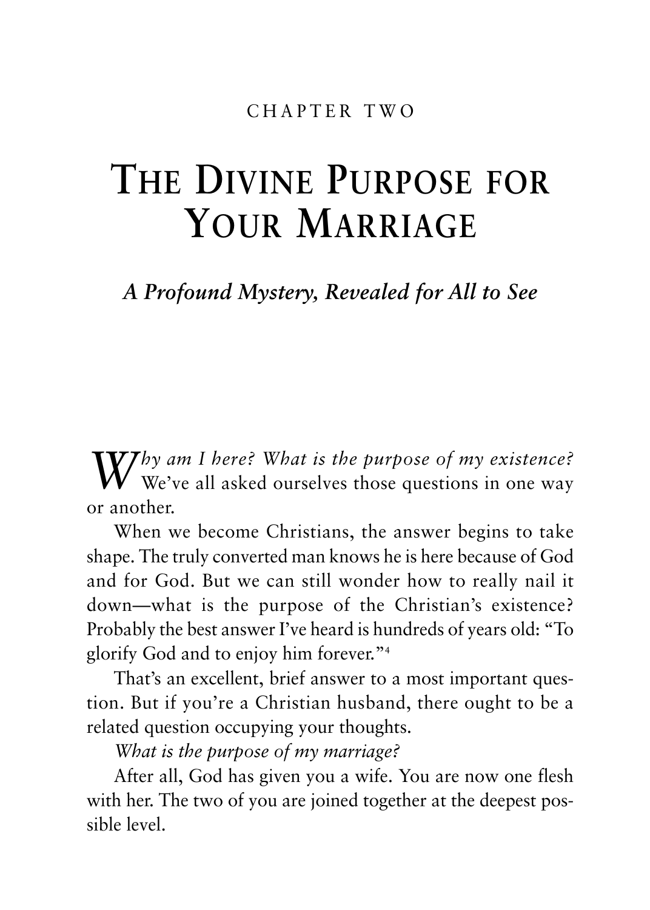CHAPTER TWO

# The Divine Purpose for Your Marriage

## *A Profound Mystery, Revealed for All to See*

*Why am I here? What is the purpose of my existence?* We've all asked ourselves those questions in one way or another.

When we become Christians, the answer begins to take shape. The truly converted man knows he is here because of God and for God. But we can still wonder how to really nail it down—what is the purpose of the Christian's existence? Probably the best answer I've heard is hundreds of years old: "To glorify God and to enjoy him forever."[4]

That's an excellent, brief answer to a most important question. But if you're a Christian husband, there ought to be a related question occupying your thoughts.

*What is the purpose of my marriage?*

After all, God has given you a wife. You are now one flesh with her. The two of you are joined together at the deepest possible level.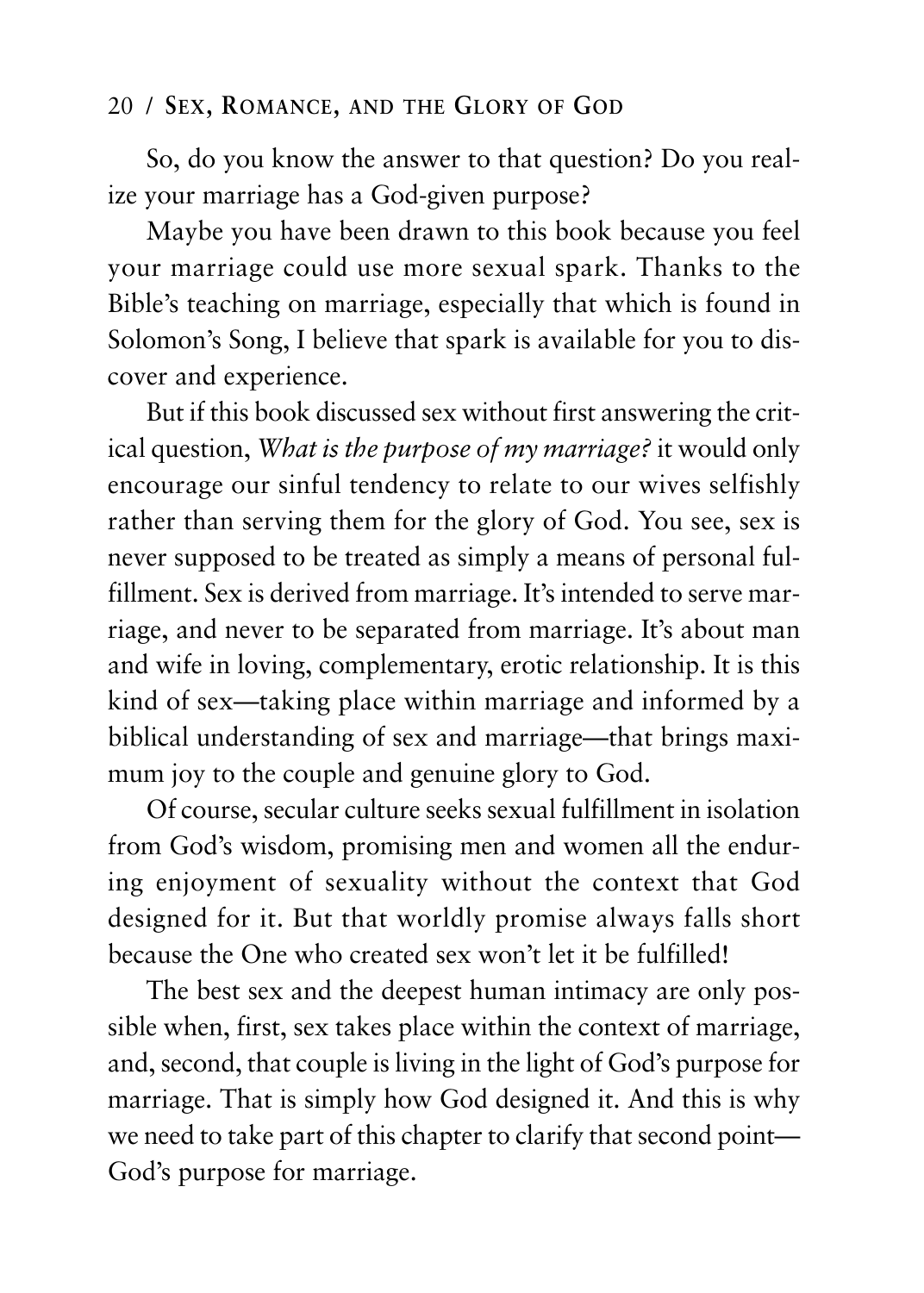So, do you know the answer to that question? Do you realize your marriage has a God-given purpose?

Maybe you have been drawn to this book because you feel your marriage could use more sexual spark. Thanks to the Bible's teaching on marriage, especially that which is found in Solomon's Song, I believe that spark is available for you to discover and experience.

But if this book discussed sex without first answering the critical question, *What is the purpose of my marriage?* it would only encourage our sinful tendency to relate to our wives selfishly rather than serving them for the glory of God. You see, sex is never supposed to be treated as simply a means of personal fulfillment. Sex is derived from marriage. It's intended to serve marriage, and never to be separated from marriage. It's about man and wife in loving, complementary, erotic relationship. It is this kind of sex—taking place within marriage and informed by a biblical understanding of sex and marriage—that brings maximum joy to the couple and genuine glory to God.

Of course, secular culture seeks sexual fulfillment in isolation from God's wisdom, promising men and women all the enduring enjoyment of sexuality without the context that God designed for it. But that worldly promise always falls short because the One who created sex won't let it be fulfilled!

The best sex and the deepest human intimacy are only possible when, first, sex takes place within the context of marriage, and, second, that couple is living in the light of God's purpose for marriage. That is simply how God designed it. And this is why we need to take part of this chapter to clarify that second point—God's purpose for marriage.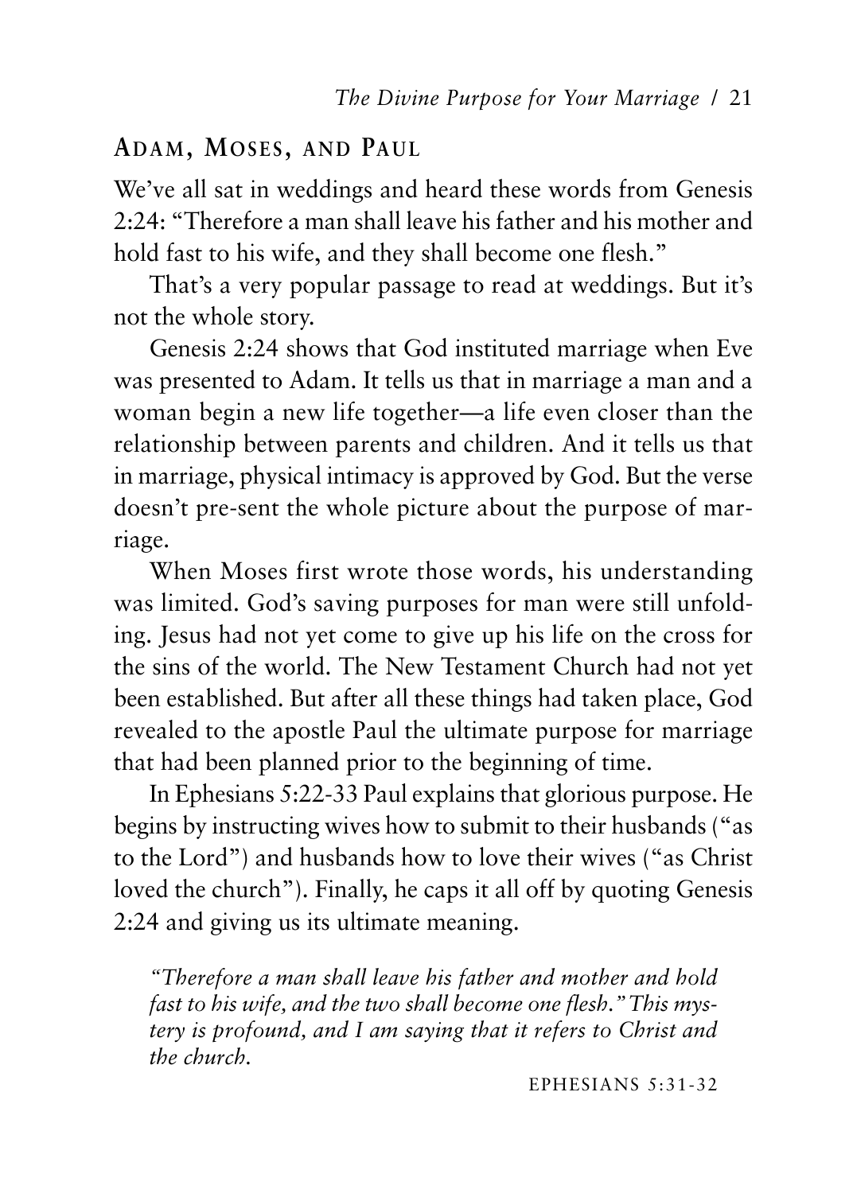## ADAM, MOSES, AND PAUL

We've all sat in weddings and heard these words from Genesis 2:24: "Therefore a man shall leave his father and his mother and hold fast to his wife, and they shall become one flesh."

That's a very popular passage to read at weddings. But it's not the whole story.

Genesis 2:24 shows that God instituted marriage when Eve was presented to Adam. It tells us that in marriage a man and a woman begin a new life together—a life even closer than the relationship between parents and children. And it tells us that in marriage, physical intimacy is approved by God. But the verse doesn't pre-sent the whole picture about the purpose of marriage.

When Moses first wrote those words, his understanding was limited. God's saving purposes for man were still unfolding. Jesus had not yet come to give up his life on the cross for the sins of the world. The New Testament Church had not yet been established. But after all these things had taken place, God revealed to the apostle Paul the ultimate purpose for marriage that had been planned prior to the beginning of time.

In Ephesians 5:22-33 Paul explains that glorious purpose. He begins by instructing wives how to submit to their husbands ("as to the Lord") and husbands how to love their wives ("as Christ loved the church"). Finally, he caps it all off by quoting Genesis 2:24 and giving us its ultimate meaning.

> *"Therefore a man shall leave his father and mother and hold fast to his wife, and the two shall become one flesh." This mystery is profound, and I am saying that it refers to Christ and the church.*
>
> EPHESIANS 5:31-32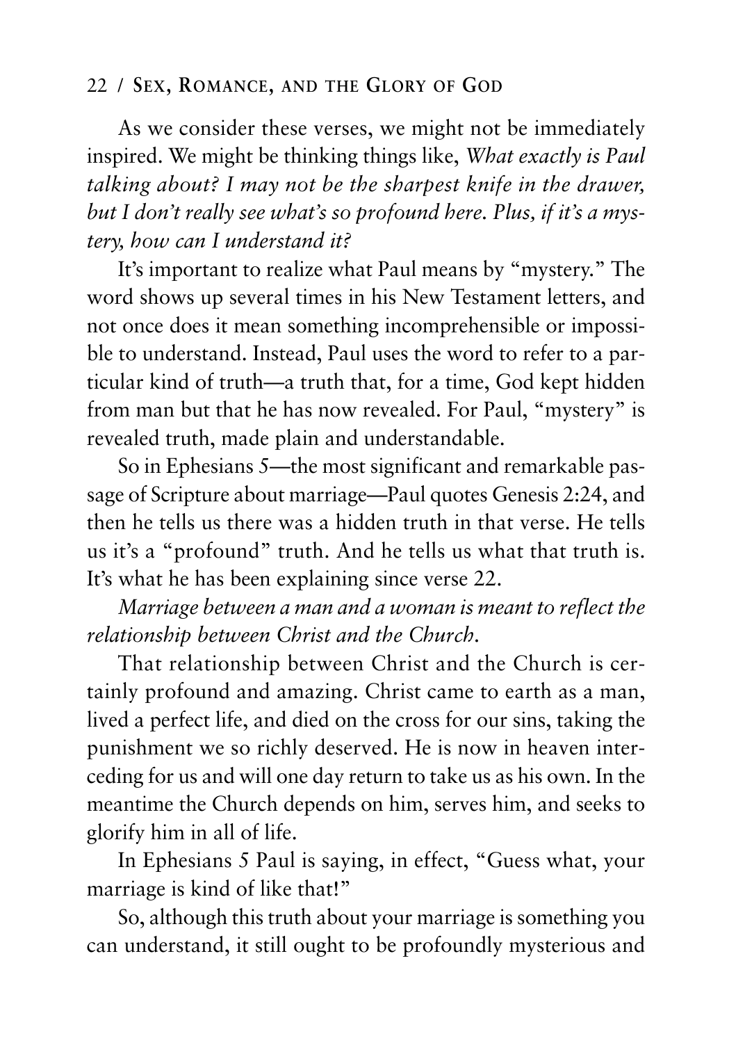As we consider these verses, we might not be immediately inspired. We might be thinking things like, *What exactly is Paul talking about? I may not be the sharpest knife in the drawer, but I don't really see what's so profound here. Plus, if it's a mystery, how can I understand it?*

It's important to realize what Paul means by "mystery." The word shows up several times in his New Testament letters, and not once does it mean something incomprehensible or impossible to understand. Instead, Paul uses the word to refer to a particular kind of truth—a truth that, for a time, God kept hidden from man but that he has now revealed. For Paul, "mystery" is revealed truth, made plain and understandable.

So in Ephesians 5—the most significant and remarkable passage of Scripture about marriage—Paul quotes Genesis 2:24, and then he tells us there was a hidden truth in that verse. He tells us it's a "profound" truth. And he tells us what that truth is. It's what he has been explaining since verse 22.

*Marriage between a man and a woman is meant to reflect the relationship between Christ and the Church.*

That relationship between Christ and the Church is certainly profound and amazing. Christ came to earth as a man, lived a perfect life, and died on the cross for our sins, taking the punishment we so richly deserved. He is now in heaven interceding for us and will one day return to take us as his own. In the meantime the Church depends on him, serves him, and seeks to glorify him in all of life.

In Ephesians 5 Paul is saying, in effect, "Guess what, your marriage is kind of like that!"

So, although this truth about your marriage is something you can understand, it still ought to be profoundly mysterious and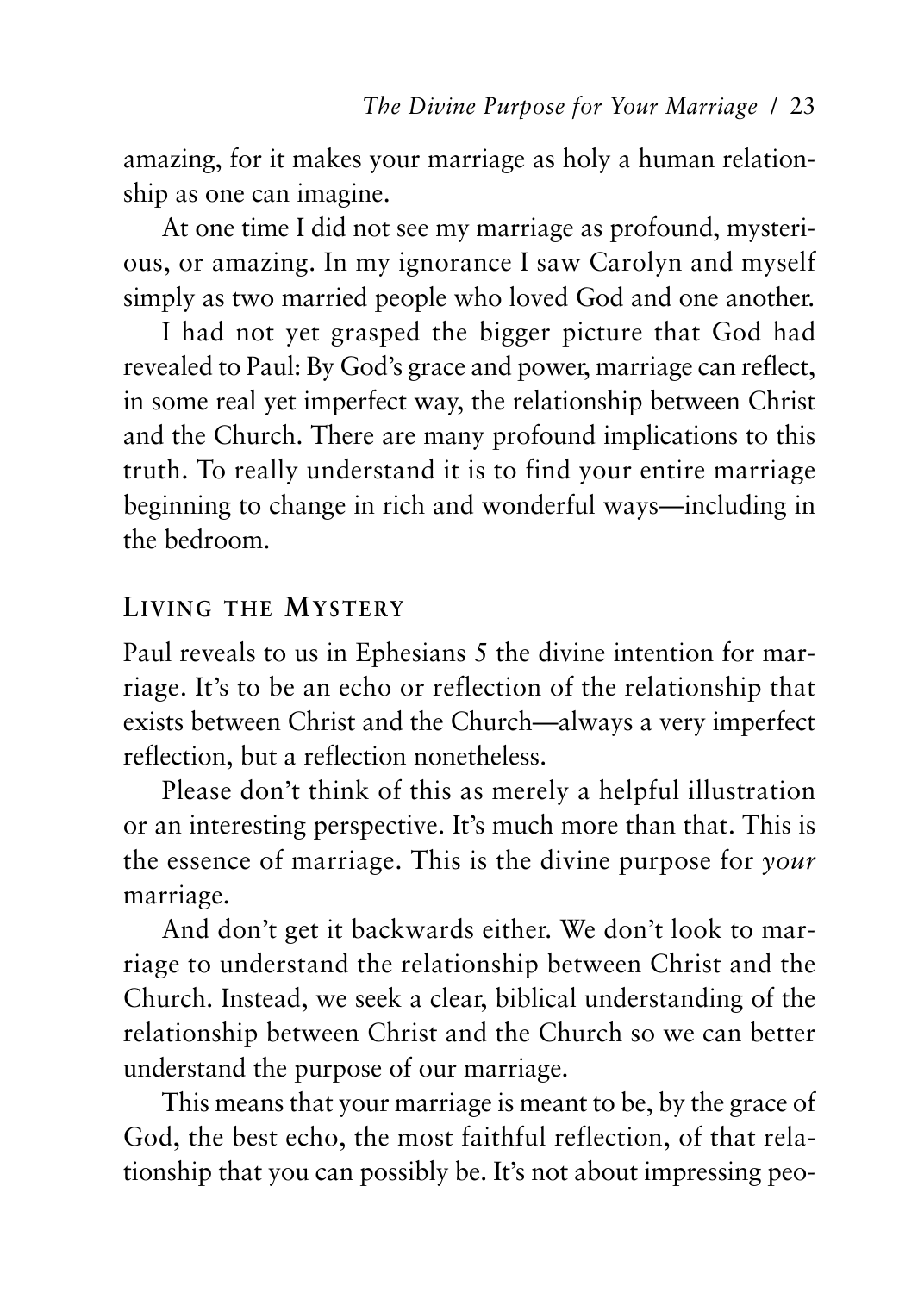amazing, for it makes your marriage as holy a human relationship as one can imagine.

At one time I did not see my marriage as profound, mysterious, or amazing. In my ignorance I saw Carolyn and myself simply as two married people who loved God and one another.

I had not yet grasped the bigger picture that God had revealed to Paul: By God's grace and power, marriage can reflect, in some real yet imperfect way, the relationship between Christ and the Church. There are many profound implications to this truth. To really understand it is to find your entire marriage beginning to change in rich and wonderful ways—including in the bedroom.

## Living the Mystery

Paul reveals to us in Ephesians 5 the divine intention for marriage. It's to be an echo or reflection of the relationship that exists between Christ and the Church—always a very imperfect reflection, but a reflection nonetheless.

Please don't think of this as merely a helpful illustration or an interesting perspective. It's much more than that. This is the essence of marriage. This is the divine purpose for *your* marriage.

And don't get it backwards either. We don't look to marriage to understand the relationship between Christ and the Church. Instead, we seek a clear, biblical understanding of the relationship between Christ and the Church so we can better understand the purpose of our marriage.

This means that your marriage is meant to be, by the grace of God, the best echo, the most faithful reflection, of that relationship that you can possibly be. It's not about impressing peo-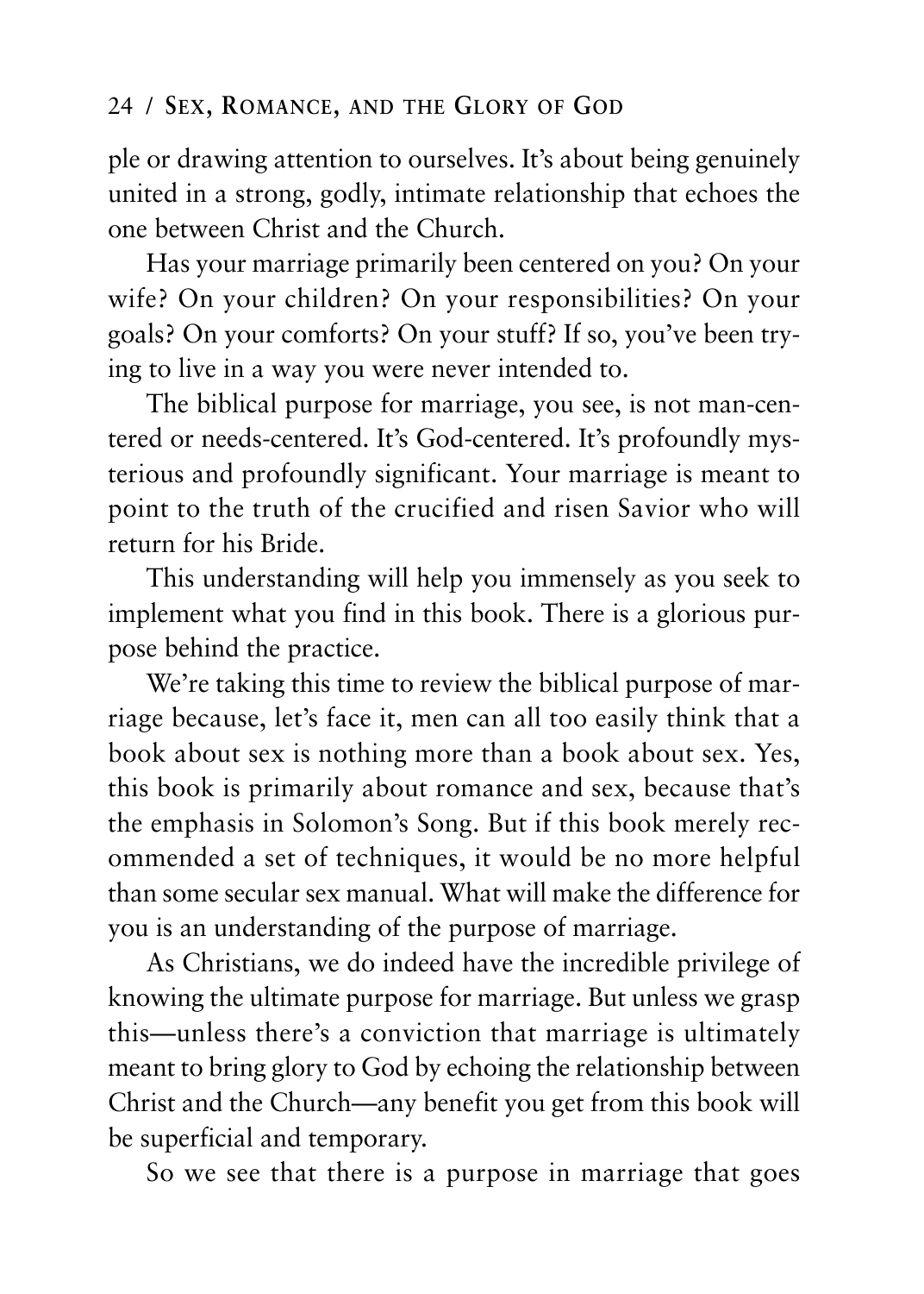ple or drawing attention to ourselves. It's about being genuinely united in a strong, godly, intimate relationship that echoes the one between Christ and the Church.

Has your marriage primarily been centered on you? On your wife? On your children? On your responsibilities? On your goals? On your comforts? On your stuff? If so, you've been trying to live in a way you were never intended to.

The biblical purpose for marriage, you see, is not man-centered or needs-centered. It's God-centered. It's profoundly mysterious and profoundly significant. Your marriage is meant to point to the truth of the crucified and risen Savior who will return for his Bride.

This understanding will help you immensely as you seek to implement what you find in this book. There is a glorious purpose behind the practice.

We're taking this time to review the biblical purpose of marriage because, let's face it, men can all too easily think that a book about sex is nothing more than a book about sex. Yes, this book is primarily about romance and sex, because that's the emphasis in Solomon's Song. But if this book merely recommended a set of techniques, it would be no more helpful than some secular sex manual. What will make the difference for you is an understanding of the purpose of marriage.

As Christians, we do indeed have the incredible privilege of knowing the ultimate purpose for marriage. But unless we grasp this—unless there's a conviction that marriage is ultimately meant to bring glory to God by echoing the relationship between Christ and the Church—any benefit you get from this book will be superficial and temporary.

So we see that there is a purpose in marriage that goes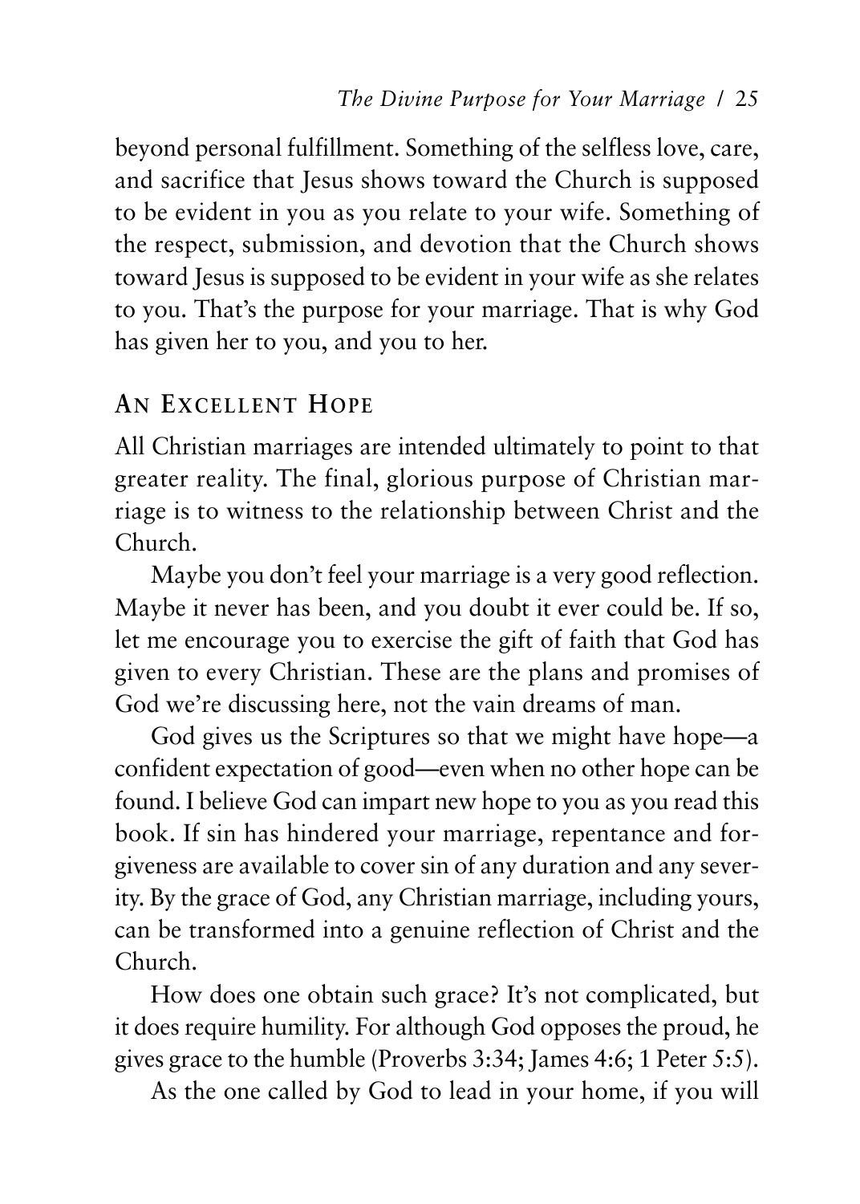beyond personal fulfillment. Something of the selfless love, care, and sacrifice that Jesus shows toward the Church is supposed to be evident in you as you relate to your wife. Something of the respect, submission, and devotion that the Church shows toward Jesus is supposed to be evident in your wife as she relates to you. That's the purpose for your marriage. That is why God has given her to you, and you to her.

## An Excellent Hope

All Christian marriages are intended ultimately to point to that greater reality. The final, glorious purpose of Christian marriage is to witness to the relationship between Christ and the Church.

Maybe you don't feel your marriage is a very good reflection. Maybe it never has been, and you doubt it ever could be. If so, let me encourage you to exercise the gift of faith that God has given to every Christian. These are the plans and promises of God we're discussing here, not the vain dreams of man.

God gives us the Scriptures so that we might have hope—a confident expectation of good—even when no other hope can be found. I believe God can impart new hope to you as you read this book. If sin has hindered your marriage, repentance and forgiveness are available to cover sin of any duration and any severity. By the grace of God, any Christian marriage, including yours, can be transformed into a genuine reflection of Christ and the Church.

How does one obtain such grace? It's not complicated, but it does require humility. For although God opposes the proud, he gives grace to the humble (Proverbs 3:34; James 4:6; 1 Peter 5:5).

As the one called by God to lead in your home, if you will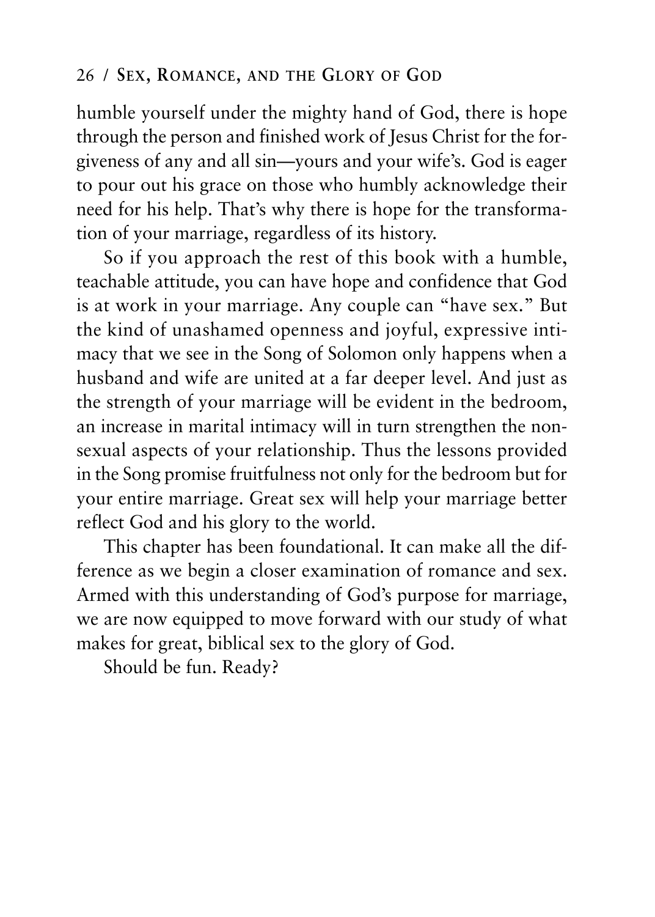humble yourself under the mighty hand of God, there is hope through the person and finished work of Jesus Christ for the forgiveness of any and all sin—yours and your wife's. God is eager to pour out his grace on those who humbly acknowledge their need for his help. That's why there is hope for the transformation of your marriage, regardless of its history.

So if you approach the rest of this book with a humble, teachable attitude, you can have hope and confidence that God is at work in your marriage. Any couple can "have sex." But the kind of unashamed openness and joyful, expressive intimacy that we see in the Song of Solomon only happens when a husband and wife are united at a far deeper level. And just as the strength of your marriage will be evident in the bedroom, an increase in marital intimacy will in turn strengthen the nonsexual aspects of your relationship. Thus the lessons provided in the Song promise fruitfulness not only for the bedroom but for your entire marriage. Great sex will help your marriage better reflect God and his glory to the world.

This chapter has been foundational. It can make all the difference as we begin a closer examination of romance and sex. Armed with this understanding of God's purpose for marriage, we are now equipped to move forward with our study of what makes for great, biblical sex to the glory of God.

Should be fun. Ready?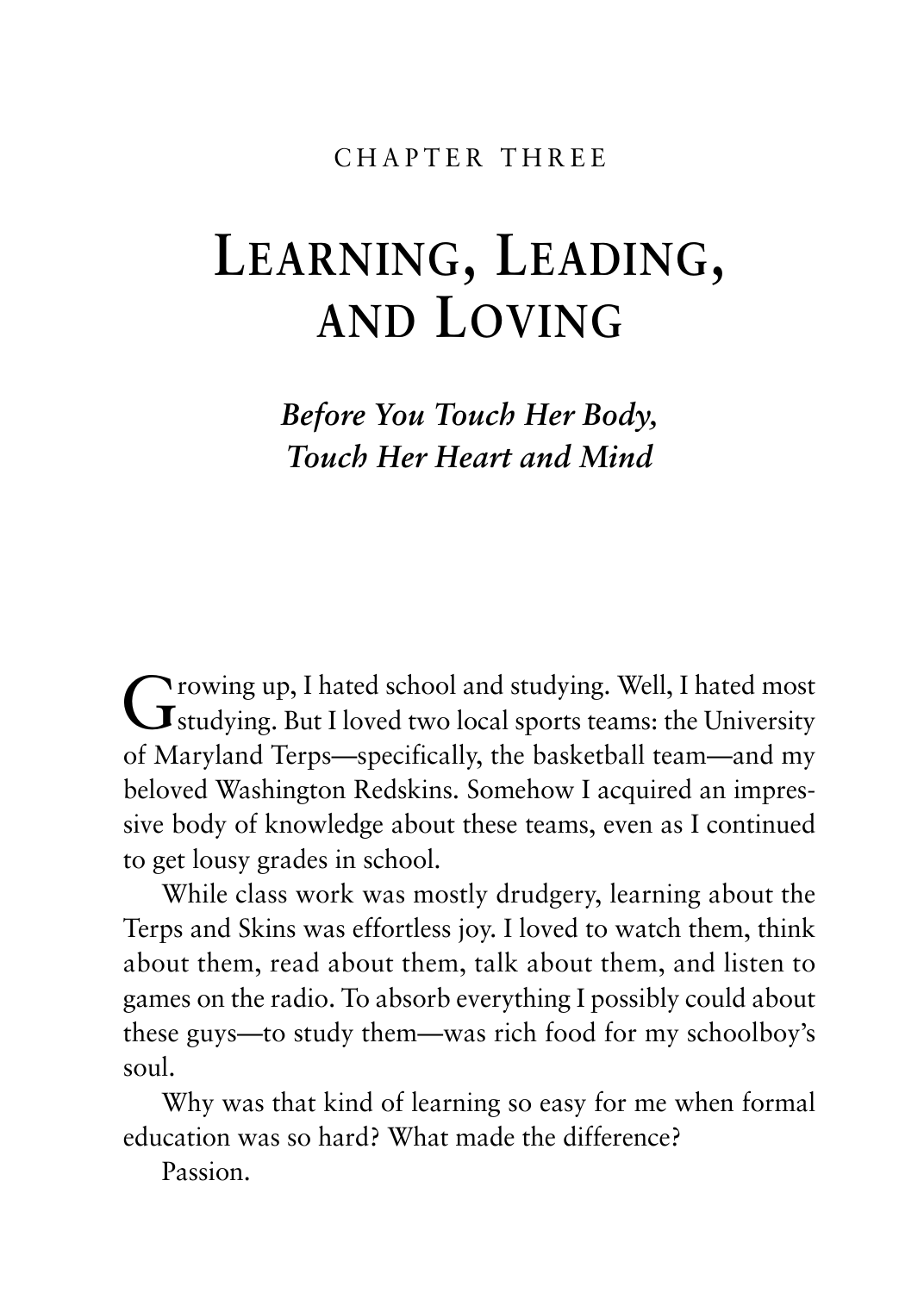CHAPTER THREE

# Learning, Leading, and Loving

## *Before You Touch Her Body, Touch Her Heart and Mind*

Growing up, I hated school and studying. Well, I hated most studying. But I loved two local sports teams: the University of Maryland Terps—specifically, the basketball team—and my beloved Washington Redskins. Somehow I acquired an impressive body of knowledge about these teams, even as I continued to get lousy grades in school.

While class work was mostly drudgery, learning about the Terps and Skins was effortless joy. I loved to watch them, think about them, read about them, talk about them, and listen to games on the radio. To absorb everything I possibly could about these guys—to study them—was rich food for my schoolboy's soul.

Why was that kind of learning so easy for me when formal education was so hard? What made the difference?

Passion.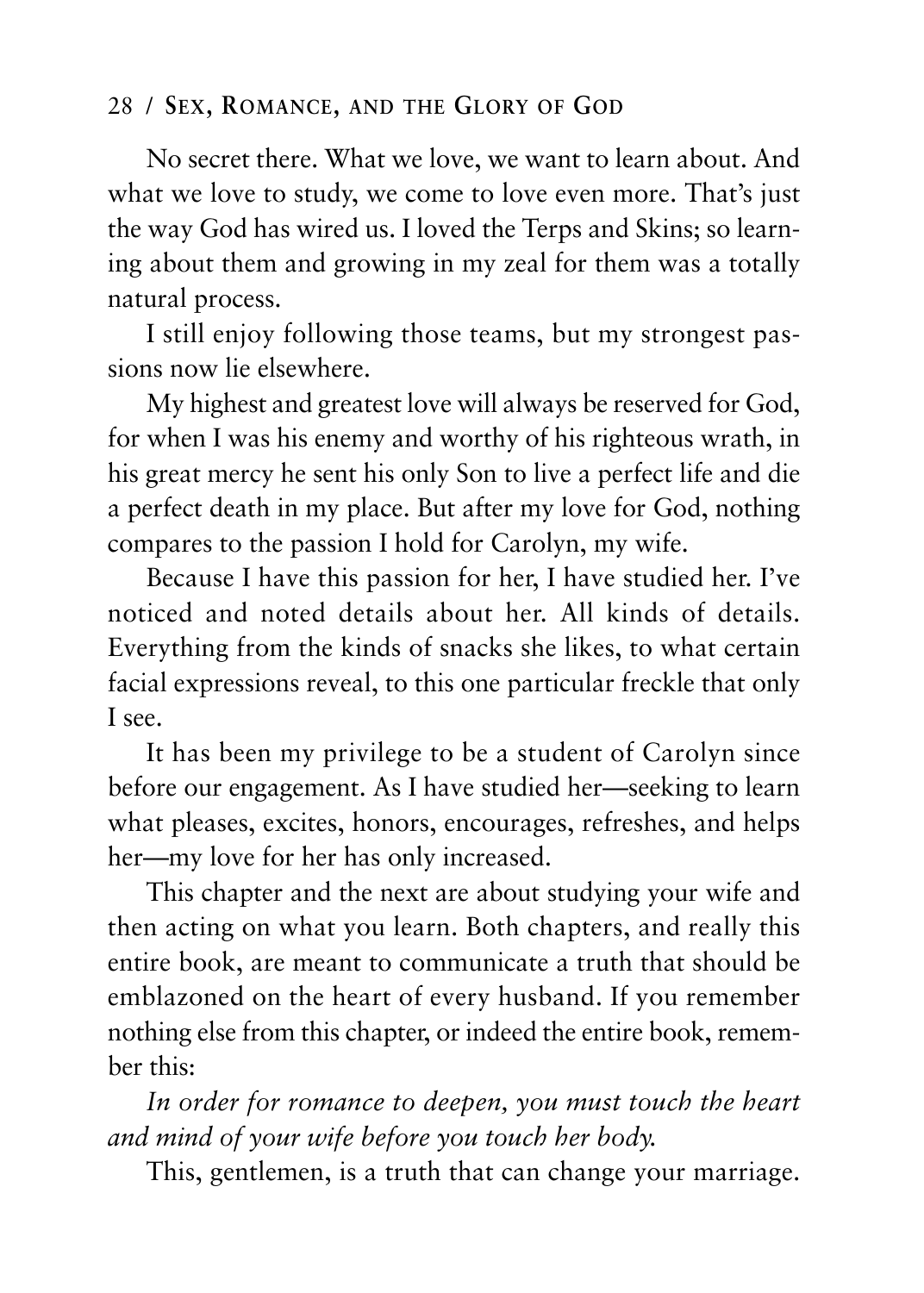No secret there. What we love, we want to learn about. And what we love to study, we come to love even more. That's just the way God has wired us. I loved the Terps and Skins; so learning about them and growing in my zeal for them was a totally natural process.

I still enjoy following those teams, but my strongest passions now lie elsewhere.

My highest and greatest love will always be reserved for God, for when I was his enemy and worthy of his righteous wrath, in his great mercy he sent his only Son to live a perfect life and die a perfect death in my place. But after my love for God, nothing compares to the passion I hold for Carolyn, my wife.

Because I have this passion for her, I have studied her. I've noticed and noted details about her. All kinds of details. Everything from the kinds of snacks she likes, to what certain facial expressions reveal, to this one particular freckle that only I see.

It has been my privilege to be a student of Carolyn since before our engagement. As I have studied her—seeking to learn what pleases, excites, honors, encourages, refreshes, and helps her—my love for her has only increased.

This chapter and the next are about studying your wife and then acting on what you learn. Both chapters, and really this entire book, are meant to communicate a truth that should be emblazoned on the heart of every husband. If you remember nothing else from this chapter, or indeed the entire book, remember this:

*In order for romance to deepen, you must touch the heart and mind of your wife before you touch her body.*

This, gentlemen, is a truth that can change your marriage.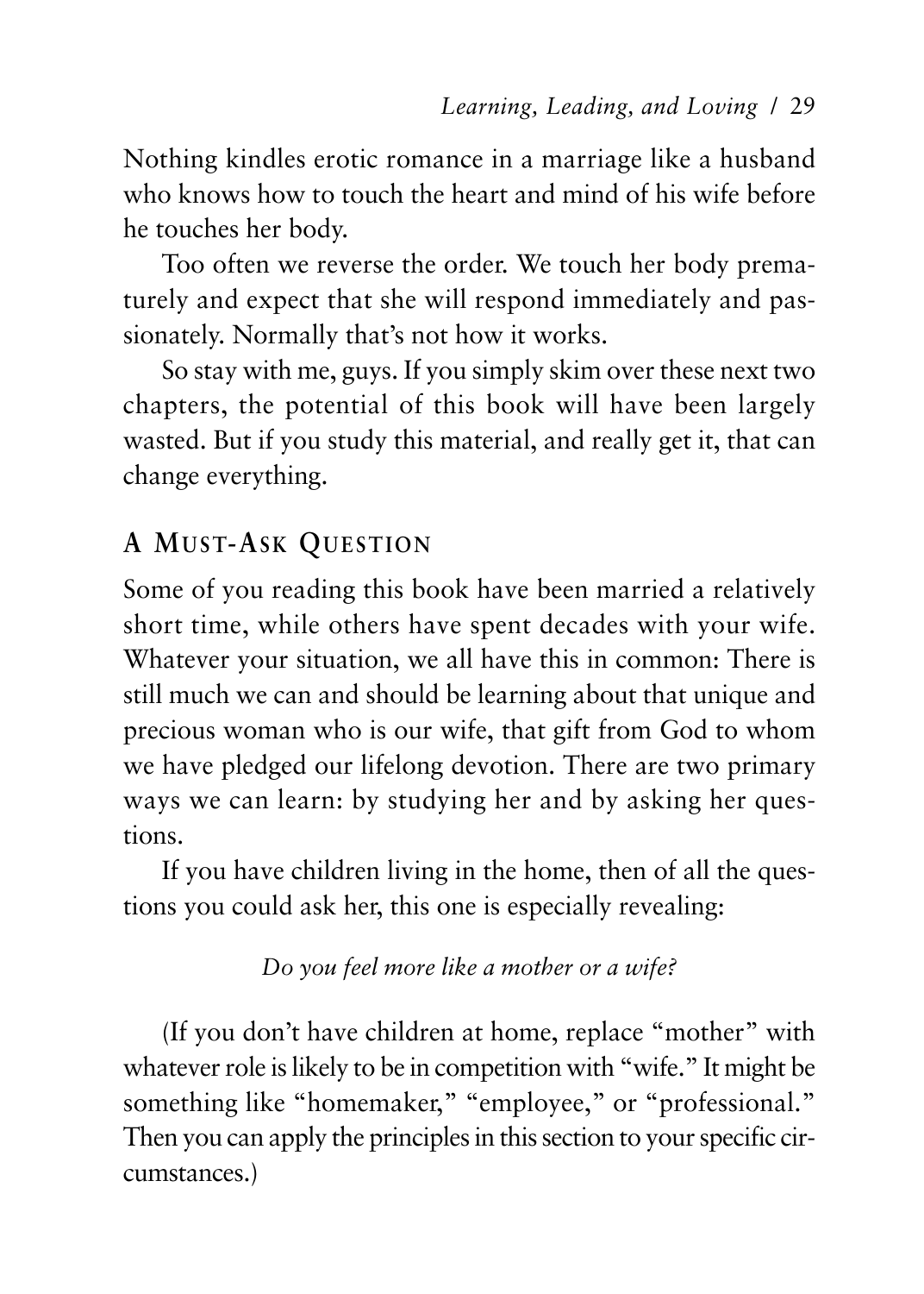Nothing kindles erotic romance in a marriage like a husband who knows how to touch the heart and mind of his wife before he touches her body.

Too often we reverse the order. We touch her body prematurely and expect that she will respond immediately and passionately. Normally that's not how it works.

So stay with me, guys. If you simply skim over these next two chapters, the potential of this book will have been largely wasted. But if you study this material, and really get it, that can change everything.

## A Must-Ask Question

Some of you reading this book have been married a relatively short time, while others have spent decades with your wife. Whatever your situation, we all have this in common: There is still much we can and should be learning about that unique and precious woman who is our wife, that gift from God to whom we have pledged our lifelong devotion. There are two primary ways we can learn: by studying her and by asking her questions.

If you have children living in the home, then of all the questions you could ask her, this one is especially revealing:

*Do you feel more like a mother or a wife?*

(If you don't have children at home, replace "mother" with whatever role is likely to be in competition with "wife." It might be something like "homemaker," "employee," or "professional." Then you can apply the principles in this section to your specific circumstances.)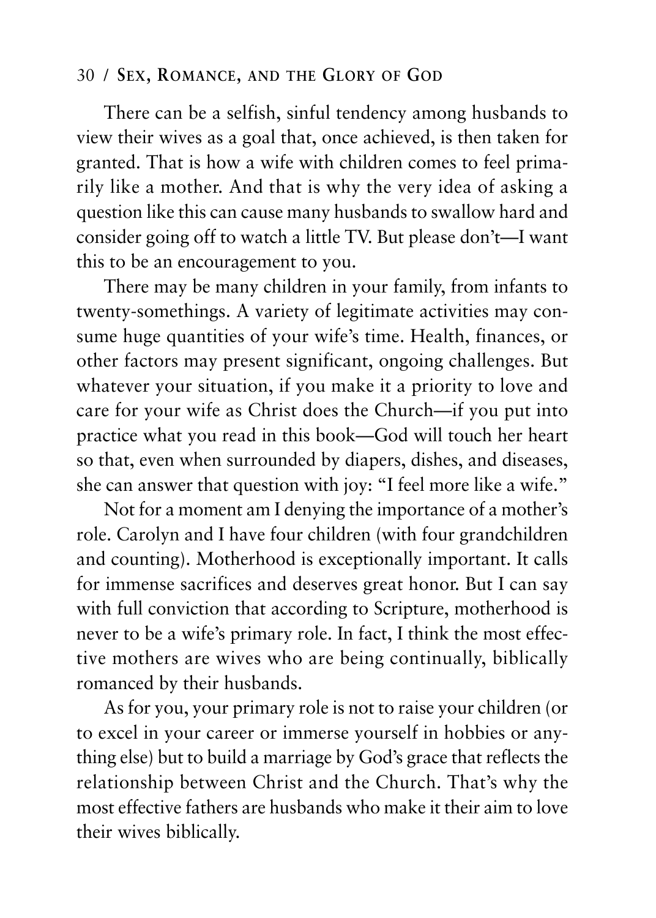There can be a selfish, sinful tendency among husbands to view their wives as a goal that, once achieved, is then taken for granted. That is how a wife with children comes to feel primarily like a mother. And that is why the very idea of asking a question like this can cause many husbands to swallow hard and consider going off to watch a little TV. But please don't—I want this to be an encouragement to you.

There may be many children in your family, from infants to twenty-somethings. A variety of legitimate activities may consume huge quantities of your wife's time. Health, finances, or other factors may present significant, ongoing challenges. But whatever your situation, if you make it a priority to love and care for your wife as Christ does the Church—if you put into practice what you read in this book—God will touch her heart so that, even when surrounded by diapers, dishes, and diseases, she can answer that question with joy: "I feel more like a wife."

Not for a moment am I denying the importance of a mother's role. Carolyn and I have four children (with four grandchildren and counting). Motherhood is exceptionally important. It calls for immense sacrifices and deserves great honor. But I can say with full conviction that according to Scripture, motherhood is never to be a wife's primary role. In fact, I think the most effective mothers are wives who are being continually, biblically romanced by their husbands.

As for you, your primary role is not to raise your children (or to excel in your career or immerse yourself in hobbies or anything else) but to build a marriage by God's grace that reflects the relationship between Christ and the Church. That's why the most effective fathers are husbands who make it their aim to love their wives biblically.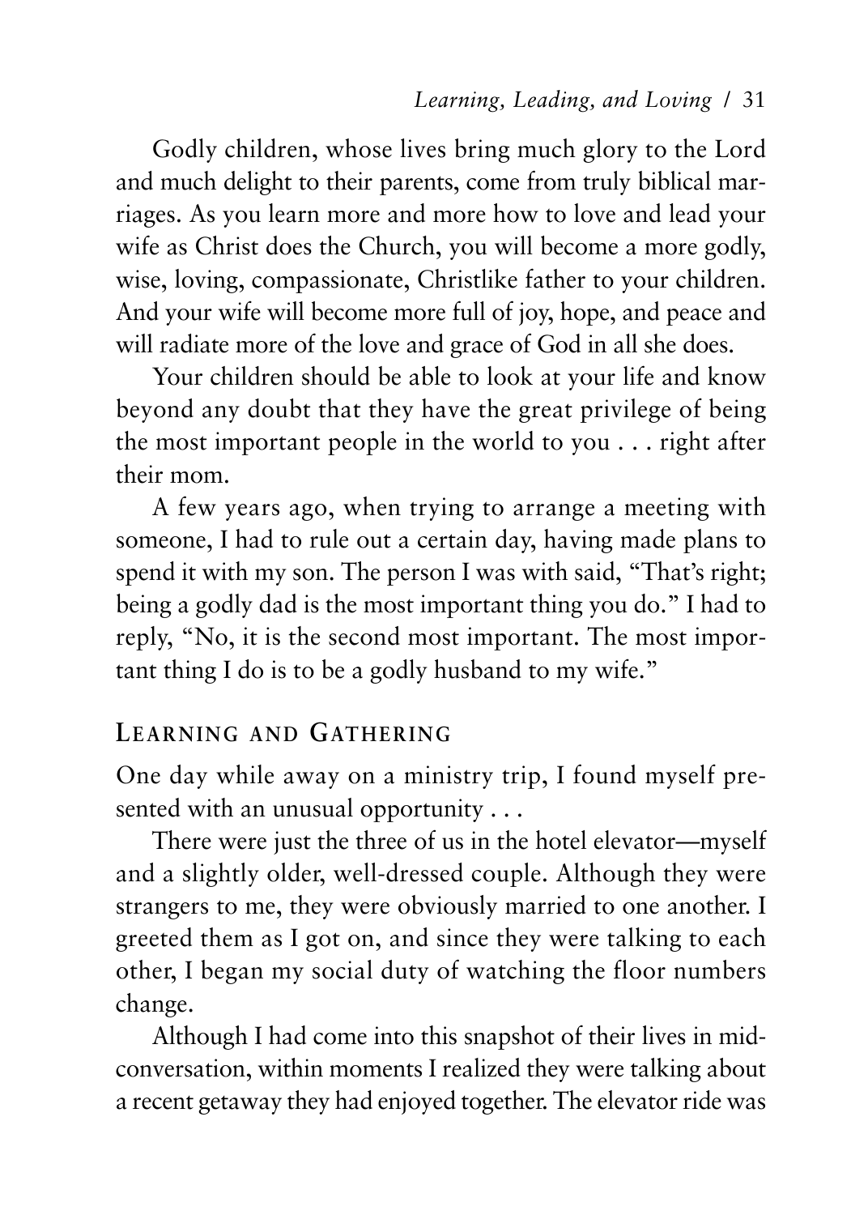Godly children, whose lives bring much glory to the Lord and much delight to their parents, come from truly biblical marriages. As you learn more and more how to love and lead your wife as Christ does the Church, you will become a more godly, wise, loving, compassionate, Christlike father to your children. And your wife will become more full of joy, hope, and peace and will radiate more of the love and grace of God in all she does.

Your children should be able to look at your life and know beyond any doubt that they have the great privilege of being the most important people in the world to you . . . right after their mom.

A few years ago, when trying to arrange a meeting with someone, I had to rule out a certain day, having made plans to spend it with my son. The person I was with said, "That's right; being a godly dad is the most important thing you do." I had to reply, "No, it is the second most important. The most important thing I do is to be a godly husband to my wife."

## Learning and Gathering

One day while away on a ministry trip, I found myself presented with an unusual opportunity . . .

There were just the three of us in the hotel elevator—myself and a slightly older, well-dressed couple. Although they were strangers to me, they were obviously married to one another. I greeted them as I got on, and since they were talking to each other, I began my social duty of watching the floor numbers change.

Although I had come into this snapshot of their lives in mid-conversation, within moments I realized they were talking about a recent getaway they had enjoyed together. The elevator ride was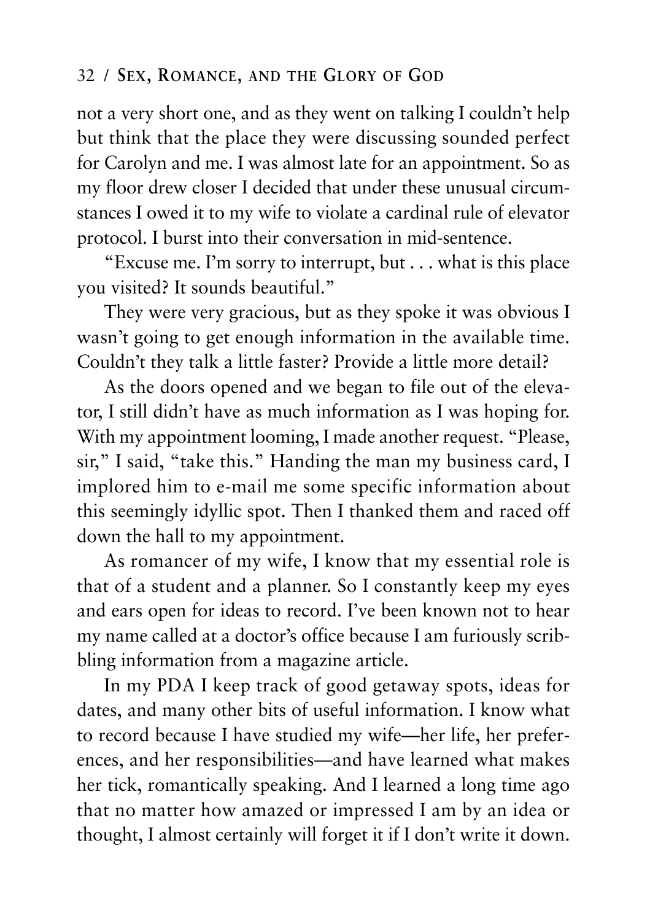not a very short one, and as they went on talking I couldn't help but think that the place they were discussing sounded perfect for Carolyn and me. I was almost late for an appointment. So as my floor drew closer I decided that under these unusual circumstances I owed it to my wife to violate a cardinal rule of elevator protocol. I burst into their conversation in mid-sentence.

"Excuse me. I'm sorry to interrupt, but . . . what is this place you visited? It sounds beautiful."

They were very gracious, but as they spoke it was obvious I wasn't going to get enough information in the available time. Couldn't they talk a little faster? Provide a little more detail?

As the doors opened and we began to file out of the elevator, I still didn't have as much information as I was hoping for. With my appointment looming, I made another request. "Please, sir," I said, "take this." Handing the man my business card, I implored him to e-mail me some specific information about this seemingly idyllic spot. Then I thanked them and raced off down the hall to my appointment.

As romancer of my wife, I know that my essential role is that of a student and a planner. So I constantly keep my eyes and ears open for ideas to record. I've been known not to hear my name called at a doctor's office because I am furiously scribbling information from a magazine article.

In my PDA I keep track of good getaway spots, ideas for dates, and many other bits of useful information. I know what to record because I have studied my wife—her life, her preferences, and her responsibilities—and have learned what makes her tick, romantically speaking. And I learned a long time ago that no matter how amazed or impressed I am by an idea or thought, I almost certainly will forget it if I don't write it down.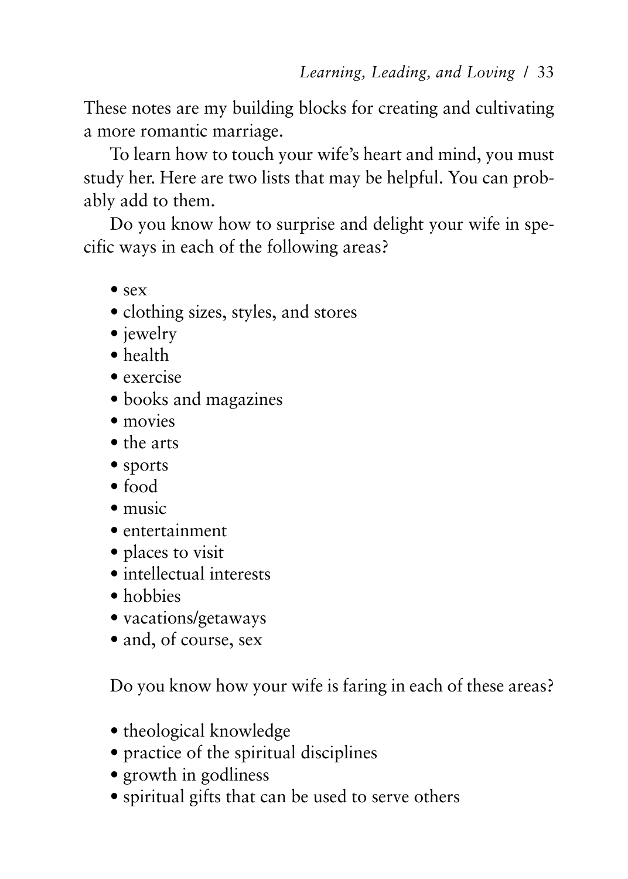These notes are my building blocks for creating and cultivating a more romantic marriage.

To learn how to touch your wife's heart and mind, you must study her. Here are two lists that may be helpful. You can probably add to them.

Do you know how to surprise and delight your wife in specific ways in each of the following areas?

- sex
- clothing sizes, styles, and stores
- jewelry
- health
- exercise
- books and magazines
- movies
- the arts
- sports
- food
- music
- entertainment
- places to visit
- intellectual interests
- hobbies
- vacations/getaways
- and, of course, sex

Do you know how your wife is faring in each of these areas?

- theological knowledge
- practice of the spiritual disciplines
- growth in godliness
- spiritual gifts that can be used to serve others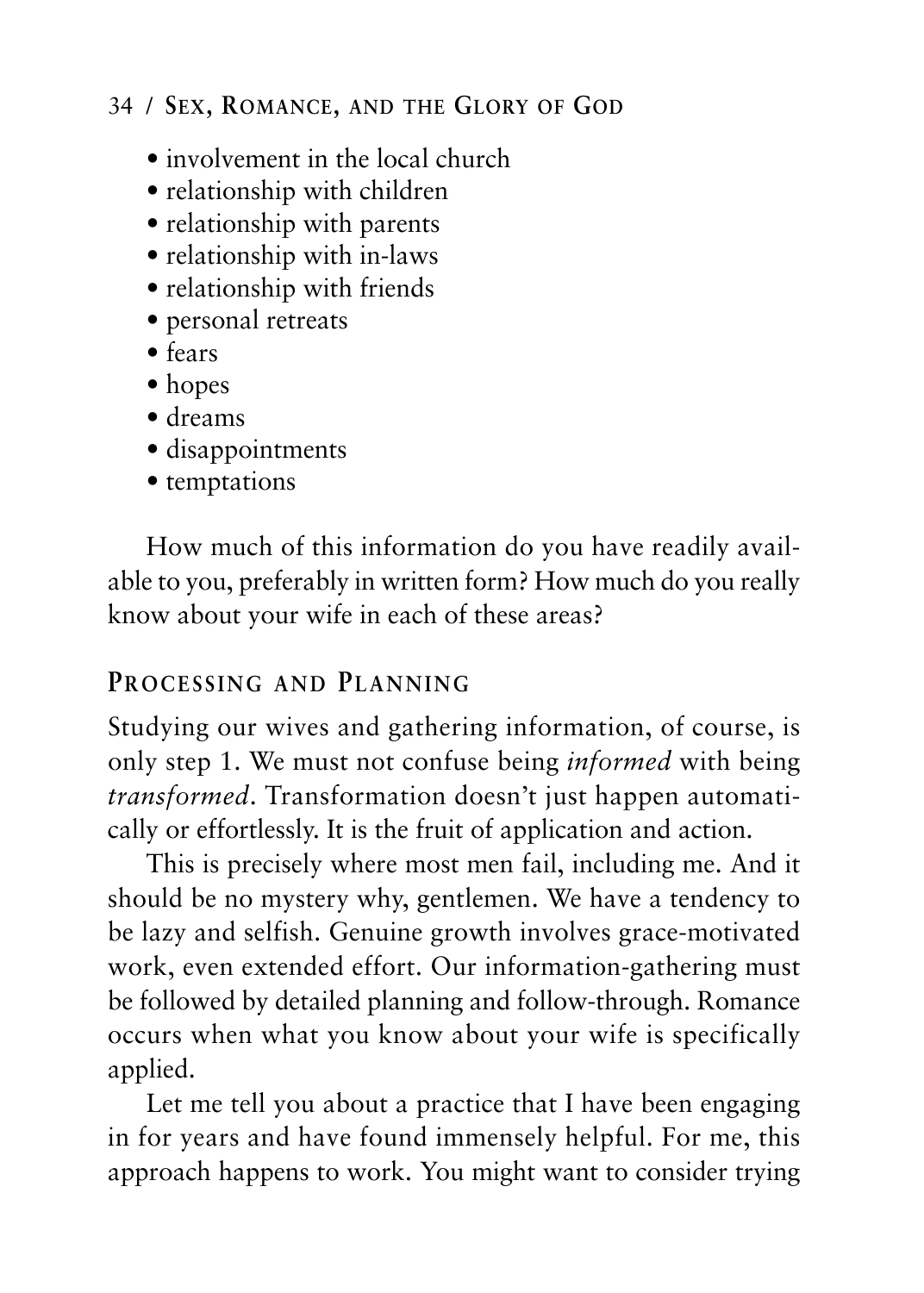- involvement in the local church
- relationship with children
- relationship with parents
- relationship with in-laws
- relationship with friends
- personal retreats
- fears
- hopes
- dreams
- disappointments
- temptations

How much of this information do you have readily available to you, preferably in written form? How much do you really know about your wife in each of these areas?

## PROCESSING AND PLANNING

Studying our wives and gathering information, of course, is only step 1. We must not confuse being *informed* with being *transformed*. Transformation doesn't just happen automatically or effortlessly. It is the fruit of application and action.

This is precisely where most men fail, including me. And it should be no mystery why, gentlemen. We have a tendency to be lazy and selfish. Genuine growth involves grace-motivated work, even extended effort. Our information-gathering must be followed by detailed planning and follow-through. Romance occurs when what you know about your wife is specifically applied.

Let me tell you about a practice that I have been engaging in for years and have found immensely helpful. For me, this approach happens to work. You might want to consider trying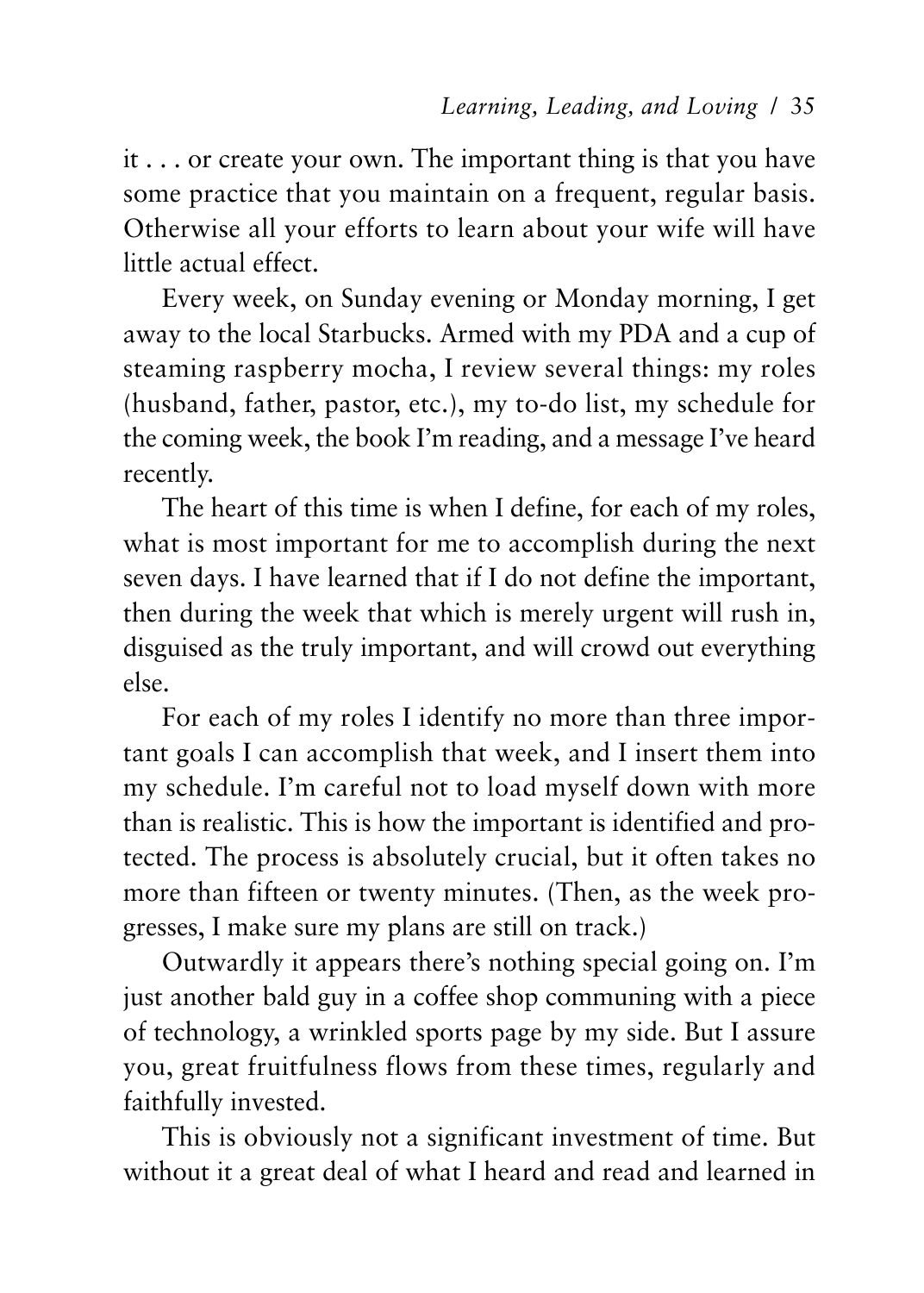it . . . or create your own. The important thing is that you have some practice that you maintain on a frequent, regular basis. Otherwise all your efforts to learn about your wife will have little actual effect.

Every week, on Sunday evening or Monday morning, I get away to the local Starbucks. Armed with my PDA and a cup of steaming raspberry mocha, I review several things: my roles (husband, father, pastor, etc.), my to-do list, my schedule for the coming week, the book I'm reading, and a message I've heard recently.

The heart of this time is when I define, for each of my roles, what is most important for me to accomplish during the next seven days. I have learned that if I do not define the important, then during the week that which is merely urgent will rush in, disguised as the truly important, and will crowd out everything else.

For each of my roles I identify no more than three important goals I can accomplish that week, and I insert them into my schedule. I'm careful not to load myself down with more than is realistic. This is how the important is identified and protected. The process is absolutely crucial, but it often takes no more than fifteen or twenty minutes. (Then, as the week progresses, I make sure my plans are still on track.)

Outwardly it appears there's nothing special going on. I'm just another bald guy in a coffee shop communing with a piece of technology, a wrinkled sports page by my side. But I assure you, great fruitfulness flows from these times, regularly and faithfully invested.

This is obviously not a significant investment of time. But without it a great deal of what I heard and read and learned in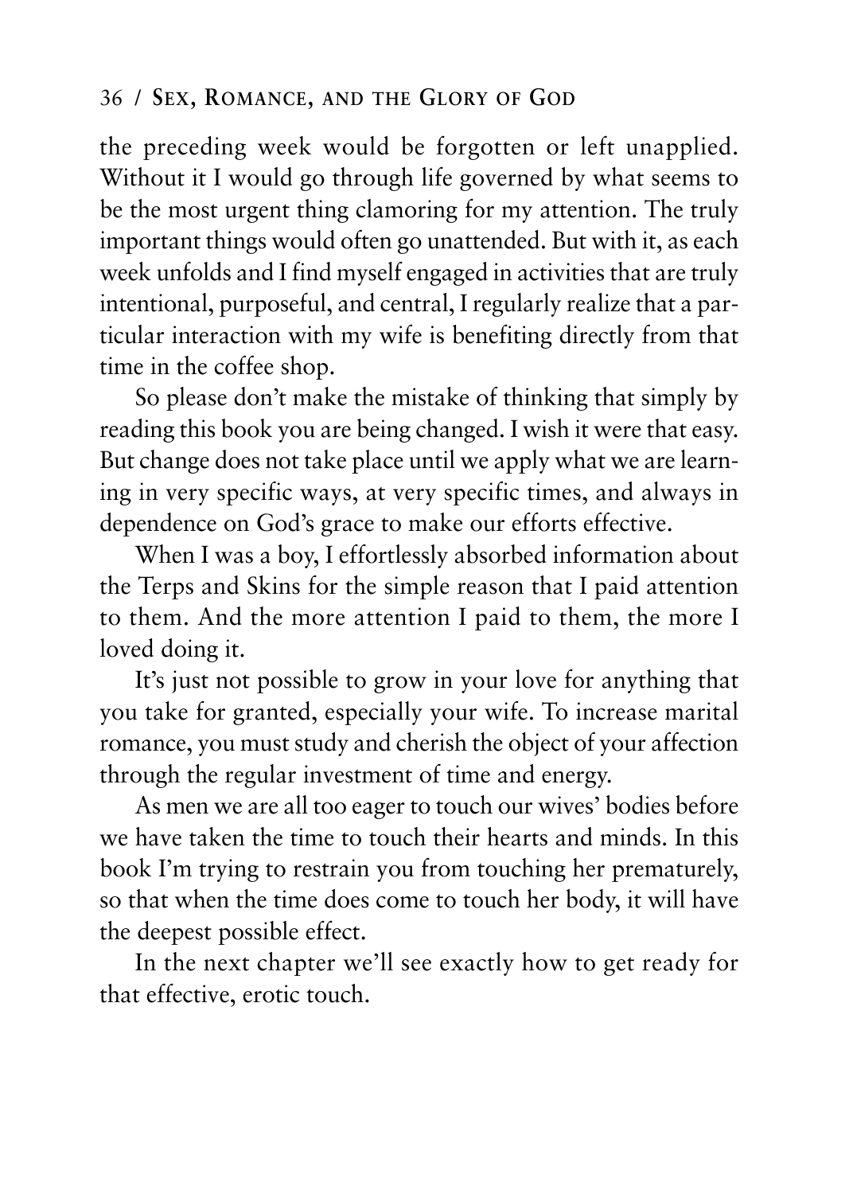the preceding week would be forgotten or left unapplied. Without it I would go through life governed by what seems to be the most urgent thing clamoring for my attention. The truly important things would often go unattended. But with it, as each week unfolds and I find myself engaged in activities that are truly intentional, purposeful, and central, I regularly realize that a particular interaction with my wife is benefiting directly from that time in the coffee shop.

So please don't make the mistake of thinking that simply by reading this book you are being changed. I wish it were that easy. But change does not take place until we apply what we are learning in very specific ways, at very specific times, and always in dependence on God's grace to make our efforts effective.

When I was a boy, I effortlessly absorbed information about the Terps and Skins for the simple reason that I paid attention to them. And the more attention I paid to them, the more I loved doing it.

It's just not possible to grow in your love for anything that you take for granted, especially your wife. To increase marital romance, you must study and cherish the object of your affection through the regular investment of time and energy.

As men we are all too eager to touch our wives' bodies before we have taken the time to touch their hearts and minds. In this book I'm trying to restrain you from touching her prematurely, so that when the time does come to touch her body, it will have the deepest possible effect.

In the next chapter we'll see exactly how to get ready for that effective, erotic touch.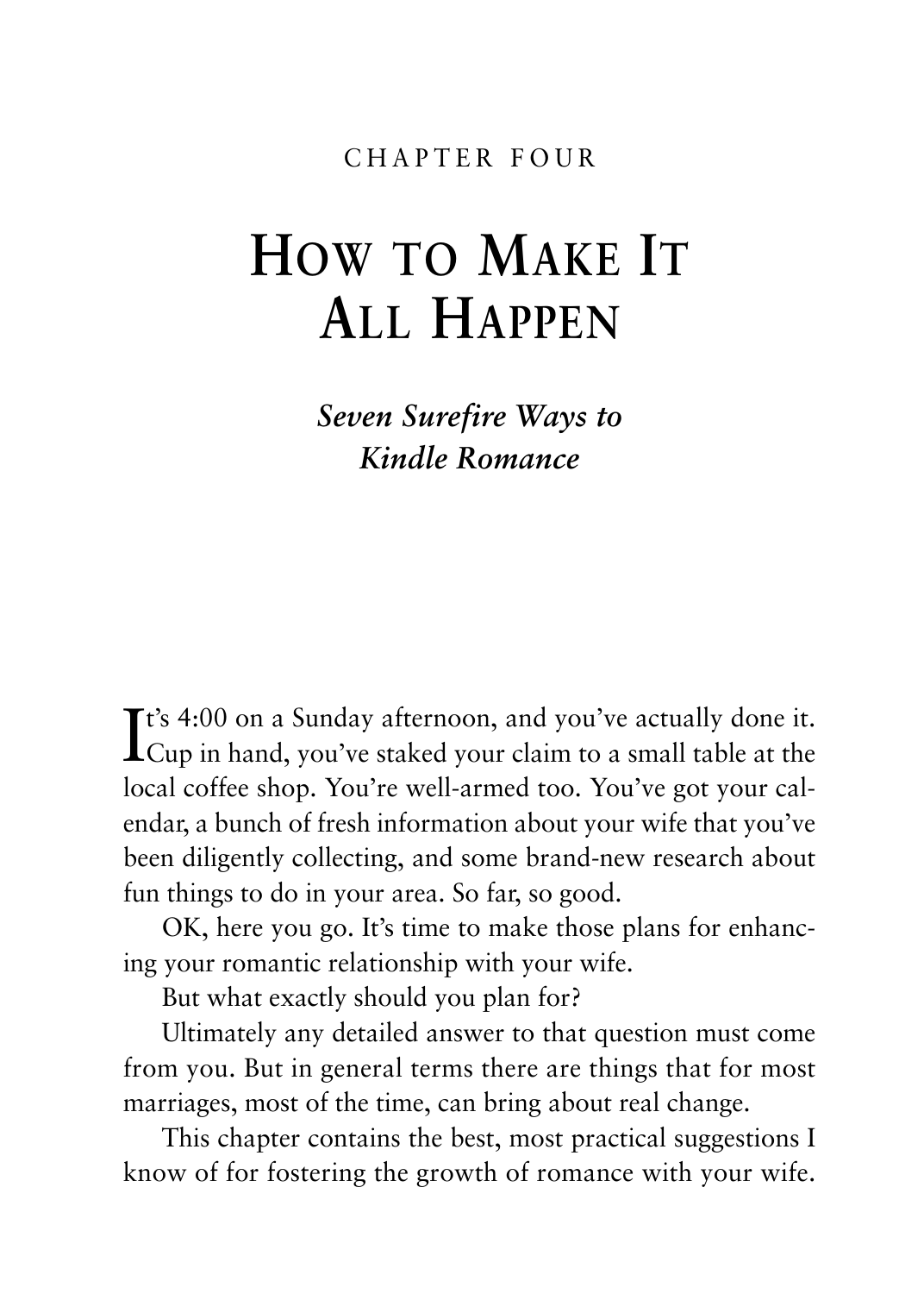CHAPTER FOUR

# How to Make It All Happen

## *Seven Surefire Ways to Kindle Romance*

It's 4:00 on a Sunday afternoon, and you've actually done it. Cup in hand, you've staked your claim to a small table at the local coffee shop. You're well-armed too. You've got your calendar, a bunch of fresh information about your wife that you've been diligently collecting, and some brand-new research about fun things to do in your area. So far, so good.

OK, here you go. It's time to make those plans for enhancing your romantic relationship with your wife.

But what exactly should you plan for?

Ultimately any detailed answer to that question must come from you. But in general terms there are things that for most marriages, most of the time, can bring about real change.

This chapter contains the best, most practical suggestions I know of for fostering the growth of romance with your wife.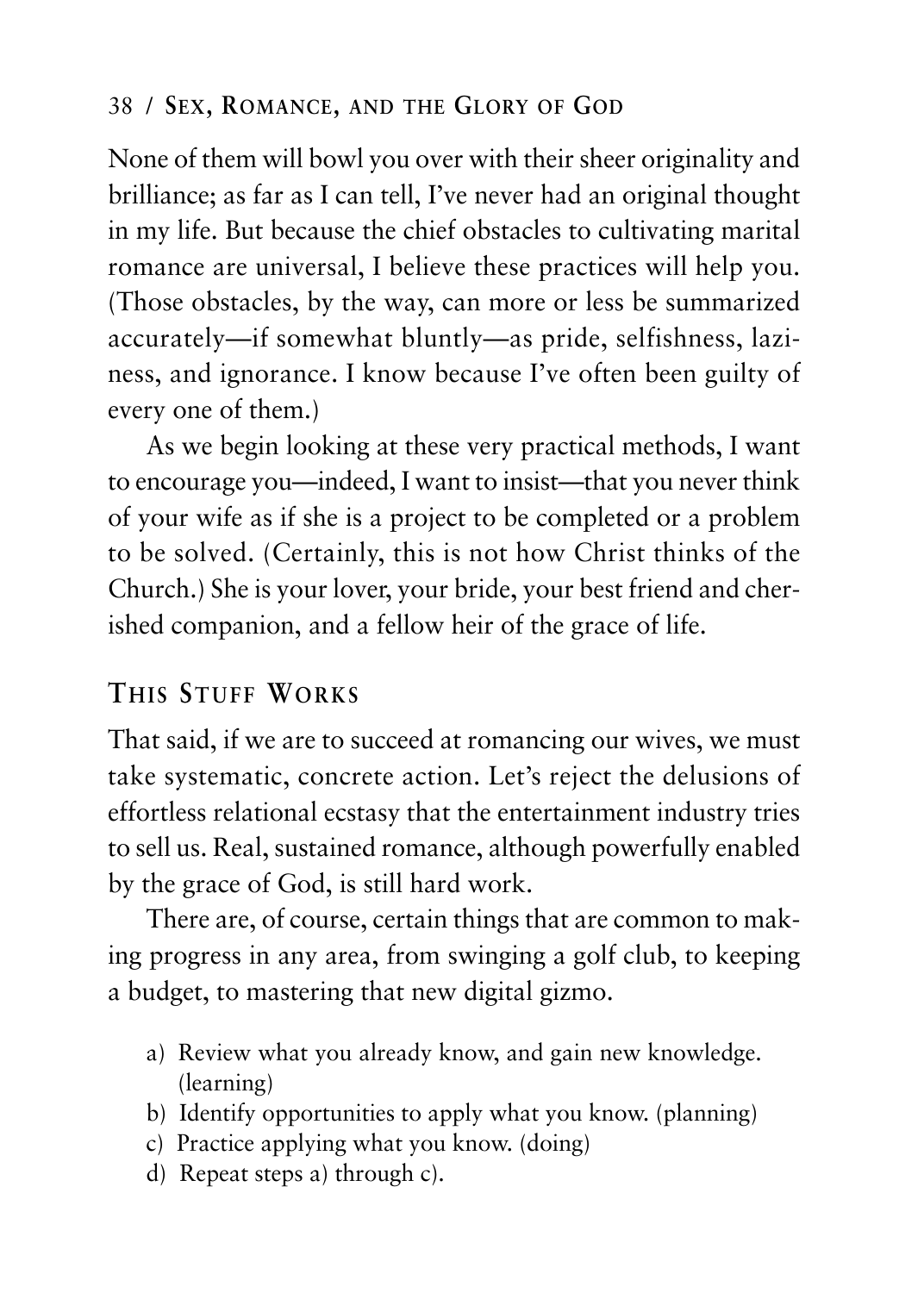None of them will bowl you over with their sheer originality and brilliance; as far as I can tell, I've never had an original thought in my life. But because the chief obstacles to cultivating marital romance are universal, I believe these practices will help you. (Those obstacles, by the way, can more or less be summarized accurately—if somewhat bluntly—as pride, selfishness, laziness, and ignorance. I know because I've often been guilty of every one of them.)

As we begin looking at these very practical methods, I want to encourage you—indeed, I want to insist—that you never think of your wife as if she is a project to be completed or a problem to be solved. (Certainly, this is not how Christ thinks of the Church.) She is your lover, your bride, your best friend and cherished companion, and a fellow heir of the grace of life.

## This Stuff Works

That said, if we are to succeed at romancing our wives, we must take systematic, concrete action. Let's reject the delusions of effortless relational ecstasy that the entertainment industry tries to sell us. Real, sustained romance, although powerfully enabled by the grace of God, is still hard work.

There are, of course, certain things that are common to making progress in any area, from swinging a golf club, to keeping a budget, to mastering that new digital gizmo.

a) Review what you already know, and gain new knowledge. (learning)
b) Identify opportunities to apply what you know. (planning)
c) Practice applying what you know. (doing)
d) Repeat steps a) through c).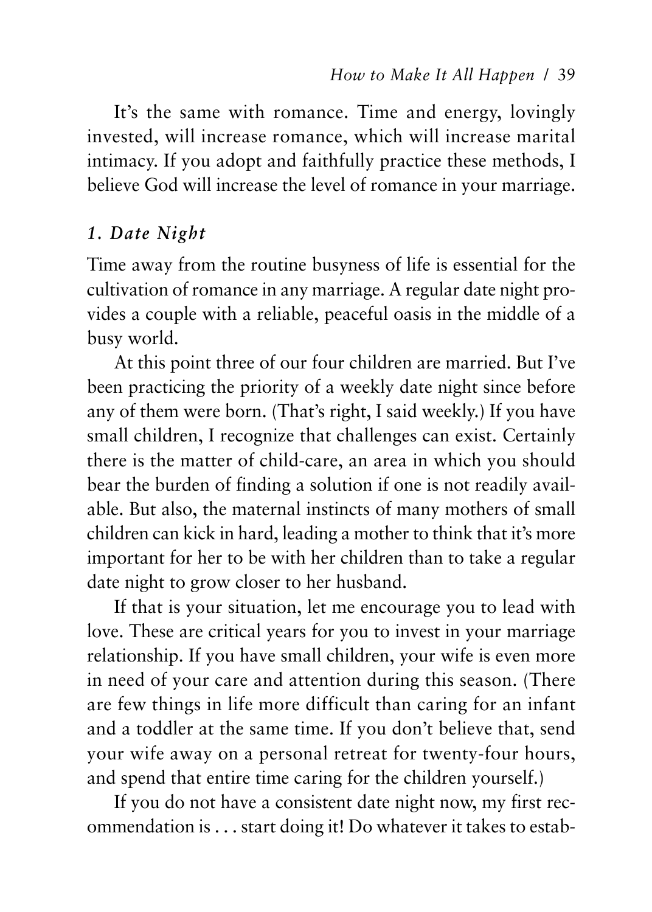It's the same with romance. Time and energy, lovingly invested, will increase romance, which will increase marital intimacy. If you adopt and faithfully practice these methods, I believe God will increase the level of romance in your marriage.

### *1. Date Night*

Time away from the routine busyness of life is essential for the cultivation of romance in any marriage. A regular date night provides a couple with a reliable, peaceful oasis in the middle of a busy world.

At this point three of our four children are married. But I've been practicing the priority of a weekly date night since before any of them were born. (That's right, I said weekly.) If you have small children, I recognize that challenges can exist. Certainly there is the matter of child-care, an area in which you should bear the burden of finding a solution if one is not readily available. But also, the maternal instincts of many mothers of small children can kick in hard, leading a mother to think that it's more important for her to be with her children than to take a regular date night to grow closer to her husband.

If that is your situation, let me encourage you to lead with love. These are critical years for you to invest in your marriage relationship. If you have small children, your wife is even more in need of your care and attention during this season. (There are few things in life more difficult than caring for an infant and a toddler at the same time. If you don't believe that, send your wife away on a personal retreat for twenty-four hours, and spend that entire time caring for the children yourself.)

If you do not have a consistent date night now, my first recommendation is . . . start doing it! Do whatever it takes to estab-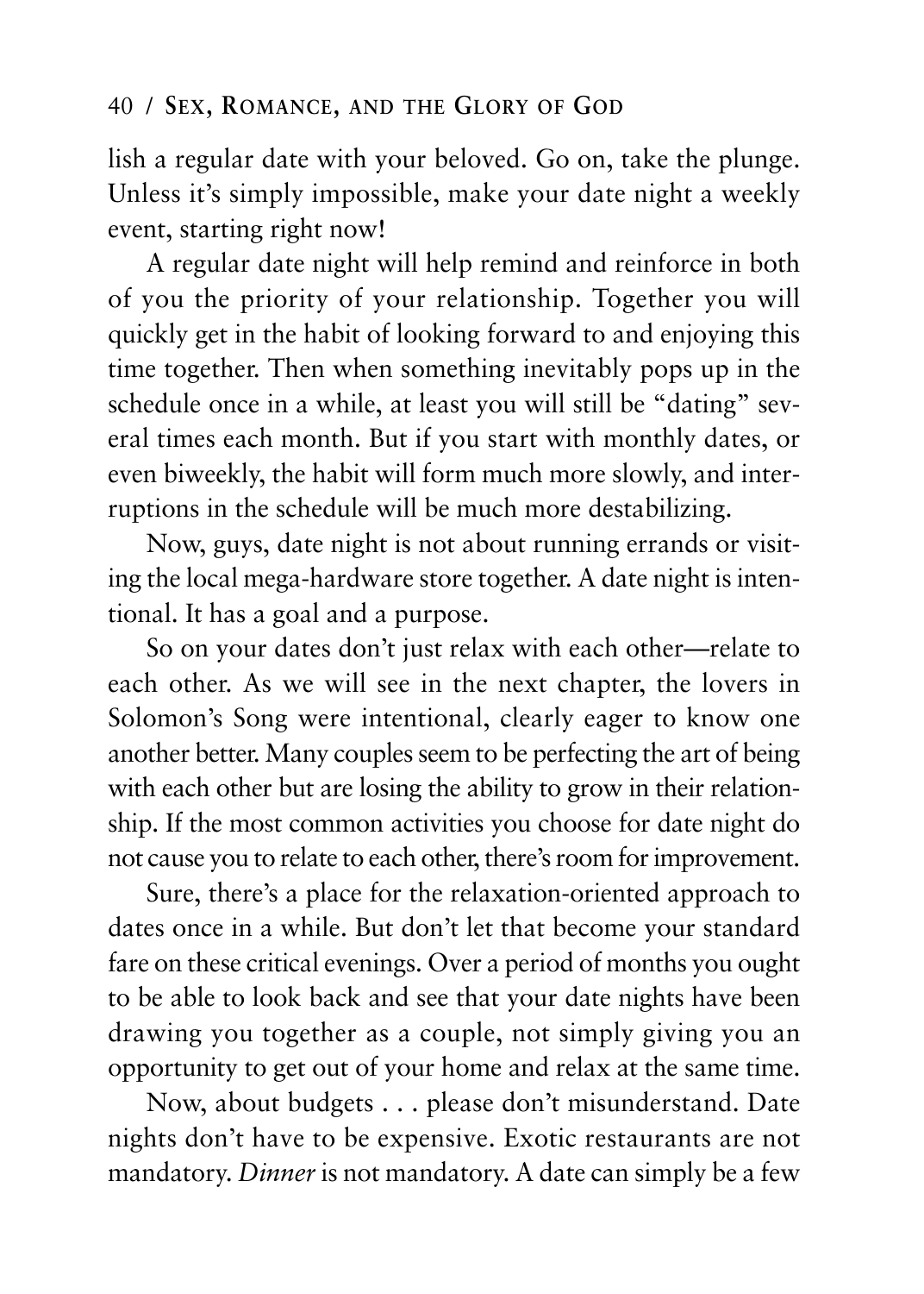lish a regular date with your beloved. Go on, take the plunge. Unless it's simply impossible, make your date night a weekly event, starting right now!

A regular date night will help remind and reinforce in both of you the priority of your relationship. Together you will quickly get in the habit of looking forward to and enjoying this time together. Then when something inevitably pops up in the schedule once in a while, at least you will still be "dating" several times each month. But if you start with monthly dates, or even biweekly, the habit will form much more slowly, and interruptions in the schedule will be much more destabilizing.

Now, guys, date night is not about running errands or visiting the local mega-hardware store together. A date night is intentional. It has a goal and a purpose.

So on your dates don't just relax with each other—relate to each other. As we will see in the next chapter, the lovers in Solomon's Song were intentional, clearly eager to know one another better. Many couples seem to be perfecting the art of being with each other but are losing the ability to grow in their relationship. If the most common activities you choose for date night do not cause you to relate to each other, there's room for improvement.

Sure, there's a place for the relaxation-oriented approach to dates once in a while. But don't let that become your standard fare on these critical evenings. Over a period of months you ought to be able to look back and see that your date nights have been drawing you together as a couple, not simply giving you an opportunity to get out of your home and relax at the same time.

Now, about budgets . . . please don't misunderstand. Date nights don't have to be expensive. Exotic restaurants are not mandatory. *Dinner* is not mandatory. A date can simply be a few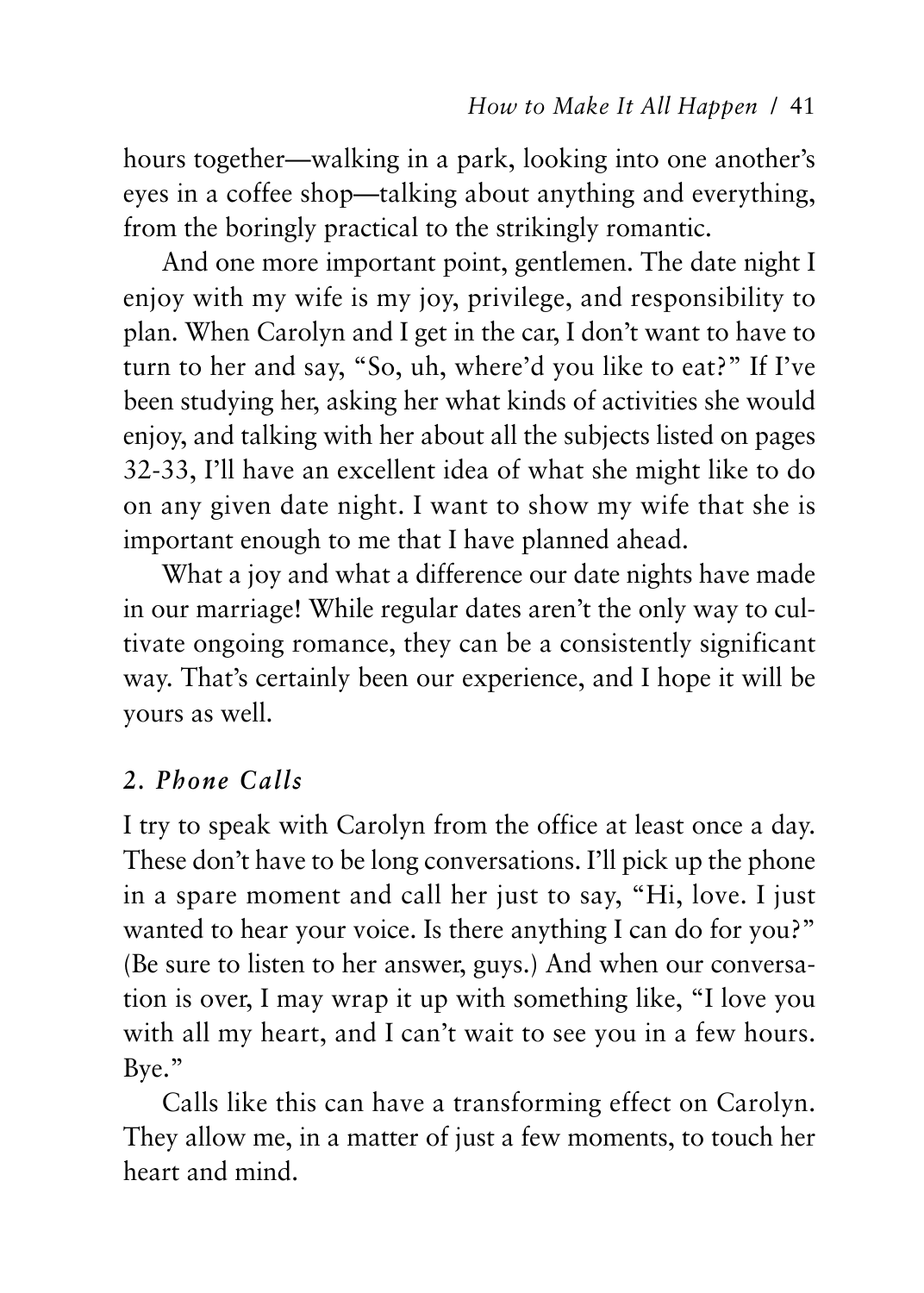hours together—walking in a park, looking into one another's eyes in a coffee shop—talking about anything and everything, from the boringly practical to the strikingly romantic.

And one more important point, gentlemen. The date night I enjoy with my wife is my joy, privilege, and responsibility to plan. When Carolyn and I get in the car, I don't want to have to turn to her and say, "So, uh, where'd you like to eat?" If I've been studying her, asking her what kinds of activities she would enjoy, and talking with her about all the subjects listed on pages 32-33, I'll have an excellent idea of what she might like to do on any given date night. I want to show my wife that she is important enough to me that I have planned ahead.

What a joy and what a difference our date nights have made in our marriage! While regular dates aren't the only way to cultivate ongoing romance, they can be a consistently significant way. That's certainly been our experience, and I hope it will be yours as well.

### *2. Phone Calls*

I try to speak with Carolyn from the office at least once a day. These don't have to be long conversations. I'll pick up the phone in a spare moment and call her just to say, "Hi, love. I just wanted to hear your voice. Is there anything I can do for you?" (Be sure to listen to her answer, guys.) And when our conversation is over, I may wrap it up with something like, "I love you with all my heart, and I can't wait to see you in a few hours. Bye."

Calls like this can have a transforming effect on Carolyn. They allow me, in a matter of just a few moments, to touch her heart and mind.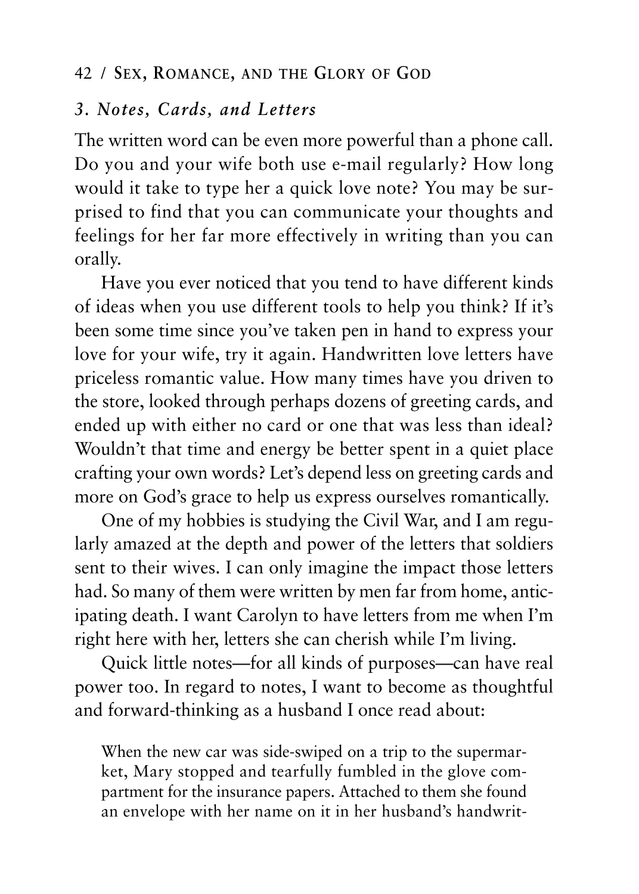### *3. Notes, Cards, and Letters*

The written word can be even more powerful than a phone call. Do you and your wife both use e-mail regularly? How long would it take to type her a quick love note? You may be surprised to find that you can communicate your thoughts and feelings for her far more effectively in writing than you can orally.

Have you ever noticed that you tend to have different kinds of ideas when you use different tools to help you think? If it's been some time since you've taken pen in hand to express your love for your wife, try it again. Handwritten love letters have priceless romantic value. How many times have you driven to the store, looked through perhaps dozens of greeting cards, and ended up with either no card or one that was less than ideal? Wouldn't that time and energy be better spent in a quiet place crafting your own words? Let's depend less on greeting cards and more on God's grace to help us express ourselves romantically.

One of my hobbies is studying the Civil War, and I am regularly amazed at the depth and power of the letters that soldiers sent to their wives. I can only imagine the impact those letters had. So many of them were written by men far from home, anticipating death. I want Carolyn to have letters from me when I'm right here with her, letters she can cherish while I'm living.

Quick little notes—for all kinds of purposes—can have real power too. In regard to notes, I want to become as thoughtful and forward-thinking as a husband I once read about:

> When the new car was side-swiped on a trip to the supermarket, Mary stopped and tearfully fumbled in the glove compartment for the insurance papers. Attached to them she found an envelope with her name on it in her husband's handwrit-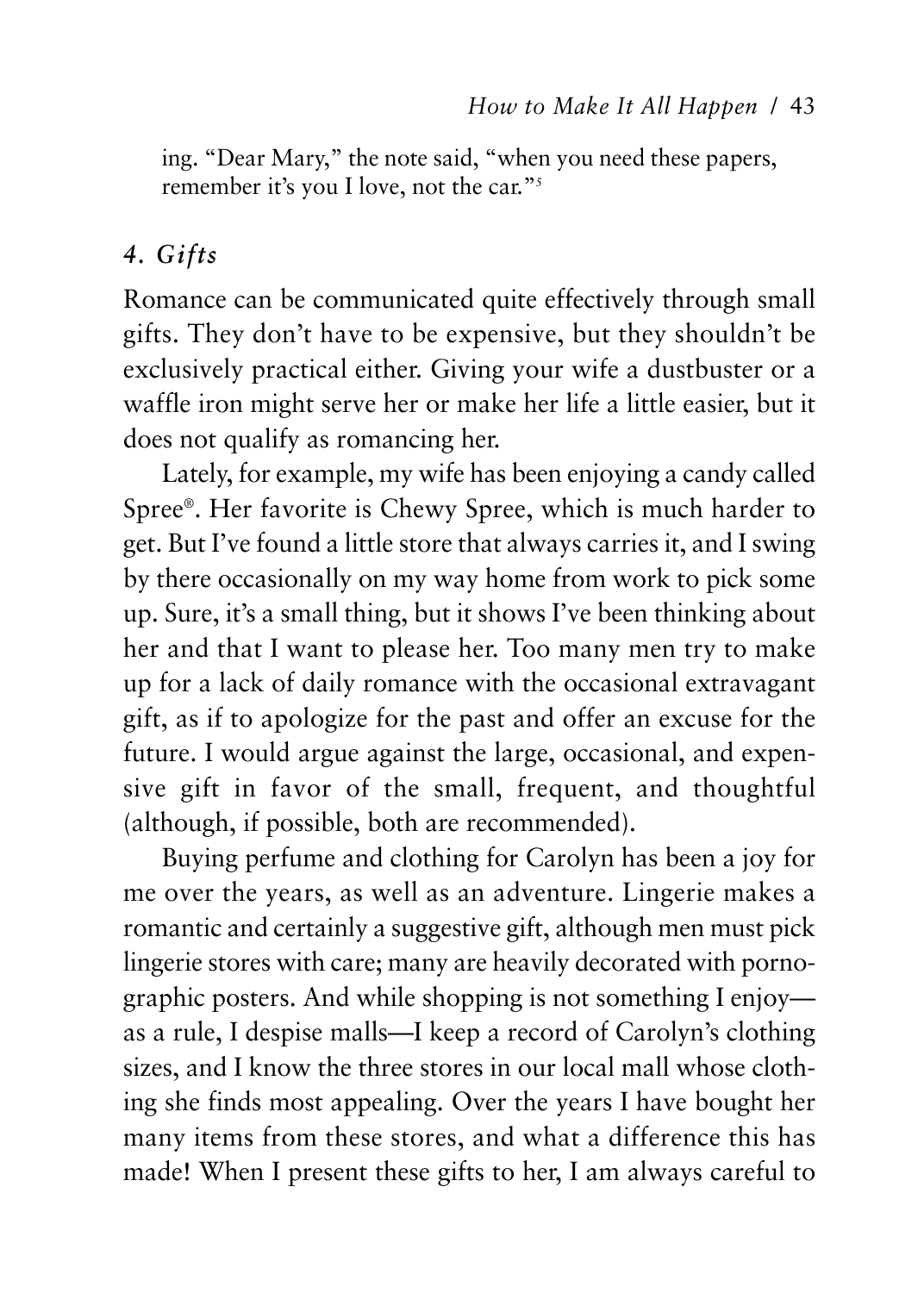ing. "Dear Mary," the note said, "when you need these papers, remember it's you I love, not the car."[5]

### *4. Gifts*

Romance can be communicated quite effectively through small gifts. They don't have to be expensive, but they shouldn't be exclusively practical either. Giving your wife a dustbuster or a waffle iron might serve her or make her life a little easier, but it does not qualify as romancing her.

Lately, for example, my wife has been enjoying a candy called Spree®. Her favorite is Chewy Spree, which is much harder to get. But I've found a little store that always carries it, and I swing by there occasionally on my way home from work to pick some up. Sure, it's a small thing, but it shows I've been thinking about her and that I want to please her. Too many men try to make up for a lack of daily romance with the occasional extravagant gift, as if to apologize for the past and offer an excuse for the future. I would argue against the large, occasional, and expensive gift in favor of the small, frequent, and thoughtful (although, if possible, both are recommended).

Buying perfume and clothing for Carolyn has been a joy for me over the years, as well as an adventure. Lingerie makes a romantic and certainly a suggestive gift, although men must pick lingerie stores with care; many are heavily decorated with pornographic posters. And while shopping is not something I enjoy—as a rule, I despise malls—I keep a record of Carolyn's clothing sizes, and I know the three stores in our local mall whose clothing she finds most appealing. Over the years I have bought her many items from these stores, and what a difference this has made! When I present these gifts to her, I am always careful to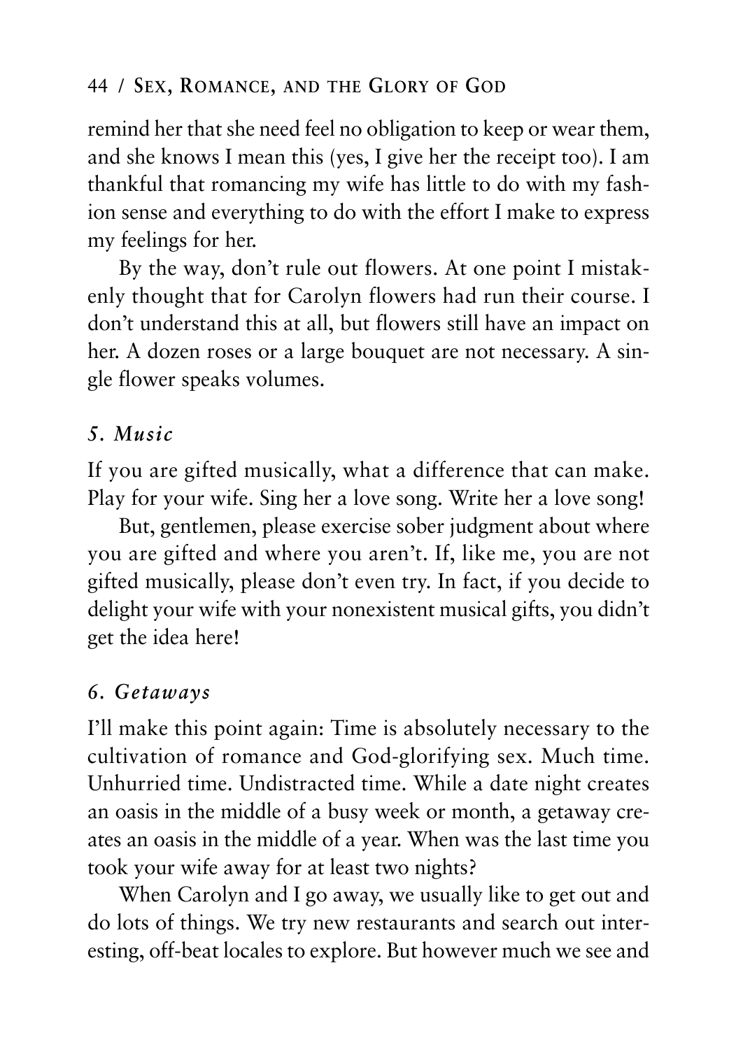remind her that she need feel no obligation to keep or wear them, and she knows I mean this (yes, I give her the receipt too). I am thankful that romancing my wife has little to do with my fashion sense and everything to do with the effort I make to express my feelings for her.

By the way, don't rule out flowers. At one point I mistakenly thought that for Carolyn flowers had run their course. I don't understand this at all, but flowers still have an impact on her. A dozen roses or a large bouquet are not necessary. A single flower speaks volumes.

### *5. Music*

If you are gifted musically, what a difference that can make. Play for your wife. Sing her a love song. Write her a love song!

But, gentlemen, please exercise sober judgment about where you are gifted and where you aren't. If, like me, you are not gifted musically, please don't even try. In fact, if you decide to delight your wife with your nonexistent musical gifts, you didn't get the idea here!

### *6. Getaways*

I'll make this point again: Time is absolutely necessary to the cultivation of romance and God-glorifying sex. Much time. Unhurried time. Undistracted time. While a date night creates an oasis in the middle of a busy week or month, a getaway creates an oasis in the middle of a year. When was the last time you took your wife away for at least two nights?

When Carolyn and I go away, we usually like to get out and do lots of things. We try new restaurants and search out interesting, off-beat locales to explore. But however much we see and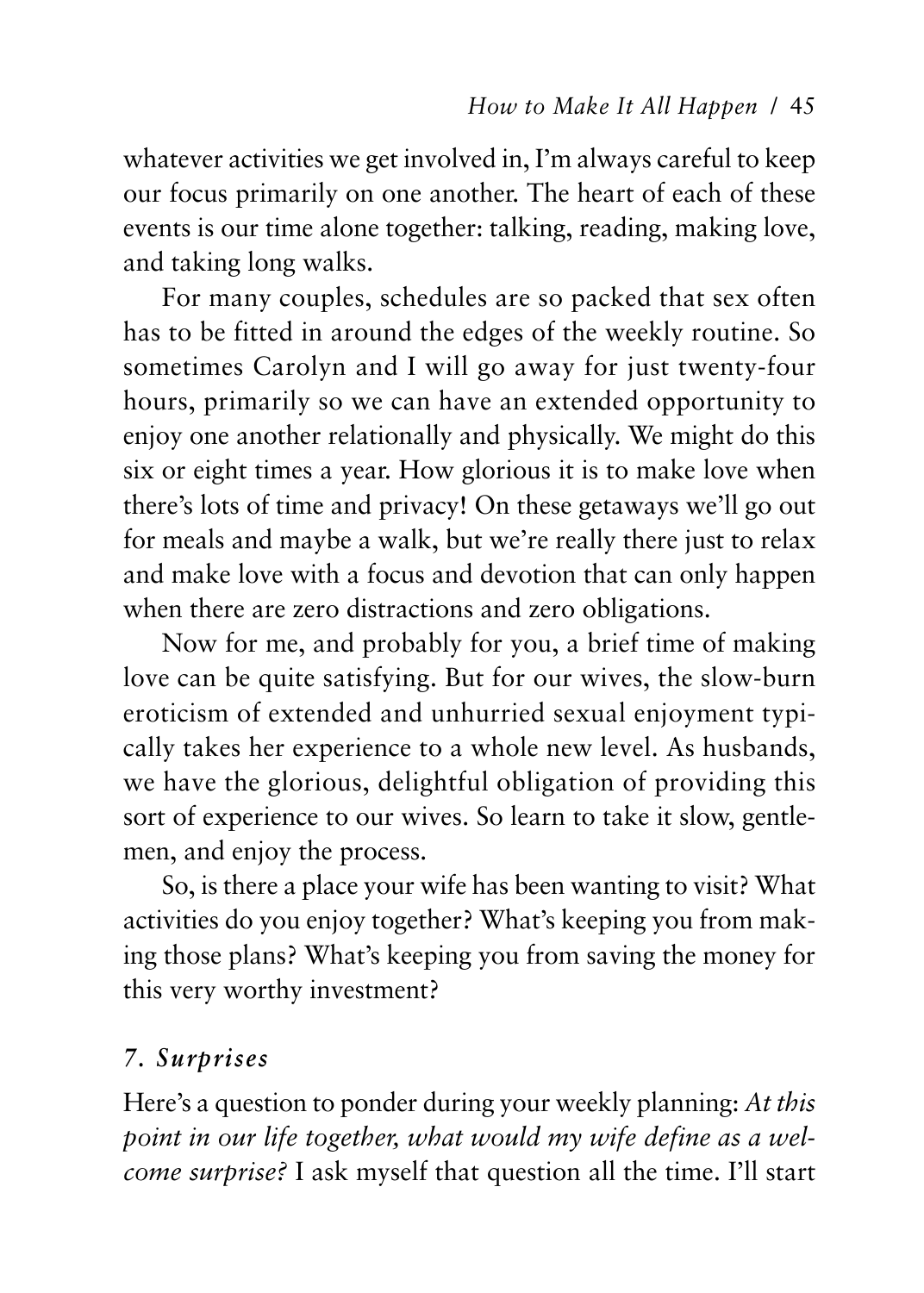whatever activities we get involved in, I'm always careful to keep our focus primarily on one another. The heart of each of these events is our time alone together: talking, reading, making love, and taking long walks.

For many couples, schedules are so packed that sex often has to be fitted in around the edges of the weekly routine. So sometimes Carolyn and I will go away for just twenty-four hours, primarily so we can have an extended opportunity to enjoy one another relationally and physically. We might do this six or eight times a year. How glorious it is to make love when there's lots of time and privacy! On these getaways we'll go out for meals and maybe a walk, but we're really there just to relax and make love with a focus and devotion that can only happen when there are zero distractions and zero obligations.

Now for me, and probably for you, a brief time of making love can be quite satisfying. But for our wives, the slow-burn eroticism of extended and unhurried sexual enjoyment typically takes her experience to a whole new level. As husbands, we have the glorious, delightful obligation of providing this sort of experience to our wives. So learn to take it slow, gentlemen, and enjoy the process.

So, is there a place your wife has been wanting to visit? What activities do you enjoy together? What's keeping you from making those plans? What's keeping you from saving the money for this very worthy investment?

### *7. Surprises*

Here's a question to ponder during your weekly planning: *At this point in our life together, what would my wife define as a welcome surprise?* I ask myself that question all the time. I'll start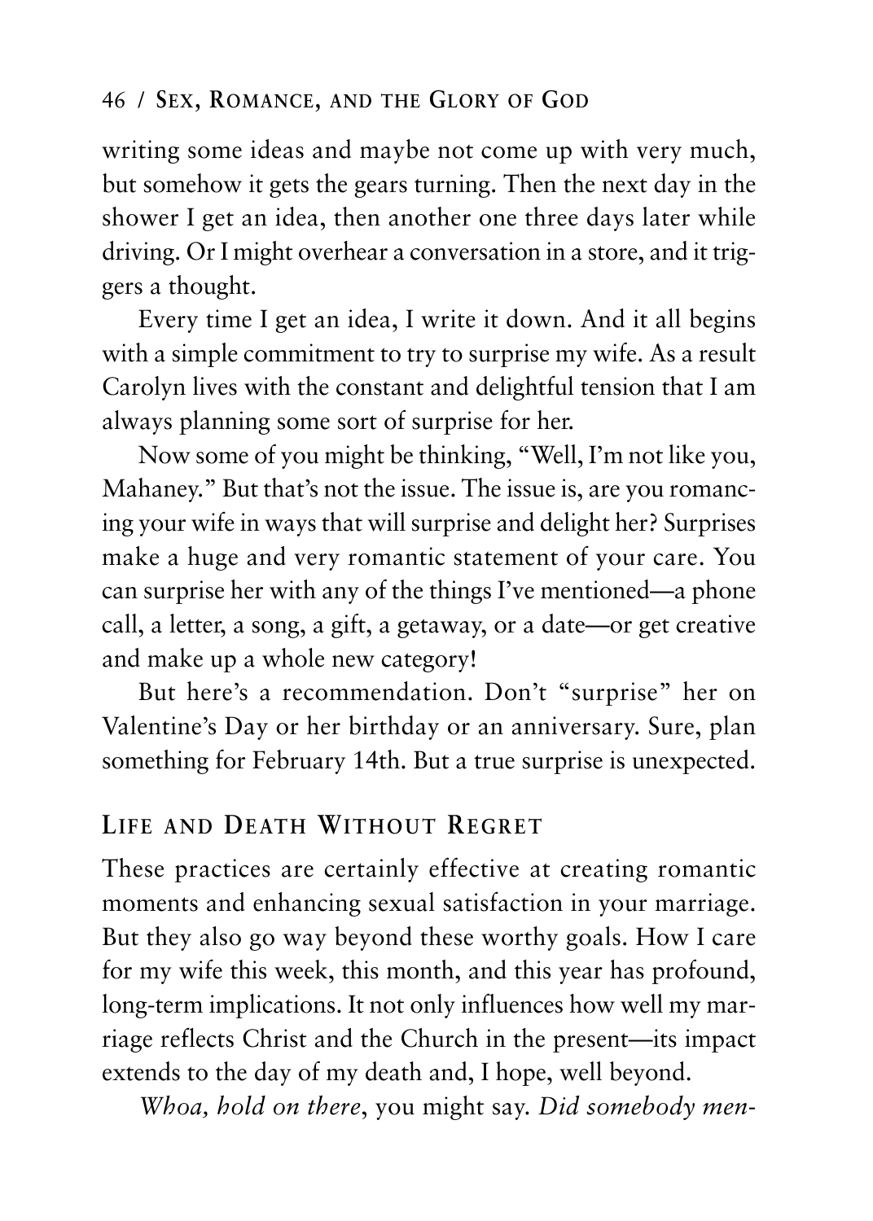writing some ideas and maybe not come up with very much, but somehow it gets the gears turning. Then the next day in the shower I get an idea, then another one three days later while driving. Or I might overhear a conversation in a store, and it triggers a thought.

Every time I get an idea, I write it down. And it all begins with a simple commitment to try to surprise my wife. As a result Carolyn lives with the constant and delightful tension that I am always planning some sort of surprise for her.

Now some of you might be thinking, "Well, I'm not like you, Mahaney." But that's not the issue. The issue is, are you romancing your wife in ways that will surprise and delight her? Surprises make a huge and very romantic statement of your care. You can surprise her with any of the things I've mentioned—a phone call, a letter, a song, a gift, a getaway, or a date—or get creative and make up a whole new category!

But here's a recommendation. Don't "surprise" her on Valentine's Day or her birthday or an anniversary. Sure, plan something for February 14th. But a true surprise is unexpected.

## Life and Death Without Regret

These practices are certainly effective at creating romantic moments and enhancing sexual satisfaction in your marriage. But they also go way beyond these worthy goals. How I care for my wife this week, this month, and this year has profound, long-term implications. It not only influences how well my marriage reflects Christ and the Church in the present—its impact extends to the day of my death and, I hope, well beyond.

*Whoa, hold on there*, you might say. *Did somebody men-*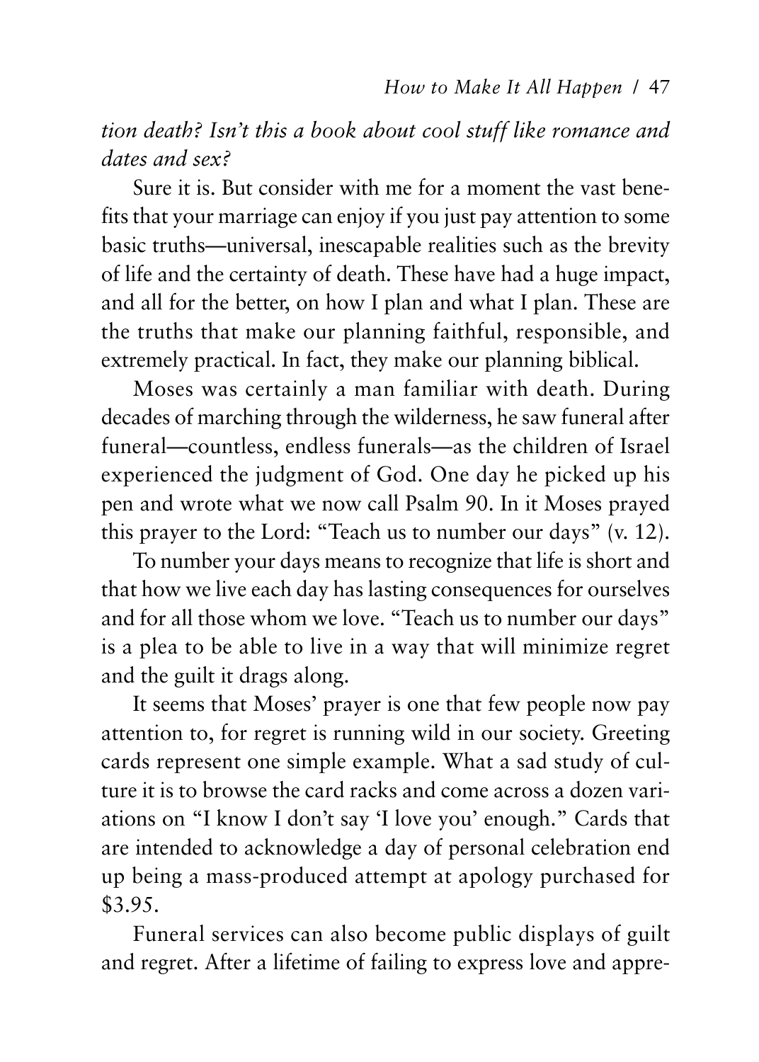*tion death? Isn't this a book about cool stuff like romance and dates and sex?*

Sure it is. But consider with me for a moment the vast benefits that your marriage can enjoy if you just pay attention to some basic truths—universal, inescapable realities such as the brevity of life and the certainty of death. These have had a huge impact, and all for the better, on how I plan and what I plan. These are the truths that make our planning faithful, responsible, and extremely practical. In fact, they make our planning biblical.

Moses was certainly a man familiar with death. During decades of marching through the wilderness, he saw funeral after funeral—countless, endless funerals—as the children of Israel experienced the judgment of God. One day he picked up his pen and wrote what we now call Psalm 90. In it Moses prayed this prayer to the Lord: "Teach us to number our days" (v. 12).

To number your days means to recognize that life is short and that how we live each day has lasting consequences for ourselves and for all those whom we love. "Teach us to number our days" is a plea to be able to live in a way that will minimize regret and the guilt it drags along.

It seems that Moses' prayer is one that few people now pay attention to, for regret is running wild in our society. Greeting cards represent one simple example. What a sad study of culture it is to browse the card racks and come across a dozen variations on "I know I don't say 'I love you' enough." Cards that are intended to acknowledge a day of personal celebration end up being a mass-produced attempt at apology purchased for $3.95.

Funeral services can also become public displays of guilt and regret. After a lifetime of failing to express love and appre-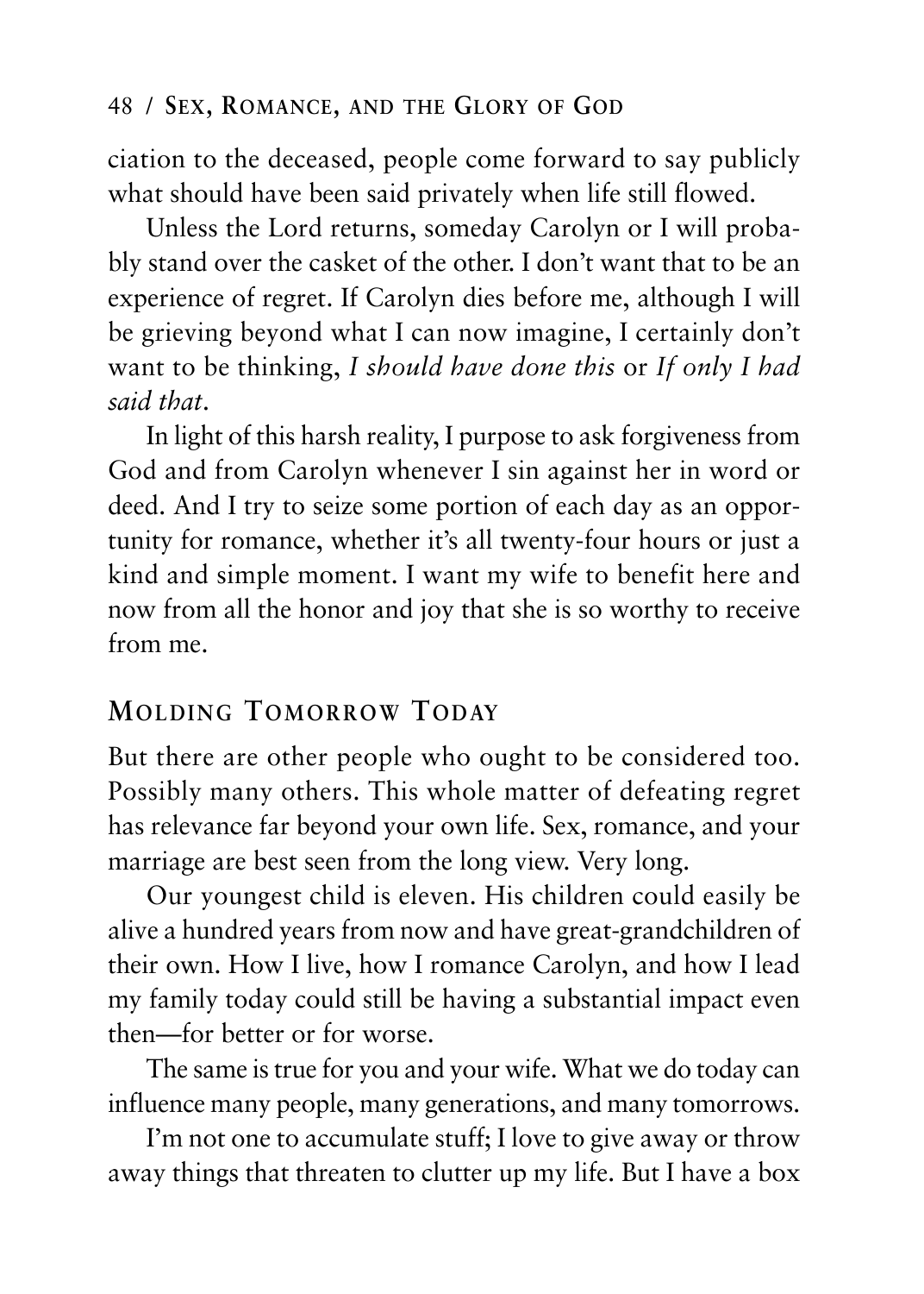ciation to the deceased, people come forward to say publicly what should have been said privately when life still flowed.

Unless the Lord returns, someday Carolyn or I will probably stand over the casket of the other. I don't want that to be an experience of regret. If Carolyn dies before me, although I will be grieving beyond what I can now imagine, I certainly don't want to be thinking, *I should have done this* or *If only I had said that*.

In light of this harsh reality, I purpose to ask forgiveness from God and from Carolyn whenever I sin against her in word or deed. And I try to seize some portion of each day as an opportunity for romance, whether it's all twenty-four hours or just a kind and simple moment. I want my wife to benefit here and now from all the honor and joy that she is so worthy to receive from me.

## MOLDING TOMORROW TODAY

But there are other people who ought to be considered too. Possibly many others. This whole matter of defeating regret has relevance far beyond your own life. Sex, romance, and your marriage are best seen from the long view. Very long.

Our youngest child is eleven. His children could easily be alive a hundred years from now and have great-grandchildren of their own. How I live, how I romance Carolyn, and how I lead my family today could still be having a substantial impact even then—for better or for worse.

The same is true for you and your wife. What we do today can influence many people, many generations, and many tomorrows.

I'm not one to accumulate stuff; I love to give away or throw away things that threaten to clutter up my life. But I have a box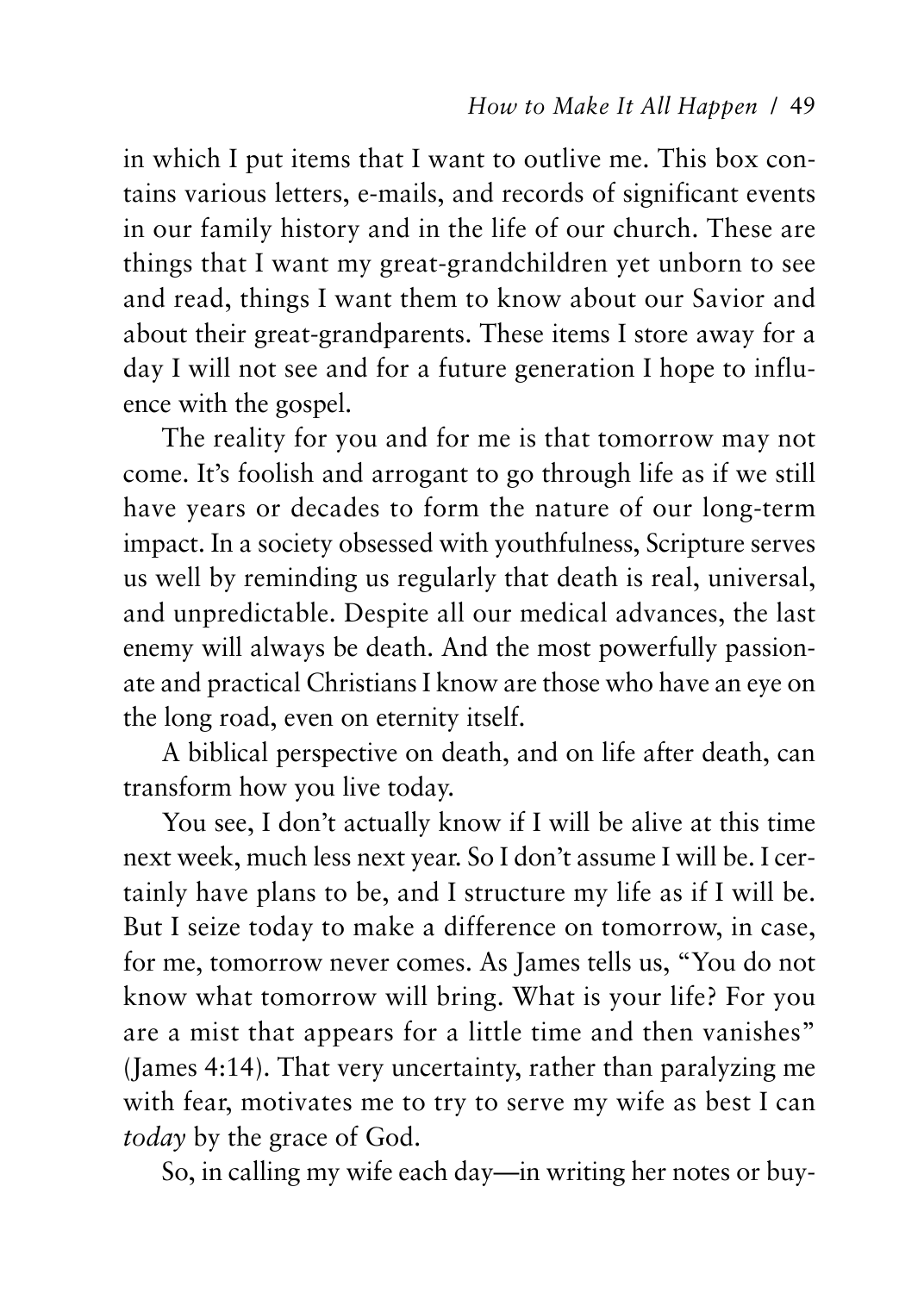in which I put items that I want to outlive me. This box contains various letters, e-mails, and records of significant events in our family history and in the life of our church. These are things that I want my great-grandchildren yet unborn to see and read, things I want them to know about our Savior and about their great-grandparents. These items I store away for a day I will not see and for a future generation I hope to influence with the gospel.

The reality for you and for me is that tomorrow may not come. It's foolish and arrogant to go through life as if we still have years or decades to form the nature of our long-term impact. In a society obsessed with youthfulness, Scripture serves us well by reminding us regularly that death is real, universal, and unpredictable. Despite all our medical advances, the last enemy will always be death. And the most powerfully passionate and practical Christians I know are those who have an eye on the long road, even on eternity itself.

A biblical perspective on death, and on life after death, can transform how you live today.

You see, I don't actually know if I will be alive at this time next week, much less next year. So I don't assume I will be. I certainly have plans to be, and I structure my life as if I will be. But I seize today to make a difference on tomorrow, in case, for me, tomorrow never comes. As James tells us, "You do not know what tomorrow will bring. What is your life? For you are a mist that appears for a little time and then vanishes" (James 4:14). That very uncertainty, rather than paralyzing me with fear, motivates me to try to serve my wife as best I can *today* by the grace of God.

So, in calling my wife each day—in writing her notes or buy-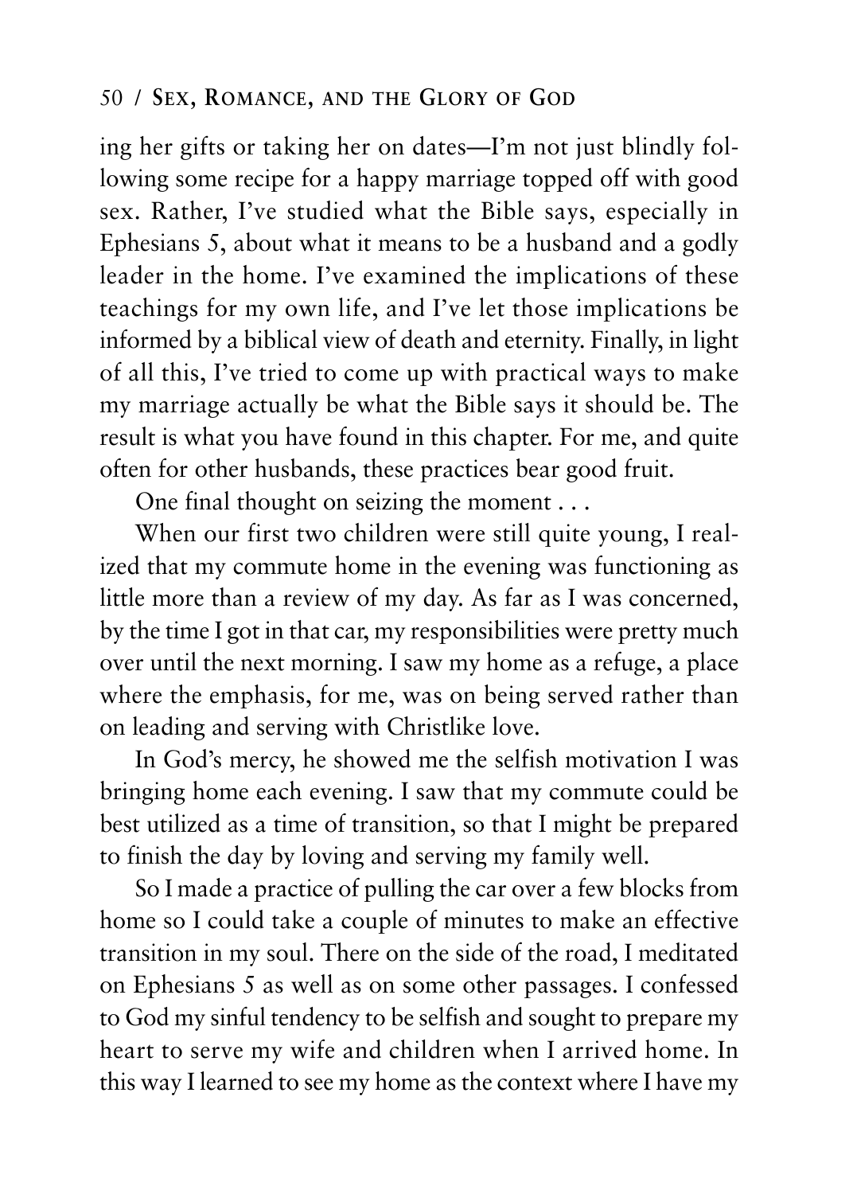ing her gifts or taking her on dates—I'm not just blindly following some recipe for a happy marriage topped off with good sex. Rather, I've studied what the Bible says, especially in Ephesians 5, about what it means to be a husband and a godly leader in the home. I've examined the implications of these teachings for my own life, and I've let those implications be informed by a biblical view of death and eternity. Finally, in light of all this, I've tried to come up with practical ways to make my marriage actually be what the Bible says it should be. The result is what you have found in this chapter. For me, and quite often for other husbands, these practices bear good fruit.

One final thought on seizing the moment . . .

When our first two children were still quite young, I realized that my commute home in the evening was functioning as little more than a review of my day. As far as I was concerned, by the time I got in that car, my responsibilities were pretty much over until the next morning. I saw my home as a refuge, a place where the emphasis, for me, was on being served rather than on leading and serving with Christlike love.

In God's mercy, he showed me the selfish motivation I was bringing home each evening. I saw that my commute could be best utilized as a time of transition, so that I might be prepared to finish the day by loving and serving my family well.

So I made a practice of pulling the car over a few blocks from home so I could take a couple of minutes to make an effective transition in my soul. There on the side of the road, I meditated on Ephesians 5 as well as on some other passages. I confessed to God my sinful tendency to be selfish and sought to prepare my heart to serve my wife and children when I arrived home. In this way I learned to see my home as the context where I have my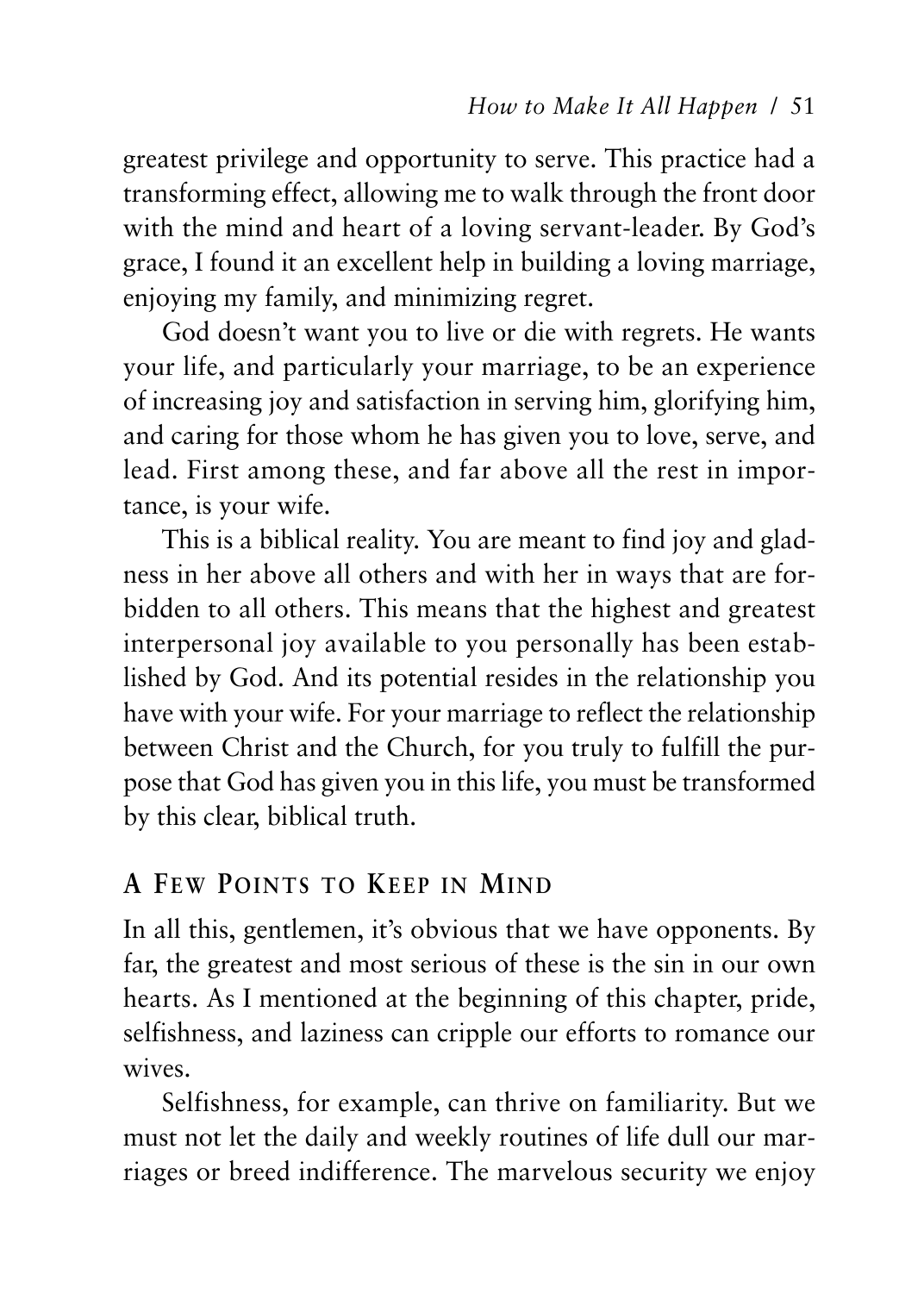greatest privilege and opportunity to serve. This practice had a transforming effect, allowing me to walk through the front door with the mind and heart of a loving servant-leader. By God's grace, I found it an excellent help in building a loving marriage, enjoying my family, and minimizing regret.

God doesn't want you to live or die with regrets. He wants your life, and particularly your marriage, to be an experience of increasing joy and satisfaction in serving him, glorifying him, and caring for those whom he has given you to love, serve, and lead. First among these, and far above all the rest in importance, is your wife.

This is a biblical reality. You are meant to find joy and gladness in her above all others and with her in ways that are forbidden to all others. This means that the highest and greatest interpersonal joy available to you personally has been established by God. And its potential resides in the relationship you have with your wife. For your marriage to reflect the relationship between Christ and the Church, for you truly to fulfill the purpose that God has given you in this life, you must be transformed by this clear, biblical truth.

## A Few Points to Keep in Mind

In all this, gentlemen, it's obvious that we have opponents. By far, the greatest and most serious of these is the sin in our own hearts. As I mentioned at the beginning of this chapter, pride, selfishness, and laziness can cripple our efforts to romance our wives.

Selfishness, for example, can thrive on familiarity. But we must not let the daily and weekly routines of life dull our marriages or breed indifference. The marvelous security we enjoy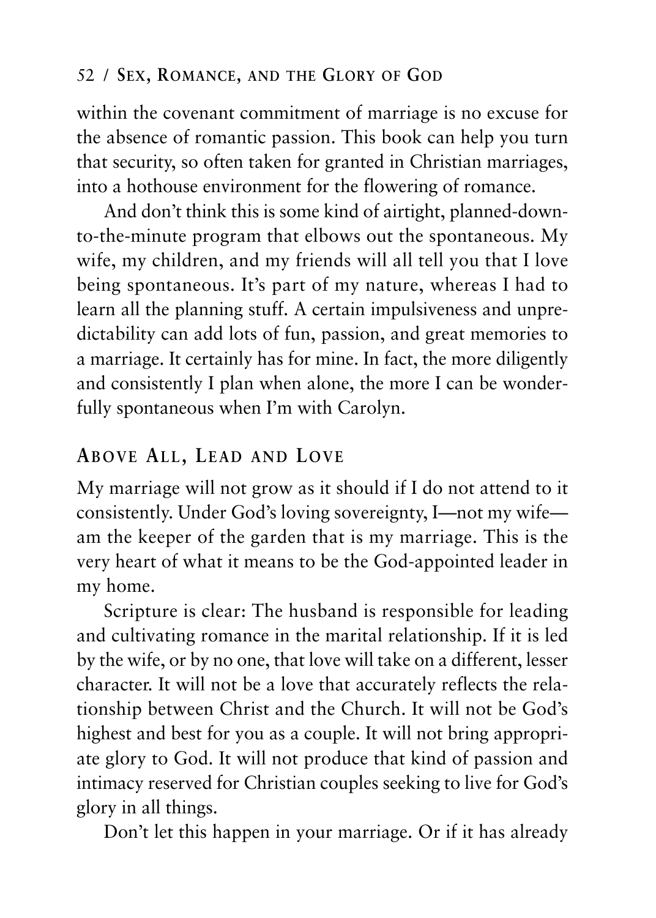within the covenant commitment of marriage is no excuse for the absence of romantic passion. This book can help you turn that security, so often taken for granted in Christian marriages, into a hothouse environment for the flowering of romance.

And don't think this is some kind of airtight, planned-down-to-the-minute program that elbows out the spontaneous. My wife, my children, and my friends will all tell you that I love being spontaneous. It's part of my nature, whereas I had to learn all the planning stuff. A certain impulsiveness and unpredictability can add lots of fun, passion, and great memories to a marriage. It certainly has for mine. In fact, the more diligently and consistently I plan when alone, the more I can be wonderfully spontaneous when I'm with Carolyn.

## ABOVE ALL, LEAD AND LOVE

My marriage will not grow as it should if I do not attend to it consistently. Under God's loving sovereignty, I—not my wife—am the keeper of the garden that is my marriage. This is the very heart of what it means to be the God-appointed leader in my home.

Scripture is clear: The husband is responsible for leading and cultivating romance in the marital relationship. If it is led by the wife, or by no one, that love will take on a different, lesser character. It will not be a love that accurately reflects the relationship between Christ and the Church. It will not be God's highest and best for you as a couple. It will not bring appropriate glory to God. It will not produce that kind of passion and intimacy reserved for Christian couples seeking to live for God's glory in all things.

Don't let this happen in your marriage. Or if it has already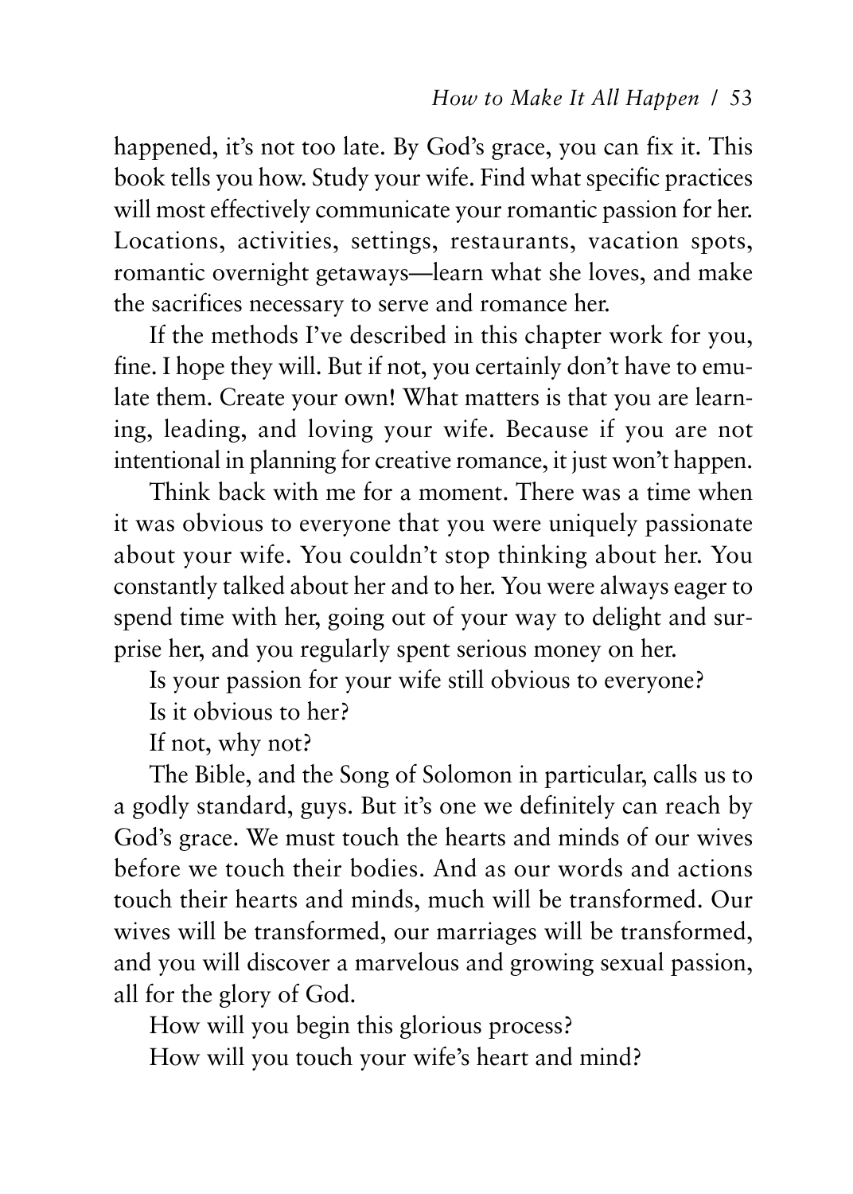happened, it's not too late. By God's grace, you can fix it. This book tells you how. Study your wife. Find what specific practices will most effectively communicate your romantic passion for her. Locations, activities, settings, restaurants, vacation spots, romantic overnight getaways—learn what she loves, and make the sacrifices necessary to serve and romance her.

If the methods I've described in this chapter work for you, fine. I hope they will. But if not, you certainly don't have to emulate them. Create your own! What matters is that you are learning, leading, and loving your wife. Because if you are not intentional in planning for creative romance, it just won't happen.

Think back with me for a moment. There was a time when it was obvious to everyone that you were uniquely passionate about your wife. You couldn't stop thinking about her. You constantly talked about her and to her. You were always eager to spend time with her, going out of your way to delight and surprise her, and you regularly spent serious money on her.

Is your passion for your wife still obvious to everyone?

Is it obvious to her?

If not, why not?

The Bible, and the Song of Solomon in particular, calls us to a godly standard, guys. But it's one we definitely can reach by God's grace. We must touch the hearts and minds of our wives before we touch their bodies. And as our words and actions touch their hearts and minds, much will be transformed. Our wives will be transformed, our marriages will be transformed, and you will discover a marvelous and growing sexual passion, all for the glory of God.

How will you begin this glorious process?

How will you touch your wife's heart and mind?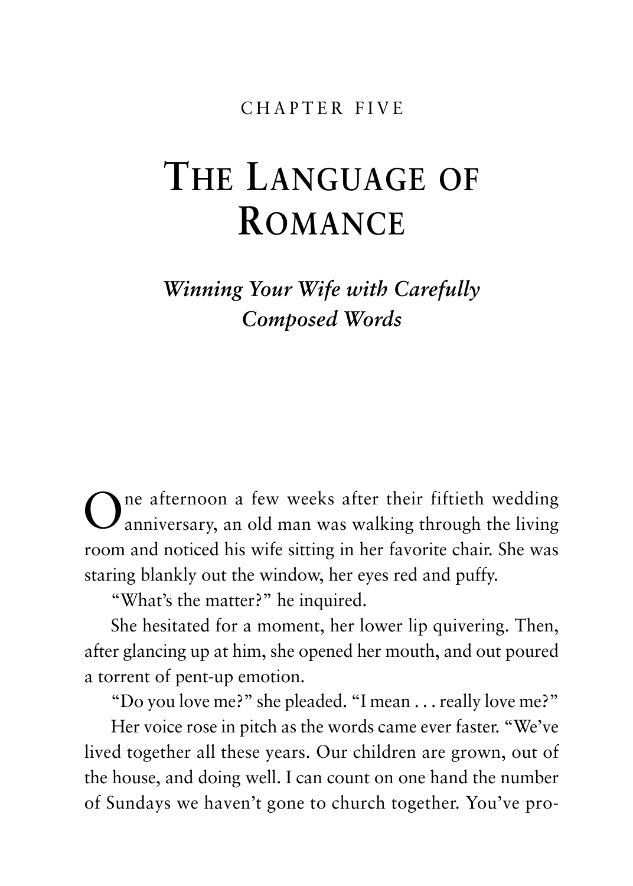CHAPTER FIVE

# The Language of Romance

## *Winning Your Wife with Carefully Composed Words*

One afternoon a few weeks after their fiftieth wedding anniversary, an old man was walking through the living room and noticed his wife sitting in her favorite chair. She was staring blankly out the window, her eyes red and puffy.

"What's the matter?" he inquired.

She hesitated for a moment, her lower lip quivering. Then, after glancing up at him, she opened her mouth, and out poured a torrent of pent-up emotion.

"Do you love me?" she pleaded. "I mean . . . really love me?"

Her voice rose in pitch as the words came ever faster. "We've lived together all these years. Our children are grown, out of the house, and doing well. I can count on one hand the number of Sundays we haven't gone to church together. You've pro-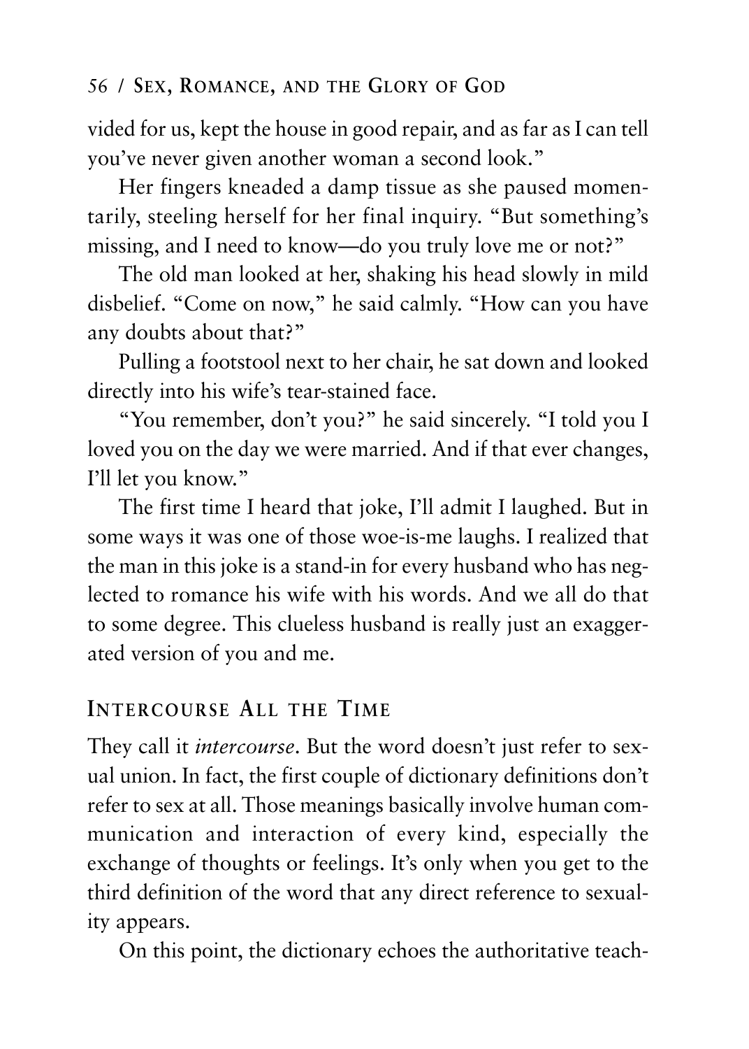vided for us, kept the house in good repair, and as far as I can tell you've never given another woman a second look."

Her fingers kneaded a damp tissue as she paused momentarily, steeling herself for her final inquiry. "But something's missing, and I need to know—do you truly love me or not?"

The old man looked at her, shaking his head slowly in mild disbelief. "Come on now," he said calmly. "How can you have any doubts about that?"

Pulling a footstool next to her chair, he sat down and looked directly into his wife's tear-stained face.

"You remember, don't you?" he said sincerely. "I told you I loved you on the day we were married. And if that ever changes, I'll let you know."

The first time I heard that joke, I'll admit I laughed. But in some ways it was one of those woe-is-me laughs. I realized that the man in this joke is a stand-in for every husband who has neglected to romance his wife with his words. And we all do that to some degree. This clueless husband is really just an exaggerated version of you and me.

## Intercourse All the Time

They call it *intercourse*. But the word doesn't just refer to sexual union. In fact, the first couple of dictionary definitions don't refer to sex at all. Those meanings basically involve human communication and interaction of every kind, especially the exchange of thoughts or feelings. It's only when you get to the third definition of the word that any direct reference to sexuality appears.

On this point, the dictionary echoes the authoritative teach-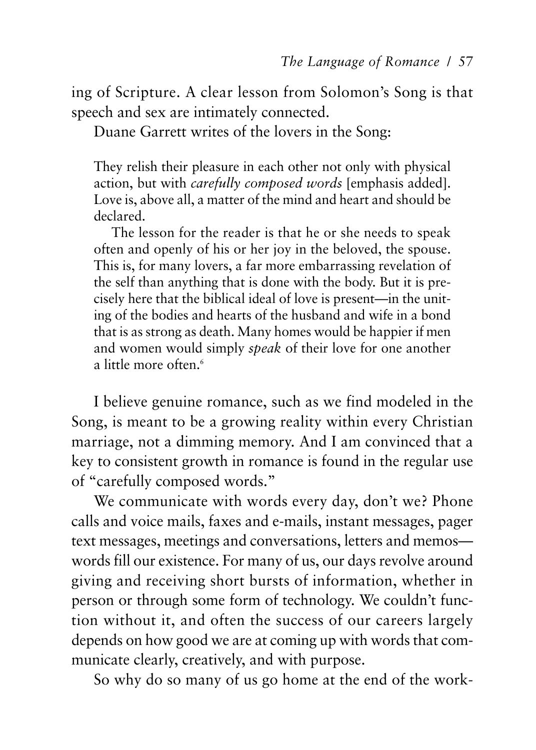ing of Scripture. A clear lesson from Solomon's Song is that speech and sex are intimately connected.

Duane Garrett writes of the lovers in the Song:

> They relish their pleasure in each other not only with physical action, but with *carefully composed words* [emphasis added]. Love is, above all, a matter of the mind and heart and should be declared.
>
> The lesson for the reader is that he or she needs to speak often and openly of his or her joy in the beloved, the spouse. This is, for many lovers, a far more embarrassing revelation of the self than anything that is done with the body. But it is precisely here that the biblical ideal of love is present—in the uniting of the bodies and hearts of the husband and wife in a bond that is as strong as death. Many homes would be happier if men and women would simply *speak* of their love for one another a little more often.[6]

I believe genuine romance, such as we find modeled in the Song, is meant to be a growing reality within every Christian marriage, not a dimming memory. And I am convinced that a key to consistent growth in romance is found in the regular use of "carefully composed words."

We communicate with words every day, don't we? Phone calls and voice mails, faxes and e-mails, instant messages, pager text messages, meetings and conversations, letters and memos—words fill our existence. For many of us, our days revolve around giving and receiving short bursts of information, whether in person or through some form of technology. We couldn't function without it, and often the success of our careers largely depends on how good we are at coming up with words that communicate clearly, creatively, and with purpose.

So why do so many of us go home at the end of the work-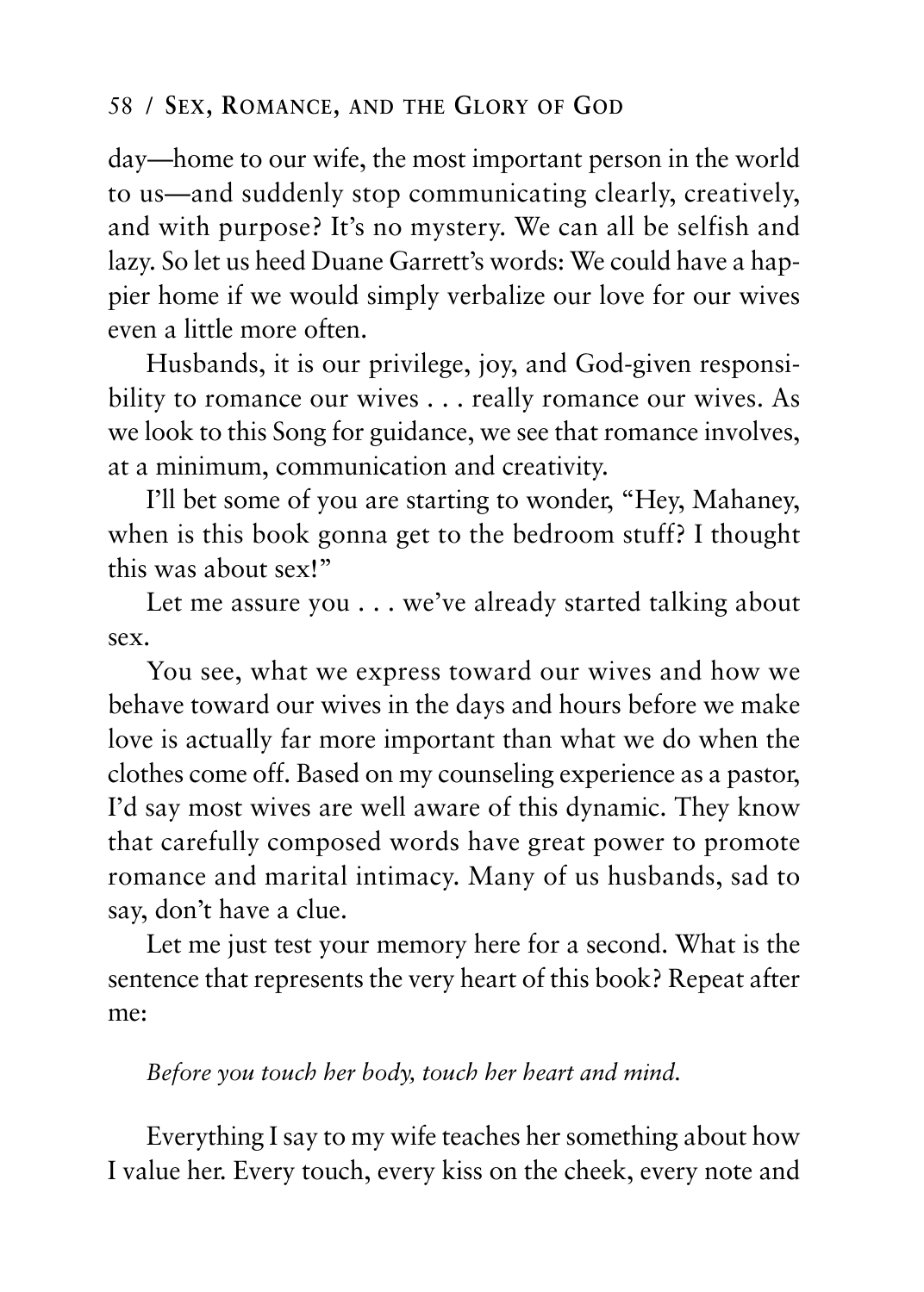day—home to our wife, the most important person in the world to us—and suddenly stop communicating clearly, creatively, and with purpose? It's no mystery. We can all be selfish and lazy. So let us heed Duane Garrett's words: We could have a happier home if we would simply verbalize our love for our wives even a little more often.

Husbands, it is our privilege, joy, and God-given responsibility to romance our wives . . . really romance our wives. As we look to this Song for guidance, we see that romance involves, at a minimum, communication and creativity.

I'll bet some of you are starting to wonder, "Hey, Mahaney, when is this book gonna get to the bedroom stuff? I thought this was about sex!"

Let me assure you . . . we've already started talking about sex.

You see, what we express toward our wives and how we behave toward our wives in the days and hours before we make love is actually far more important than what we do when the clothes come off. Based on my counseling experience as a pastor, I'd say most wives are well aware of this dynamic. They know that carefully composed words have great power to promote romance and marital intimacy. Many of us husbands, sad to say, don't have a clue.

Let me just test your memory here for a second. What is the sentence that represents the very heart of this book? Repeat after me:

*Before you touch her body, touch her heart and mind.*

Everything I say to my wife teaches her something about how I value her. Every touch, every kiss on the cheek, every note and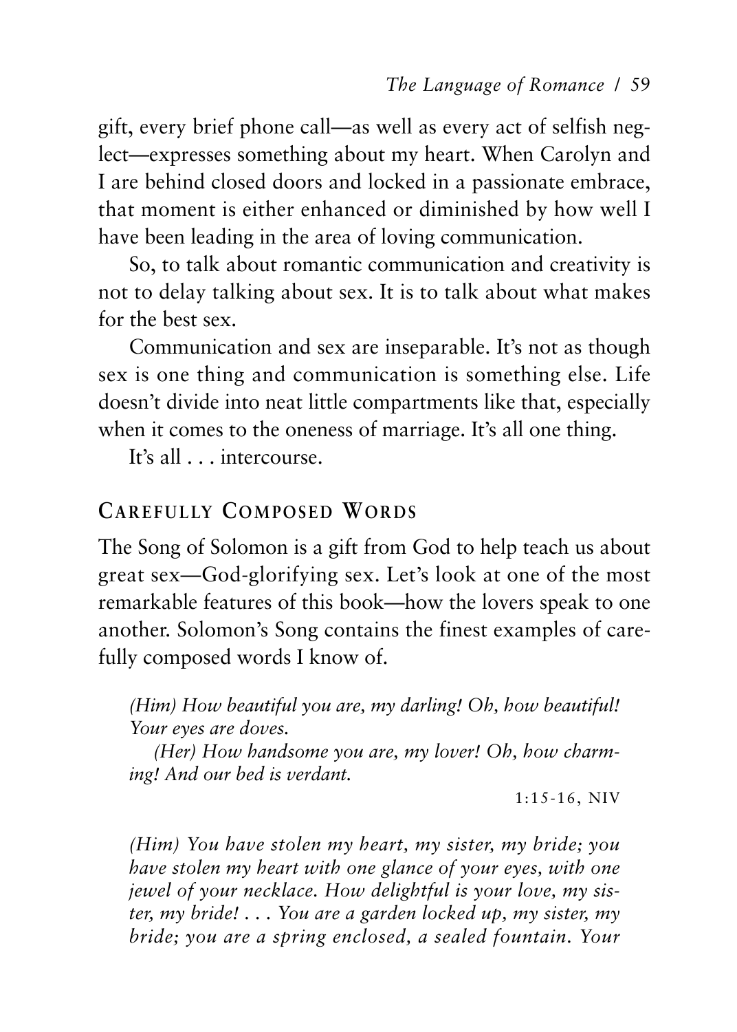gift, every brief phone call—as well as every act of selfish neglect—expresses something about my heart. When Carolyn and I are behind closed doors and locked in a passionate embrace, that moment is either enhanced or diminished by how well I have been leading in the area of loving communication.

So, to talk about romantic communication and creativity is not to delay talking about sex. It is to talk about what makes for the best sex.

Communication and sex are inseparable. It's not as though sex is one thing and communication is something else. Life doesn't divide into neat little compartments like that, especially when it comes to the oneness of marriage. It's all one thing.

It's all . . . intercourse.

## CAREFULLY COMPOSED WORDS

The Song of Solomon is a gift from God to help teach us about great sex—God-glorifying sex. Let's look at one of the most remarkable features of this book—how the lovers speak to one another. Solomon's Song contains the finest examples of carefully composed words I know of.

> *(Him) How beautiful you are, my darling! Oh, how beautiful! Your eyes are doves.*
>
> *(Her) How handsome you are, my lover! Oh, how charming! And our bed is verdant.*
>
> 1:15-16, NIV

> *(Him) You have stolen my heart, my sister, my bride; you have stolen my heart with one glance of your eyes, with one jewel of your necklace. How delightful is your love, my sister, my bride! . . . You are a garden locked up, my sister, my bride; you are a spring enclosed, a sealed fountain. Your*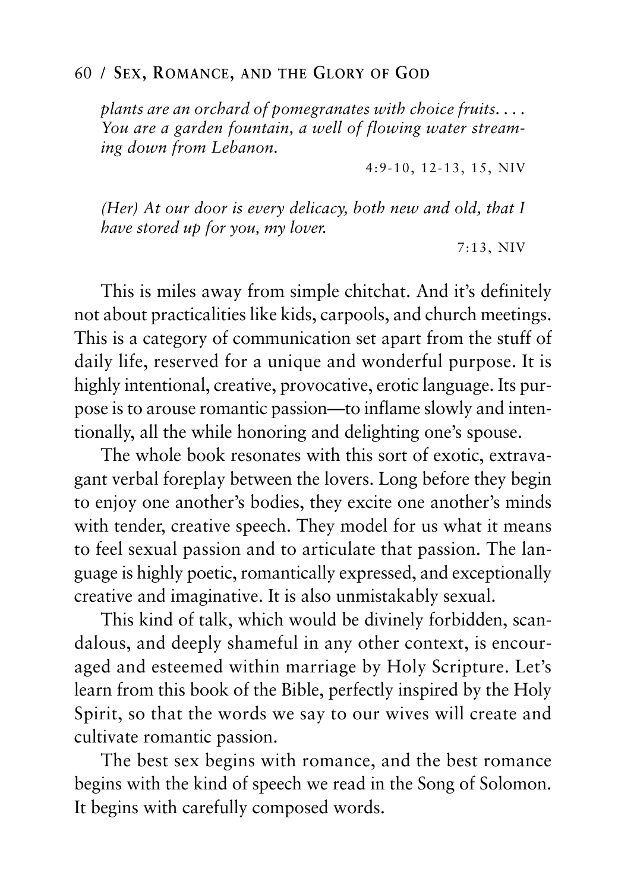*plants are an orchard of pomegranates with choice fruits. . . . You are a garden fountain, a well of flowing water streaming down from Lebanon.*

4:9-10, 12-13, 15, NIV

*(Her) At our door is every delicacy, both new and old, that I have stored up for you, my lover.*

7:13, NIV

This is miles away from simple chitchat. And it's definitely not about practicalities like kids, carpools, and church meetings. This is a category of communication set apart from the stuff of daily life, reserved for a unique and wonderful purpose. It is highly intentional, creative, provocative, erotic language. Its purpose is to arouse romantic passion—to inflame slowly and intentionally, all the while honoring and delighting one's spouse.

The whole book resonates with this sort of exotic, extravagant verbal foreplay between the lovers. Long before they begin to enjoy one another's bodies, they excite one another's minds with tender, creative speech. They model for us what it means to feel sexual passion and to articulate that passion. The language is highly poetic, romantically expressed, and exceptionally creative and imaginative. It is also unmistakably sexual.

This kind of talk, which would be divinely forbidden, scandalous, and deeply shameful in any other context, is encouraged and esteemed within marriage by Holy Scripture. Let's learn from this book of the Bible, perfectly inspired by the Holy Spirit, so that the words we say to our wives will create and cultivate romantic passion.

The best sex begins with romance, and the best romance begins with the kind of speech we read in the Song of Solomon. It begins with carefully composed words.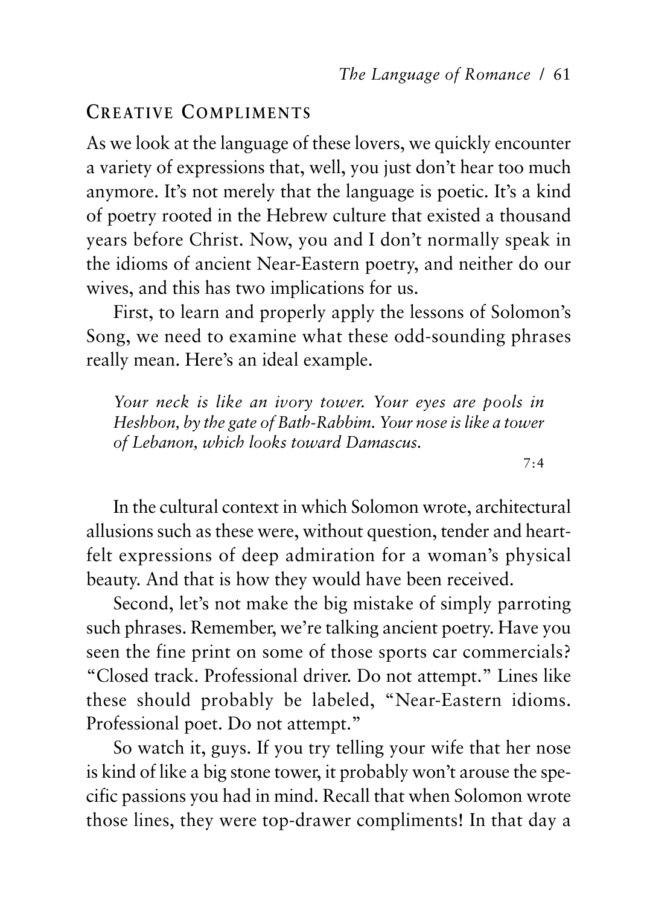## Creative Compliments

As we look at the language of these lovers, we quickly encounter a variety of expressions that, well, you just don't hear too much anymore. It's not merely that the language is poetic. It's a kind of poetry rooted in the Hebrew culture that existed a thousand years before Christ. Now, you and I don't normally speak in the idioms of ancient Near-Eastern poetry, and neither do our wives, and this has two implications for us.

First, to learn and properly apply the lessons of Solomon's Song, we need to examine what these odd-sounding phrases really mean. Here's an ideal example.

> *Your neck is like an ivory tower. Your eyes are pools in Heshbon, by the gate of Bath-Rabbim. Your nose is like a tower of Lebanon, which looks toward Damascus.*
>
> 7:4

In the cultural context in which Solomon wrote, architectural allusions such as these were, without question, tender and heartfelt expressions of deep admiration for a woman's physical beauty. And that is how they would have been received.

Second, let's not make the big mistake of simply parroting such phrases. Remember, we're talking ancient poetry. Have you seen the fine print on some of those sports car commercials? "Closed track. Professional driver. Do not attempt." Lines like these should probably be labeled, "Near-Eastern idioms. Professional poet. Do not attempt."

So watch it, guys. If you try telling your wife that her nose is kind of like a big stone tower, it probably won't arouse the specific passions you had in mind. Recall that when Solomon wrote those lines, they were top-drawer compliments! In that day a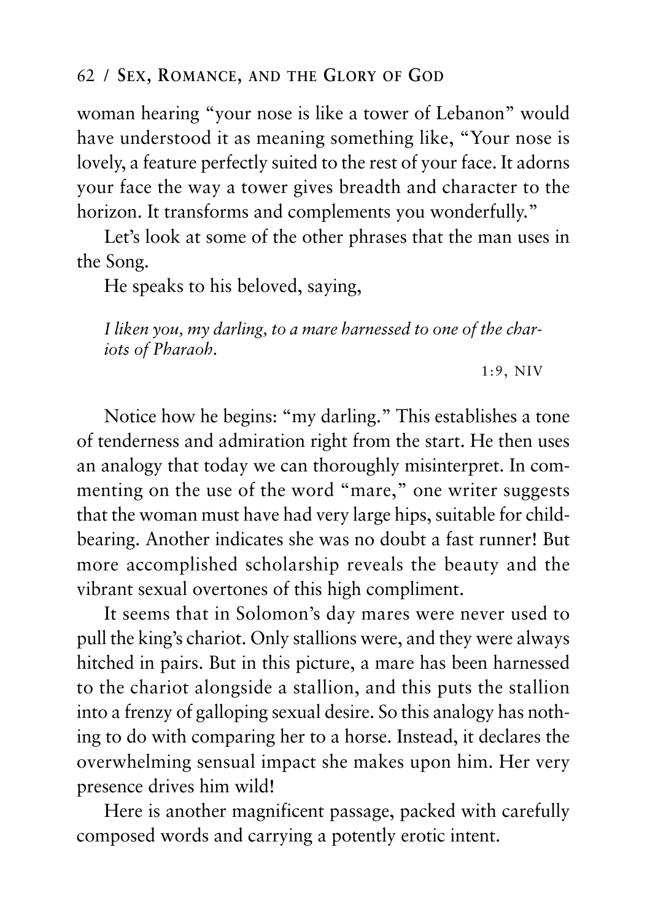woman hearing "your nose is like a tower of Lebanon" would have understood it as meaning something like, "Your nose is lovely, a feature perfectly suited to the rest of your face. It adorns your face the way a tower gives breadth and character to the horizon. It transforms and complements you wonderfully."

Let's look at some of the other phrases that the man uses in the Song.

He speaks to his beloved, saying,

> *I liken you, my darling, to a mare harnessed to one of the chariots of Pharaoh.*
>
> 1:9, NIV

Notice how he begins: "my darling." This establishes a tone of tenderness and admiration right from the start. He then uses an analogy that today we can thoroughly misinterpret. In commenting on the use of the word "mare," one writer suggests that the woman must have had very large hips, suitable for childbearing. Another indicates she was no doubt a fast runner! But more accomplished scholarship reveals the beauty and the vibrant sexual overtones of this high compliment.

It seems that in Solomon's day mares were never used to pull the king's chariot. Only stallions were, and they were always hitched in pairs. But in this picture, a mare has been harnessed to the chariot alongside a stallion, and this puts the stallion into a frenzy of galloping sexual desire. So this analogy has nothing to do with comparing her to a horse. Instead, it declares the overwhelming sensual impact she makes upon him. Her very presence drives him wild!

Here is another magnificent passage, packed with carefully composed words and carrying a potently erotic intent.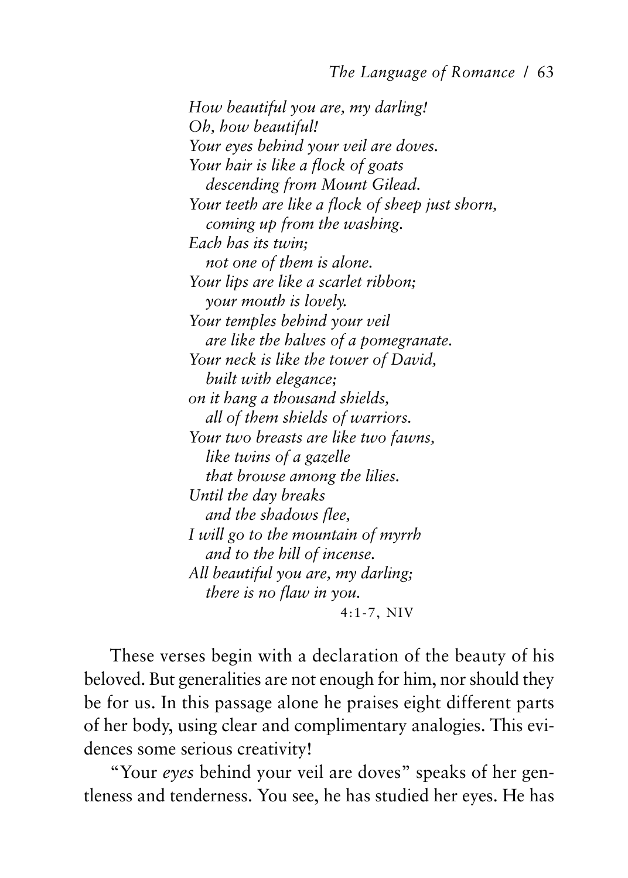*How beautiful you are, my darling!*
*Oh, how beautiful!*
*Your eyes behind your veil are doves.*
*Your hair is like a flock of goats*
*descending from Mount Gilead.*
*Your teeth are like a flock of sheep just shorn,*
*coming up from the washing.*
*Each has its twin;*
*not one of them is alone.*
*Your lips are like a scarlet ribbon;*
*your mouth is lovely.*
*Your temples behind your veil*
*are like the halves of a pomegranate.*
*Your neck is like the tower of David,*
*built with elegance;*
*on it hang a thousand shields,*
*all of them shields of warriors.*
*Your two breasts are like two fawns,*
*like twins of a gazelle*
*that browse among the lilies.*
*Until the day breaks*
*and the shadows flee,*
*I will go to the mountain of myrrh*
*and to the hill of incense.*
*All beautiful you are, my darling;*
*there is no flaw in you.*

4:1-7, NIV

These verses begin with a declaration of the beauty of his beloved. But generalities are not enough for him, nor should they be for us. In this passage alone he praises eight different parts of her body, using clear and complimentary analogies. This evidences some serious creativity!

"Your *eyes* behind your veil are doves" speaks of her gentleness and tenderness. You see, he has studied her eyes. He has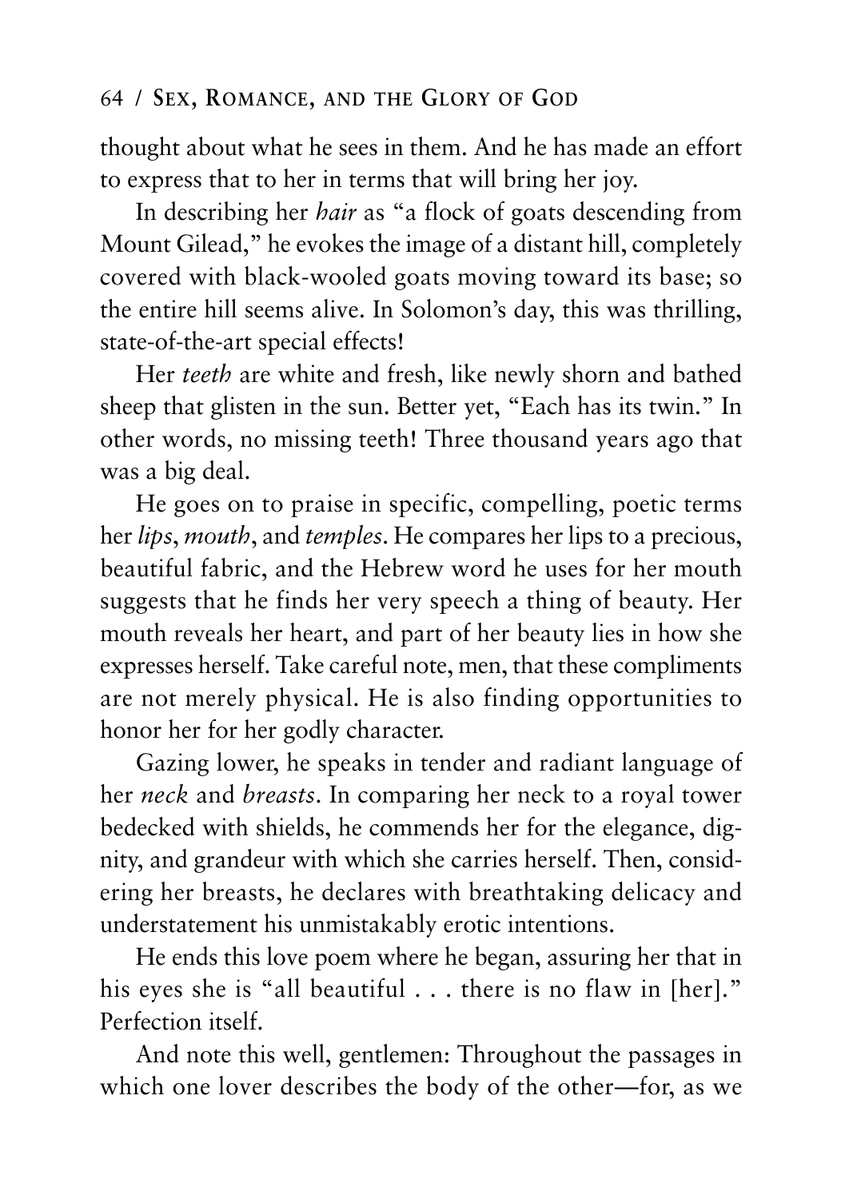thought about what he sees in them. And he has made an effort to express that to her in terms that will bring her joy.

In describing her *hair* as "a flock of goats descending from Mount Gilead," he evokes the image of a distant hill, completely covered with black-wooled goats moving toward its base; so the entire hill seems alive. In Solomon's day, this was thrilling, state-of-the-art special effects!

Her *teeth* are white and fresh, like newly shorn and bathed sheep that glisten in the sun. Better yet, "Each has its twin." In other words, no missing teeth! Three thousand years ago that was a big deal.

He goes on to praise in specific, compelling, poetic terms her *lips*, *mouth*, and *temples*. He compares her lips to a precious, beautiful fabric, and the Hebrew word he uses for her mouth suggests that he finds her very speech a thing of beauty. Her mouth reveals her heart, and part of her beauty lies in how she expresses herself. Take careful note, men, that these compliments are not merely physical. He is also finding opportunities to honor her for her godly character.

Gazing lower, he speaks in tender and radiant language of her *neck* and *breasts*. In comparing her neck to a royal tower bedecked with shields, he commends her for the elegance, dignity, and grandeur with which she carries herself. Then, considering her breasts, he declares with breathtaking delicacy and understatement his unmistakably erotic intentions.

He ends this love poem where he began, assuring her that in his eyes she is "all beautiful . . . there is no flaw in [her]." Perfection itself.

And note this well, gentlemen: Throughout the passages in which one lover describes the body of the other—for, as we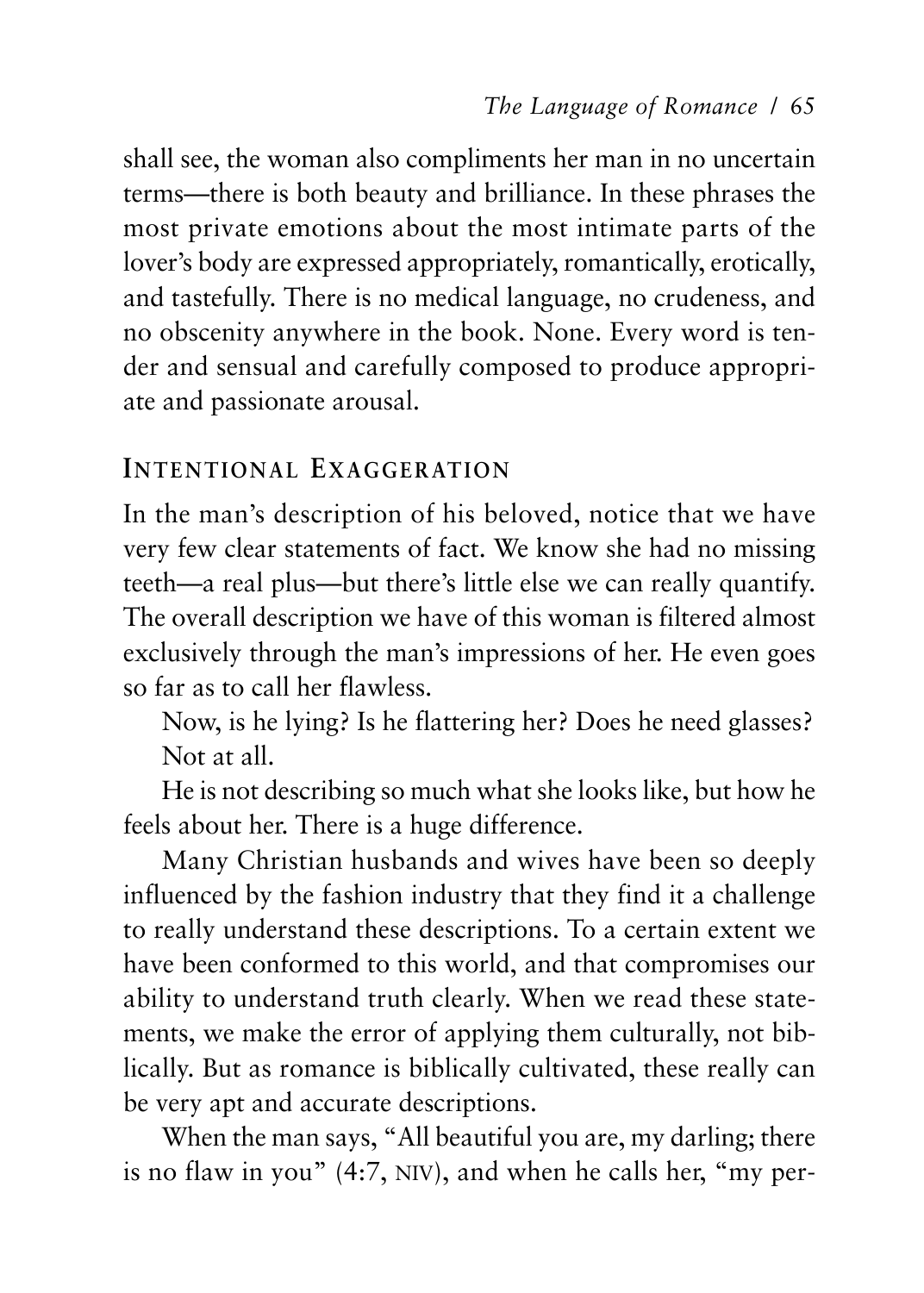shall see, the woman also compliments her man in no uncertain terms—there is both beauty and brilliance. In these phrases the most private emotions about the most intimate parts of the lover's body are expressed appropriately, romantically, erotically, and tastefully. There is no medical language, no crudeness, and no obscenity anywhere in the book. None. Every word is tender and sensual and carefully composed to produce appropriate and passionate arousal.

## Intentional Exaggeration

In the man's description of his beloved, notice that we have very few clear statements of fact. We know she had no missing teeth—a real plus—but there's little else we can really quantify. The overall description we have of this woman is filtered almost exclusively through the man's impressions of her. He even goes so far as to call her flawless.

Now, is he lying? Is he flattering her? Does he need glasses? Not at all.

He is not describing so much what she looks like, but how he feels about her. There is a huge difference.

Many Christian husbands and wives have been so deeply influenced by the fashion industry that they find it a challenge to really understand these descriptions. To a certain extent we have been conformed to this world, and that compromises our ability to understand truth clearly. When we read these statements, we make the error of applying them culturally, not biblically. But as romance is biblically cultivated, these really can be very apt and accurate descriptions.

When the man says, "All beautiful you are, my darling; there is no flaw in you" (4:7, NIV), and when he calls her, "my per-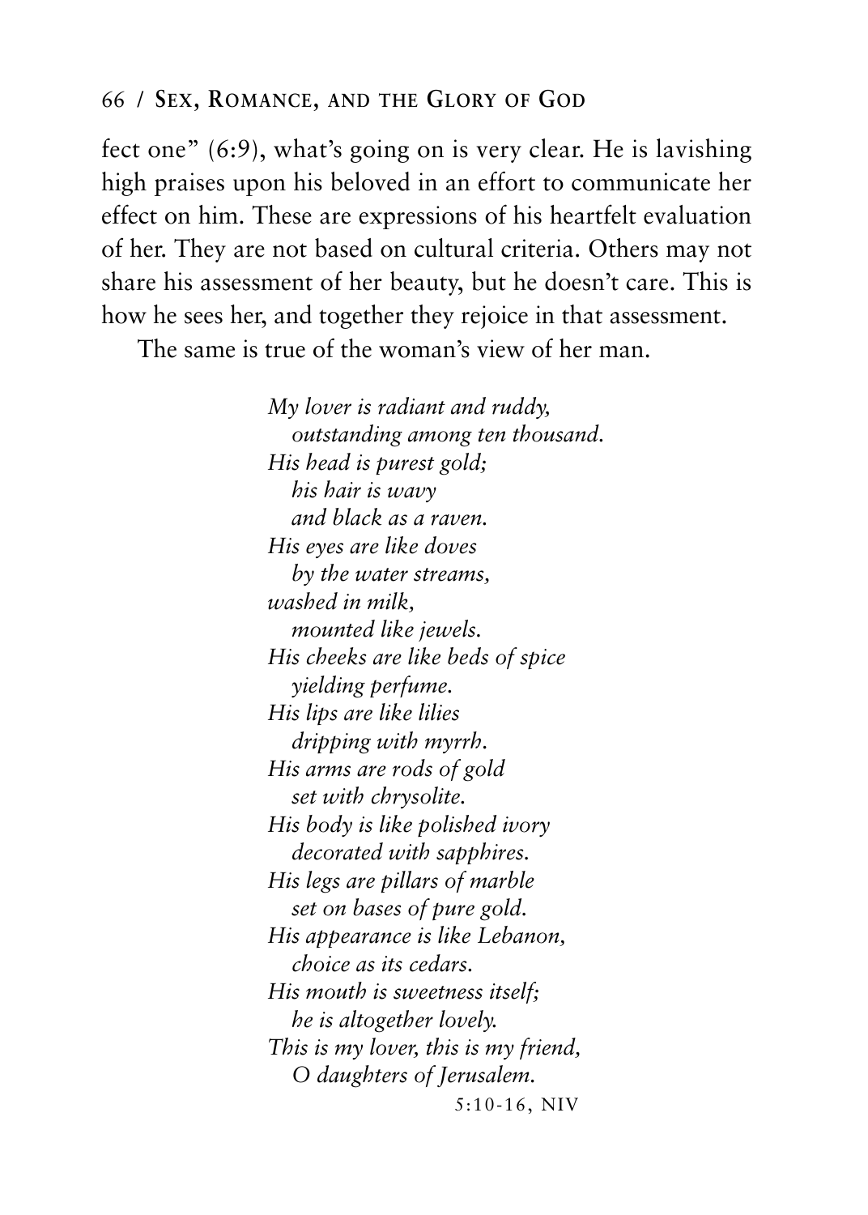fect one" (6:9), what's going on is very clear. He is lavishing high praises upon his beloved in an effort to communicate her effect on him. These are expressions of his heartfelt evaluation of her. They are not based on cultural criteria. Others may not share his assessment of her beauty, but he doesn't care. This is how he sees her, and together they rejoice in that assessment.

The same is true of the woman's view of her man.

> *My lover is radiant and ruddy,*
> *outstanding among ten thousand.*
> *His head is purest gold;*
> *his hair is wavy*
> *and black as a raven.*
> *His eyes are like doves*
> *by the water streams,*
> *washed in milk,*
> *mounted like jewels.*
> *His cheeks are like beds of spice*
> *yielding perfume.*
> *His lips are like lilies*
> *dripping with myrrh.*
> *His arms are rods of gold*
> *set with chrysolite.*
> *His body is like polished ivory*
> *decorated with sapphires.*
> *His legs are pillars of marble*
> *set on bases of pure gold.*
> *His appearance is like Lebanon,*
> *choice as its cedars.*
> *His mouth is sweetness itself;*
> *he is altogether lovely.*
> *This is my lover, this is my friend,*
> *O daughters of Jerusalem.*
>
> 5:10-16, NIV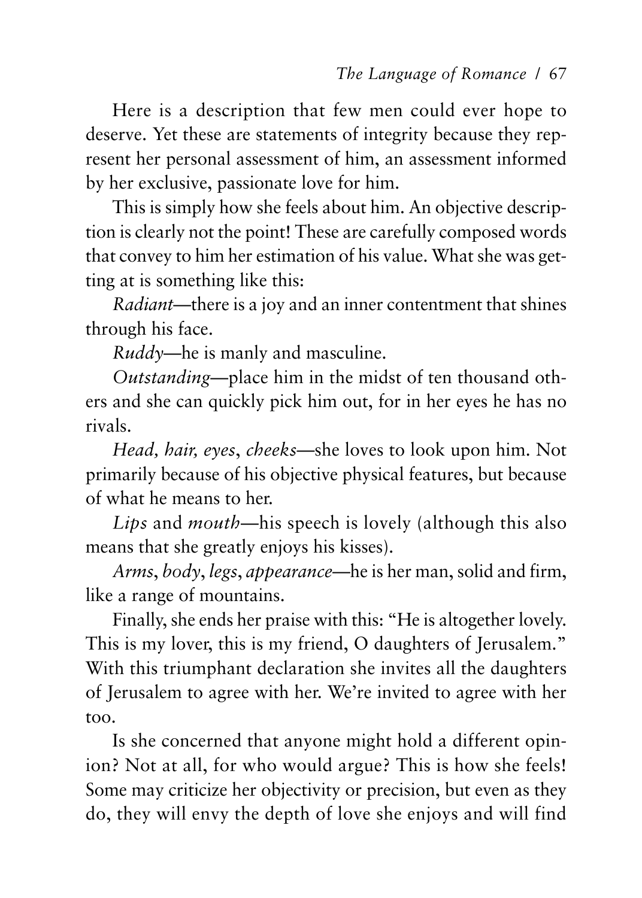Here is a description that few men could ever hope to deserve. Yet these are statements of integrity because they represent her personal assessment of him, an assessment informed by her exclusive, passionate love for him.

This is simply how she feels about him. An objective description is clearly not the point! These are carefully composed words that convey to him her estimation of his value. What she was getting at is something like this:

*Radiant*—there is a joy and an inner contentment that shines through his face.

*Ruddy*—he is manly and masculine.

*Outstanding*—place him in the midst of ten thousand others and she can quickly pick him out, for in her eyes he has no rivals.

*Head, hair, eyes*, *cheeks*—she loves to look upon him. Not primarily because of his objective physical features, but because of what he means to her.

*Lips* and *mouth*—his speech is lovely (although this also means that she greatly enjoys his kisses).

*Arms*, *body*, *legs*, *appearance*—he is her man, solid and firm, like a range of mountains.

Finally, she ends her praise with this: "He is altogether lovely. This is my lover, this is my friend, O daughters of Jerusalem." With this triumphant declaration she invites all the daughters of Jerusalem to agree with her. We're invited to agree with her too.

Is she concerned that anyone might hold a different opinion? Not at all, for who would argue? This is how she feels! Some may criticize her objectivity or precision, but even as they do, they will envy the depth of love she enjoys and will find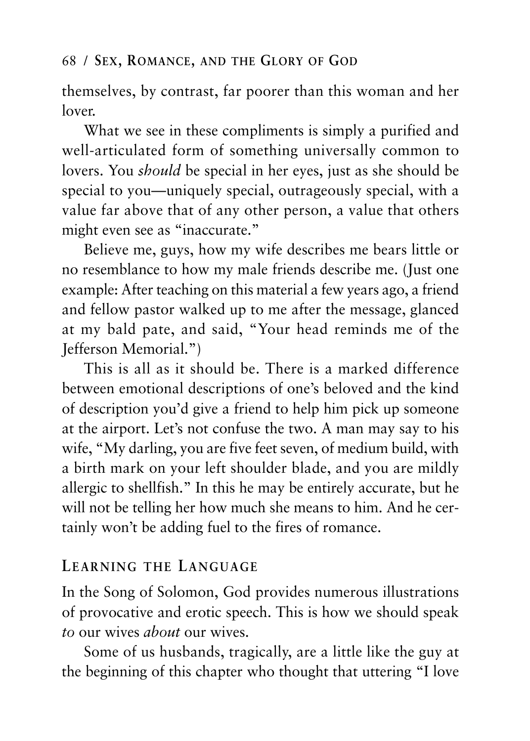themselves, by contrast, far poorer than this woman and her lover.

What we see in these compliments is simply a purified and well-articulated form of something universally common to lovers. You *should* be special in her eyes, just as she should be special to you—uniquely special, outrageously special, with a value far above that of any other person, a value that others might even see as "inaccurate."

Believe me, guys, how my wife describes me bears little or no resemblance to how my male friends describe me. (Just one example: After teaching on this material a few years ago, a friend and fellow pastor walked up to me after the message, glanced at my bald pate, and said, "Your head reminds me of the Jefferson Memorial.")

This is all as it should be. There is a marked difference between emotional descriptions of one's beloved and the kind of description you'd give a friend to help him pick up someone at the airport. Let's not confuse the two. A man may say to his wife, "My darling, you are five feet seven, of medium build, with a birth mark on your left shoulder blade, and you are mildly allergic to shellfish." In this he may be entirely accurate, but he will not be telling her how much she means to him. And he certainly won't be adding fuel to the fires of romance.

## Learning the Language

In the Song of Solomon, God provides numerous illustrations of provocative and erotic speech. This is how we should speak *to* our wives *about* our wives.

Some of us husbands, tragically, are a little like the guy at the beginning of this chapter who thought that uttering "I love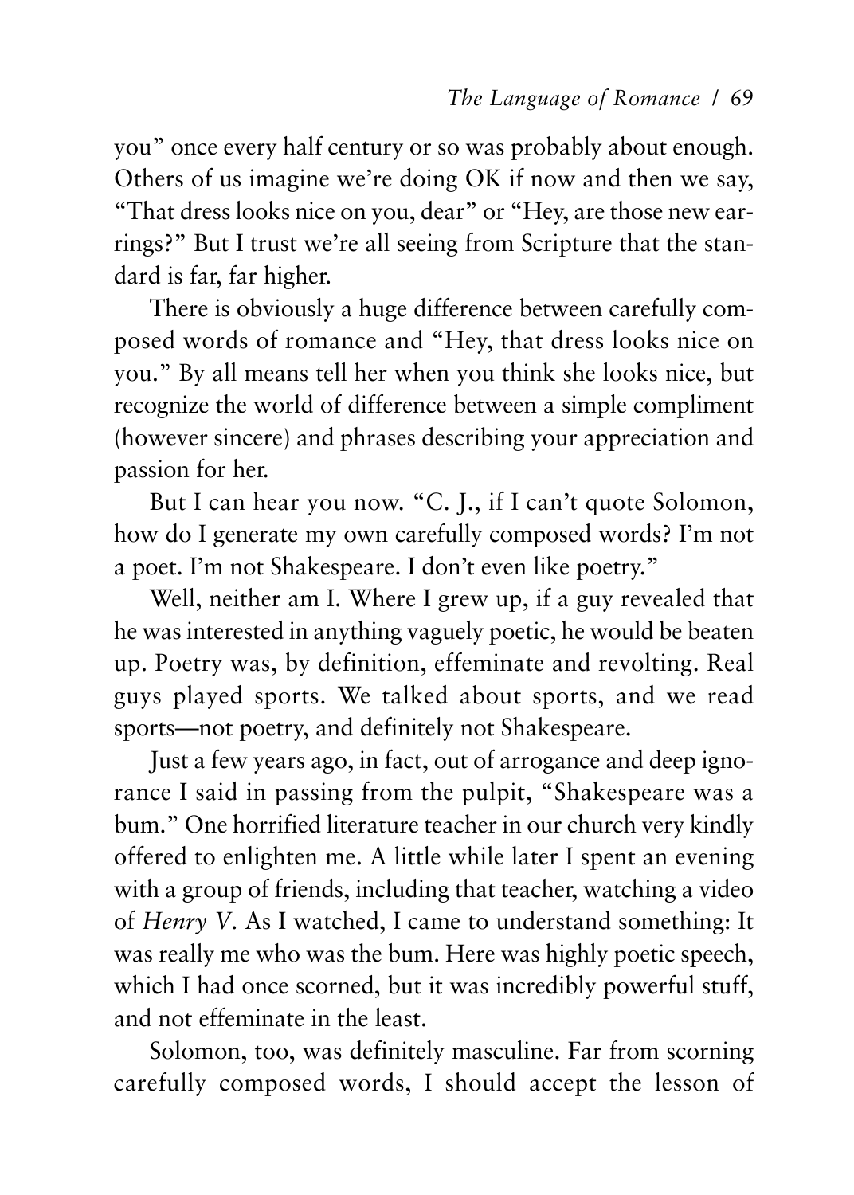you" once every half century or so was probably about enough. Others of us imagine we're doing OK if now and then we say, "That dress looks nice on you, dear" or "Hey, are those new earrings?" But I trust we're all seeing from Scripture that the standard is far, far higher.

There is obviously a huge difference between carefully composed words of romance and "Hey, that dress looks nice on you." By all means tell her when you think she looks nice, but recognize the world of difference between a simple compliment (however sincere) and phrases describing your appreciation and passion for her.

But I can hear you now. "C. J., if I can't quote Solomon, how do I generate my own carefully composed words? I'm not a poet. I'm not Shakespeare. I don't even like poetry."

Well, neither am I. Where I grew up, if a guy revealed that he was interested in anything vaguely poetic, he would be beaten up. Poetry was, by definition, effeminate and revolting. Real guys played sports. We talked about sports, and we read sports—not poetry, and definitely not Shakespeare.

Just a few years ago, in fact, out of arrogance and deep ignorance I said in passing from the pulpit, "Shakespeare was a bum." One horrified literature teacher in our church very kindly offered to enlighten me. A little while later I spent an evening with a group of friends, including that teacher, watching a video of *Henry V*. As I watched, I came to understand something: It was really me who was the bum. Here was highly poetic speech, which I had once scorned, but it was incredibly powerful stuff, and not effeminate in the least.

Solomon, too, was definitely masculine. Far from scorning carefully composed words, I should accept the lesson of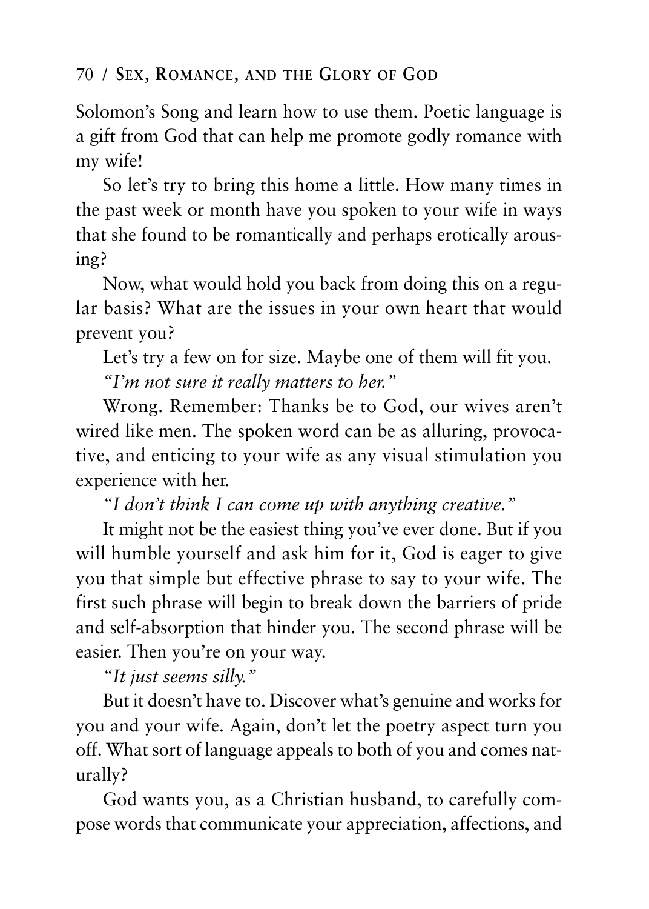Solomon's Song and learn how to use them. Poetic language is a gift from God that can help me promote godly romance with my wife!

So let's try to bring this home a little. How many times in the past week or month have you spoken to your wife in ways that she found to be romantically and perhaps erotically arousing?

Now, what would hold you back from doing this on a regular basis? What are the issues in your own heart that would prevent you?

Let's try a few on for size. Maybe one of them will fit you.

*"I'm not sure it really matters to her."*

Wrong. Remember: Thanks be to God, our wives aren't wired like men. The spoken word can be as alluring, provocative, and enticing to your wife as any visual stimulation you experience with her.

*"I don't think I can come up with anything creative."*

It might not be the easiest thing you've ever done. But if you will humble yourself and ask him for it, God is eager to give you that simple but effective phrase to say to your wife. The first such phrase will begin to break down the barriers of pride and self-absorption that hinder you. The second phrase will be easier. Then you're on your way.

*"It just seems silly."*

But it doesn't have to. Discover what's genuine and works for you and your wife. Again, don't let the poetry aspect turn you off. What sort of language appeals to both of you and comes naturally?

God wants you, as a Christian husband, to carefully compose words that communicate your appreciation, affections, and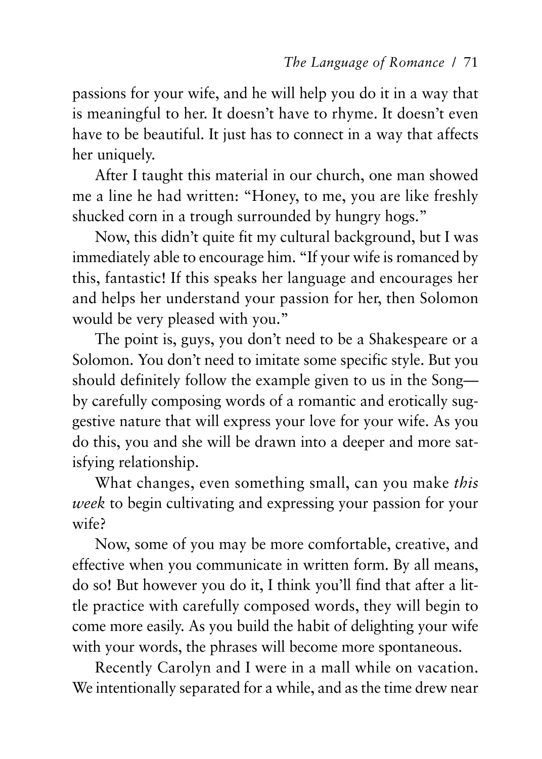passions for your wife, and he will help you do it in a way that is meaningful to her. It doesn't have to rhyme. It doesn't even have to be beautiful. It just has to connect in a way that affects her uniquely.

After I taught this material in our church, one man showed me a line he had written: "Honey, to me, you are like freshly shucked corn in a trough surrounded by hungry hogs."

Now, this didn't quite fit my cultural background, but I was immediately able to encourage him. "If your wife is romanced by this, fantastic! If this speaks her language and encourages her and helps her understand your passion for her, then Solomon would be very pleased with you."

The point is, guys, you don't need to be a Shakespeare or a Solomon. You don't need to imitate some specific style. But you should definitely follow the example given to us in the Song—by carefully composing words of a romantic and erotically suggestive nature that will express your love for your wife. As you do this, you and she will be drawn into a deeper and more satisfying relationship.

What changes, even something small, can you make *this week* to begin cultivating and expressing your passion for your wife?

Now, some of you may be more comfortable, creative, and effective when you communicate in written form. By all means, do so! But however you do it, I think you'll find that after a little practice with carefully composed words, they will begin to come more easily. As you build the habit of delighting your wife with your words, the phrases will become more spontaneous.

Recently Carolyn and I were in a mall while on vacation. We intentionally separated for a while, and as the time drew near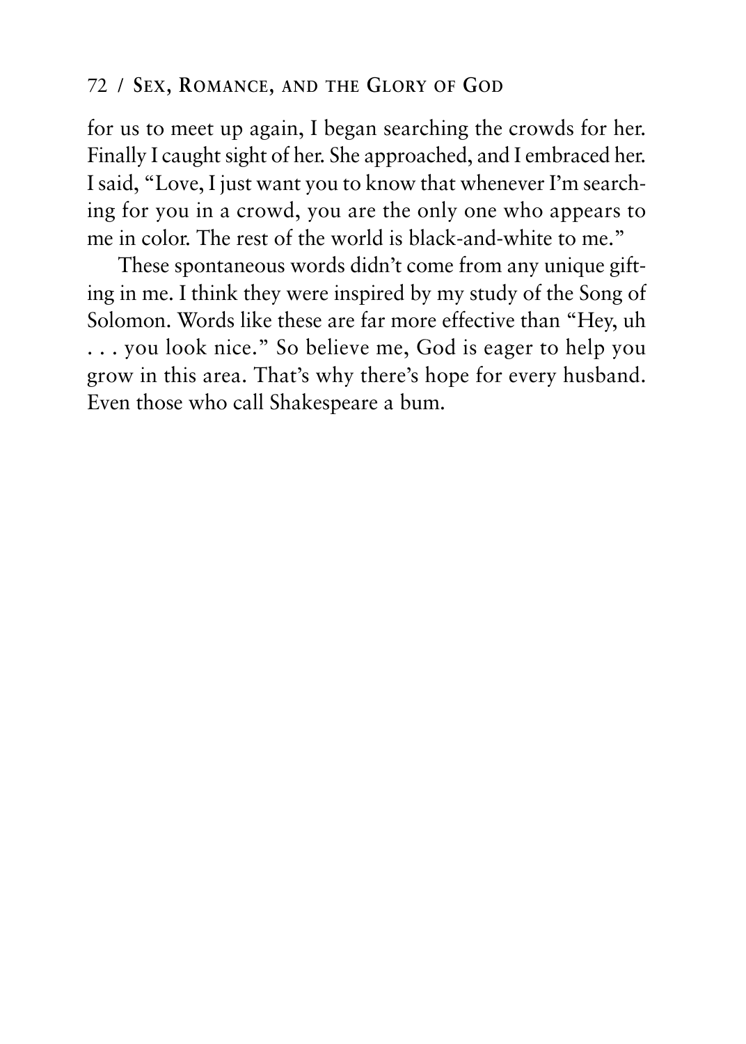for us to meet up again, I began searching the crowds for her. Finally I caught sight of her. She approached, and I embraced her. I said, "Love, I just want you to know that whenever I'm searching for you in a crowd, you are the only one who appears to me in color. The rest of the world is black-and-white to me."

These spontaneous words didn't come from any unique gifting in me. I think they were inspired by my study of the Song of Solomon. Words like these are far more effective than "Hey, uh . . . you look nice." So believe me, God is eager to help you grow in this area. That's why there's hope for every husband. Even those who call Shakespeare a bum.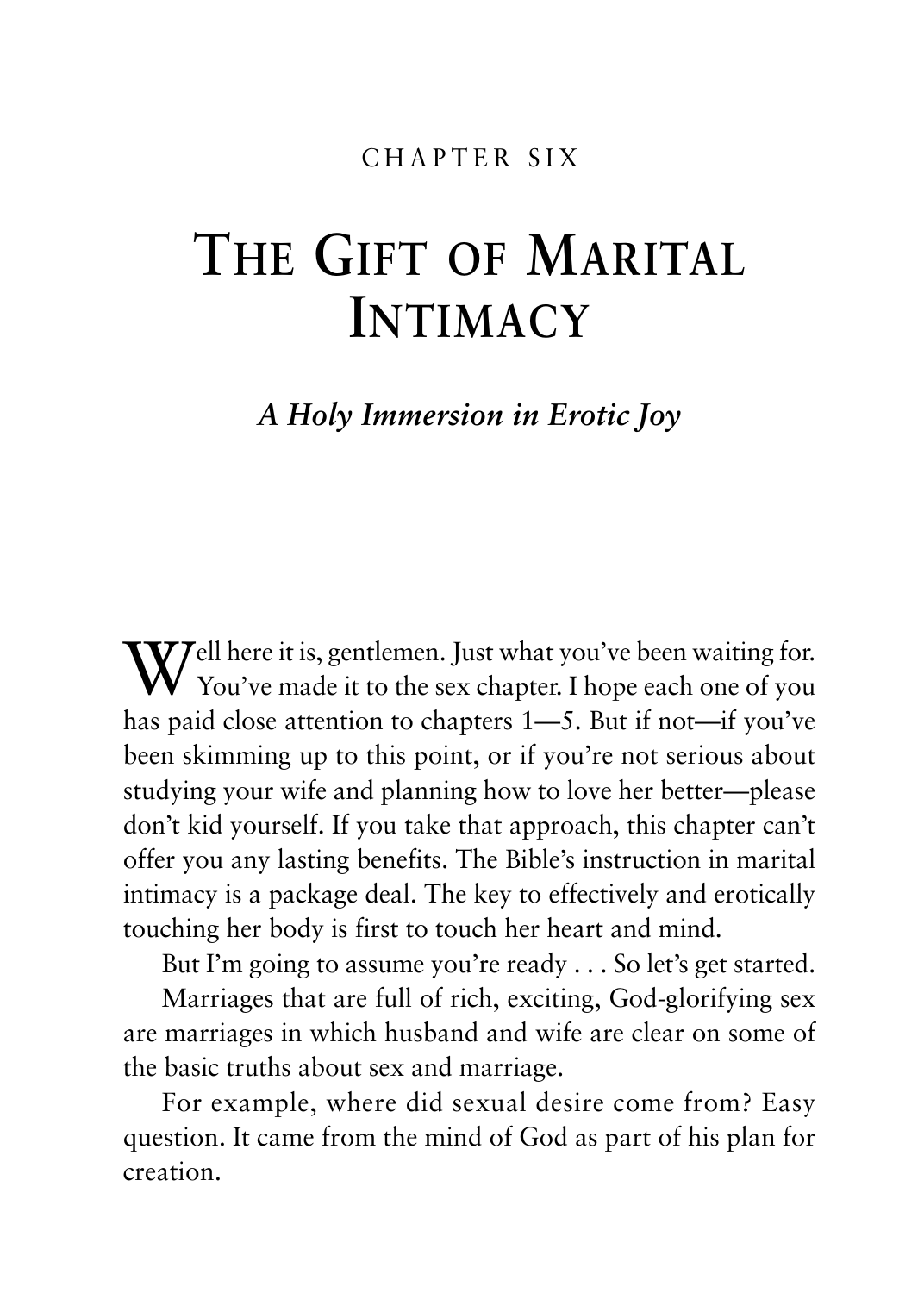CHAPTER SIX

# The Gift of Marital Intimacy

### *A Holy Immersion in Erotic Joy*

Well here it is, gentlemen. Just what you've been waiting for. You've made it to the sex chapter. I hope each one of you has paid close attention to chapters 1—5. But if not—if you've been skimming up to this point, or if you're not serious about studying your wife and planning how to love her better—please don't kid yourself. If you take that approach, this chapter can't offer you any lasting benefits. The Bible's instruction in marital intimacy is a package deal. The key to effectively and erotically touching her body is first to touch her heart and mind.

But I'm going to assume you're ready . . . So let's get started.

Marriages that are full of rich, exciting, God-glorifying sex are marriages in which husband and wife are clear on some of the basic truths about sex and marriage.

For example, where did sexual desire come from? Easy question. It came from the mind of God as part of his plan for creation.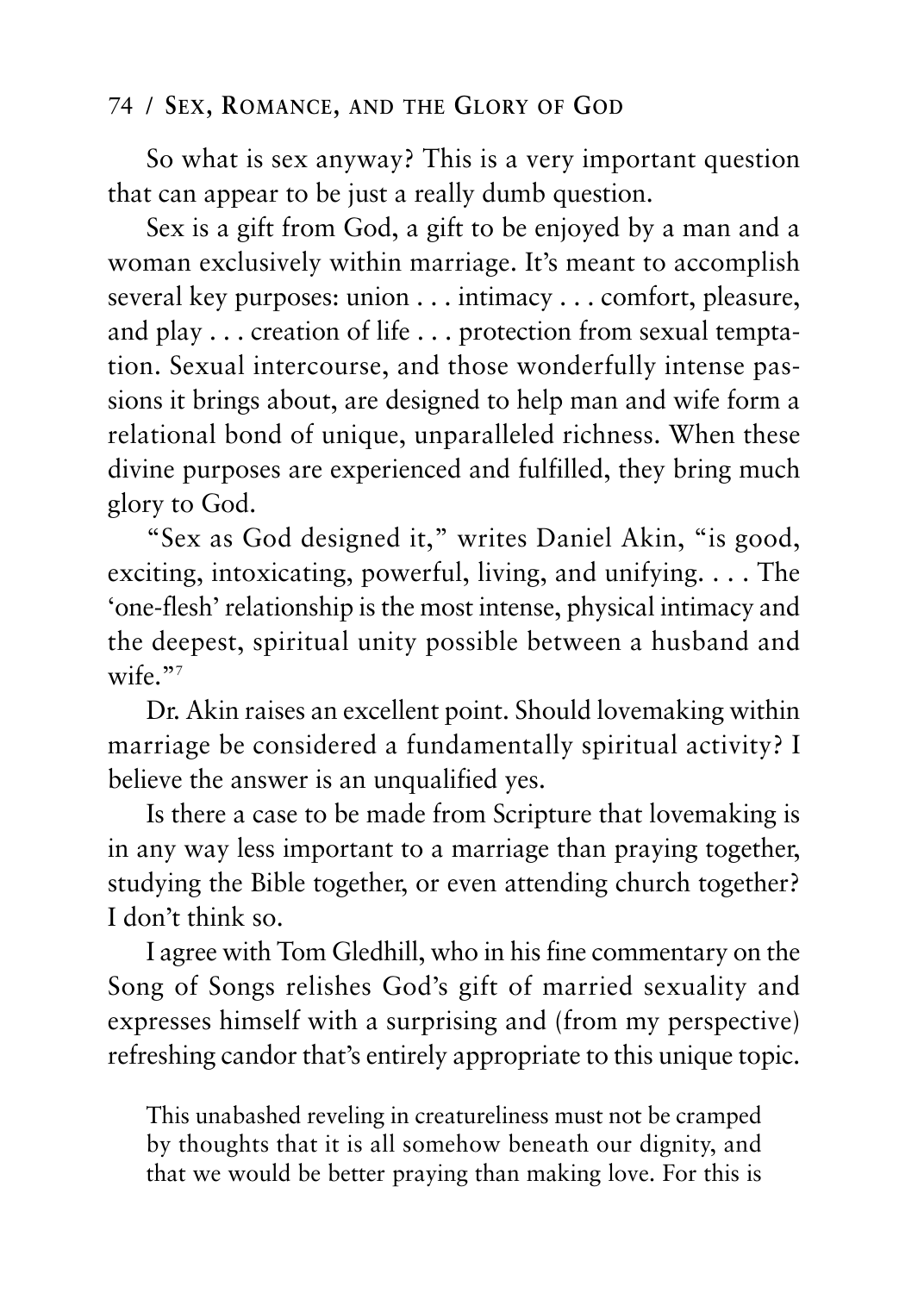So what is sex anyway? This is a very important question that can appear to be just a really dumb question.

Sex is a gift from God, a gift to be enjoyed by a man and a woman exclusively within marriage. It's meant to accomplish several key purposes: union . . . intimacy . . . comfort, pleasure, and play . . . creation of life . . . protection from sexual temptation. Sexual intercourse, and those wonderfully intense passions it brings about, are designed to help man and wife form a relational bond of unique, unparalleled richness. When these divine purposes are experienced and fulfilled, they bring much glory to God.

"Sex as God designed it," writes Daniel Akin, "is good, exciting, intoxicating, powerful, living, and unifying. . . . The 'one-flesh' relationship is the most intense, physical intimacy and the deepest, spiritual unity possible between a husband and wife."[7]

Dr. Akin raises an excellent point. Should lovemaking within marriage be considered a fundamentally spiritual activity? I believe the answer is an unqualified yes.

Is there a case to be made from Scripture that lovemaking is in any way less important to a marriage than praying together, studying the Bible together, or even attending church together? I don't think so.

I agree with Tom Gledhill, who in his fine commentary on the Song of Songs relishes God's gift of married sexuality and expresses himself with a surprising and (from my perspective) refreshing candor that's entirely appropriate to this unique topic.

> This unabashed reveling in creatureliness must not be cramped by thoughts that it is all somehow beneath our dignity, and that we would be better praying than making love. For this is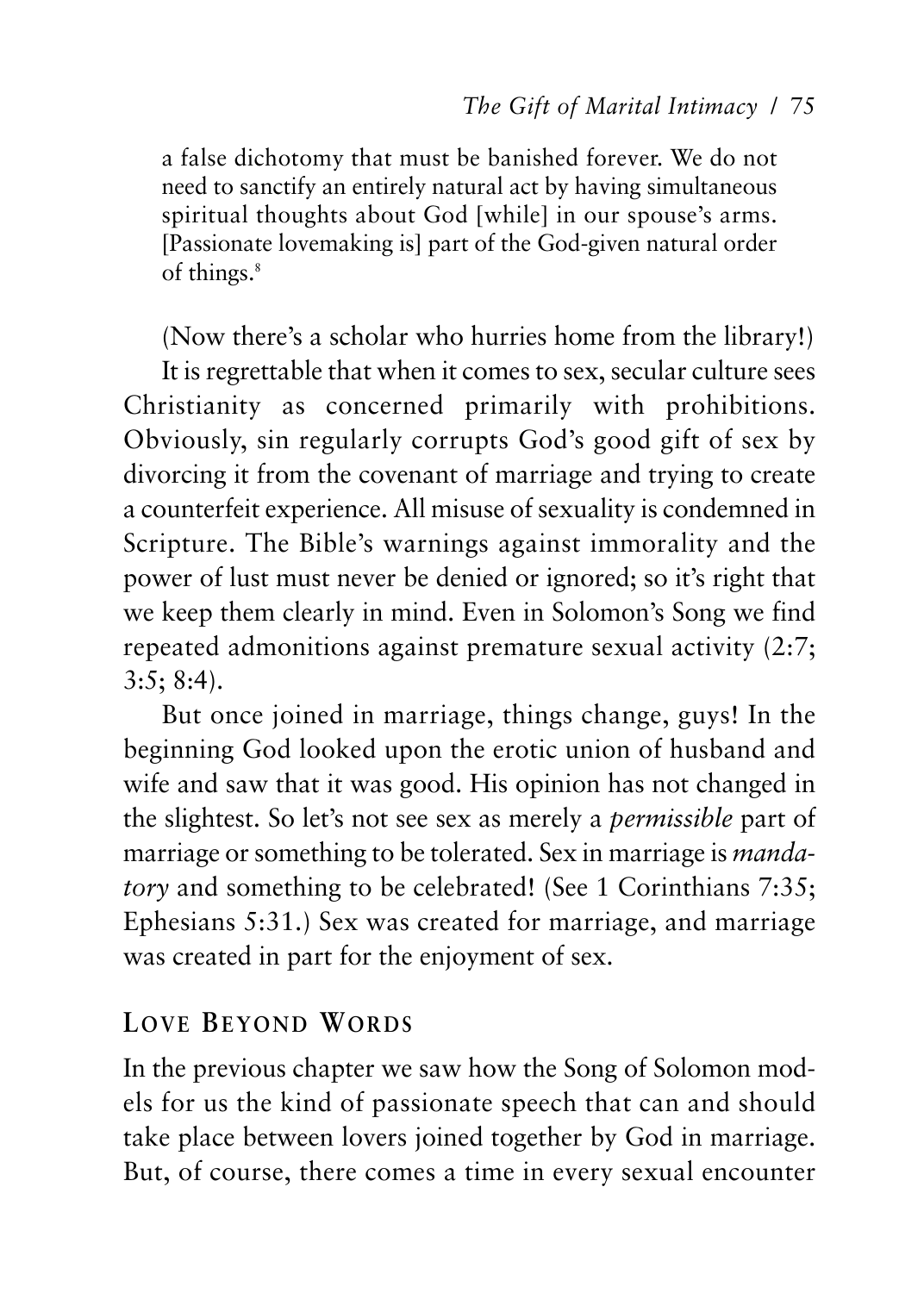> a false dichotomy that must be banished forever. We do not need to sanctify an entirely natural act by having simultaneous spiritual thoughts about God [while] in our spouse's arms. [Passionate lovemaking is] part of the God-given natural order of things.[8]

(Now there's a scholar who hurries home from the library!)

It is regrettable that when it comes to sex, secular culture sees Christianity as concerned primarily with prohibitions. Obviously, sin regularly corrupts God's good gift of sex by divorcing it from the covenant of marriage and trying to create a counterfeit experience. All misuse of sexuality is condemned in Scripture. The Bible's warnings against immorality and the power of lust must never be denied or ignored; so it's right that we keep them clearly in mind. Even in Solomon's Song we find repeated admonitions against premature sexual activity (2:7; 3:5; 8:4).

But once joined in marriage, things change, guys! In the beginning God looked upon the erotic union of husband and wife and saw that it was good. His opinion has not changed in the slightest. So let's not see sex as merely a *permissible* part of marriage or something to be tolerated. Sex in marriage is *mandatory* and something to be celebrated! (See 1 Corinthians 7:35; Ephesians 5:31.) Sex was created for marriage, and marriage was created in part for the enjoyment of sex.

## Love Beyond Words

In the previous chapter we saw how the Song of Solomon models for us the kind of passionate speech that can and should take place between lovers joined together by God in marriage. But, of course, there comes a time in every sexual encounter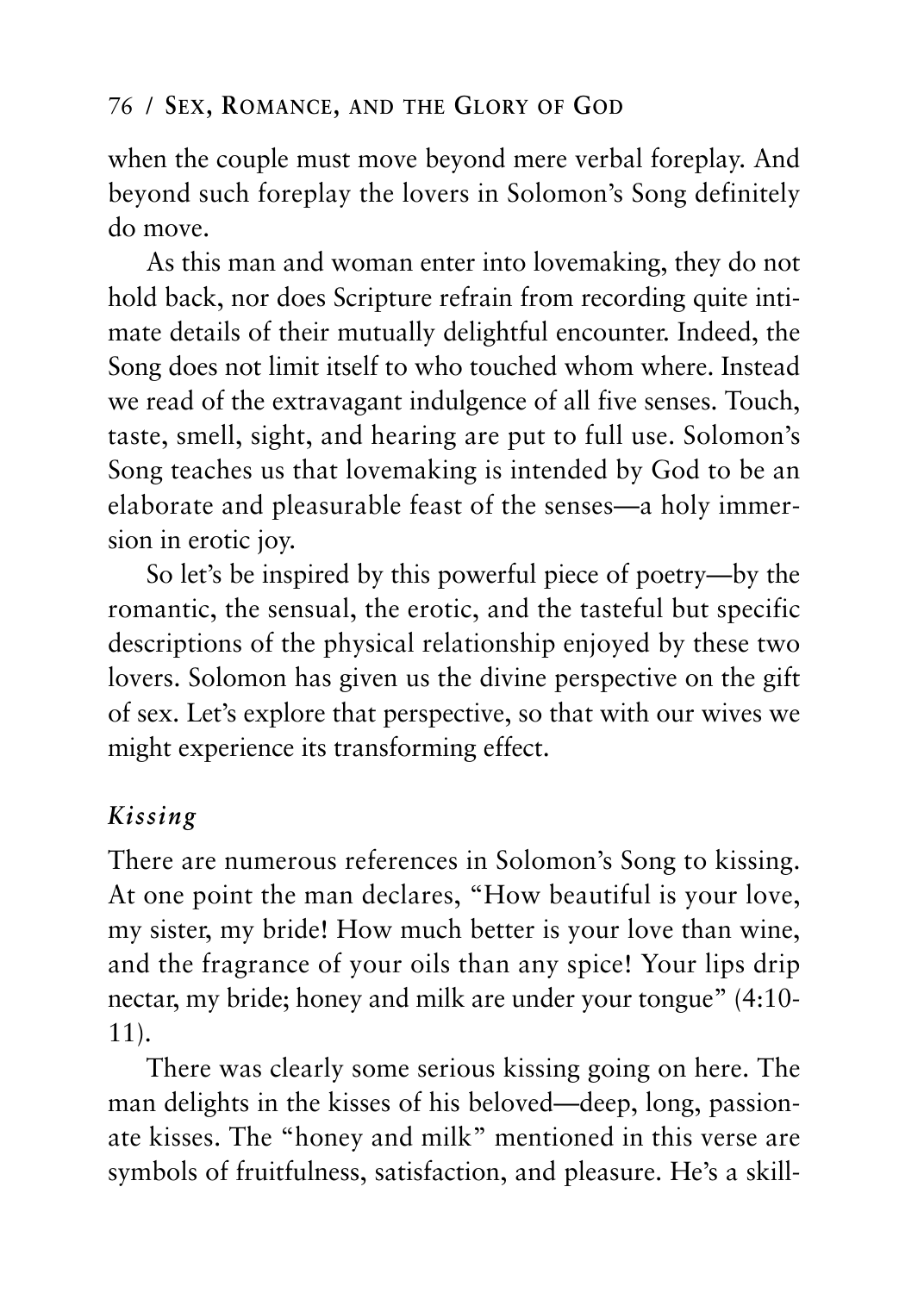when the couple must move beyond mere verbal foreplay. And beyond such foreplay the lovers in Solomon's Song definitely do move.

As this man and woman enter into lovemaking, they do not hold back, nor does Scripture refrain from recording quite intimate details of their mutually delightful encounter. Indeed, the Song does not limit itself to who touched whom where. Instead we read of the extravagant indulgence of all five senses. Touch, taste, smell, sight, and hearing are put to full use. Solomon's Song teaches us that lovemaking is intended by God to be an elaborate and pleasurable feast of the senses—a holy immersion in erotic joy.

So let's be inspired by this powerful piece of poetry—by the romantic, the sensual, the erotic, and the tasteful but specific descriptions of the physical relationship enjoyed by these two lovers. Solomon has given us the divine perspective on the gift of sex. Let's explore that perspective, so that with our wives we might experience its transforming effect.

### *Kissing*

There are numerous references in Solomon's Song to kissing. At one point the man declares, "How beautiful is your love, my sister, my bride! How much better is your love than wine, and the fragrance of your oils than any spice! Your lips drip nectar, my bride; honey and milk are under your tongue" (4:10-11).

There was clearly some serious kissing going on here. The man delights in the kisses of his beloved—deep, long, passionate kisses. The "honey and milk" mentioned in this verse are symbols of fruitfulness, satisfaction, and pleasure. He's a skill-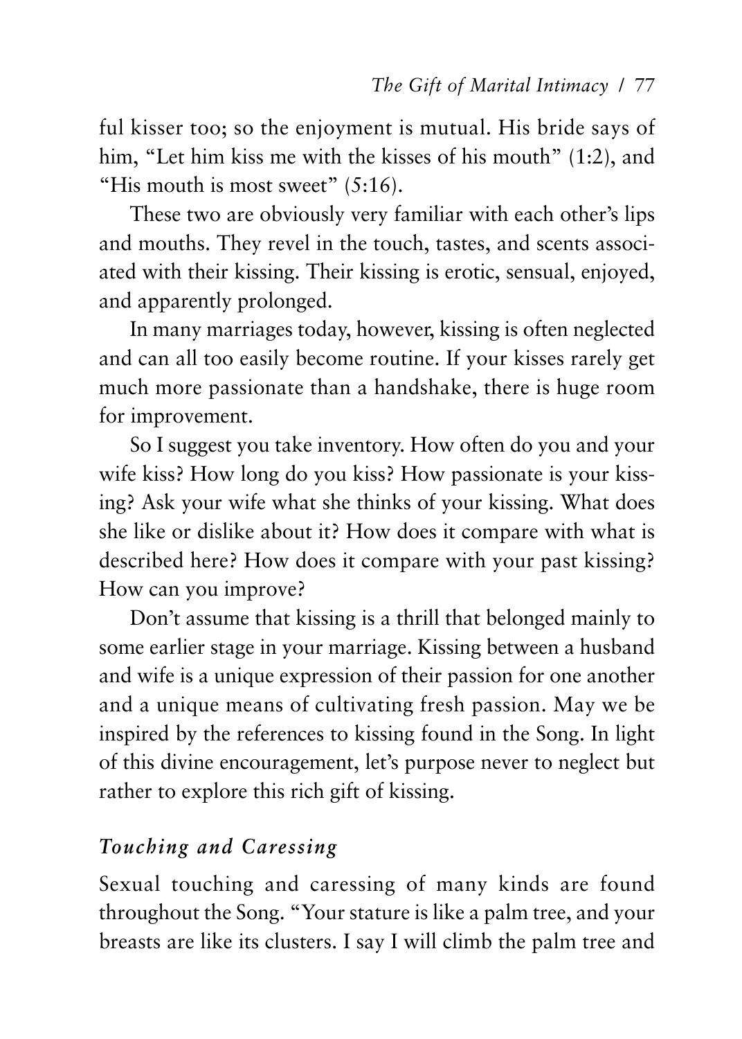ful kisser too; so the enjoyment is mutual. His bride says of him, "Let him kiss me with the kisses of his mouth" (1:2), and "His mouth is most sweet" (5:16).

These two are obviously very familiar with each other's lips and mouths. They revel in the touch, tastes, and scents associated with their kissing. Their kissing is erotic, sensual, enjoyed, and apparently prolonged.

In many marriages today, however, kissing is often neglected and can all too easily become routine. If your kisses rarely get much more passionate than a handshake, there is huge room for improvement.

So I suggest you take inventory. How often do you and your wife kiss? How long do you kiss? How passionate is your kissing? Ask your wife what she thinks of your kissing. What does she like or dislike about it? How does it compare with what is described here? How does it compare with your past kissing? How can you improve?

Don't assume that kissing is a thrill that belonged mainly to some earlier stage in your marriage. Kissing between a husband and wife is a unique expression of their passion for one another and a unique means of cultivating fresh passion. May we be inspired by the references to kissing found in the Song. In light of this divine encouragement, let's purpose never to neglect but rather to explore this rich gift of kissing.

### *Touching and Caressing*

Sexual touching and caressing of many kinds are found throughout the Song. "Your stature is like a palm tree, and your breasts are like its clusters. I say I will climb the palm tree and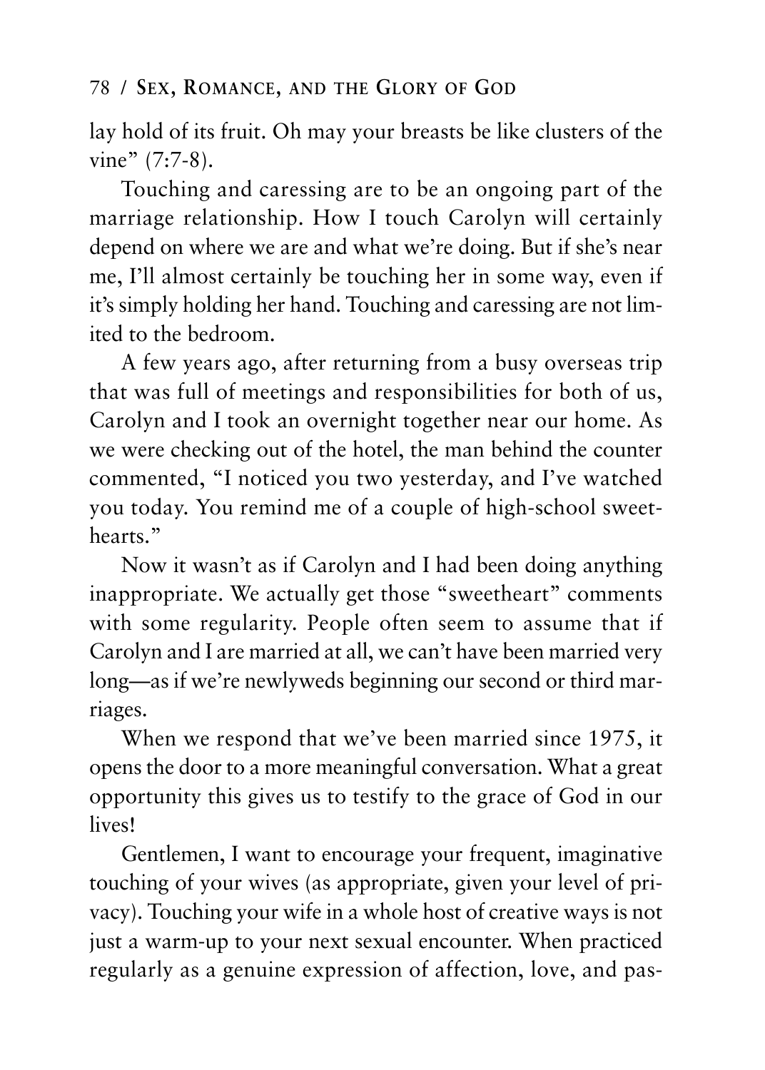lay hold of its fruit. Oh may your breasts be like clusters of the vine" (7:7-8).

Touching and caressing are to be an ongoing part of the marriage relationship. How I touch Carolyn will certainly depend on where we are and what we're doing. But if she's near me, I'll almost certainly be touching her in some way, even if it's simply holding her hand. Touching and caressing are not limited to the bedroom.

A few years ago, after returning from a busy overseas trip that was full of meetings and responsibilities for both of us, Carolyn and I took an overnight together near our home. As we were checking out of the hotel, the man behind the counter commented, "I noticed you two yesterday, and I've watched you today. You remind me of a couple of high-school sweethearts."

Now it wasn't as if Carolyn and I had been doing anything inappropriate. We actually get those "sweetheart" comments with some regularity. People often seem to assume that if Carolyn and I are married at all, we can't have been married very long—as if we're newlyweds beginning our second or third marriages.

When we respond that we've been married since 1975, it opens the door to a more meaningful conversation. What a great opportunity this gives us to testify to the grace of God in our lives!

Gentlemen, I want to encourage your frequent, imaginative touching of your wives (as appropriate, given your level of privacy). Touching your wife in a whole host of creative ways is not just a warm-up to your next sexual encounter. When practiced regularly as a genuine expression of affection, love, and pas-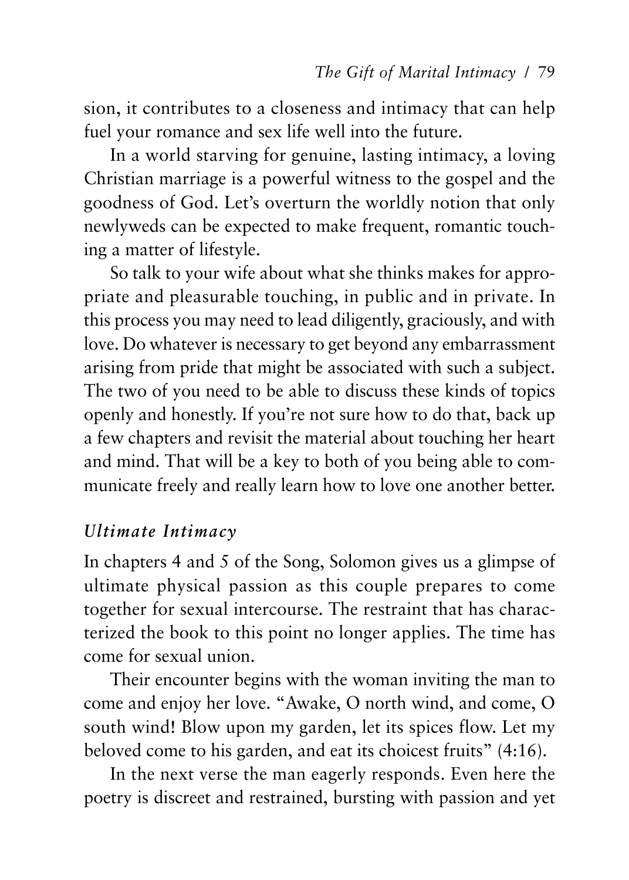sion, it contributes to a closeness and intimacy that can help fuel your romance and sex life well into the future.

In a world starving for genuine, lasting intimacy, a loving Christian marriage is a powerful witness to the gospel and the goodness of God. Let's overturn the worldly notion that only newlyweds can be expected to make frequent, romantic touching a matter of lifestyle.

So talk to your wife about what she thinks makes for appropriate and pleasurable touching, in public and in private. In this process you may need to lead diligently, graciously, and with love. Do whatever is necessary to get beyond any embarrassment arising from pride that might be associated with such a subject. The two of you need to be able to discuss these kinds of topics openly and honestly. If you're not sure how to do that, back up a few chapters and revisit the material about touching her heart and mind. That will be a key to both of you being able to communicate freely and really learn how to love one another better.

### *Ultimate Intimacy*

In chapters 4 and 5 of the Song, Solomon gives us a glimpse of ultimate physical passion as this couple prepares to come together for sexual intercourse. The restraint that has characterized the book to this point no longer applies. The time has come for sexual union.

Their encounter begins with the woman inviting the man to come and enjoy her love. "Awake, O north wind, and come, O south wind! Blow upon my garden, let its spices flow. Let my beloved come to his garden, and eat its choicest fruits" (4:16).

In the next verse the man eagerly responds. Even here the poetry is discreet and restrained, bursting with passion and yet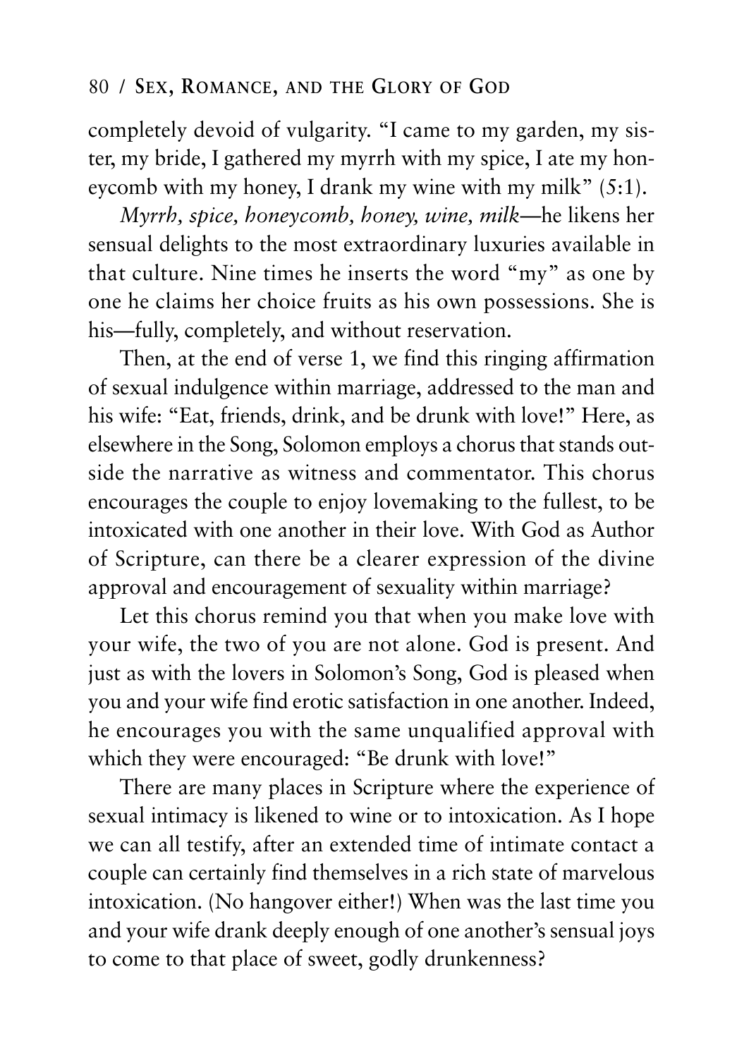completely devoid of vulgarity. "I came to my garden, my sister, my bride, I gathered my myrrh with my spice, I ate my honeycomb with my honey, I drank my wine with my milk" (5:1).

*Myrrh, spice, honeycomb, honey, wine, milk*—he likens her sensual delights to the most extraordinary luxuries available in that culture. Nine times he inserts the word "my" as one by one he claims her choice fruits as his own possessions. She is his—fully, completely, and without reservation.

Then, at the end of verse 1, we find this ringing affirmation of sexual indulgence within marriage, addressed to the man and his wife: "Eat, friends, drink, and be drunk with love!" Here, as elsewhere in the Song, Solomon employs a chorus that stands outside the narrative as witness and commentator. This chorus encourages the couple to enjoy lovemaking to the fullest, to be intoxicated with one another in their love. With God as Author of Scripture, can there be a clearer expression of the divine approval and encouragement of sexuality within marriage?

Let this chorus remind you that when you make love with your wife, the two of you are not alone. God is present. And just as with the lovers in Solomon's Song, God is pleased when you and your wife find erotic satisfaction in one another. Indeed, he encourages you with the same unqualified approval with which they were encouraged: "Be drunk with love!"

There are many places in Scripture where the experience of sexual intimacy is likened to wine or to intoxication. As I hope we can all testify, after an extended time of intimate contact a couple can certainly find themselves in a rich state of marvelous intoxication. (No hangover either!) When was the last time you and your wife drank deeply enough of one another's sensual joys to come to that place of sweet, godly drunkenness?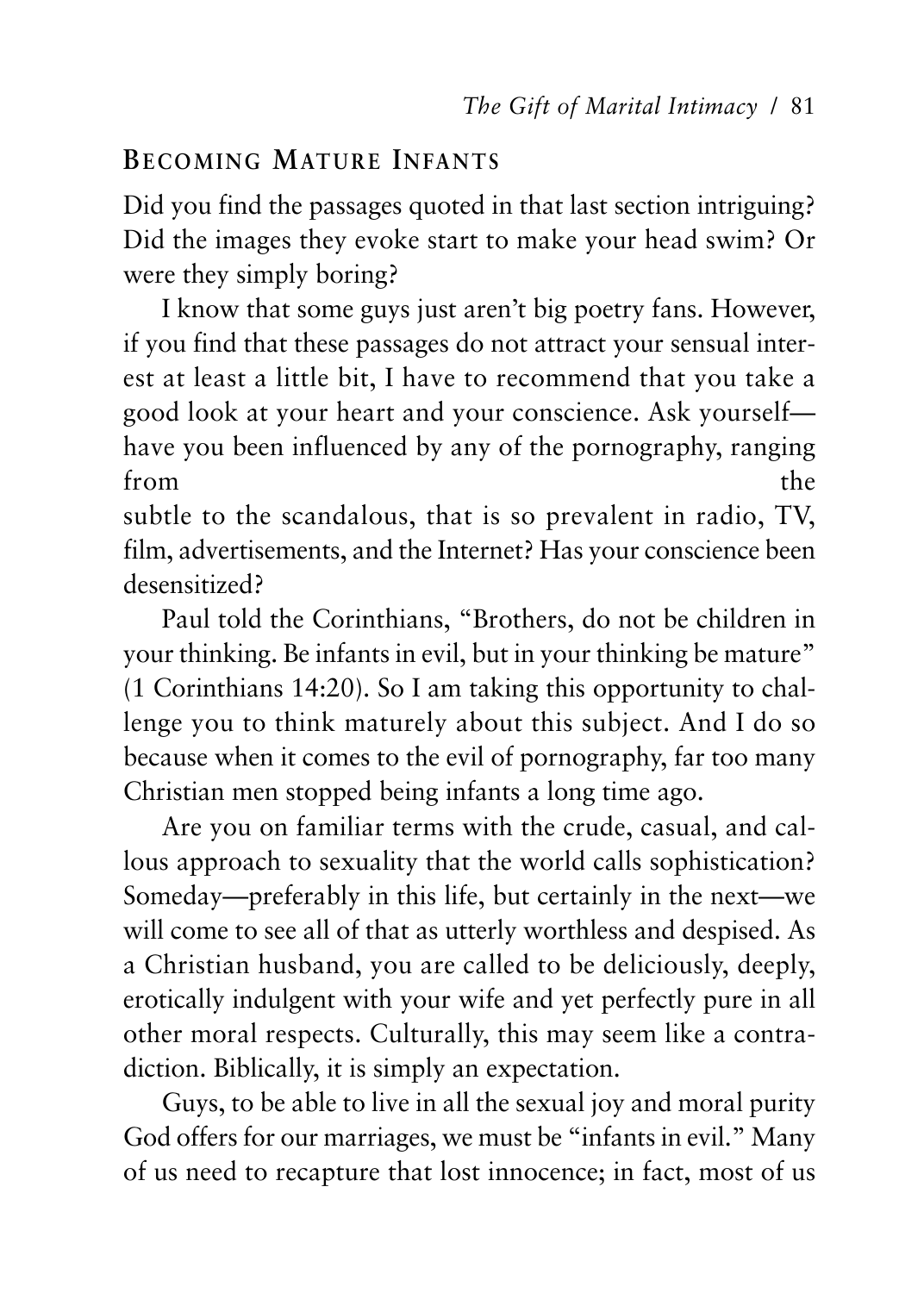## Becoming Mature Infants

Did you find the passages quoted in that last section intriguing? Did the images they evoke start to make your head swim? Or were they simply boring?

I know that some guys just aren't big poetry fans. However, if you find that these passages do not attract your sensual interest at least a little bit, I have to recommend that you take a good look at your heart and your conscience. Ask yourself—have you been influenced by any of the pornography, ranging from the subtle to the scandalous, that is so prevalent in radio, TV, film, advertisements, and the Internet? Has your conscience been desensitized?

Paul told the Corinthians, "Brothers, do not be children in your thinking. Be infants in evil, but in your thinking be mature" (1 Corinthians 14:20). So I am taking this opportunity to challenge you to think maturely about this subject. And I do so because when it comes to the evil of pornography, far too many Christian men stopped being infants a long time ago.

Are you on familiar terms with the crude, casual, and callous approach to sexuality that the world calls sophistication? Someday—preferably in this life, but certainly in the next—we will come to see all of that as utterly worthless and despised. As a Christian husband, you are called to be deliciously, deeply, erotically indulgent with your wife and yet perfectly pure in all other moral respects. Culturally, this may seem like a contradiction. Biblically, it is simply an expectation.

Guys, to be able to live in all the sexual joy and moral purity God offers for our marriages, we must be "infants in evil." Many of us need to recapture that lost innocence; in fact, most of us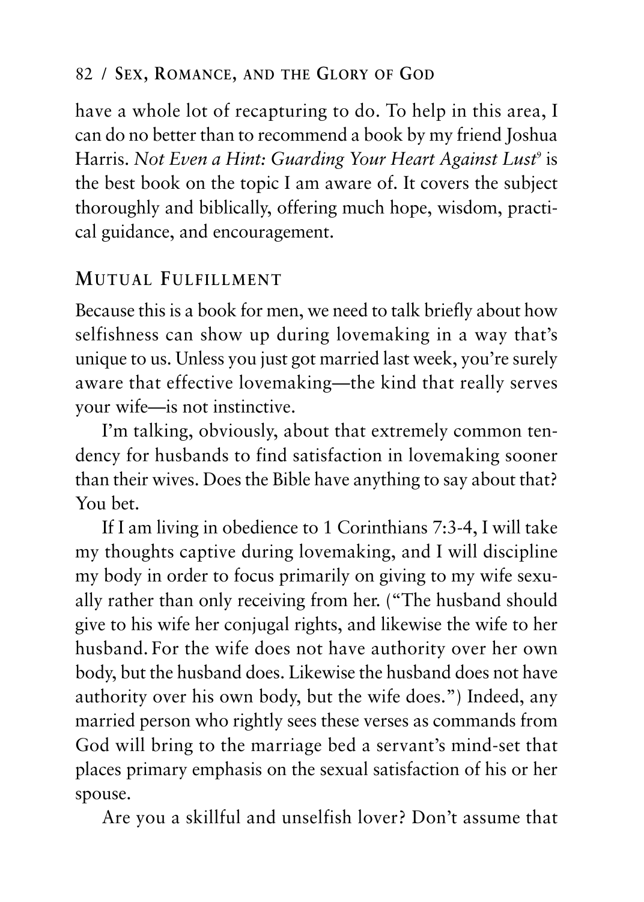have a whole lot of recapturing to do. To help in this area, I can do no better than to recommend a book by my friend Joshua Harris. *Not Even a Hint: Guarding Your Heart Against Lust*[9] is the best book on the topic I am aware of. It covers the subject thoroughly and biblically, offering much hope, wisdom, practical guidance, and encouragement.

## MUTUAL FULFILLMENT

Because this is a book for men, we need to talk briefly about how selfishness can show up during lovemaking in a way that's unique to us. Unless you just got married last week, you're surely aware that effective lovemaking—the kind that really serves your wife—is not instinctive.

I'm talking, obviously, about that extremely common tendency for husbands to find satisfaction in lovemaking sooner than their wives. Does the Bible have anything to say about that? You bet.

If I am living in obedience to 1 Corinthians 7:3-4, I will take my thoughts captive during lovemaking, and I will discipline my body in order to focus primarily on giving to my wife sexually rather than only receiving from her. ("The husband should give to his wife her conjugal rights, and likewise the wife to her husband. For the wife does not have authority over her own body, but the husband does. Likewise the husband does not have authority over his own body, but the wife does.") Indeed, any married person who rightly sees these verses as commands from God will bring to the marriage bed a servant's mind-set that places primary emphasis on the sexual satisfaction of his or her spouse.

Are you a skillful and unselfish lover? Don't assume that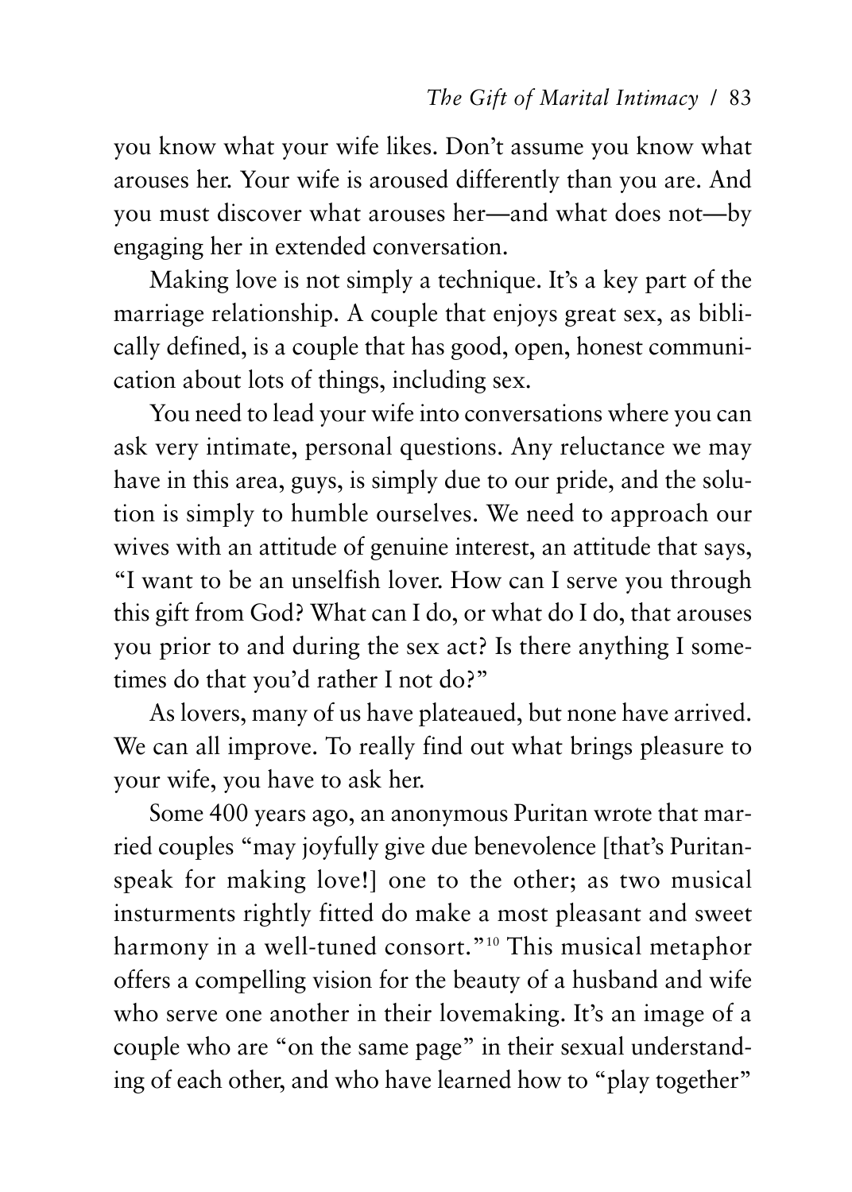you know what your wife likes. Don't assume you know what arouses her. Your wife is aroused differently than you are. And you must discover what arouses her—and what does not—by engaging her in extended conversation.

Making love is not simply a technique. It's a key part of the marriage relationship. A couple that enjoys great sex, as biblically defined, is a couple that has good, open, honest communication about lots of things, including sex.

You need to lead your wife into conversations where you can ask very intimate, personal questions. Any reluctance we may have in this area, guys, is simply due to our pride, and the solution is simply to humble ourselves. We need to approach our wives with an attitude of genuine interest, an attitude that says, "I want to be an unselfish lover. How can I serve you through this gift from God? What can I do, or what do I do, that arouses you prior to and during the sex act? Is there anything I sometimes do that you'd rather I not do?"

As lovers, many of us have plateaued, but none have arrived. We can all improve. To really find out what brings pleasure to your wife, you have to ask her.

Some 400 years ago, an anonymous Puritan wrote that married couples "may joyfully give due benevolence [that's Puritan-speak for making love!] one to the other; as two musical insturments rightly fitted do make a most pleasant and sweet harmony in a well-tuned consort."[10] This musical metaphor offers a compelling vision for the beauty of a husband and wife who serve one another in their lovemaking. It's an image of a couple who are "on the same page" in their sexual understanding of each other, and who have learned how to "play together"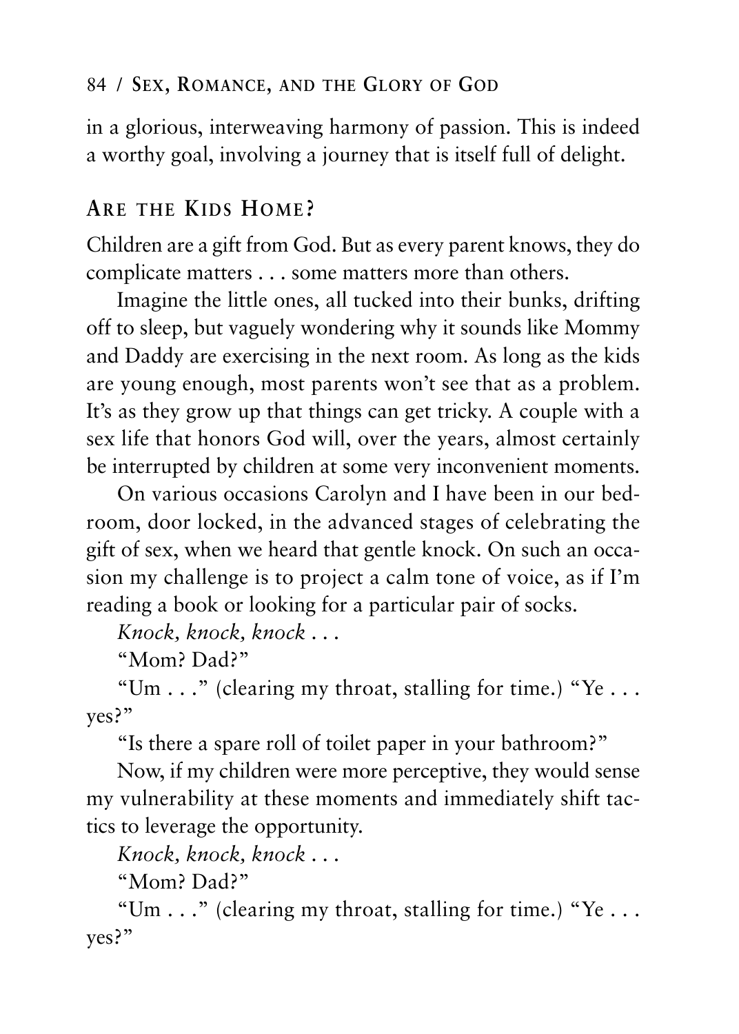in a glorious, interweaving harmony of passion. This is indeed a worthy goal, involving a journey that is itself full of delight.

## ARE THE KIDS HOME?

Children are a gift from God. But as every parent knows, they do complicate matters . . . some matters more than others.

Imagine the little ones, all tucked into their bunks, drifting off to sleep, but vaguely wondering why it sounds like Mommy and Daddy are exercising in the next room. As long as the kids are young enough, most parents won't see that as a problem. It's as they grow up that things can get tricky. A couple with a sex life that honors God will, over the years, almost certainly be interrupted by children at some very inconvenient moments.

On various occasions Carolyn and I have been in our bedroom, door locked, in the advanced stages of celebrating the gift of sex, when we heard that gentle knock. On such an occasion my challenge is to project a calm tone of voice, as if I'm reading a book or looking for a particular pair of socks.

*Knock, knock, knock . . .*

"Mom? Dad?"

"Um . . ." (clearing my throat, stalling for time.) "Ye . . . yes?"

"Is there a spare roll of toilet paper in your bathroom?"

Now, if my children were more perceptive, they would sense my vulnerability at these moments and immediately shift tactics to leverage the opportunity.

*Knock, knock, knock . . .*

"Mom? Dad?"

"Um . . ." (clearing my throat, stalling for time.) "Ye . . . yes?"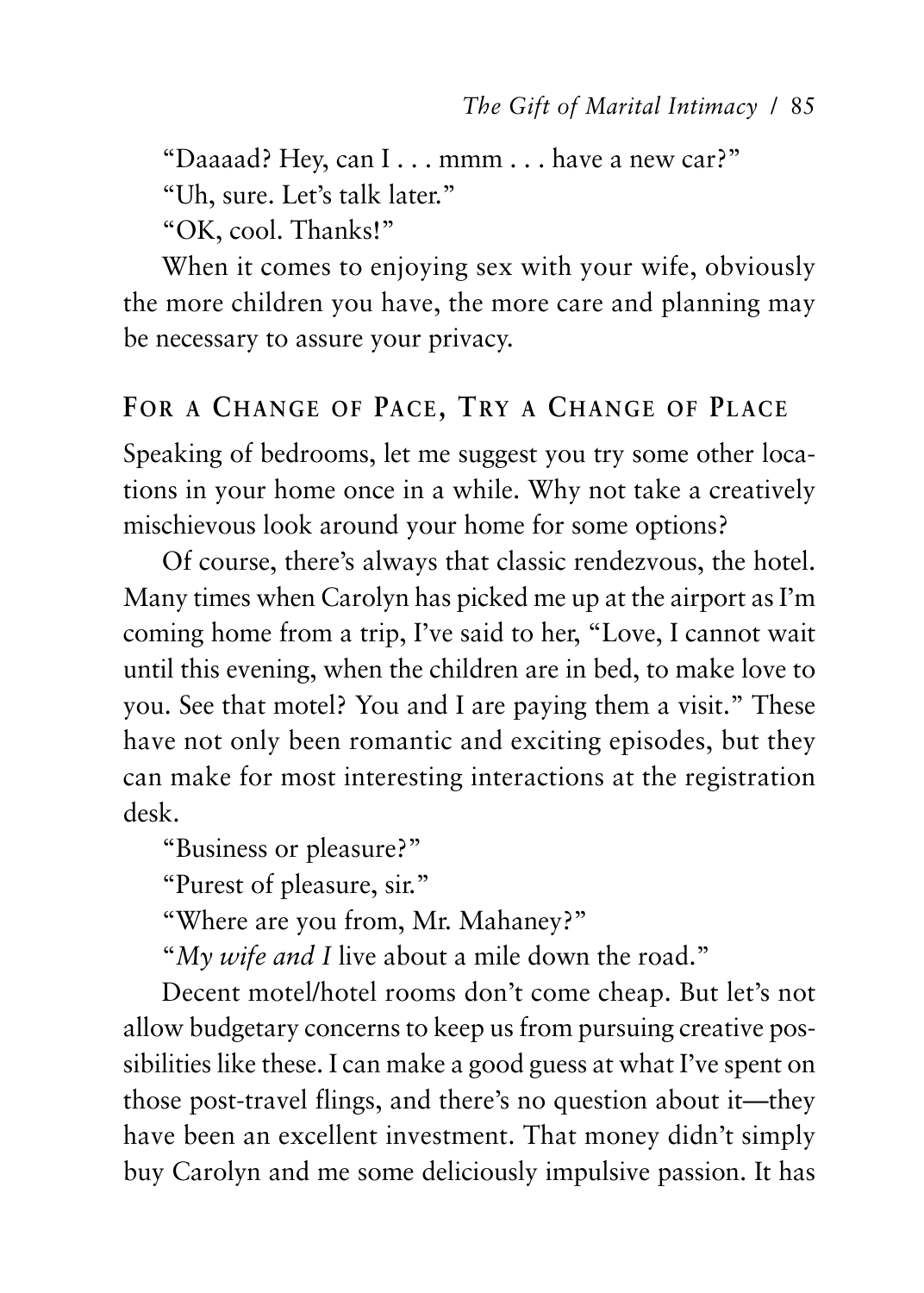"Daaaad? Hey, can I . . . mmm . . . have a new car?"

"Uh, sure. Let's talk later."

"OK, cool. Thanks!"

When it comes to enjoying sex with your wife, obviously the more children you have, the more care and planning may be necessary to assure your privacy.

## For a Change of Pace, Try a Change of Place

Speaking of bedrooms, let me suggest you try some other locations in your home once in a while. Why not take a creatively mischievous look around your home for some options?

Of course, there's always that classic rendezvous, the hotel. Many times when Carolyn has picked me up at the airport as I'm coming home from a trip, I've said to her, "Love, I cannot wait until this evening, when the children are in bed, to make love to you. See that motel? You and I are paying them a visit." These have not only been romantic and exciting episodes, but they can make for most interesting interactions at the registration desk.

"Business or pleasure?"

"Purest of pleasure, sir."

"Where are you from, Mr. Mahaney?"

"*My wife and I* live about a mile down the road."

Decent motel/hotel rooms don't come cheap. But let's not allow budgetary concerns to keep us from pursuing creative possibilities like these. I can make a good guess at what I've spent on those post-travel flings, and there's no question about it—they have been an excellent investment. That money didn't simply buy Carolyn and me some deliciously impulsive passion. It has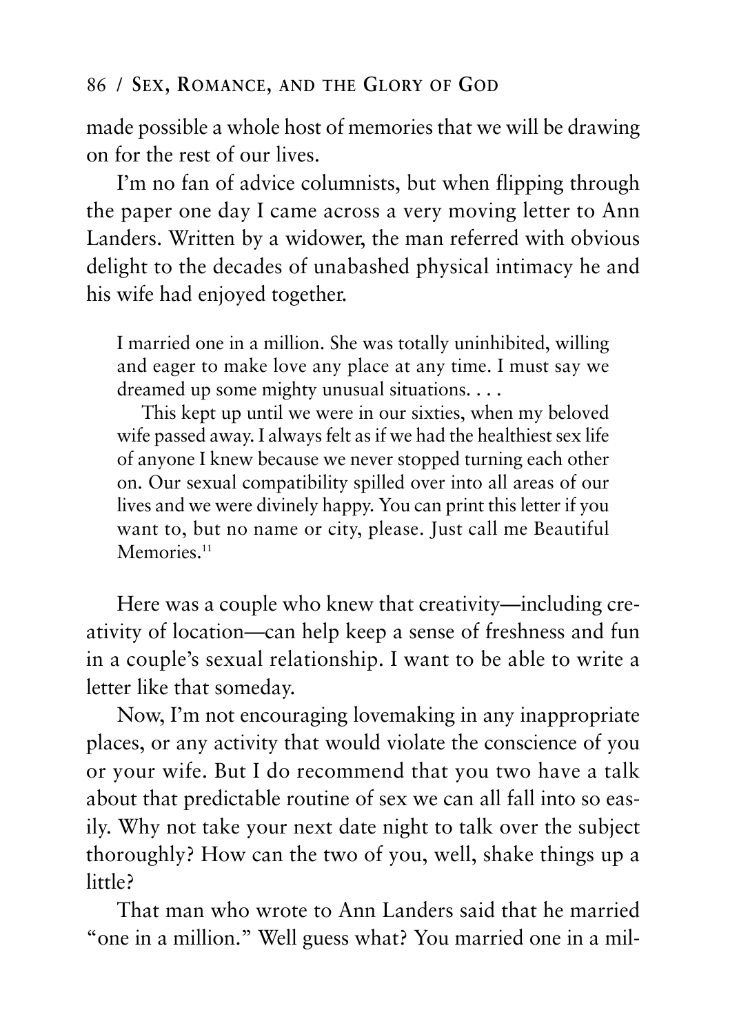made possible a whole host of memories that we will be drawing on for the rest of our lives.

I'm no fan of advice columnists, but when flipping through the paper one day I came across a very moving letter to Ann Landers. Written by a widower, the man referred with obvious delight to the decades of unabashed physical intimacy he and his wife had enjoyed together.

> I married one in a million. She was totally uninhibited, willing and eager to make love any place at any time. I must say we dreamed up some mighty unusual situations. . . .
>
> This kept up until we were in our sixties, when my beloved wife passed away. I always felt as if we had the healthiest sex life of anyone I knew because we never stopped turning each other on. Our sexual compatibility spilled over into all areas of our lives and we were divinely happy. You can print this letter if you want to, but no name or city, please. Just call me Beautiful Memories.[11]

Here was a couple who knew that creativity—including creativity of location—can help keep a sense of freshness and fun in a couple's sexual relationship. I want to be able to write a letter like that someday.

Now, I'm not encouraging lovemaking in any inappropriate places, or any activity that would violate the conscience of you or your wife. But I do recommend that you two have a talk about that predictable routine of sex we can all fall into so easily. Why not take your next date night to talk over the subject thoroughly? How can the two of you, well, shake things up a little?

That man who wrote to Ann Landers said that he married "one in a million." Well guess what? You married one in a mil-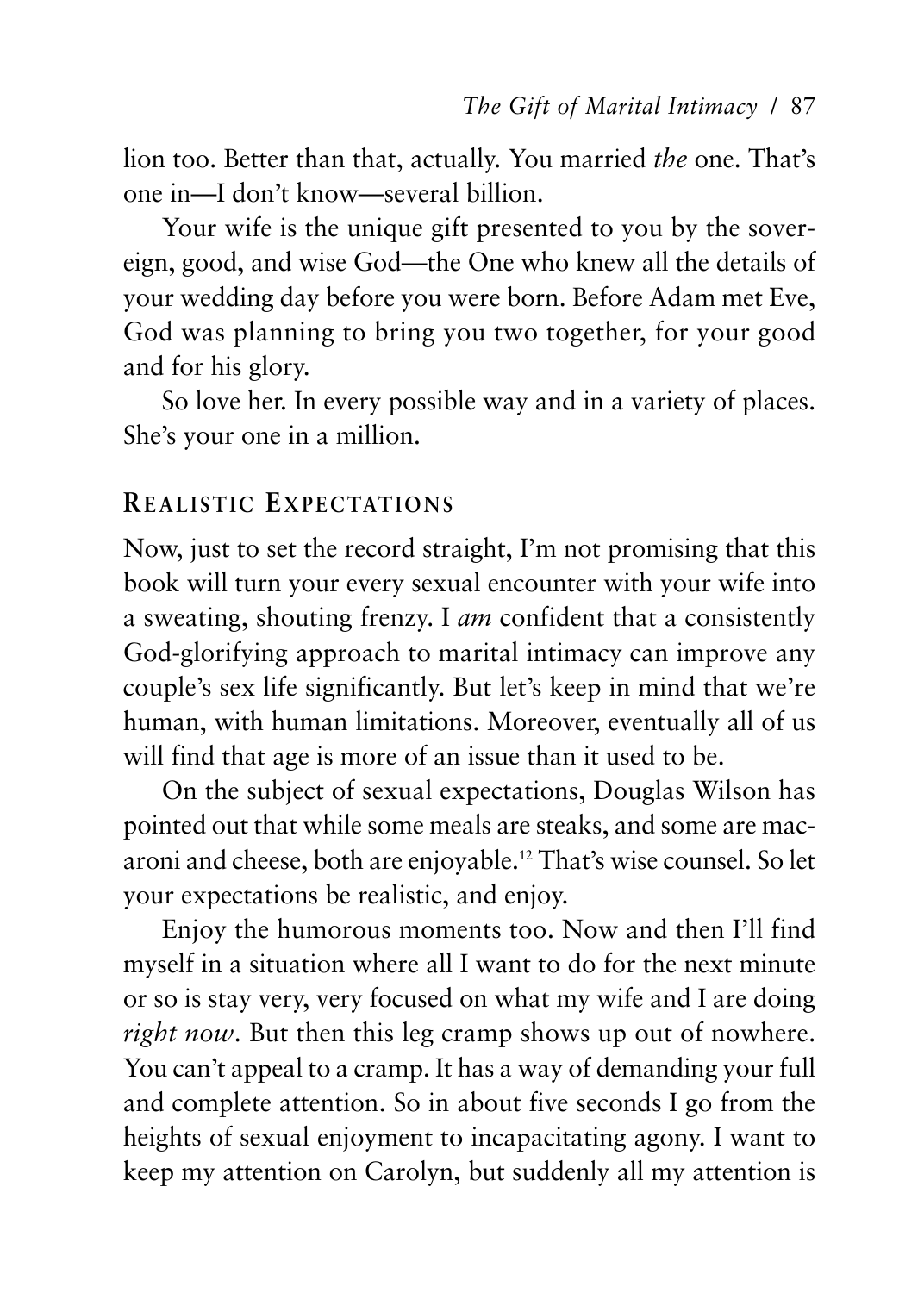lion too. Better than that, actually. You married *the* one. That's one in—I don't know—several billion.

Your wife is the unique gift presented to you by the sovereign, good, and wise God—the One who knew all the details of your wedding day before you were born. Before Adam met Eve, God was planning to bring you two together, for your good and for his glory.

So love her. In every possible way and in a variety of places. She's your one in a million.

## Realistic Expectations

Now, just to set the record straight, I'm not promising that this book will turn your every sexual encounter with your wife into a sweating, shouting frenzy. I *am* confident that a consistently God-glorifying approach to marital intimacy can improve any couple's sex life significantly. But let's keep in mind that we're human, with human limitations. Moreover, eventually all of us will find that age is more of an issue than it used to be.

On the subject of sexual expectations, Douglas Wilson has pointed out that while some meals are steaks, and some are macaroni and cheese, both are enjoyable.[12] That's wise counsel. So let your expectations be realistic, and enjoy.

Enjoy the humorous moments too. Now and then I'll find myself in a situation where all I want to do for the next minute or so is stay very, very focused on what my wife and I are doing *right now*. But then this leg cramp shows up out of nowhere. You can't appeal to a cramp. It has a way of demanding your full and complete attention. So in about five seconds I go from the heights of sexual enjoyment to incapacitating agony. I want to keep my attention on Carolyn, but suddenly all my attention is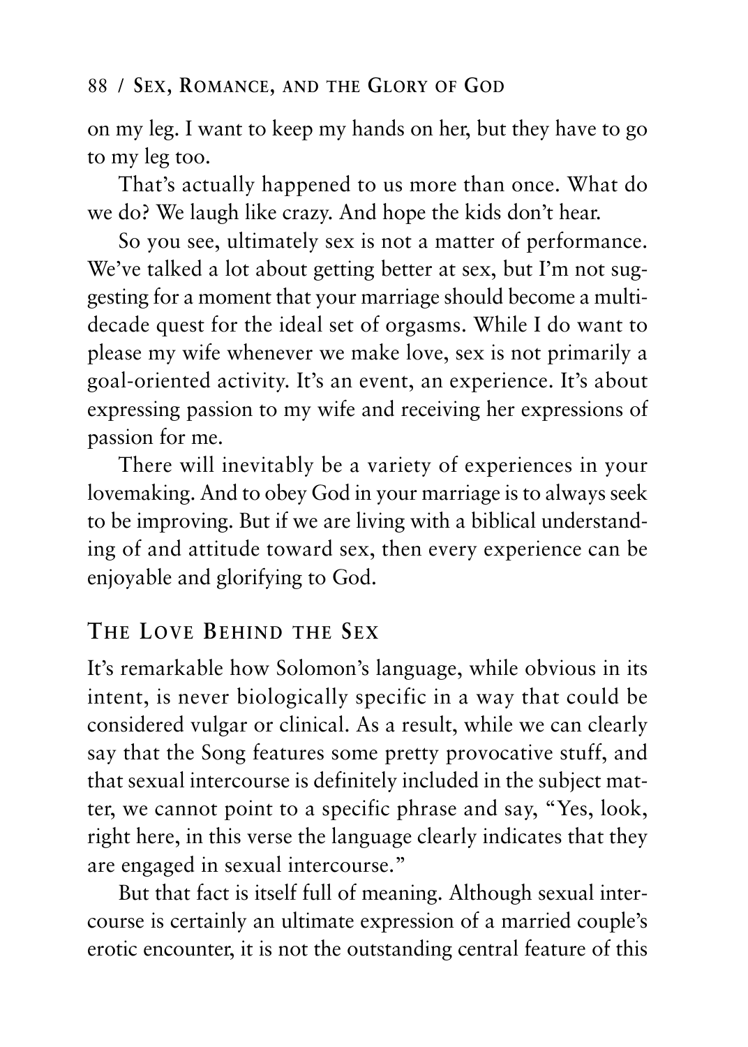on my leg. I want to keep my hands on her, but they have to go to my leg too.

That's actually happened to us more than once. What do we do? We laugh like crazy. And hope the kids don't hear.

So you see, ultimately sex is not a matter of performance. We've talked a lot about getting better at sex, but I'm not suggesting for a moment that your marriage should become a multi-decade quest for the ideal set of orgasms. While I do want to please my wife whenever we make love, sex is not primarily a goal-oriented activity. It's an event, an experience. It's about expressing passion to my wife and receiving her expressions of passion for me.

There will inevitably be a variety of experiences in your lovemaking. And to obey God in your marriage is to always seek to be improving. But if we are living with a biblical understanding of and attitude toward sex, then every experience can be enjoyable and glorifying to God.

## THE LOVE BEHIND THE SEX

It's remarkable how Solomon's language, while obvious in its intent, is never biologically specific in a way that could be considered vulgar or clinical. As a result, while we can clearly say that the Song features some pretty provocative stuff, and that sexual intercourse is definitely included in the subject matter, we cannot point to a specific phrase and say, "Yes, look, right here, in this verse the language clearly indicates that they are engaged in sexual intercourse."

But that fact is itself full of meaning. Although sexual intercourse is certainly an ultimate expression of a married couple's erotic encounter, it is not the outstanding central feature of this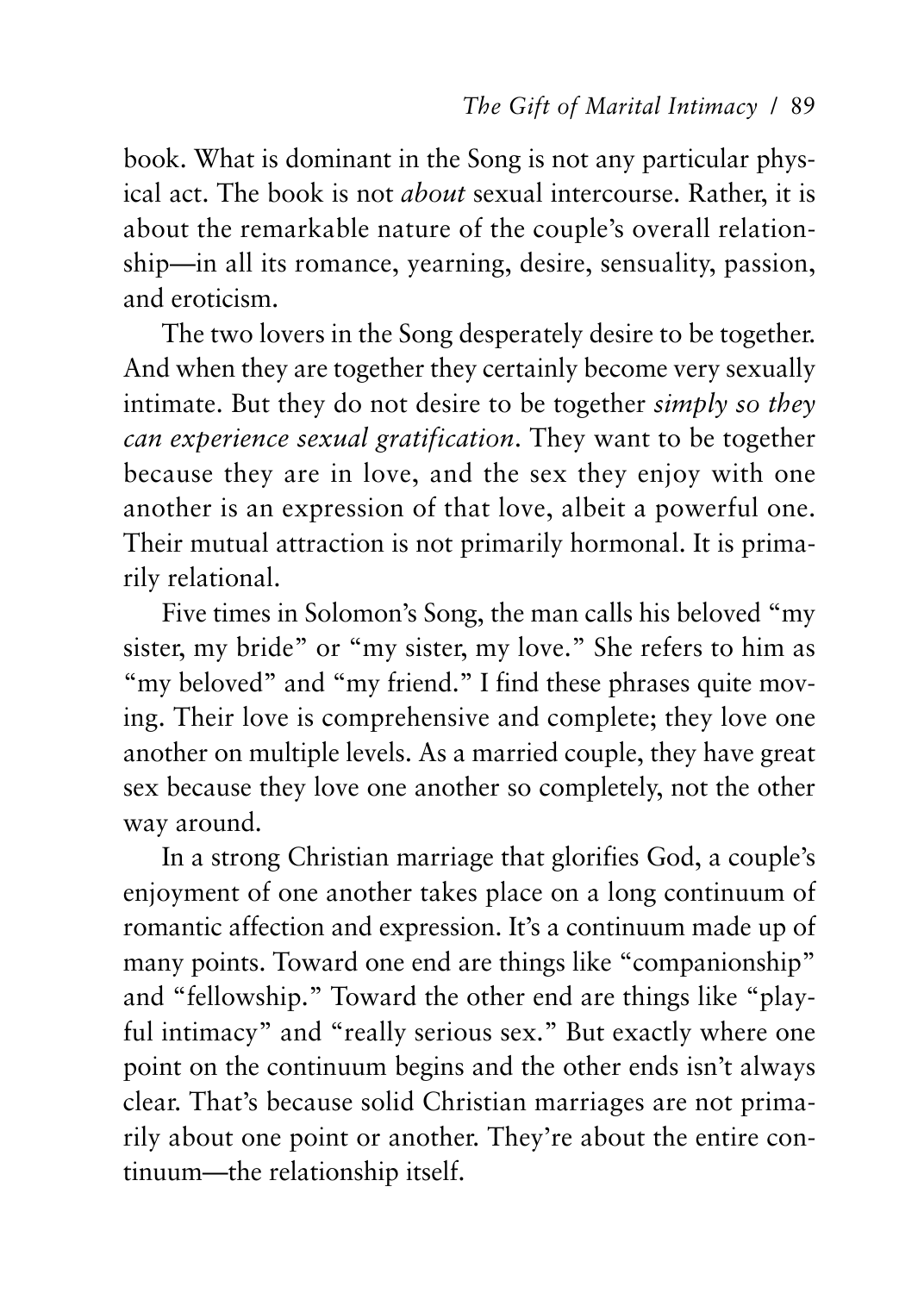book. What is dominant in the Song is not any particular physical act. The book is not *about* sexual intercourse. Rather, it is about the remarkable nature of the couple's overall relationship—in all its romance, yearning, desire, sensuality, passion, and eroticism.

The two lovers in the Song desperately desire to be together. And when they are together they certainly become very sexually intimate. But they do not desire to be together *simply so they can experience sexual gratification*. They want to be together because they are in love, and the sex they enjoy with one another is an expression of that love, albeit a powerful one. Their mutual attraction is not primarily hormonal. It is primarily relational.

Five times in Solomon's Song, the man calls his beloved "my sister, my bride" or "my sister, my love." She refers to him as "my beloved" and "my friend." I find these phrases quite moving. Their love is comprehensive and complete; they love one another on multiple levels. As a married couple, they have great sex because they love one another so completely, not the other way around.

In a strong Christian marriage that glorifies God, a couple's enjoyment of one another takes place on a long continuum of romantic affection and expression. It's a continuum made up of many points. Toward one end are things like "companionship" and "fellowship." Toward the other end are things like "playful intimacy" and "really serious sex." But exactly where one point on the continuum begins and the other ends isn't always clear. That's because solid Christian marriages are not primarily about one point or another. They're about the entire continuum—the relationship itself.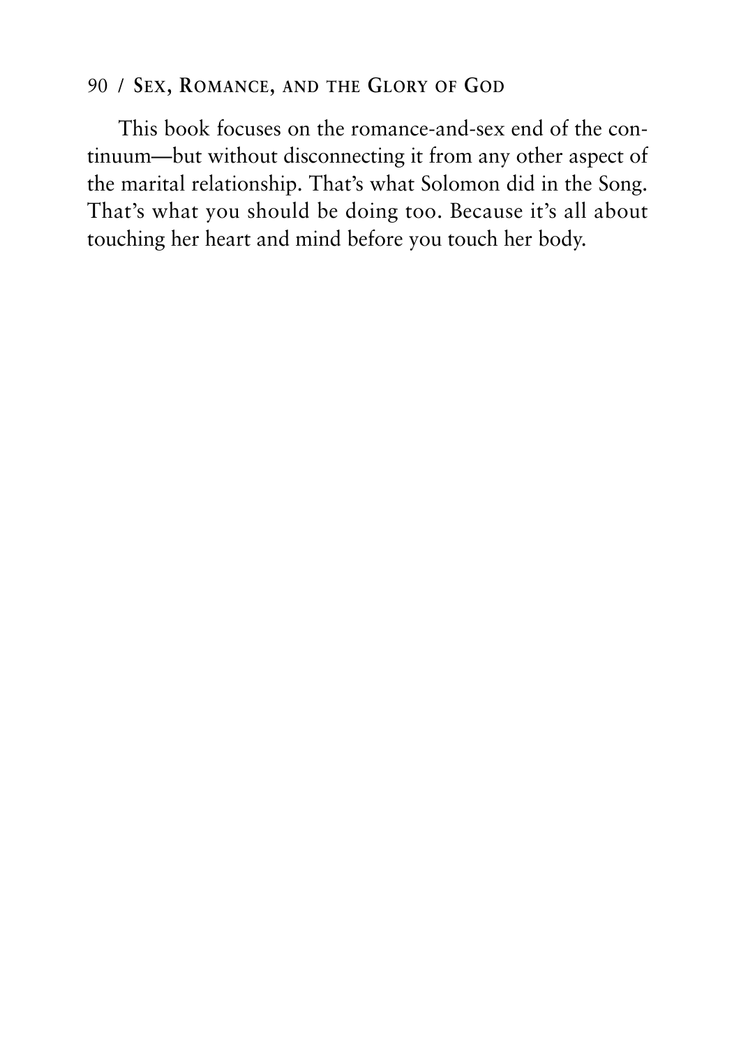This book focuses on the romance-and-sex end of the continuum—but without disconnecting it from any other aspect of the marital relationship. That's what Solomon did in the Song. That's what you should be doing too. Because it's all about touching her heart and mind before you touch her body.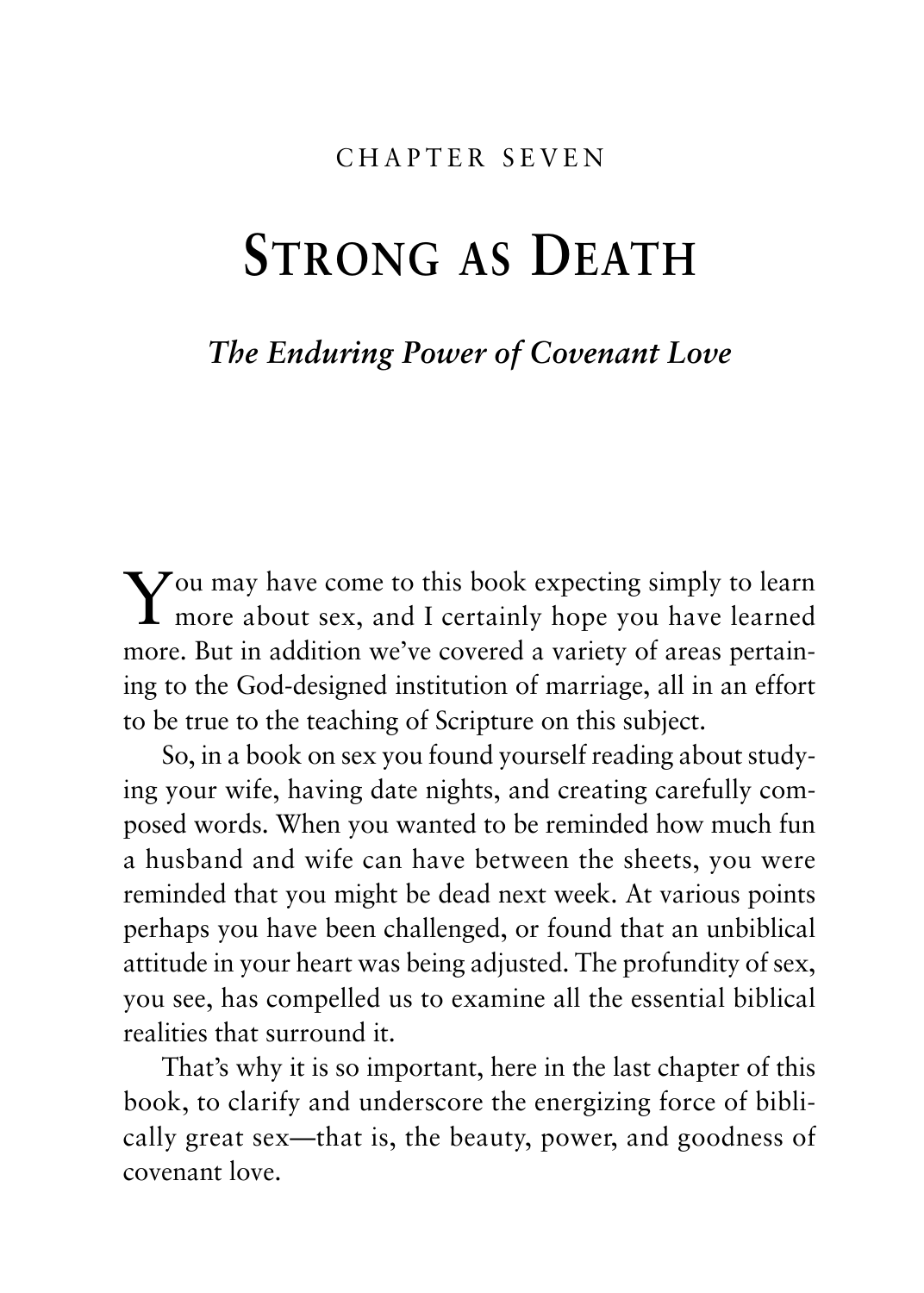CHAPTER SEVEN

# Strong as Death

## *The Enduring Power of Covenant Love*

You may have come to this book expecting simply to learn more about sex, and I certainly hope you have learned more. But in addition we've covered a variety of areas pertaining to the God-designed institution of marriage, all in an effort to be true to the teaching of Scripture on this subject.

So, in a book on sex you found yourself reading about studying your wife, having date nights, and creating carefully composed words. When you wanted to be reminded how much fun a husband and wife can have between the sheets, you were reminded that you might be dead next week. At various points perhaps you have been challenged, or found that an unbiblical attitude in your heart was being adjusted. The profundity of sex, you see, has compelled us to examine all the essential biblical realities that surround it.

That's why it is so important, here in the last chapter of this book, to clarify and underscore the energizing force of biblically great sex—that is, the beauty, power, and goodness of covenant love.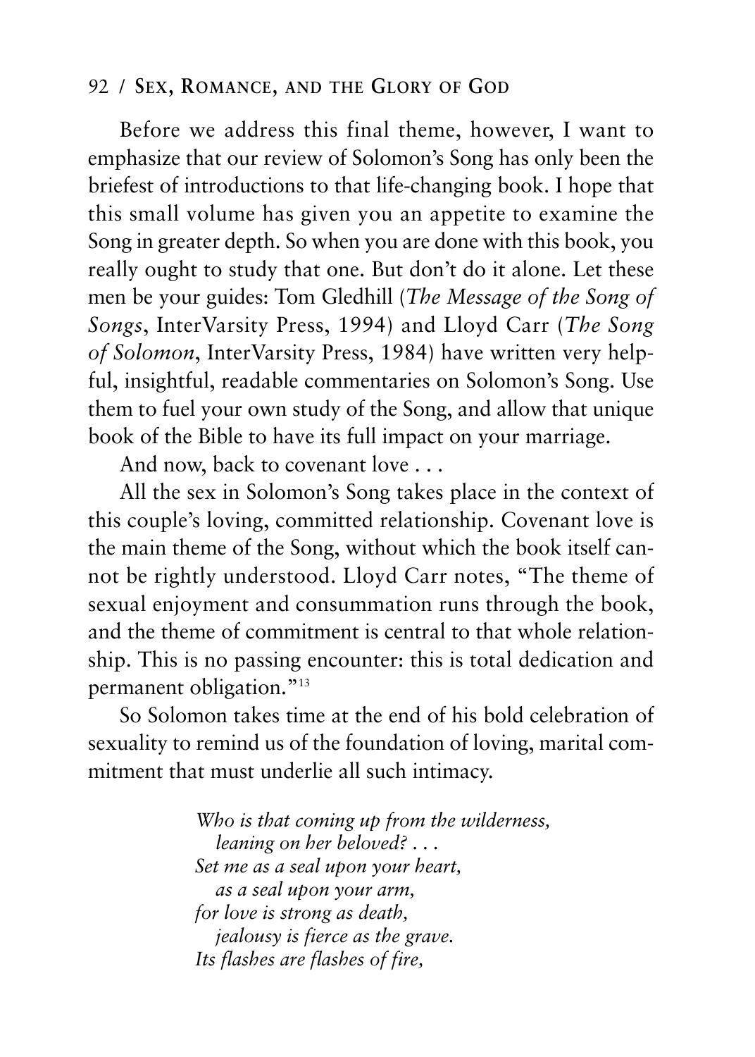Before we address this final theme, however, I want to emphasize that our review of Solomon's Song has only been the briefest of introductions to that life-changing book. I hope that this small volume has given you an appetite to examine the Song in greater depth. So when you are done with this book, you really ought to study that one. But don't do it alone. Let these men be your guides: Tom Gledhill (*The Message of the Song of Songs*, InterVarsity Press, 1994) and Lloyd Carr (*The Song of Solomon*, InterVarsity Press, 1984) have written very helpful, insightful, readable commentaries on Solomon's Song. Use them to fuel your own study of the Song, and allow that unique book of the Bible to have its full impact on your marriage.

And now, back to covenant love . . .

All the sex in Solomon's Song takes place in the context of this couple's loving, committed relationship. Covenant love is the main theme of the Song, without which the book itself cannot be rightly understood. Lloyd Carr notes, "The theme of sexual enjoyment and consummation runs through the book, and the theme of commitment is central to that whole relationship. This is no passing encounter: this is total dedication and permanent obligation."[13]

So Solomon takes time at the end of his bold celebration of sexuality to remind us of the foundation of loving, marital commitment that must underlie all such intimacy.

> *Who is that coming up from the wilderness,*
> *leaning on her beloved? . . .*
> *Set me as a seal upon your heart,*
> *as a seal upon your arm,*
> *for love is strong as death,*
> *jealousy is fierce as the grave.*
> *Its flashes are flashes of fire,*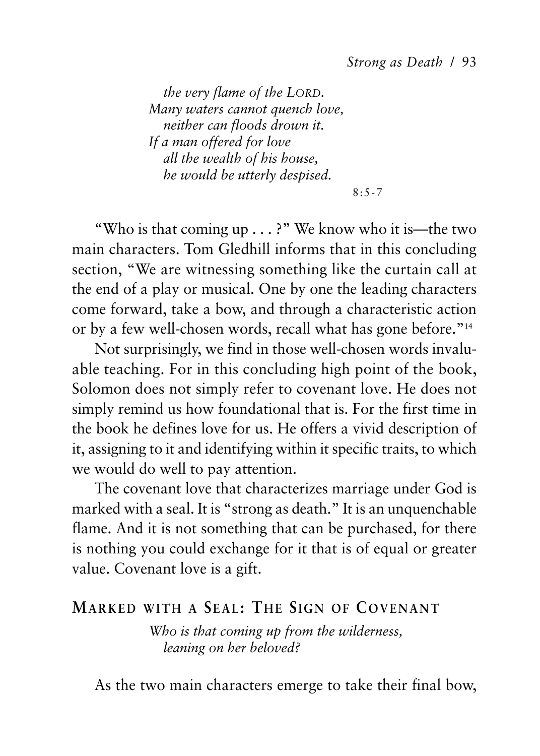*the very flame of the LORD.*
*Many waters cannot quench love,*
*neither can floods drown it.*
*If a man offered for love*
*all the wealth of his house,*
*he would be utterly despised.*

8:5-7

"Who is that coming up . . . ?" We know who it is—the two main characters. Tom Gledhill informs that in this concluding section, "We are witnessing something like the curtain call at the end of a play or musical. One by one the leading characters come forward, take a bow, and through a characteristic action or by a few well-chosen words, recall what has gone before."[14]

Not surprisingly, we find in those well-chosen words invaluable teaching. For in this concluding high point of the book, Solomon does not simply refer to covenant love. He does not simply remind us how foundational that is. For the first time in the book he defines love for us. He offers a vivid description of it, assigning to it and identifying within it specific traits, to which we would do well to pay attention.

The covenant love that characterizes marriage under God is marked with a seal. It is "strong as death." It is an unquenchable flame. And it is not something that can be purchased, for there is nothing you could exchange for it that is of equal or greater value. Covenant love is a gift.

## MARKED WITH A SEAL: THE SIGN OF COVENANT

*Who is that coming up from the wilderness,*
*leaning on her beloved?*

As the two main characters emerge to take their final bow,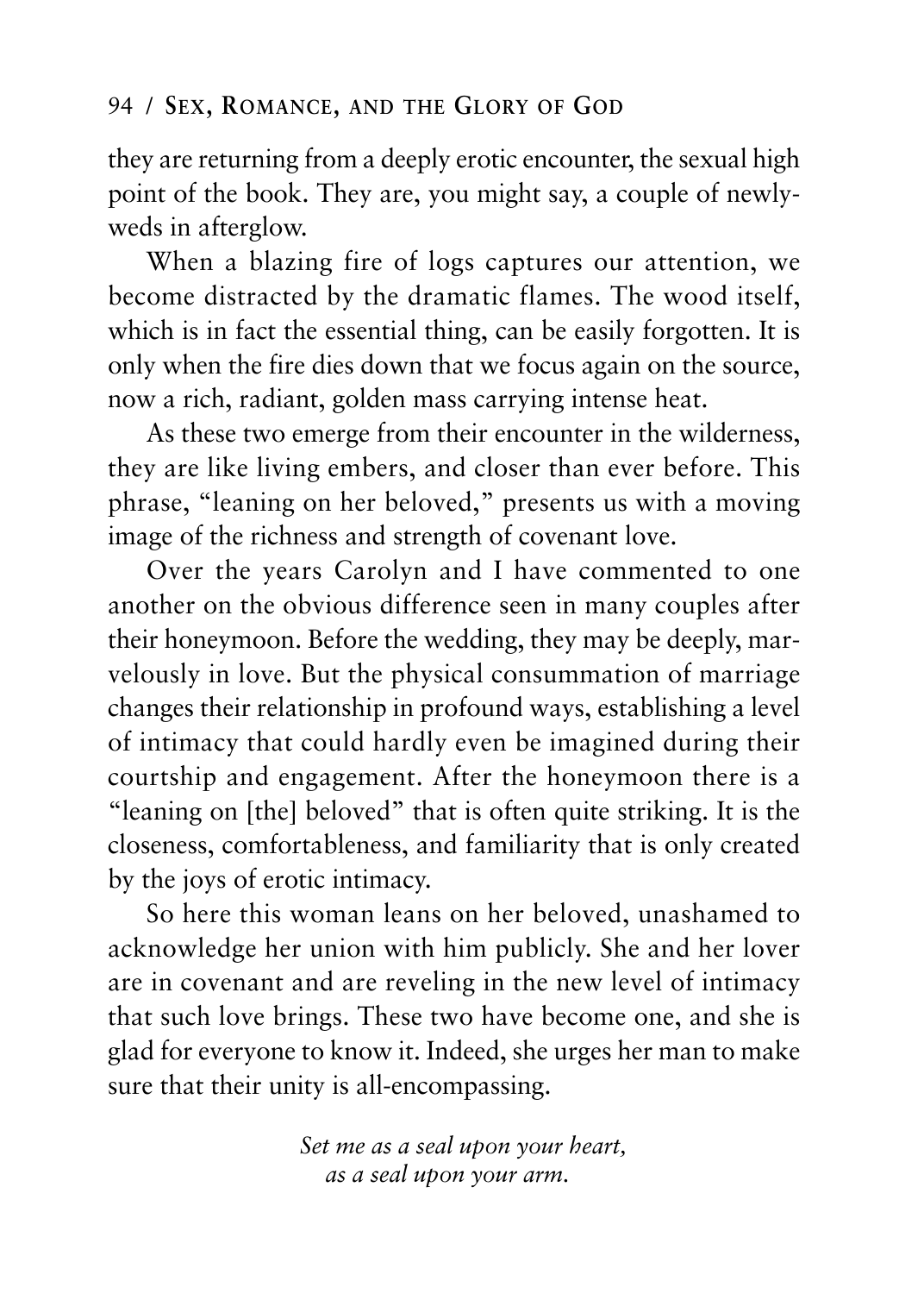they are returning from a deeply erotic encounter, the sexual high point of the book. They are, you might say, a couple of newlyweds in afterglow.

When a blazing fire of logs captures our attention, we become distracted by the dramatic flames. The wood itself, which is in fact the essential thing, can be easily forgotten. It is only when the fire dies down that we focus again on the source, now a rich, radiant, golden mass carrying intense heat.

As these two emerge from their encounter in the wilderness, they are like living embers, and closer than ever before. This phrase, "leaning on her beloved," presents us with a moving image of the richness and strength of covenant love.

Over the years Carolyn and I have commented to one another on the obvious difference seen in many couples after their honeymoon. Before the wedding, they may be deeply, marvelously in love. But the physical consummation of marriage changes their relationship in profound ways, establishing a level of intimacy that could hardly even be imagined during their courtship and engagement. After the honeymoon there is a "leaning on [the] beloved" that is often quite striking. It is the closeness, comfortableness, and familiarity that is only created by the joys of erotic intimacy.

So here this woman leans on her beloved, unashamed to acknowledge her union with him publicly. She and her lover are in covenant and are reveling in the new level of intimacy that such love brings. These two have become one, and she is glad for everyone to know it. Indeed, she urges her man to make sure that their unity is all-encompassing.

> *Set me as a seal upon your heart,*
> *as a seal upon your arm.*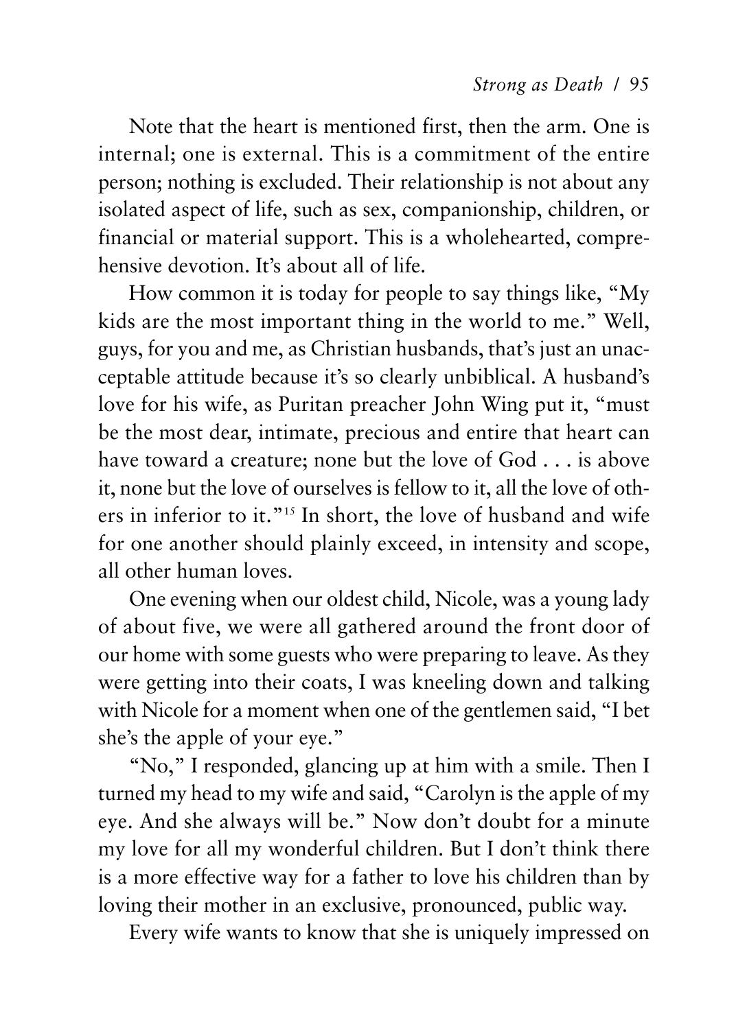Note that the heart is mentioned first, then the arm. One is internal; one is external. This is a commitment of the entire person; nothing is excluded. Their relationship is not about any isolated aspect of life, such as sex, companionship, children, or financial or material support. This is a wholehearted, comprehensive devotion. It's about all of life.

How common it is today for people to say things like, "My kids are the most important thing in the world to me." Well, guys, for you and me, as Christian husbands, that's just an unacceptable attitude because it's so clearly unbiblical. A husband's love for his wife, as Puritan preacher John Wing put it, "must be the most dear, intimate, precious and entire that heart can have toward a creature; none but the love of God . . . is above it, none but the love of ourselves is fellow to it, all the love of others in inferior to it."[15] In short, the love of husband and wife for one another should plainly exceed, in intensity and scope, all other human loves.

One evening when our oldest child, Nicole, was a young lady of about five, we were all gathered around the front door of our home with some guests who were preparing to leave. As they were getting into their coats, I was kneeling down and talking with Nicole for a moment when one of the gentlemen said, "I bet she's the apple of your eye."

"No," I responded, glancing up at him with a smile. Then I turned my head to my wife and said, "Carolyn is the apple of my eye. And she always will be." Now don't doubt for a minute my love for all my wonderful children. But I don't think there is a more effective way for a father to love his children than by loving their mother in an exclusive, pronounced, public way.

Every wife wants to know that she is uniquely impressed on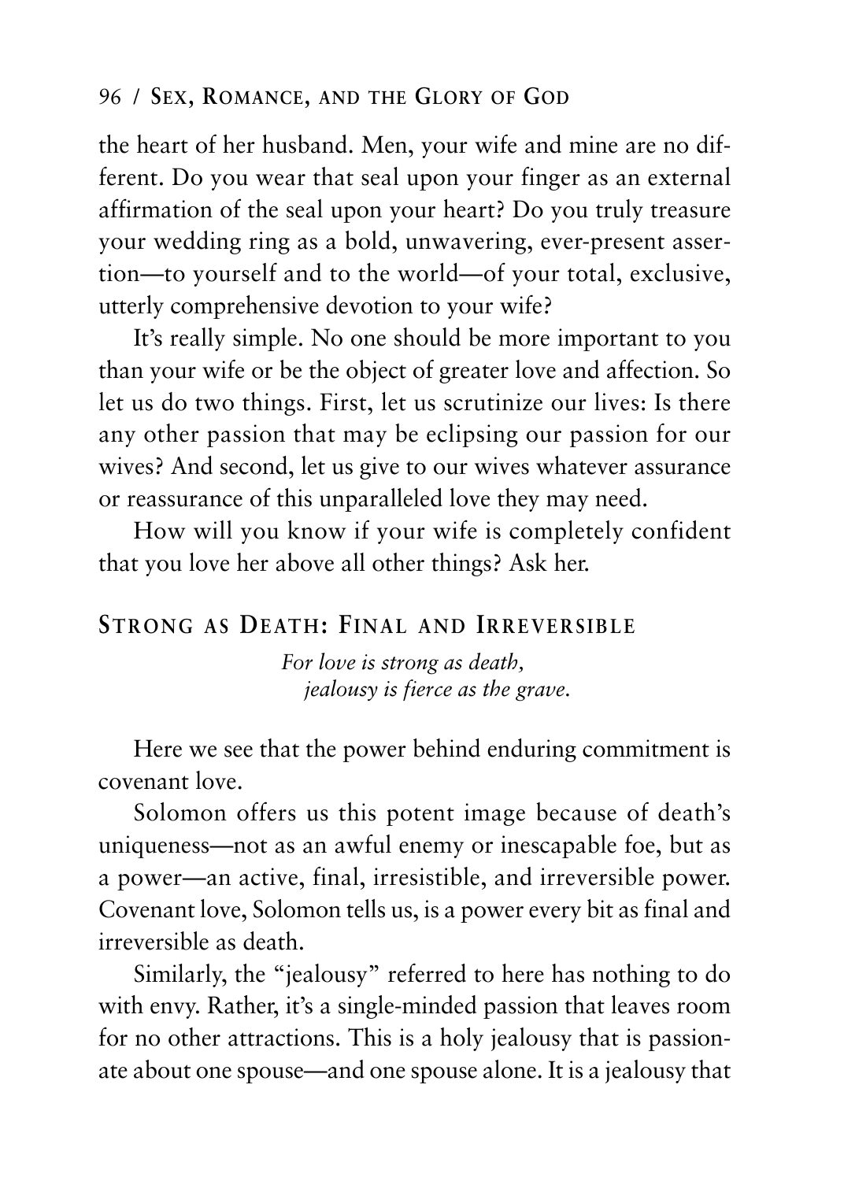the heart of her husband. Men, your wife and mine are no different. Do you wear that seal upon your finger as an external affirmation of the seal upon your heart? Do you truly treasure your wedding ring as a bold, unwavering, ever-present assertion—to yourself and to the world—of your total, exclusive, utterly comprehensive devotion to your wife?

It's really simple. No one should be more important to you than your wife or be the object of greater love and affection. So let us do two things. First, let us scrutinize our lives: Is there any other passion that may be eclipsing our passion for our wives? And second, let us give to our wives whatever assurance or reassurance of this unparalleled love they may need.

How will you know if your wife is completely confident that you love her above all other things? Ask her.

## STRONG AS DEATH: FINAL AND IRREVERSIBLE

> *For love is strong as death,*
> *jealousy is fierce as the grave.*

Here we see that the power behind enduring commitment is covenant love.

Solomon offers us this potent image because of death's uniqueness—not as an awful enemy or inescapable foe, but as a power—an active, final, irresistible, and irreversible power. Covenant love, Solomon tells us, is a power every bit as final and irreversible as death.

Similarly, the "jealousy" referred to here has nothing to do with envy. Rather, it's a single-minded passion that leaves room for no other attractions. This is a holy jealousy that is passionate about one spouse—and one spouse alone. It is a jealousy that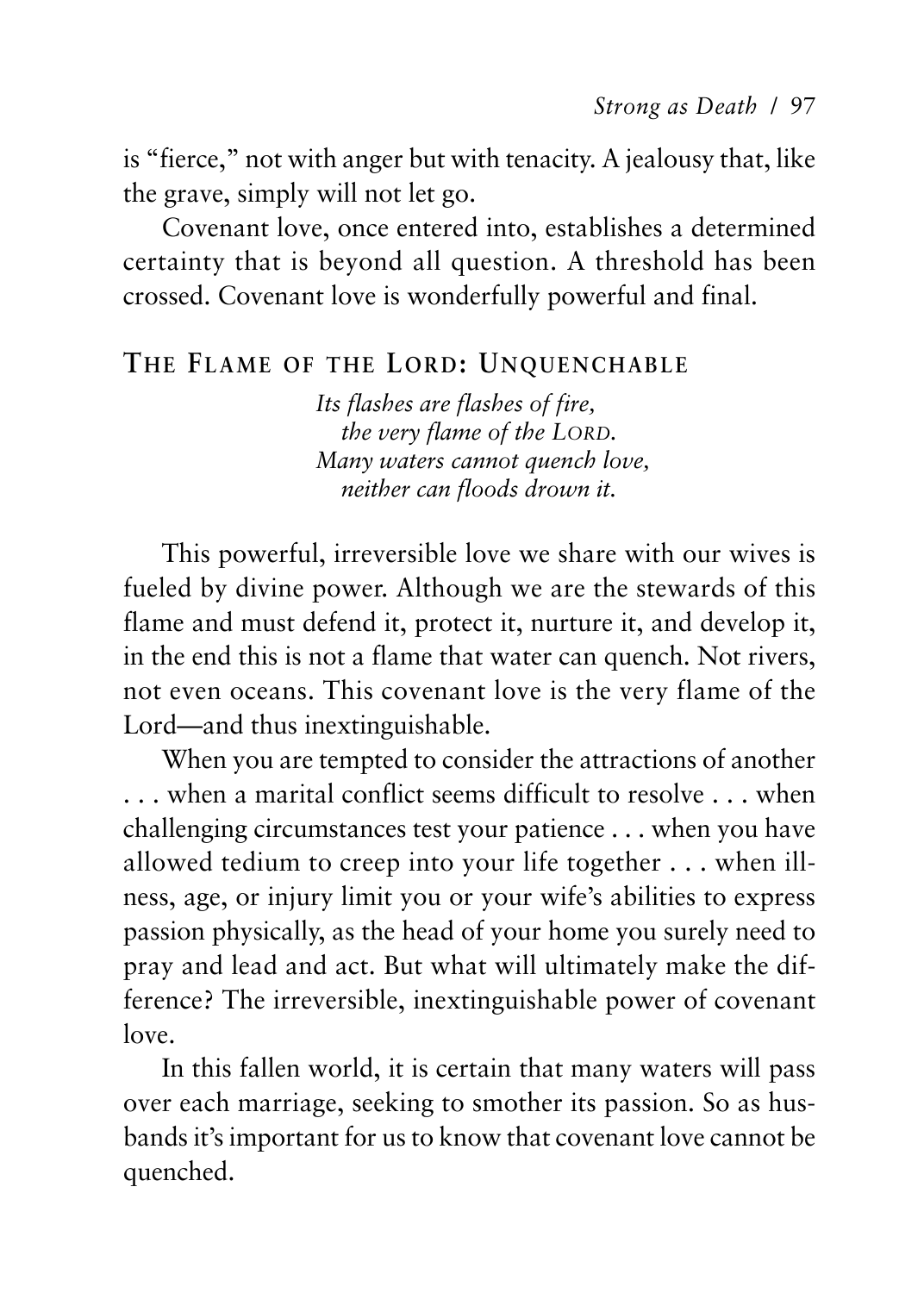is "fierce," not with anger but with tenacity. A jealousy that, like the grave, simply will not let go.

Covenant love, once entered into, establishes a determined certainty that is beyond all question. A threshold has been crossed. Covenant love is wonderfully powerful and final.

## THE FLAME OF THE LORD: UNQUENCHABLE

*Its flashes are flashes of fire,*
*the very flame of the LORD.*
*Many waters cannot quench love,*
*neither can floods drown it.*

This powerful, irreversible love we share with our wives is fueled by divine power. Although we are the stewards of this flame and must defend it, protect it, nurture it, and develop it, in the end this is not a flame that water can quench. Not rivers, not even oceans. This covenant love is the very flame of the Lord—and thus inextinguishable.

When you are tempted to consider the attractions of another . . . when a marital conflict seems difficult to resolve . . . when challenging circumstances test your patience . . . when you have allowed tedium to creep into your life together . . . when illness, age, or injury limit you or your wife's abilities to express passion physically, as the head of your home you surely need to pray and lead and act. But what will ultimately make the difference? The irreversible, inextinguishable power of covenant love.

In this fallen world, it is certain that many waters will pass over each marriage, seeking to smother its passion. So as husbands it's important for us to know that covenant love cannot be quenched.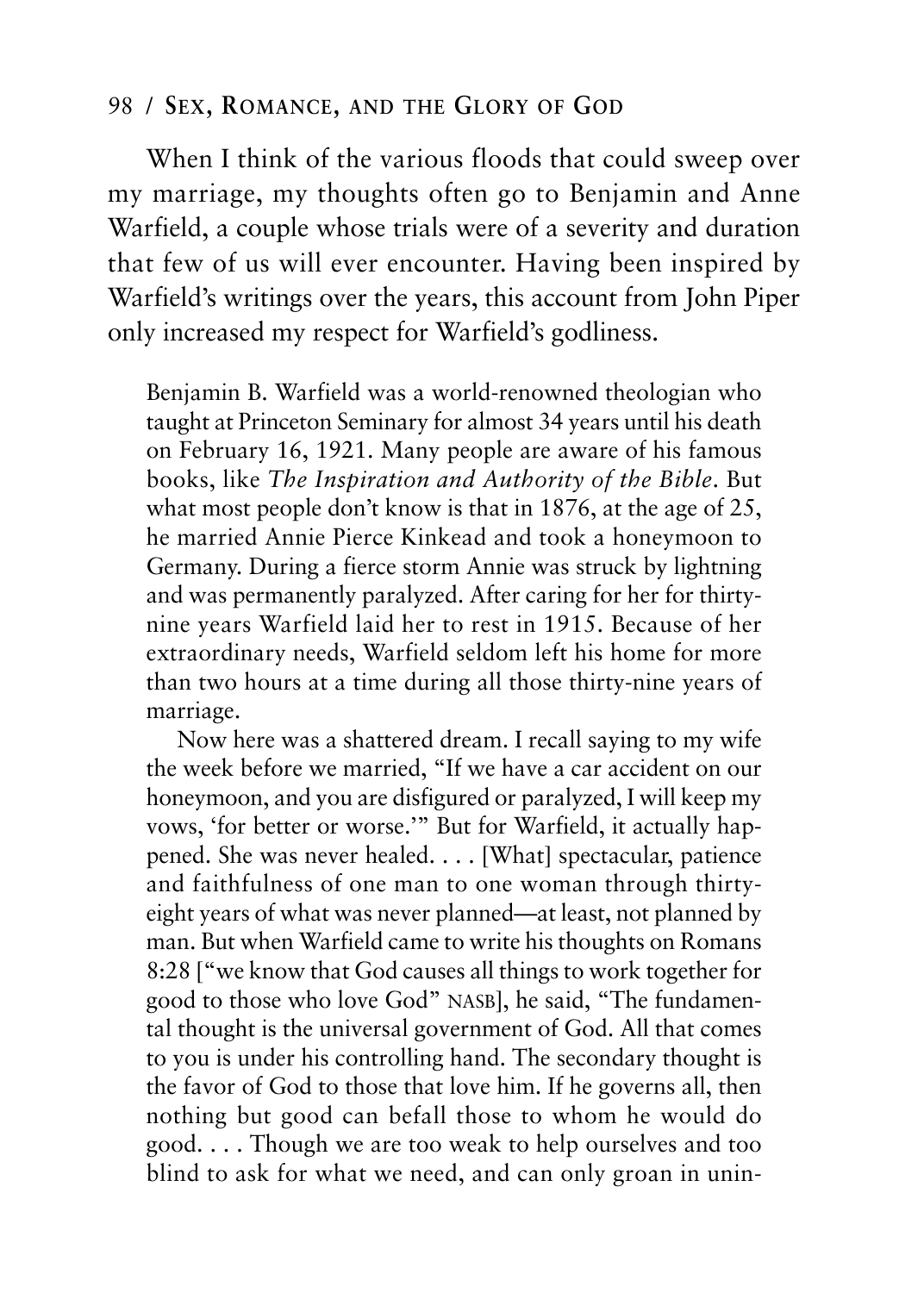When I think of the various floods that could sweep over my marriage, my thoughts often go to Benjamin and Anne Warfield, a couple whose trials were of a severity and duration that few of us will ever encounter. Having been inspired by Warfield's writings over the years, this account from John Piper only increased my respect for Warfield's godliness.

> Benjamin B. Warfield was a world-renowned theologian who taught at Princeton Seminary for almost 34 years until his death on February 16, 1921. Many people are aware of his famous books, like *The Inspiration and Authority of the Bible*. But what most people don't know is that in 1876, at the age of 25, he married Annie Pierce Kinkead and took a honeymoon to Germany. During a fierce storm Annie was struck by lightning and was permanently paralyzed. After caring for her for thirty-nine years Warfield laid her to rest in 1915. Because of her extraordinary needs, Warfield seldom left his home for more than two hours at a time during all those thirty-nine years of marriage.
>
> Now here was a shattered dream. I recall saying to my wife the week before we married, "If we have a car accident on our honeymoon, and you are disfigured or paralyzed, I will keep my vows, 'for better or worse.'" But for Warfield, it actually happened. She was never healed. . . . [What] spectacular, patience and faithfulness of one man to one woman through thirty-eight years of what was never planned—at least, not planned by man. But when Warfield came to write his thoughts on Romans 8:28 ["we know that God causes all things to work together for good to those who love God" NASB], he said, "The fundamental thought is the universal government of God. All that comes to you is under his controlling hand. The secondary thought is the favor of God to those that love him. If he governs all, then nothing but good can befall those to whom he would do good. . . . Though we are too weak to help ourselves and too blind to ask for what we need, and can only groan in unin-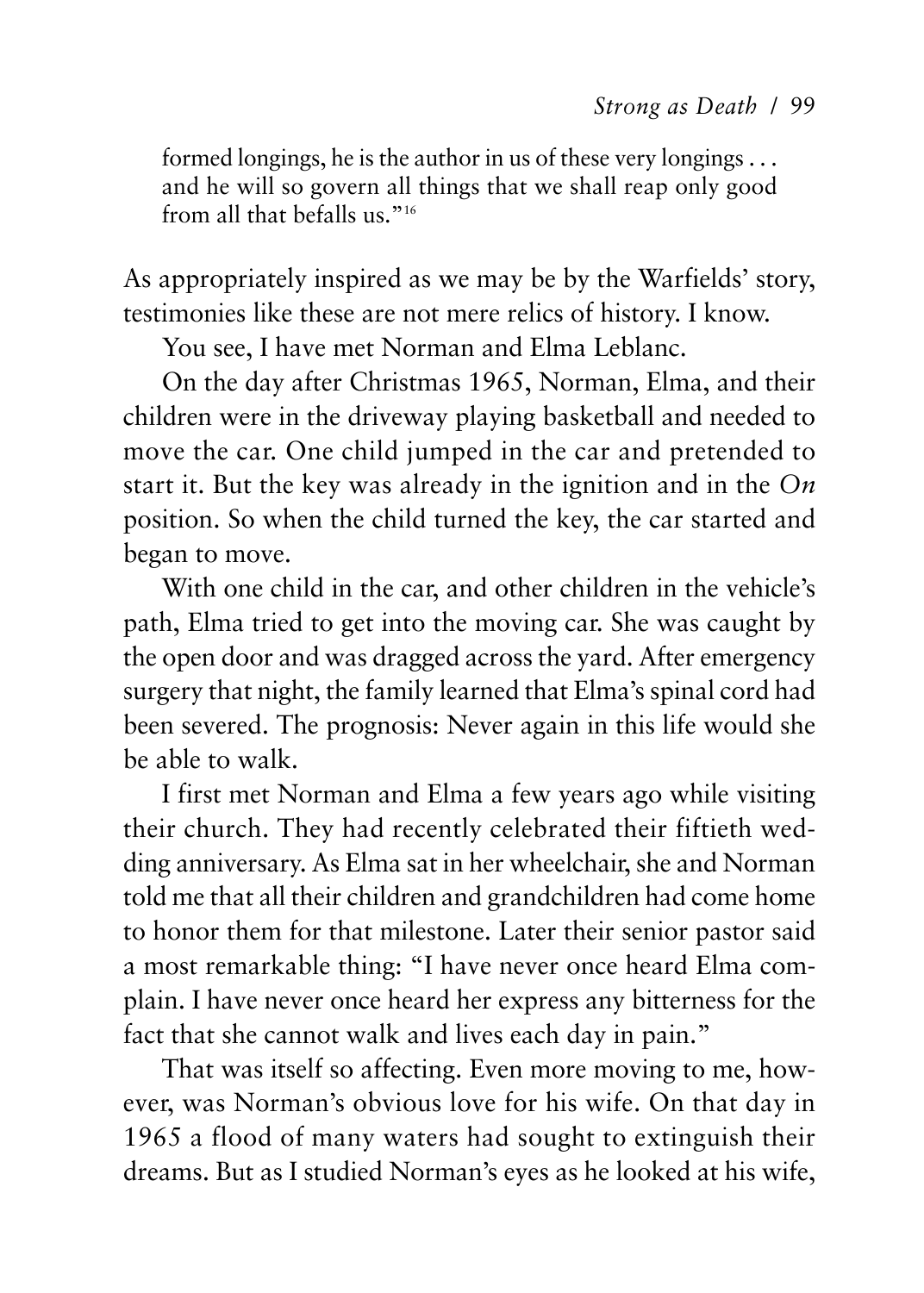formed longings, he is the author in us of these very longings . . . and he will so govern all things that we shall reap only good from all that befalls us."[16]

As appropriately inspired as we may be by the Warfields' story, testimonies like these are not mere relics of history. I know.

You see, I have met Norman and Elma Leblanc.

On the day after Christmas 1965, Norman, Elma, and their children were in the driveway playing basketball and needed to move the car. One child jumped in the car and pretended to start it. But the key was already in the ignition and in the *On* position. So when the child turned the key, the car started and began to move.

With one child in the car, and other children in the vehicle's path, Elma tried to get into the moving car. She was caught by the open door and was dragged across the yard. After emergency surgery that night, the family learned that Elma's spinal cord had been severed. The prognosis: Never again in this life would she be able to walk.

I first met Norman and Elma a few years ago while visiting their church. They had recently celebrated their fiftieth wedding anniversary. As Elma sat in her wheelchair, she and Norman told me that all their children and grandchildren had come home to honor them for that milestone. Later their senior pastor said a most remarkable thing: "I have never once heard Elma complain. I have never once heard her express any bitterness for the fact that she cannot walk and lives each day in pain."

That was itself so affecting. Even more moving to me, however, was Norman's obvious love for his wife. On that day in 1965 a flood of many waters had sought to extinguish their dreams. But as I studied Norman's eyes as he looked at his wife,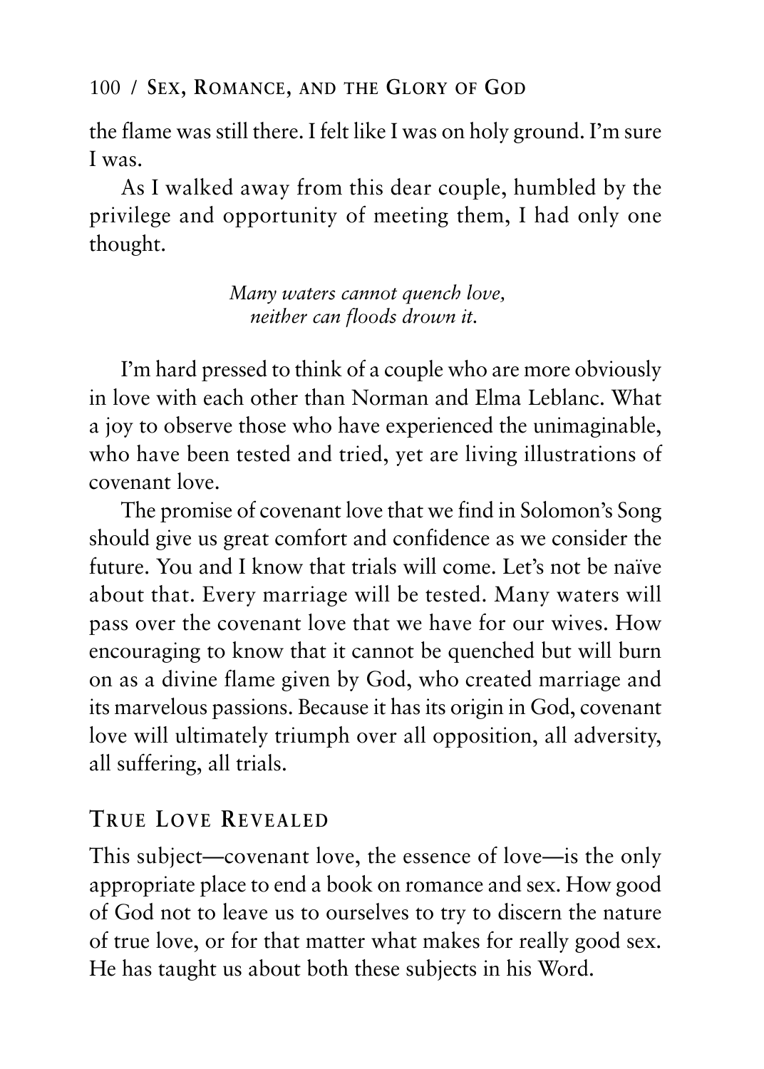the flame was still there. I felt like I was on holy ground. I'm sure I was.

As I walked away from this dear couple, humbled by the privilege and opportunity of meeting them, I had only one thought.

*Many waters cannot quench love,*
*neither can floods drown it.*

I'm hard pressed to think of a couple who are more obviously in love with each other than Norman and Elma Leblanc. What a joy to observe those who have experienced the unimaginable, who have been tested and tried, yet are living illustrations of covenant love.

The promise of covenant love that we find in Solomon's Song should give us great comfort and confidence as we consider the future. You and I know that trials will come. Let's not be naïve about that. Every marriage will be tested. Many waters will pass over the covenant love that we have for our wives. How encouraging to know that it cannot be quenched but will burn on as a divine flame given by God, who created marriage and its marvelous passions. Because it has its origin in God, covenant love will ultimately triumph over all opposition, all adversity, all suffering, all trials.

## TRUE LOVE REVEALED

This subject—covenant love, the essence of love—is the only appropriate place to end a book on romance and sex. How good of God not to leave us to ourselves to try to discern the nature of true love, or for that matter what makes for really good sex. He has taught us about both these subjects in his Word.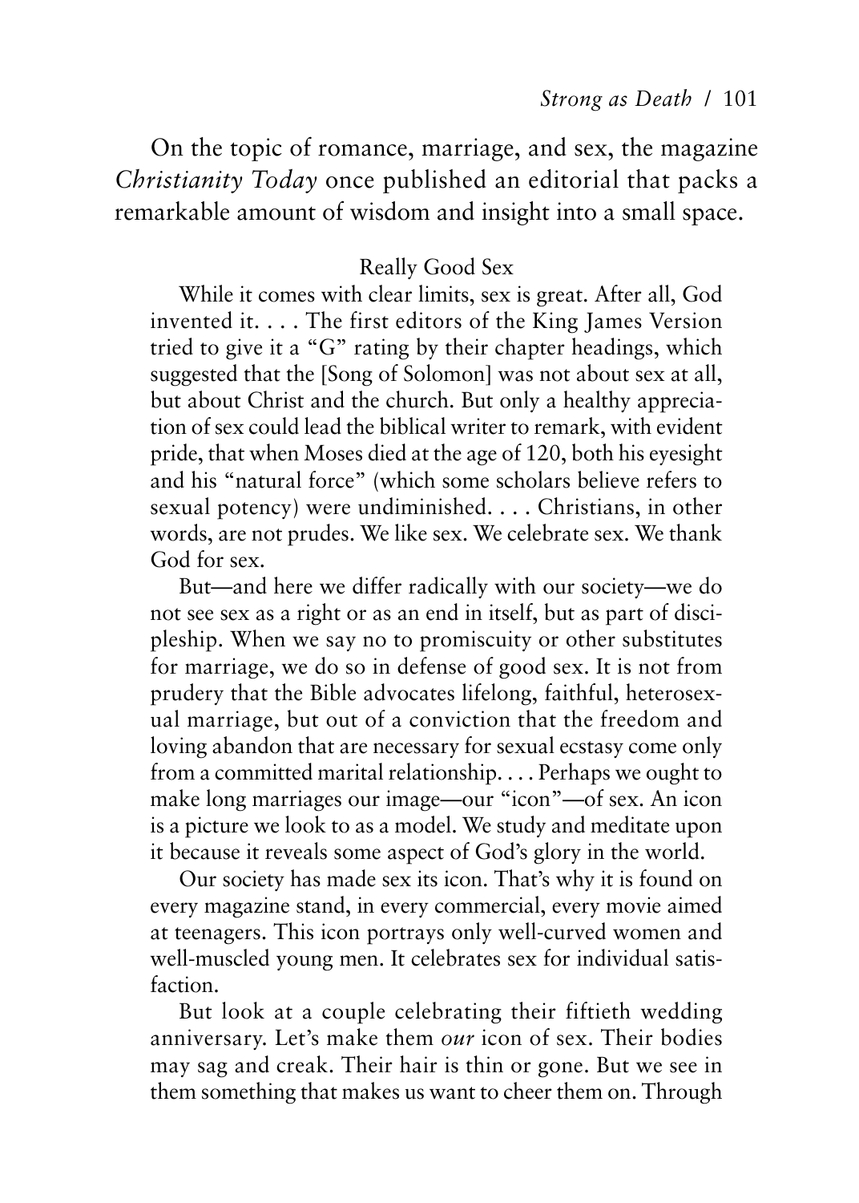On the topic of romance, marriage, and sex, the magazine *Christianity Today* once published an editorial that packs a remarkable amount of wisdom and insight into a small space.

> Really Good Sex
>
> While it comes with clear limits, sex is great. After all, God invented it. . . . The first editors of the King James Version tried to give it a "G" rating by their chapter headings, which suggested that the [Song of Solomon] was not about sex at all, but about Christ and the church. But only a healthy appreciation of sex could lead the biblical writer to remark, with evident pride, that when Moses died at the age of 120, both his eyesight and his "natural force" (which some scholars believe refers to sexual potency) were undiminished. . . . Christians, in other words, are not prudes. We like sex. We celebrate sex. We thank God for sex.
>
> But—and here we differ radically with our society—we do not see sex as a right or as an end in itself, but as part of discipleship. When we say no to promiscuity or other substitutes for marriage, we do so in defense of good sex. It is not from prudery that the Bible advocates lifelong, faithful, heterosexual marriage, but out of a conviction that the freedom and loving abandon that are necessary for sexual ecstasy come only from a committed marital relationship. . . . Perhaps we ought to make long marriages our image—our "icon"—of sex. An icon is a picture we look to as a model. We study and meditate upon it because it reveals some aspect of God's glory in the world.
>
> Our society has made sex its icon. That's why it is found on every magazine stand, in every commercial, every movie aimed at teenagers. This icon portrays only well-curved women and well-muscled young men. It celebrates sex for individual satisfaction.
>
> But look at a couple celebrating their fiftieth wedding anniversary. Let's make them *our* icon of sex. Their bodies may sag and creak. Their hair is thin or gone. But we see in them something that makes us want to cheer them on. Through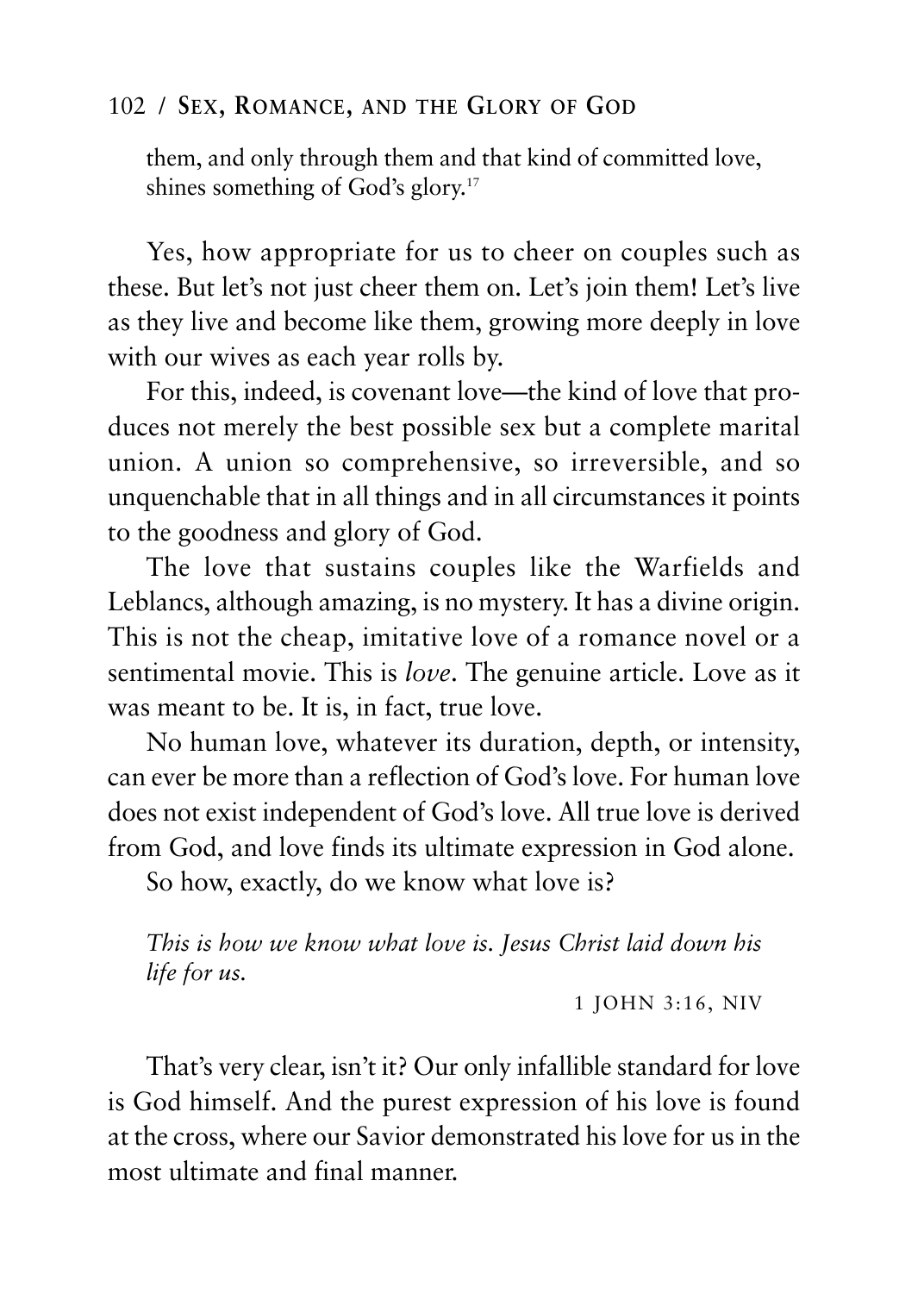them, and only through them and that kind of committed love, shines something of God's glory.[17]

Yes, how appropriate for us to cheer on couples such as these. But let's not just cheer them on. Let's join them! Let's live as they live and become like them, growing more deeply in love with our wives as each year rolls by.

For this, indeed, is covenant love—the kind of love that produces not merely the best possible sex but a complete marital union. A union so comprehensive, so irreversible, and so unquenchable that in all things and in all circumstances it points to the goodness and glory of God.

The love that sustains couples like the Warfields and Leblancs, although amazing, is no mystery. It has a divine origin. This is not the cheap, imitative love of a romance novel or a sentimental movie. This is *love*. The genuine article. Love as it was meant to be. It is, in fact, true love.

No human love, whatever its duration, depth, or intensity, can ever be more than a reflection of God's love. For human love does not exist independent of God's love. All true love is derived from God, and love finds its ultimate expression in God alone.

So how, exactly, do we know what love is?

> *This is how we know what love is. Jesus Christ laid down his life for us.*
>
> 1 JOHN 3:16, NIV

That's very clear, isn't it? Our only infallible standard for love is God himself. And the purest expression of his love is found at the cross, where our Savior demonstrated his love for us in the most ultimate and final manner.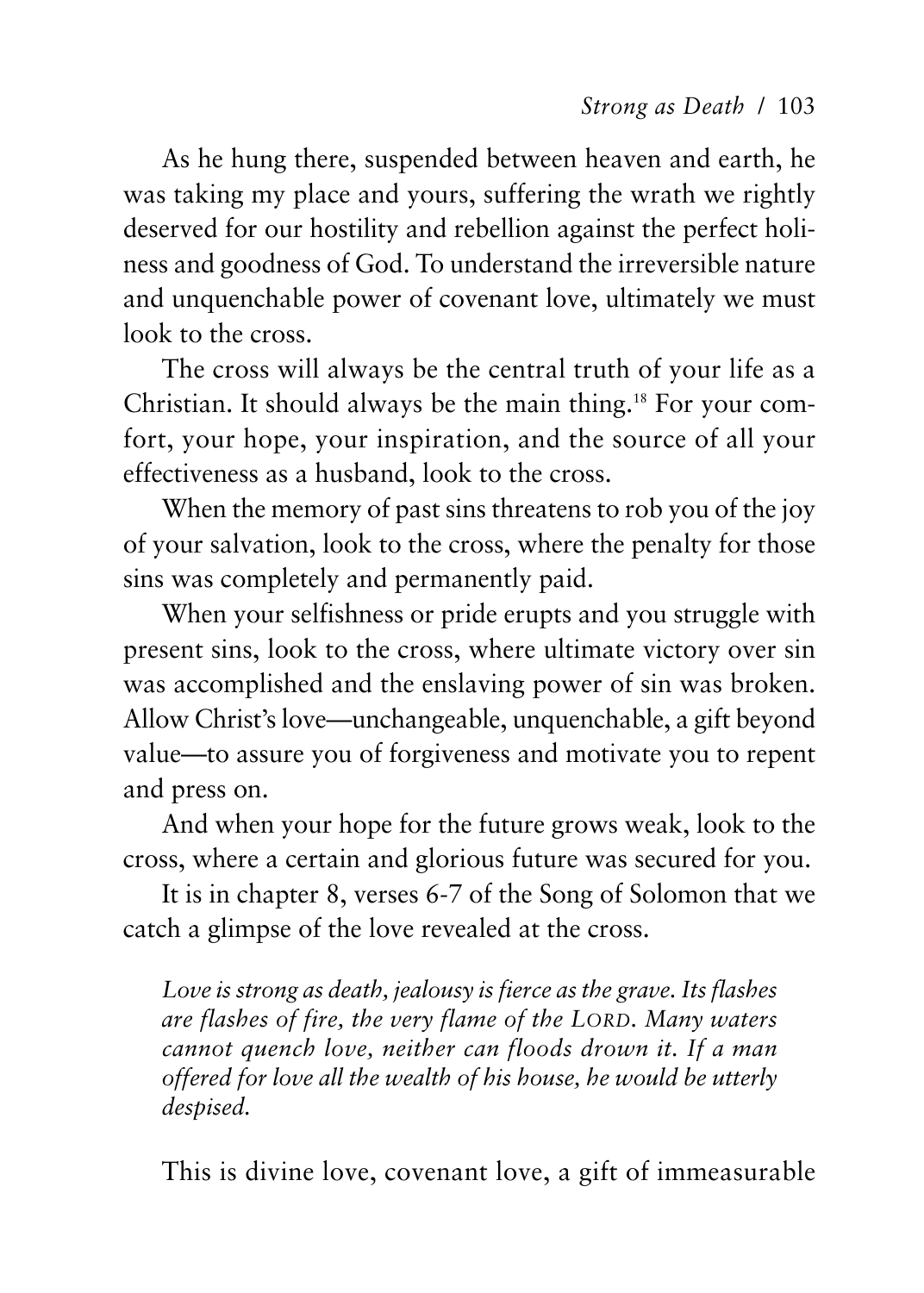As he hung there, suspended between heaven and earth, he was taking my place and yours, suffering the wrath we rightly deserved for our hostility and rebellion against the perfect holiness and goodness of God. To understand the irreversible nature and unquenchable power of covenant love, ultimately we must look to the cross.

The cross will always be the central truth of your life as a Christian. It should always be the main thing.[18] For your comfort, your hope, your inspiration, and the source of all your effectiveness as a husband, look to the cross.

When the memory of past sins threatens to rob you of the joy of your salvation, look to the cross, where the penalty for those sins was completely and permanently paid.

When your selfishness or pride erupts and you struggle with present sins, look to the cross, where ultimate victory over sin was accomplished and the enslaving power of sin was broken. Allow Christ's love—unchangeable, unquenchable, a gift beyond value—to assure you of forgiveness and motivate you to repent and press on.

And when your hope for the future grows weak, look to the cross, where a certain and glorious future was secured for you.

It is in chapter 8, verses 6-7 of the Song of Solomon that we catch a glimpse of the love revealed at the cross.

> *Love is strong as death, jealousy is fierce as the grave. Its flashes are flashes of fire, the very flame of the LORD. Many waters cannot quench love, neither can floods drown it. If a man offered for love all the wealth of his house, he would be utterly despised.*

This is divine love, covenant love, a gift of immeasurable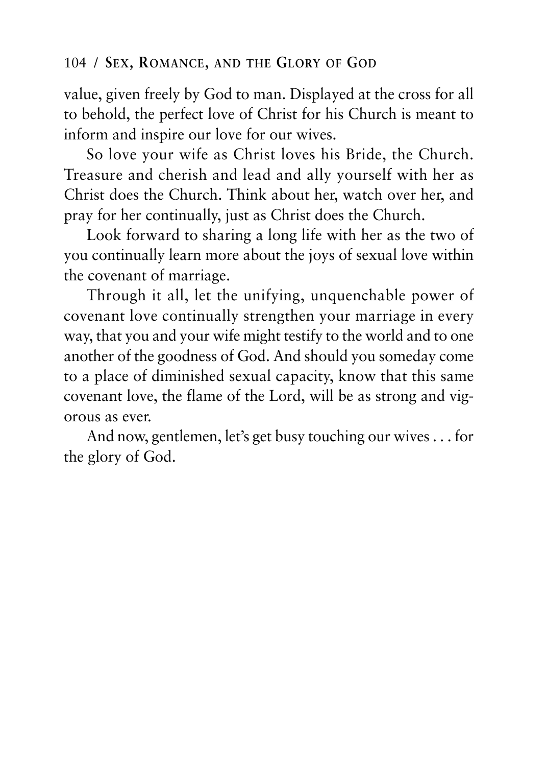value, given freely by God to man. Displayed at the cross for all to behold, the perfect love of Christ for his Church is meant to inform and inspire our love for our wives.

So love your wife as Christ loves his Bride, the Church. Treasure and cherish and lead and ally yourself with her as Christ does the Church. Think about her, watch over her, and pray for her continually, just as Christ does the Church.

Look forward to sharing a long life with her as the two of you continually learn more about the joys of sexual love within the covenant of marriage.

Through it all, let the unifying, unquenchable power of covenant love continually strengthen your marriage in every way, that you and your wife might testify to the world and to one another of the goodness of God. And should you someday come to a place of diminished sexual capacity, know that this same covenant love, the flame of the Lord, will be as strong and vigorous as ever.

And now, gentlemen, let's get busy touching our wives . . . for the glory of God.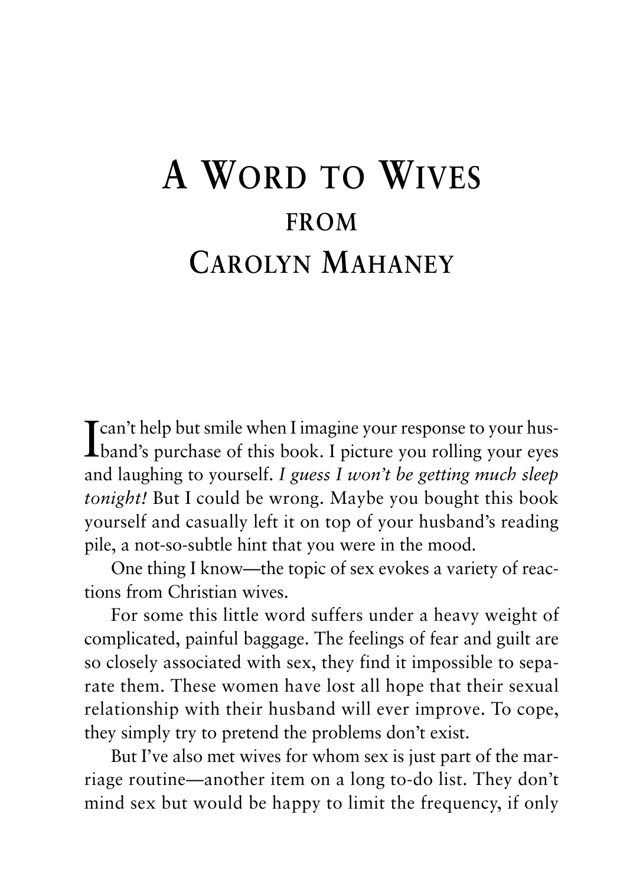# A Word to Wives from Carolyn Mahaney

I can't help but smile when I imagine your response to your husband's purchase of this book. I picture you rolling your eyes and laughing to yourself. *I guess I won't be getting much sleep tonight!* But I could be wrong. Maybe you bought this book yourself and casually left it on top of your husband's reading pile, a not-so-subtle hint that you were in the mood.

One thing I know—the topic of sex evokes a variety of reactions from Christian wives.

For some this little word suffers under a heavy weight of complicated, painful baggage. The feelings of fear and guilt are so closely associated with sex, they find it impossible to separate them. These women have lost all hope that their sexual relationship with their husband will ever improve. To cope, they simply try to pretend the problems don't exist.

But I've also met wives for whom sex is just part of the marriage routine—another item on a long to-do list. They don't mind sex but would be happy to limit the frequency, if only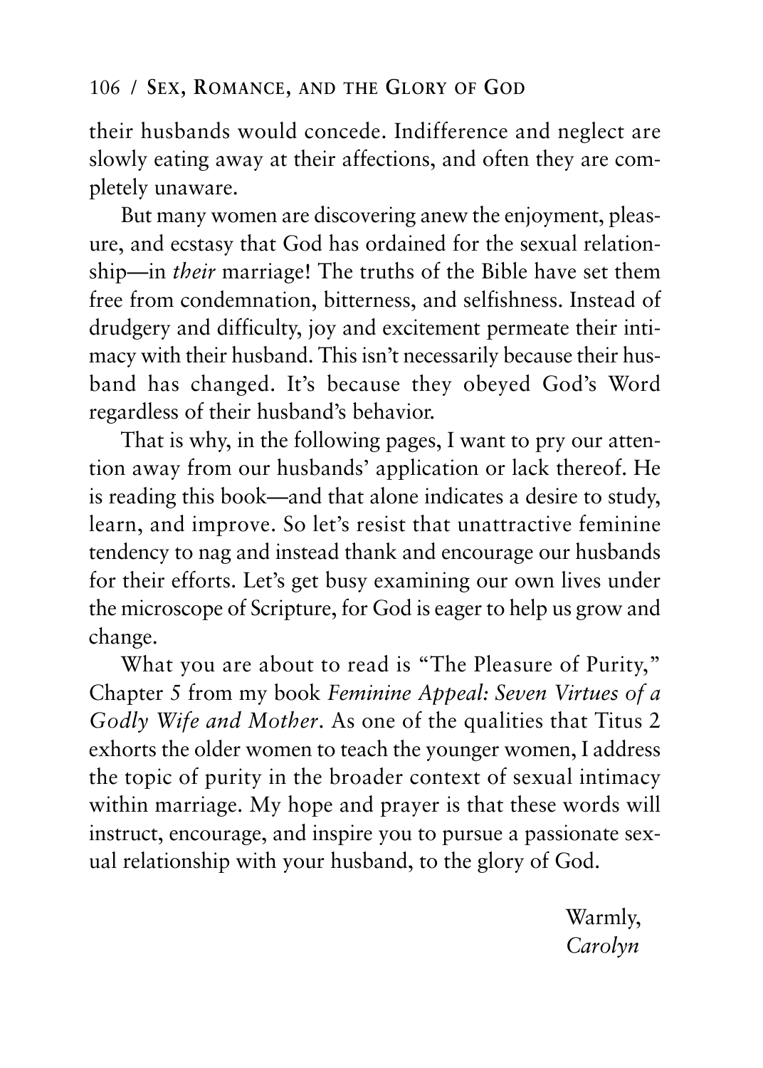their husbands would concede. Indifference and neglect are slowly eating away at their affections, and often they are completely unaware.

But many women are discovering anew the enjoyment, pleasure, and ecstasy that God has ordained for the sexual relationship—in *their* marriage! The truths of the Bible have set them free from condemnation, bitterness, and selfishness. Instead of drudgery and difficulty, joy and excitement permeate their intimacy with their husband. This isn't necessarily because their husband has changed. It's because they obeyed God's Word regardless of their husband's behavior.

That is why, in the following pages, I want to pry our attention away from our husbands' application or lack thereof. He is reading this book—and that alone indicates a desire to study, learn, and improve. So let's resist that unattractive feminine tendency to nag and instead thank and encourage our husbands for their efforts. Let's get busy examining our own lives under the microscope of Scripture, for God is eager to help us grow and change.

What you are about to read is "The Pleasure of Purity," Chapter 5 from my book *Feminine Appeal: Seven Virtues of a Godly Wife and Mother*. As one of the qualities that Titus 2 exhorts the older women to teach the younger women, I address the topic of purity in the broader context of sexual intimacy within marriage. My hope and prayer is that these words will instruct, encourage, and inspire you to pursue a passionate sexual relationship with your husband, to the glory of God.

Warmly,
*Carolyn*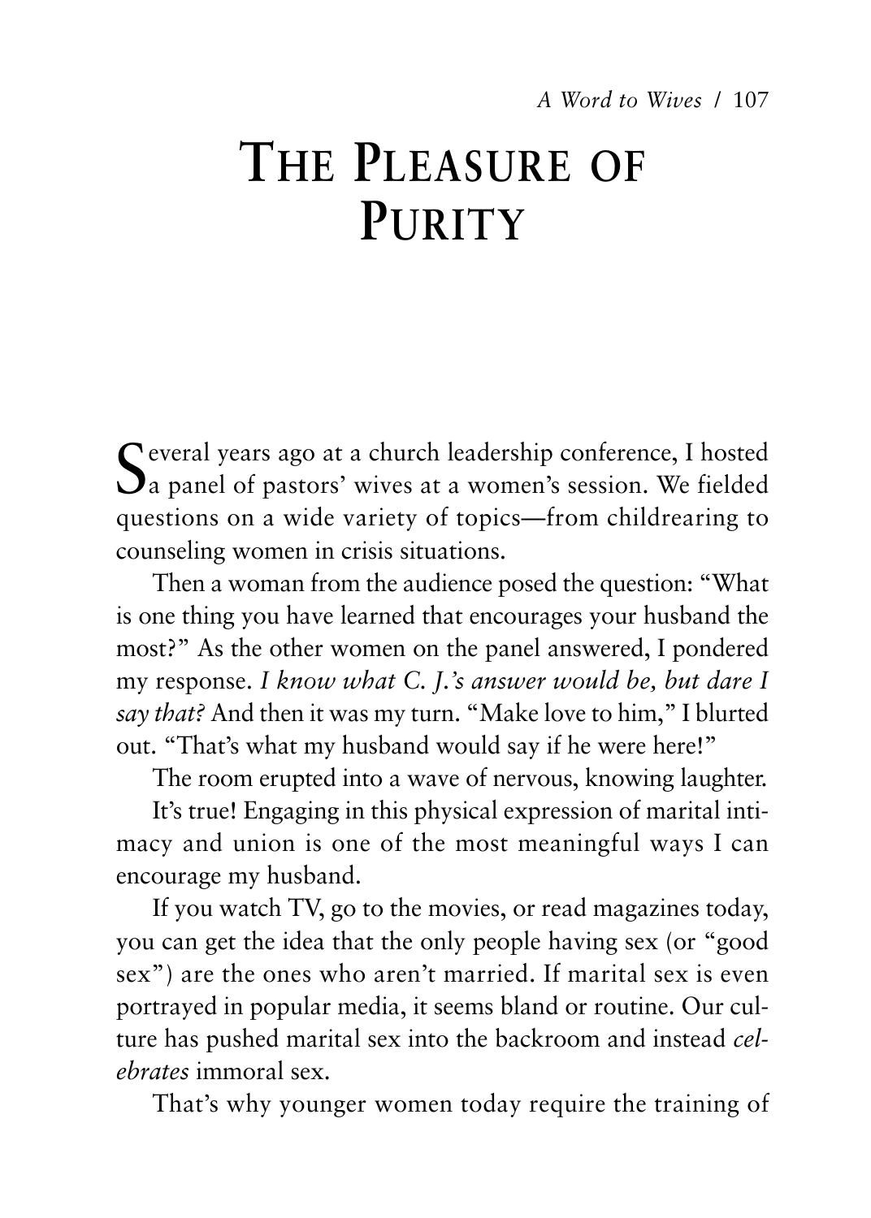# THE PLEASURE OF PURITY

Several years ago at a church leadership conference, I hosted a panel of pastors' wives at a women's session. We fielded questions on a wide variety of topics—from childrearing to counseling women in crisis situations.

Then a woman from the audience posed the question: "What is one thing you have learned that encourages your husband the most?" As the other women on the panel answered, I pondered my response. *I know what C. J.'s answer would be, but dare I say that?* And then it was my turn. "Make love to him," I blurted out. "That's what my husband would say if he were here!"

The room erupted into a wave of nervous, knowing laughter.

It's true! Engaging in this physical expression of marital intimacy and union is one of the most meaningful ways I can encourage my husband.

If you watch TV, go to the movies, or read magazines today, you can get the idea that the only people having sex (or "good sex") are the ones who aren't married. If marital sex is even portrayed in popular media, it seems bland or routine. Our culture has pushed marital sex into the backroom and instead *celebrates* immoral sex.

That's why younger women today require the training of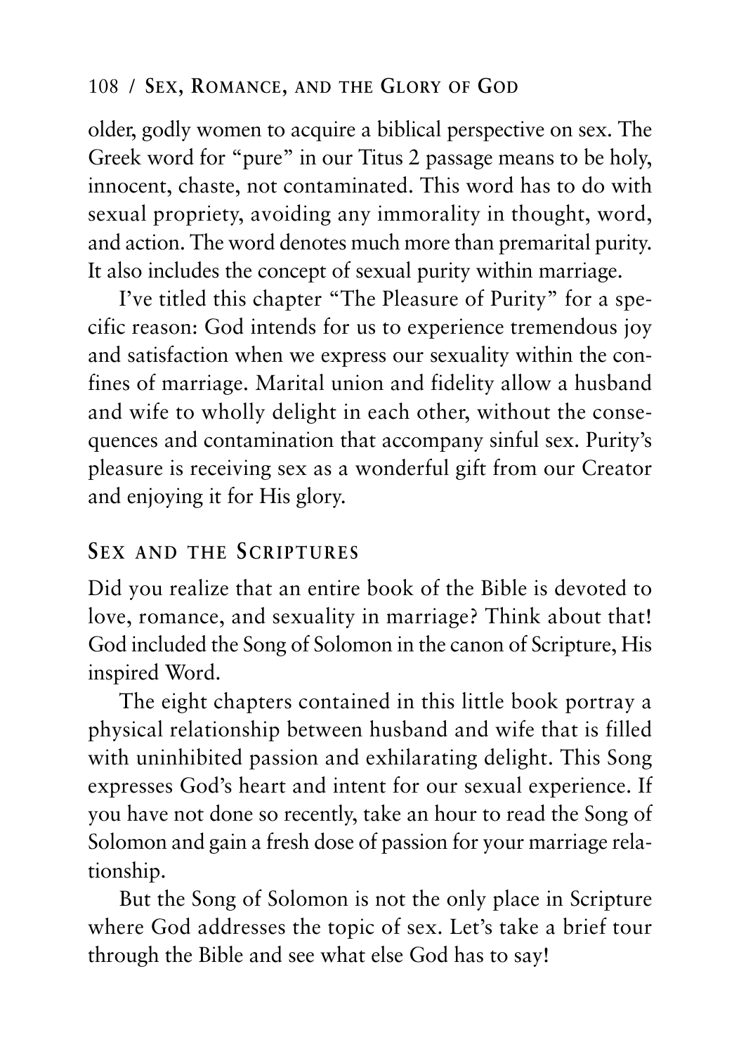older, godly women to acquire a biblical perspective on sex. The Greek word for "pure" in our Titus 2 passage means to be holy, innocent, chaste, not contaminated. This word has to do with sexual propriety, avoiding any immorality in thought, word, and action. The word denotes much more than premarital purity. It also includes the concept of sexual purity within marriage.

I've titled this chapter "The Pleasure of Purity" for a specific reason: God intends for us to experience tremendous joy and satisfaction when we express our sexuality within the confines of marriage. Marital union and fidelity allow a husband and wife to wholly delight in each other, without the consequences and contamination that accompany sinful sex. Purity's pleasure is receiving sex as a wonderful gift from our Creator and enjoying it for His glory.

## SEX AND THE SCRIPTURES

Did you realize that an entire book of the Bible is devoted to love, romance, and sexuality in marriage? Think about that! God included the Song of Solomon in the canon of Scripture, His inspired Word.

The eight chapters contained in this little book portray a physical relationship between husband and wife that is filled with uninhibited passion and exhilarating delight. This Song expresses God's heart and intent for our sexual experience. If you have not done so recently, take an hour to read the Song of Solomon and gain a fresh dose of passion for your marriage relationship.

But the Song of Solomon is not the only place in Scripture where God addresses the topic of sex. Let's take a brief tour through the Bible and see what else God has to say!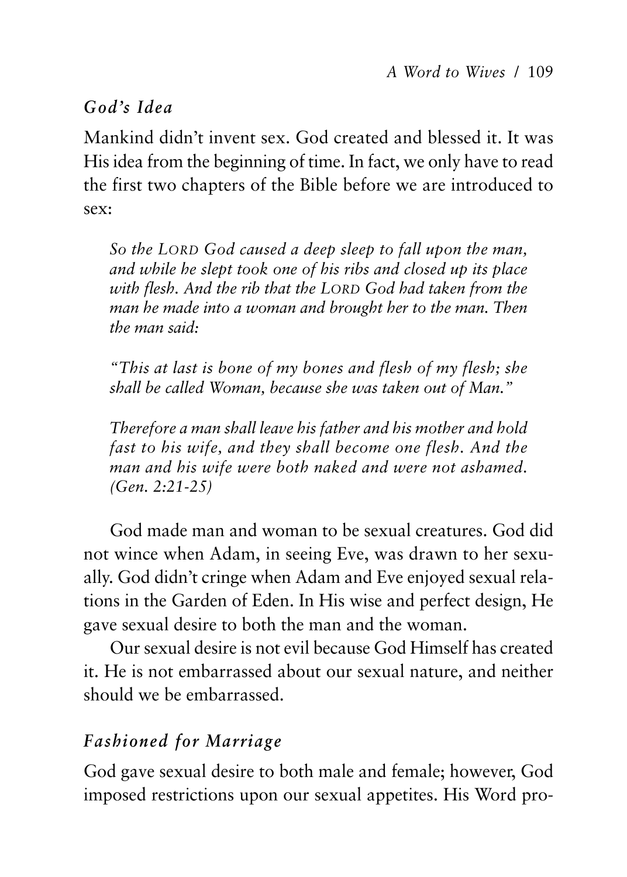### *God's Idea*

Mankind didn't invent sex. God created and blessed it. It was His idea from the beginning of time. In fact, we only have to read the first two chapters of the Bible before we are introduced to sex:

> *So the LORD God caused a deep sleep to fall upon the man, and while he slept took one of his ribs and closed up its place with flesh. And the rib that the LORD God had taken from the man he made into a woman and brought her to the man. Then the man said:*
>
> *"This at last is bone of my bones and flesh of my flesh; she shall be called Woman, because she was taken out of Man."*
>
> *Therefore a man shall leave his father and his mother and hold fast to his wife, and they shall become one flesh. And the man and his wife were both naked and were not ashamed. (Gen. 2:21-25)*

God made man and woman to be sexual creatures. God did not wince when Adam, in seeing Eve, was drawn to her sexually. God didn't cringe when Adam and Eve enjoyed sexual relations in the Garden of Eden. In His wise and perfect design, He gave sexual desire to both the man and the woman.

Our sexual desire is not evil because God Himself has created it. He is not embarrassed about our sexual nature, and neither should we be embarrassed.

### *Fashioned for Marriage*

God gave sexual desire to both male and female; however, God imposed restrictions upon our sexual appetites. His Word pro-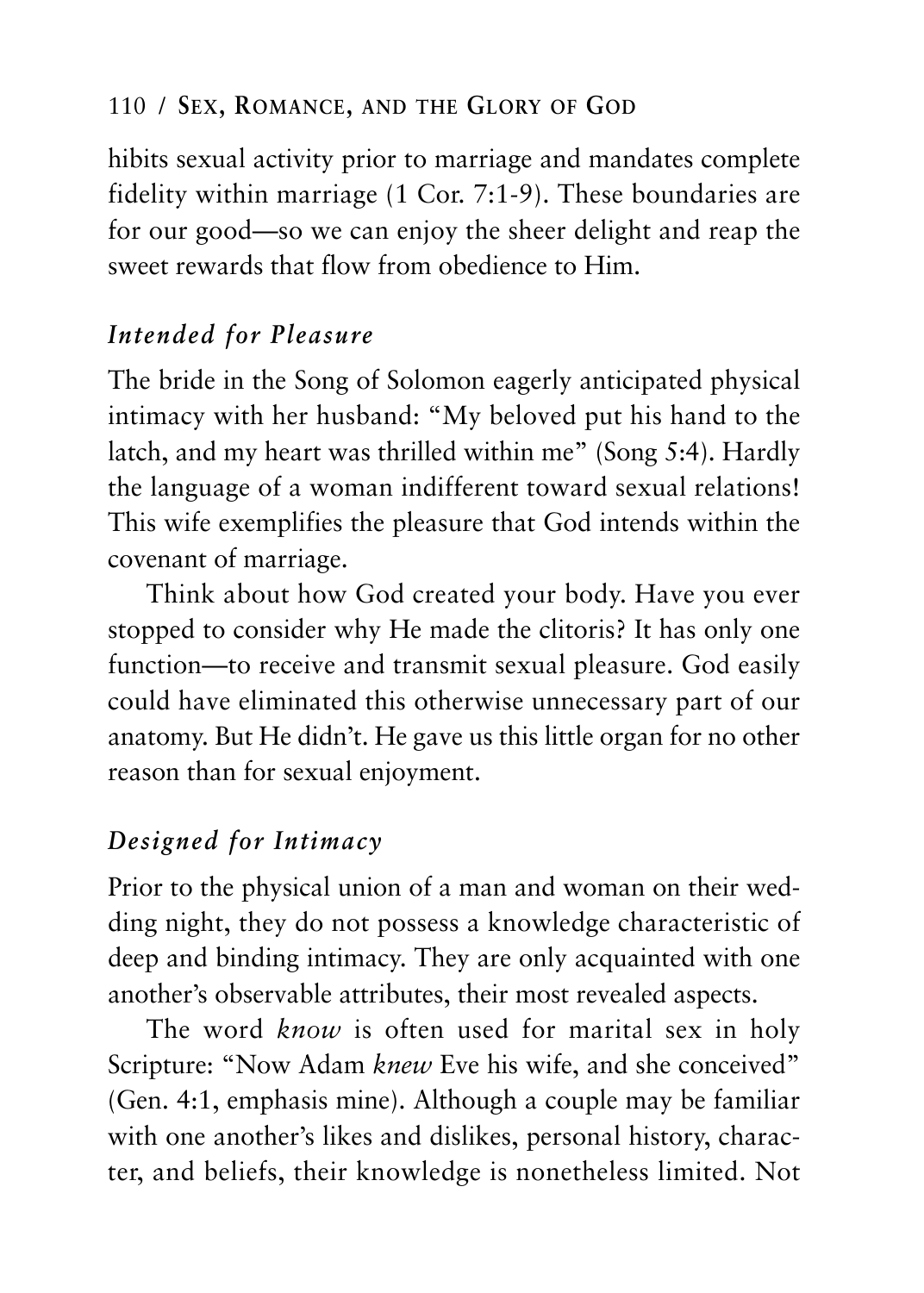hibits sexual activity prior to marriage and mandates complete fidelity within marriage (1 Cor. 7:1-9). These boundaries are for our good—so we can enjoy the sheer delight and reap the sweet rewards that flow from obedience to Him.

### *Intended for Pleasure*

The bride in the Song of Solomon eagerly anticipated physical intimacy with her husband: "My beloved put his hand to the latch, and my heart was thrilled within me" (Song 5:4). Hardly the language of a woman indifferent toward sexual relations! This wife exemplifies the pleasure that God intends within the covenant of marriage.

Think about how God created your body. Have you ever stopped to consider why He made the clitoris? It has only one function—to receive and transmit sexual pleasure. God easily could have eliminated this otherwise unnecessary part of our anatomy. But He didn't. He gave us this little organ for no other reason than for sexual enjoyment.

### *Designed for Intimacy*

Prior to the physical union of a man and woman on their wedding night, they do not possess a knowledge characteristic of deep and binding intimacy. They are only acquainted with one another's observable attributes, their most revealed aspects.

The word *know* is often used for marital sex in holy Scripture: "Now Adam *knew* Eve his wife, and she conceived" (Gen. 4:1, emphasis mine). Although a couple may be familiar with one another's likes and dislikes, personal history, character, and beliefs, their knowledge is nonetheless limited. Not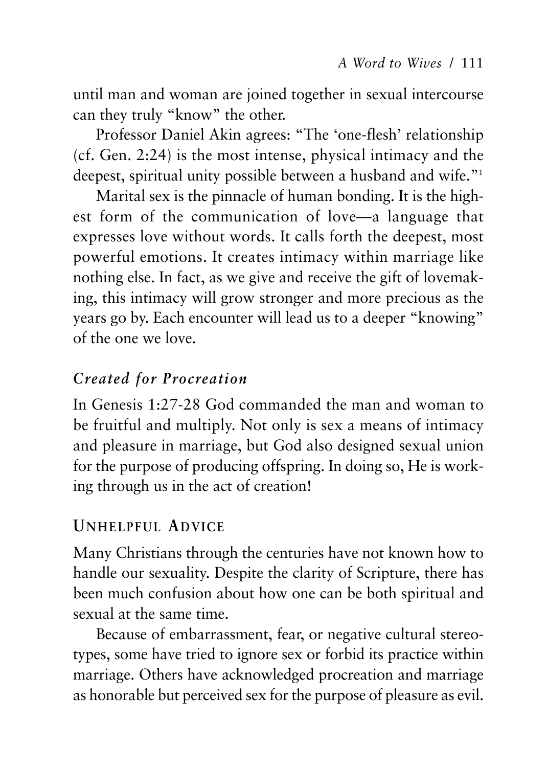until man and woman are joined together in sexual intercourse can they truly "know" the other.

Professor Daniel Akin agrees: "The 'one-flesh' relationship (cf. Gen. 2:24) is the most intense, physical intimacy and the deepest, spiritual unity possible between a husband and wife."[1]

Marital sex is the pinnacle of human bonding. It is the highest form of the communication of love—a language that expresses love without words. It calls forth the deepest, most powerful emotions. It creates intimacy within marriage like nothing else. In fact, as we give and receive the gift of lovemaking, this intimacy will grow stronger and more precious as the years go by. Each encounter will lead us to a deeper "knowing" of the one we love.

### *Created for Procreation*

In Genesis 1:27-28 God commanded the man and woman to be fruitful and multiply. Not only is sex a means of intimacy and pleasure in marriage, but God also designed sexual union for the purpose of producing offspring. In doing so, He is working through us in the act of creation!

## UNHELPFUL ADVICE

Many Christians through the centuries have not known how to handle our sexuality. Despite the clarity of Scripture, there has been much confusion about how one can be both spiritual and sexual at the same time.

Because of embarrassment, fear, or negative cultural stereotypes, some have tried to ignore sex or forbid its practice within marriage. Others have acknowledged procreation and marriage as honorable but perceived sex for the purpose of pleasure as evil.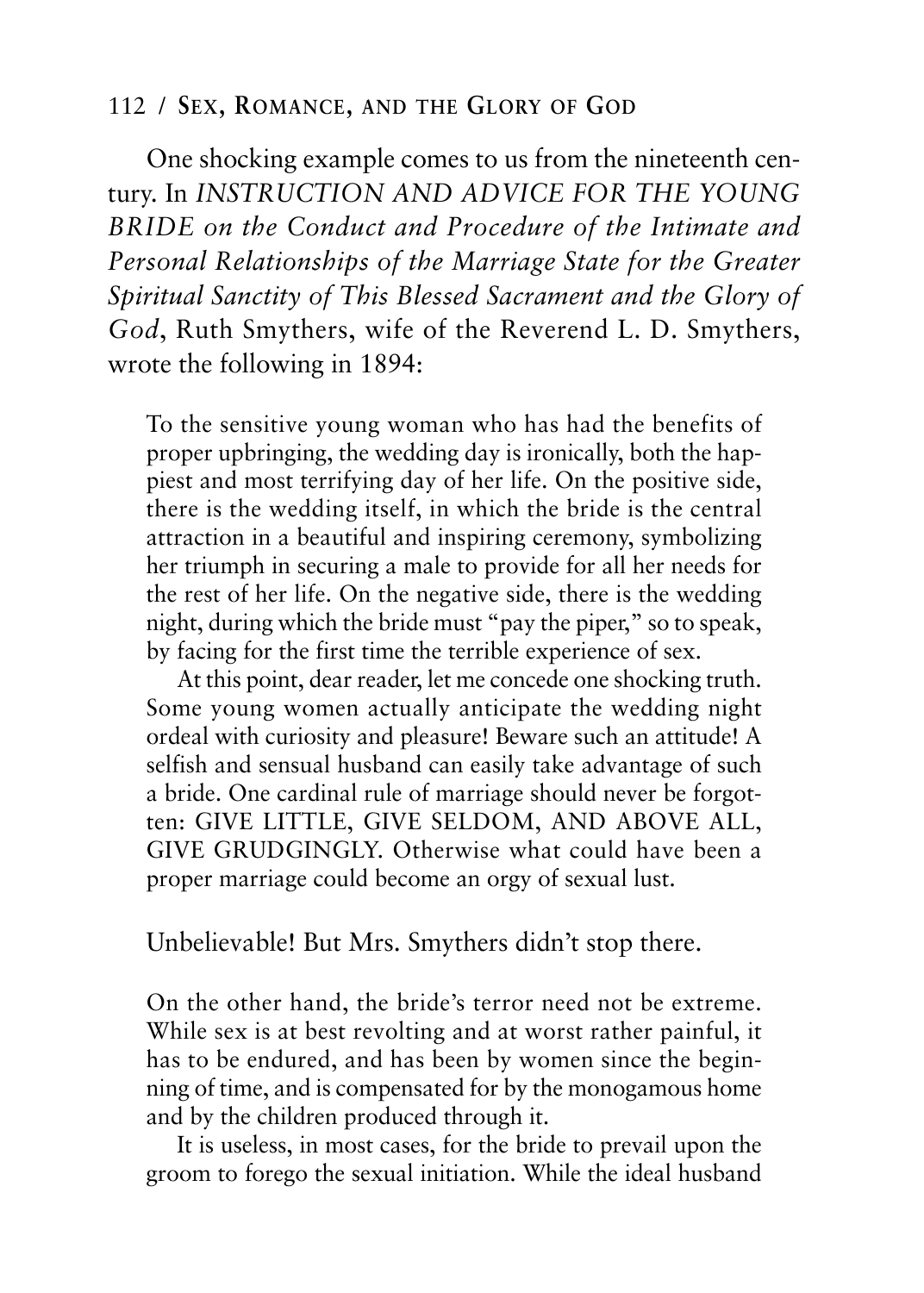One shocking example comes to us from the nineteenth century. In *INSTRUCTION AND ADVICE FOR THE YOUNG BRIDE on the Conduct and Procedure of the Intimate and Personal Relationships of the Marriage State for the Greater Spiritual Sanctity of This Blessed Sacrament and the Glory of God*, Ruth Smythers, wife of the Reverend L. D. Smythers, wrote the following in 1894:

> To the sensitive young woman who has had the benefits of proper upbringing, the wedding day is ironically, both the happiest and most terrifying day of her life. On the positive side, there is the wedding itself, in which the bride is the central attraction in a beautiful and inspiring ceremony, symbolizing her triumph in securing a male to provide for all her needs for the rest of her life. On the negative side, there is the wedding night, during which the bride must "pay the piper," so to speak, by facing for the first time the terrible experience of sex.
>
> At this point, dear reader, let me concede one shocking truth. Some young women actually anticipate the wedding night ordeal with curiosity and pleasure! Beware such an attitude! A selfish and sensual husband can easily take advantage of such a bride. One cardinal rule of marriage should never be forgotten: GIVE LITTLE, GIVE SELDOM, AND ABOVE ALL, GIVE GRUDGINGLY. Otherwise what could have been a proper marriage could become an orgy of sexual lust.

Unbelievable! But Mrs. Smythers didn't stop there.

> On the other hand, the bride's terror need not be extreme. While sex is at best revolting and at worst rather painful, it has to be endured, and has been by women since the beginning of time, and is compensated for by the monogamous home and by the children produced through it.
>
> It is useless, in most cases, for the bride to prevail upon the groom to forego the sexual initiation. While the ideal husband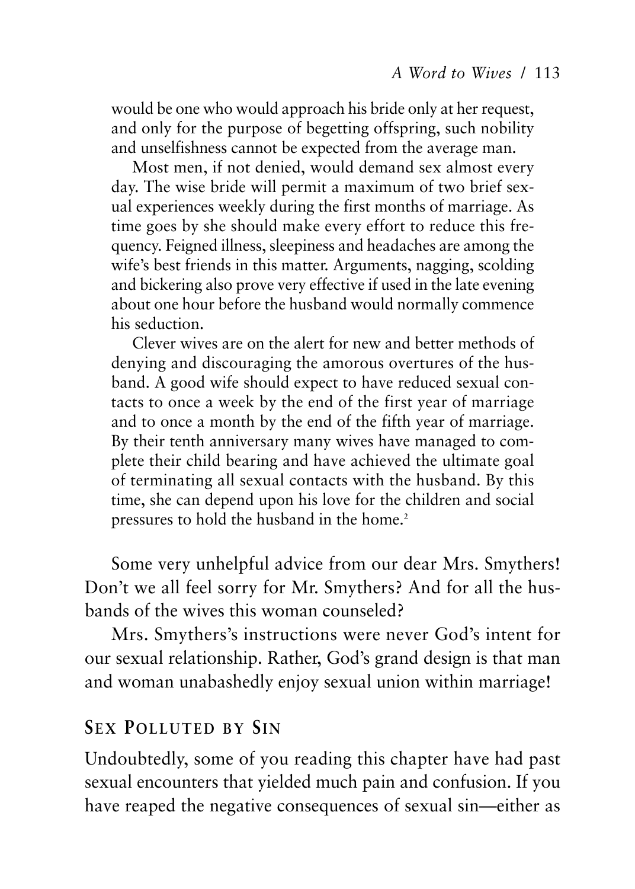> would be one who would approach his bride only at her request, and only for the purpose of begetting offspring, such nobility and unselfishness cannot be expected from the average man.
>
> Most men, if not denied, would demand sex almost every day. The wise bride will permit a maximum of two brief sexual experiences weekly during the first months of marriage. As time goes by she should make every effort to reduce this frequency. Feigned illness, sleepiness and headaches are among the wife's best friends in this matter. Arguments, nagging, scolding and bickering also prove very effective if used in the late evening about one hour before the husband would normally commence his seduction.
>
> Clever wives are on the alert for new and better methods of denying and discouraging the amorous overtures of the husband. A good wife should expect to have reduced sexual contacts to once a week by the end of the first year of marriage and to once a month by the end of the fifth year of marriage. By their tenth anniversary many wives have managed to complete their child bearing and have achieved the ultimate goal of terminating all sexual contacts with the husband. By this time, she can depend upon his love for the children and social pressures to hold the husband in the home.[2]

Some very unhelpful advice from our dear Mrs. Smythers! Don't we all feel sorry for Mr. Smythers? And for all the husbands of the wives this woman counseled?

Mrs. Smythers's instructions were never God's intent for our sexual relationship. Rather, God's grand design is that man and woman unabashedly enjoy sexual union within marriage!

## Sex Polluted by Sin

Undoubtedly, some of you reading this chapter have had past sexual encounters that yielded much pain and confusion. If you have reaped the negative consequences of sexual sin—either as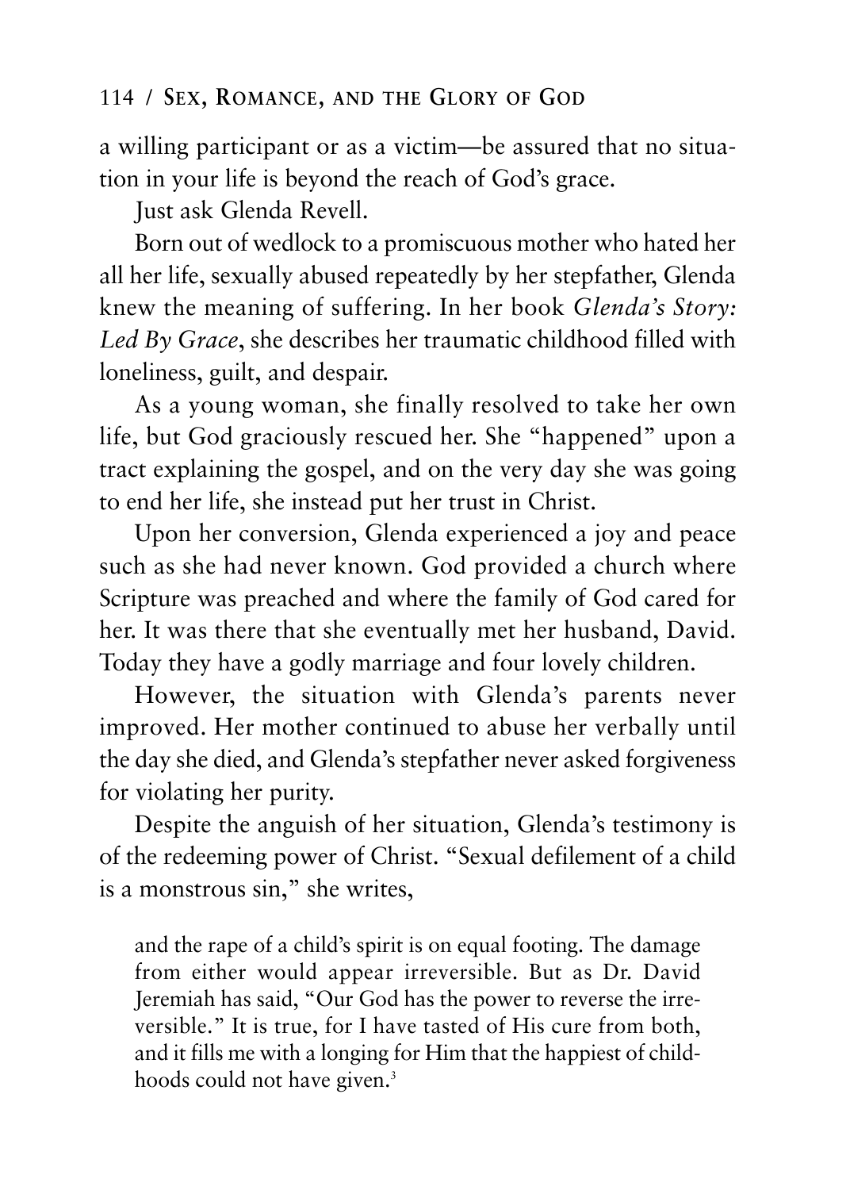a willing participant or as a victim—be assured that no situation in your life is beyond the reach of God's grace.

Just ask Glenda Revell.

Born out of wedlock to a promiscuous mother who hated her all her life, sexually abused repeatedly by her stepfather, Glenda knew the meaning of suffering. In her book *Glenda's Story: Led By Grace*, she describes her traumatic childhood filled with loneliness, guilt, and despair.

As a young woman, she finally resolved to take her own life, but God graciously rescued her. She "happened" upon a tract explaining the gospel, and on the very day she was going to end her life, she instead put her trust in Christ.

Upon her conversion, Glenda experienced a joy and peace such as she had never known. God provided a church where Scripture was preached and where the family of God cared for her. It was there that she eventually met her husband, David. Today they have a godly marriage and four lovely children.

However, the situation with Glenda's parents never improved. Her mother continued to abuse her verbally until the day she died, and Glenda's stepfather never asked forgiveness for violating her purity.

Despite the anguish of her situation, Glenda's testimony is of the redeeming power of Christ. "Sexual defilement of a child is a monstrous sin," she writes,

> and the rape of a child's spirit is on equal footing. The damage from either would appear irreversible. But as Dr. David Jeremiah has said, "Our God has the power to reverse the irreversible." It is true, for I have tasted of His cure from both, and it fills me with a longing for Him that the happiest of childhoods could not have given.[3]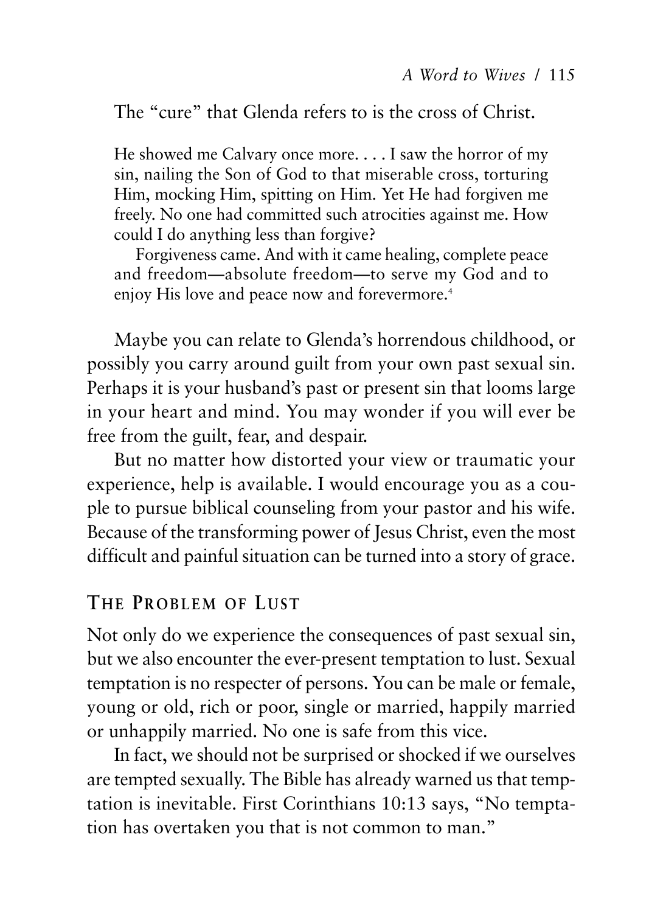The "cure" that Glenda refers to is the cross of Christ.

> He showed me Calvary once more. . . . I saw the horror of my sin, nailing the Son of God to that miserable cross, torturing Him, mocking Him, spitting on Him. Yet He had forgiven me freely. No one had committed such atrocities against me. How could I do anything less than forgive?
>
> Forgiveness came. And with it came healing, complete peace and freedom—absolute freedom—to serve my God and to enjoy His love and peace now and forevermore.[4]

Maybe you can relate to Glenda's horrendous childhood, or possibly you carry around guilt from your own past sexual sin. Perhaps it is your husband's past or present sin that looms large in your heart and mind. You may wonder if you will ever be free from the guilt, fear, and despair.

But no matter how distorted your view or traumatic your experience, help is available. I would encourage you as a couple to pursue biblical counseling from your pastor and his wife. Because of the transforming power of Jesus Christ, even the most difficult and painful situation can be turned into a story of grace.

## The Problem of Lust

Not only do we experience the consequences of past sexual sin, but we also encounter the ever-present temptation to lust. Sexual temptation is no respecter of persons. You can be male or female, young or old, rich or poor, single or married, happily married or unhappily married. No one is safe from this vice.

In fact, we should not be surprised or shocked if we ourselves are tempted sexually. The Bible has already warned us that temptation is inevitable. First Corinthians 10:13 says, "No temptation has overtaken you that is not common to man."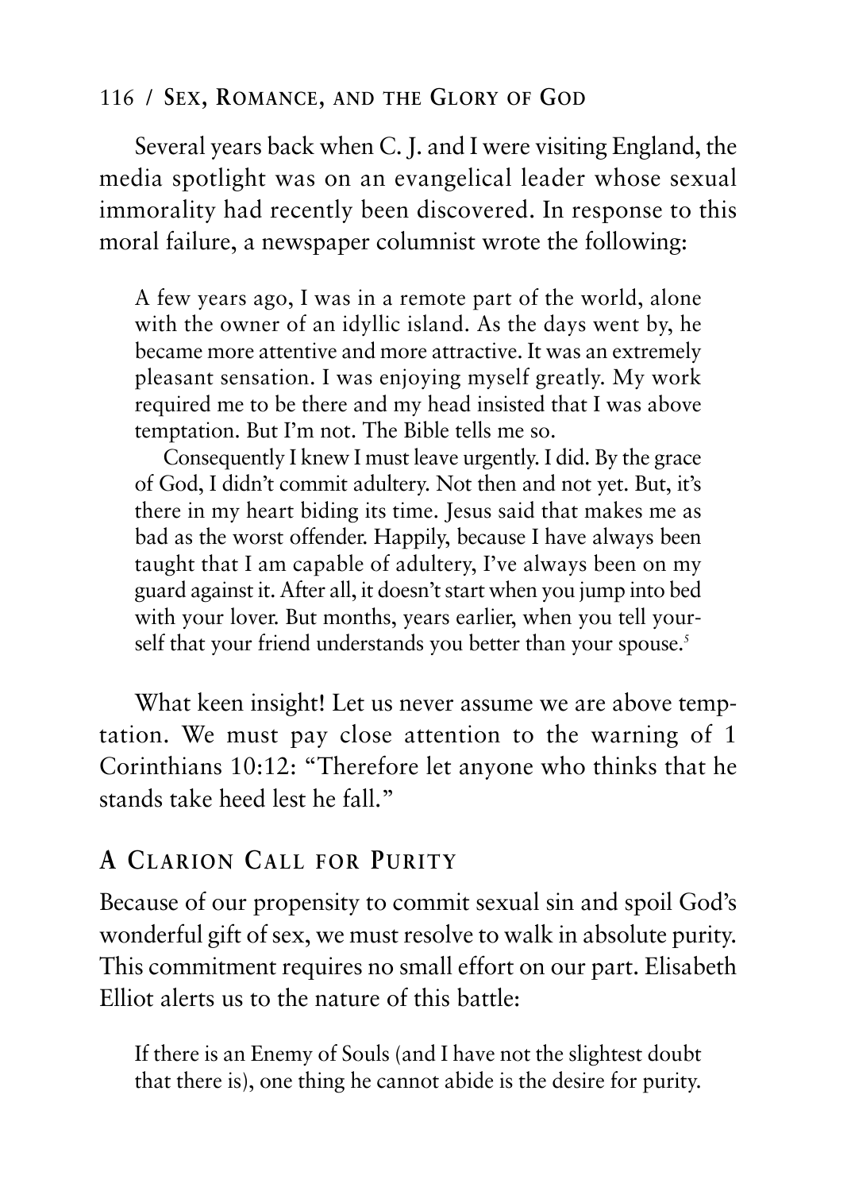Several years back when C. J. and I were visiting England, the media spotlight was on an evangelical leader whose sexual immorality had recently been discovered. In response to this moral failure, a newspaper columnist wrote the following:

> A few years ago, I was in a remote part of the world, alone with the owner of an idyllic island. As the days went by, he became more attentive and more attractive. It was an extremely pleasant sensation. I was enjoying myself greatly. My work required me to be there and my head insisted that I was above temptation. But I'm not. The Bible tells me so.
>
> Consequently I knew I must leave urgently. I did. By the grace of God, I didn't commit adultery. Not then and not yet. But, it's there in my heart biding its time. Jesus said that makes me as bad as the worst offender. Happily, because I have always been taught that I am capable of adultery, I've always been on my guard against it. After all, it doesn't start when you jump into bed with your lover. But months, years earlier, when you tell yourself that your friend understands you better than your spouse.[5]

What keen insight! Let us never assume we are above temptation. We must pay close attention to the warning of 1 Corinthians 10:12: "Therefore let anyone who thinks that he stands take heed lest he fall."

## A Clarion Call for Purity

Because of our propensity to commit sexual sin and spoil God's wonderful gift of sex, we must resolve to walk in absolute purity. This commitment requires no small effort on our part. Elisabeth Elliot alerts us to the nature of this battle:

> If there is an Enemy of Souls (and I have not the slightest doubt that there is), one thing he cannot abide is the desire for purity.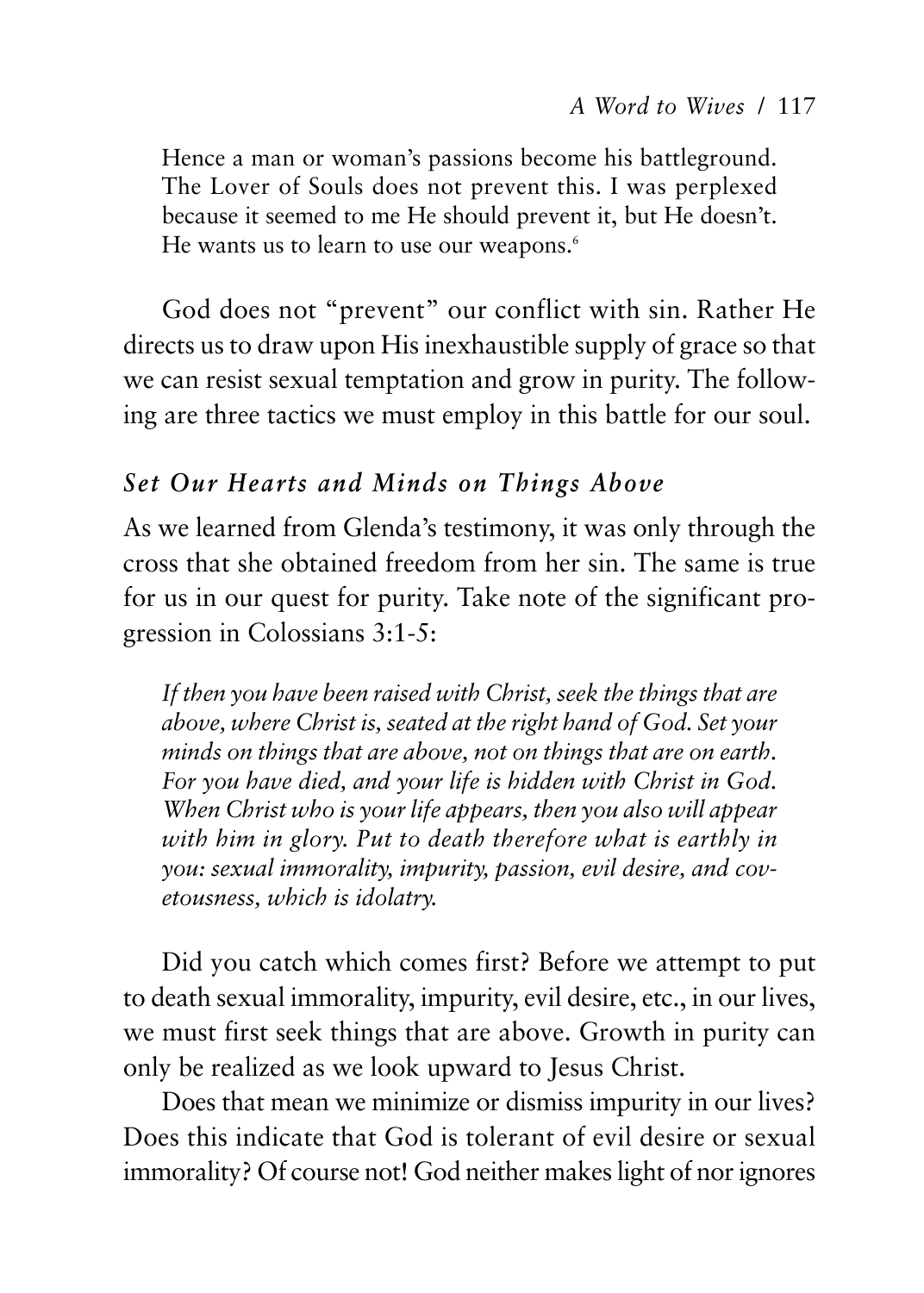> Hence a man or woman's passions become his battleground. The Lover of Souls does not prevent this. I was perplexed because it seemed to me He should prevent it, but He doesn't. He wants us to learn to use our weapons.[6]

God does not "prevent" our conflict with sin. Rather He directs us to draw upon His inexhaustible supply of grace so that we can resist sexual temptation and grow in purity. The following are three tactics we must employ in this battle for our soul.

### *Set Our Hearts and Minds on Things Above*

As we learned from Glenda's testimony, it was only through the cross that she obtained freedom from her sin. The same is true for us in our quest for purity. Take note of the significant progression in Colossians 3:1-5:

> *If then you have been raised with Christ, seek the things that are above, where Christ is, seated at the right hand of God. Set your minds on things that are above, not on things that are on earth. For you have died, and your life is hidden with Christ in God. When Christ who is your life appears, then you also will appear with him in glory. Put to death therefore what is earthly in you: sexual immorality, impurity, passion, evil desire, and covetousness, which is idolatry.*

Did you catch which comes first? Before we attempt to put to death sexual immorality, impurity, evil desire, etc., in our lives, we must first seek things that are above. Growth in purity can only be realized as we look upward to Jesus Christ.

Does that mean we minimize or dismiss impurity in our lives? Does this indicate that God is tolerant of evil desire or sexual immorality? Of course not! God neither makes light of nor ignores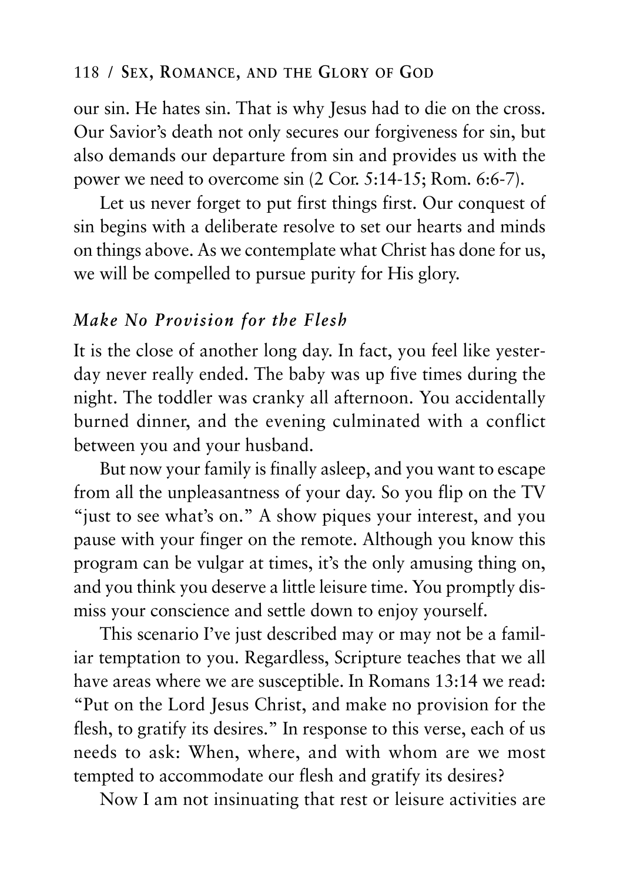our sin. He hates sin. That is why Jesus had to die on the cross. Our Savior's death not only secures our forgiveness for sin, but also demands our departure from sin and provides us with the power we need to overcome sin (2 Cor. 5:14-15; Rom. 6:6-7).

Let us never forget to put first things first. Our conquest of sin begins with a deliberate resolve to set our hearts and minds on things above. As we contemplate what Christ has done for us, we will be compelled to pursue purity for His glory.

### *Make No Provision for the Flesh*

It is the close of another long day. In fact, you feel like yesterday never really ended. The baby was up five times during the night. The toddler was cranky all afternoon. You accidentally burned dinner, and the evening culminated with a conflict between you and your husband.

But now your family is finally asleep, and you want to escape from all the unpleasantness of your day. So you flip on the TV "just to see what's on." A show piques your interest, and you pause with your finger on the remote. Although you know this program can be vulgar at times, it's the only amusing thing on, and you think you deserve a little leisure time. You promptly dismiss your conscience and settle down to enjoy yourself.

This scenario I've just described may or may not be a familiar temptation to you. Regardless, Scripture teaches that we all have areas where we are susceptible. In Romans 13:14 we read: "Put on the Lord Jesus Christ, and make no provision for the flesh, to gratify its desires." In response to this verse, each of us needs to ask: When, where, and with whom are we most tempted to accommodate our flesh and gratify its desires?

Now I am not insinuating that rest or leisure activities are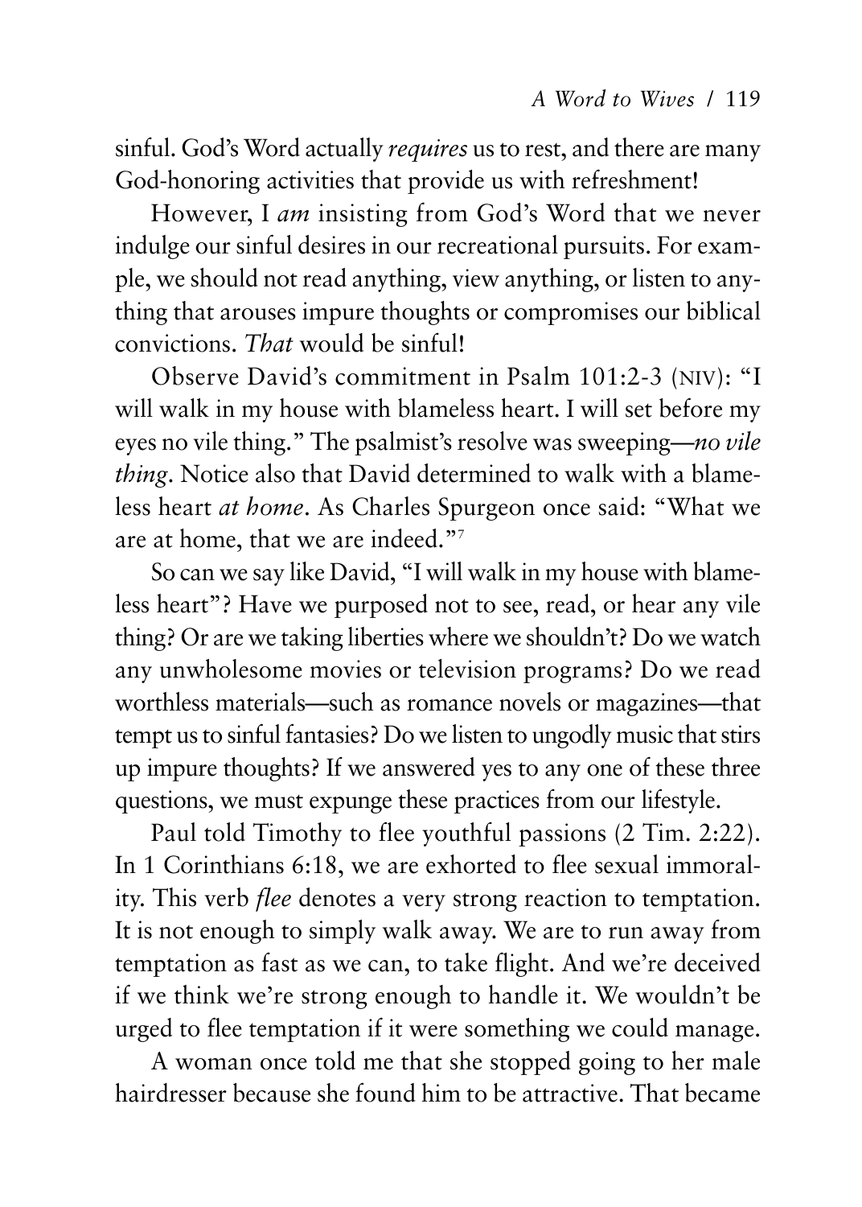sinful. God's Word actually *requires* us to rest, and there are many God-honoring activities that provide us with refreshment!

However, I *am* insisting from God's Word that we never indulge our sinful desires in our recreational pursuits. For example, we should not read anything, view anything, or listen to anything that arouses impure thoughts or compromises our biblical convictions. *That* would be sinful!

Observe David's commitment in Psalm 101:2-3 (NIV): "I will walk in my house with blameless heart. I will set before my eyes no vile thing." The psalmist's resolve was sweeping—*no vile thing*. Notice also that David determined to walk with a blameless heart *at home*. As Charles Spurgeon once said: "What we are at home, that we are indeed."[7]

So can we say like David, "I will walk in my house with blameless heart"? Have we purposed not to see, read, or hear any vile thing? Or are we taking liberties where we shouldn't? Do we watch any unwholesome movies or television programs? Do we read worthless materials—such as romance novels or magazines—that tempt us to sinful fantasies? Do we listen to ungodly music that stirs up impure thoughts? If we answered yes to any one of these three questions, we must expunge these practices from our lifestyle.

Paul told Timothy to flee youthful passions (2 Tim. 2:22). In 1 Corinthians 6:18, we are exhorted to flee sexual immorality. This verb *flee* denotes a very strong reaction to temptation. It is not enough to simply walk away. We are to run away from temptation as fast as we can, to take flight. And we're deceived if we think we're strong enough to handle it. We wouldn't be urged to flee temptation if it were something we could manage.

A woman once told me that she stopped going to her male hairdresser because she found him to be attractive. That became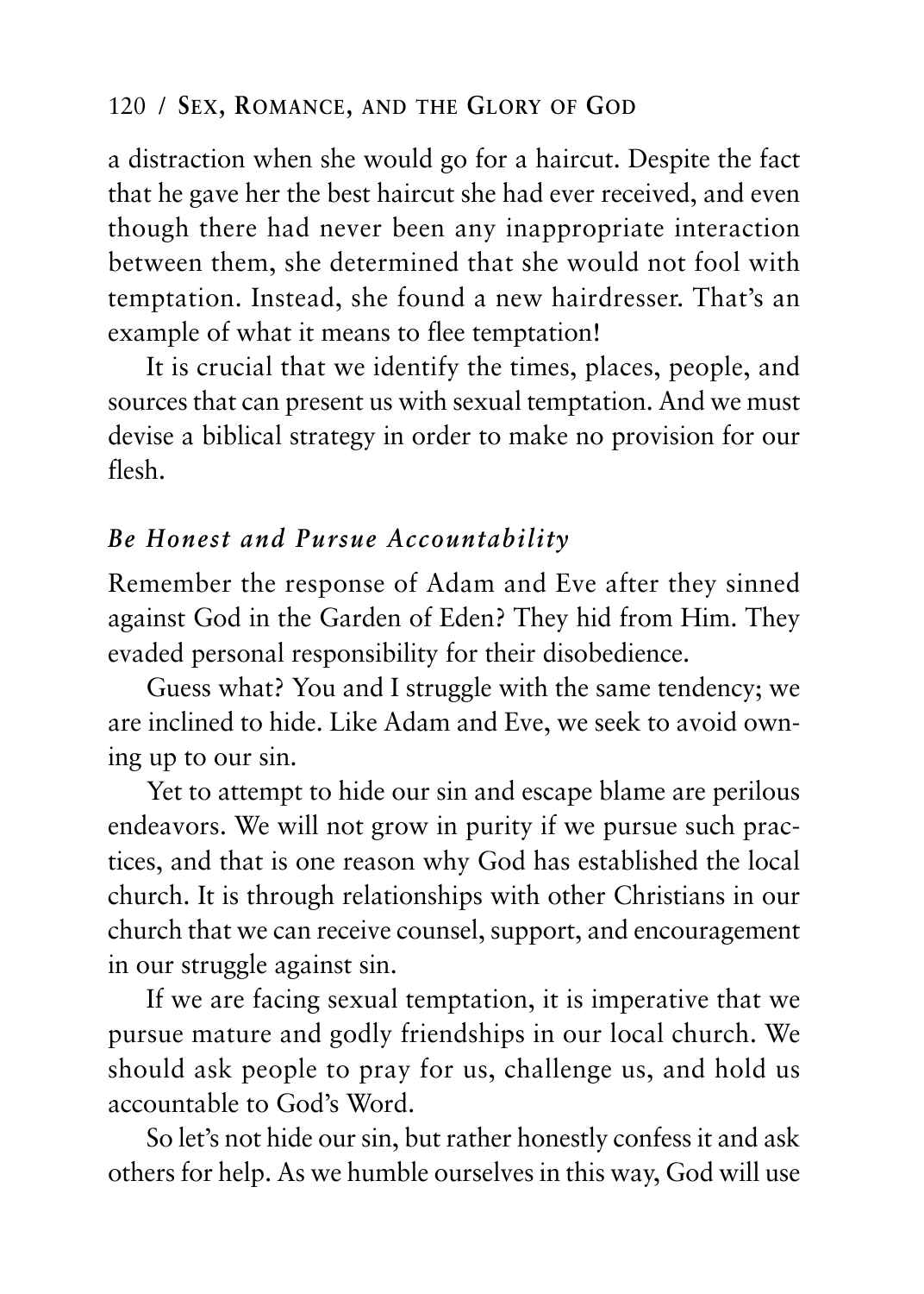a distraction when she would go for a haircut. Despite the fact that he gave her the best haircut she had ever received, and even though there had never been any inappropriate interaction between them, she determined that she would not fool with temptation. Instead, she found a new hairdresser. That's an example of what it means to flee temptation!

It is crucial that we identify the times, places, people, and sources that can present us with sexual temptation. And we must devise a biblical strategy in order to make no provision for our flesh.

### *Be Honest and Pursue Accountability*

Remember the response of Adam and Eve after they sinned against God in the Garden of Eden? They hid from Him. They evaded personal responsibility for their disobedience.

Guess what? You and I struggle with the same tendency; we are inclined to hide. Like Adam and Eve, we seek to avoid owning up to our sin.

Yet to attempt to hide our sin and escape blame are perilous endeavors. We will not grow in purity if we pursue such practices, and that is one reason why God has established the local church. It is through relationships with other Christians in our church that we can receive counsel, support, and encouragement in our struggle against sin.

If we are facing sexual temptation, it is imperative that we pursue mature and godly friendships in our local church. We should ask people to pray for us, challenge us, and hold us accountable to God's Word.

So let's not hide our sin, but rather honestly confess it and ask others for help. As we humble ourselves in this way, God will use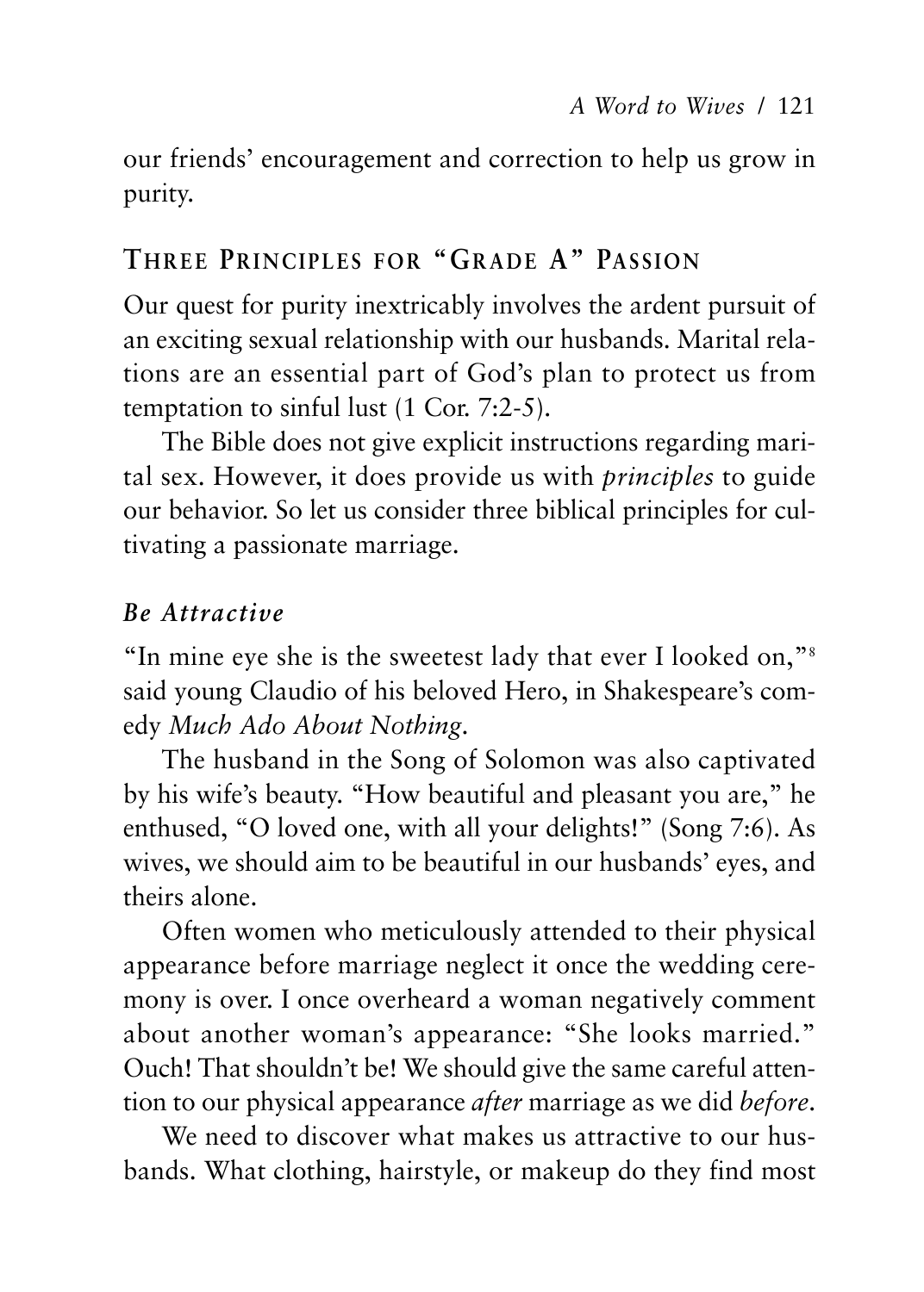our friends' encouragement and correction to help us grow in purity.

## Three Principles for "Grade A" Passion

Our quest for purity inextricably involves the ardent pursuit of an exciting sexual relationship with our husbands. Marital relations are an essential part of God's plan to protect us from temptation to sinful lust (1 Cor. 7:2-5).

The Bible does not give explicit instructions regarding marital sex. However, it does provide us with *principles* to guide our behavior. So let us consider three biblical principles for cultivating a passionate marriage.

### *Be Attractive*

"In mine eye she is the sweetest lady that ever I looked on,"[8] said young Claudio of his beloved Hero, in Shakespeare's comedy *Much Ado About Nothing*.

The husband in the Song of Solomon was also captivated by his wife's beauty. "How beautiful and pleasant you are," he enthused, "O loved one, with all your delights!" (Song 7:6). As wives, we should aim to be beautiful in our husbands' eyes, and theirs alone.

Often women who meticulously attended to their physical appearance before marriage neglect it once the wedding ceremony is over. I once overheard a woman negatively comment about another woman's appearance: "She looks married." Ouch! That shouldn't be! We should give the same careful attention to our physical appearance *after* marriage as we did *before*.

We need to discover what makes us attractive to our husbands. What clothing, hairstyle, or makeup do they find most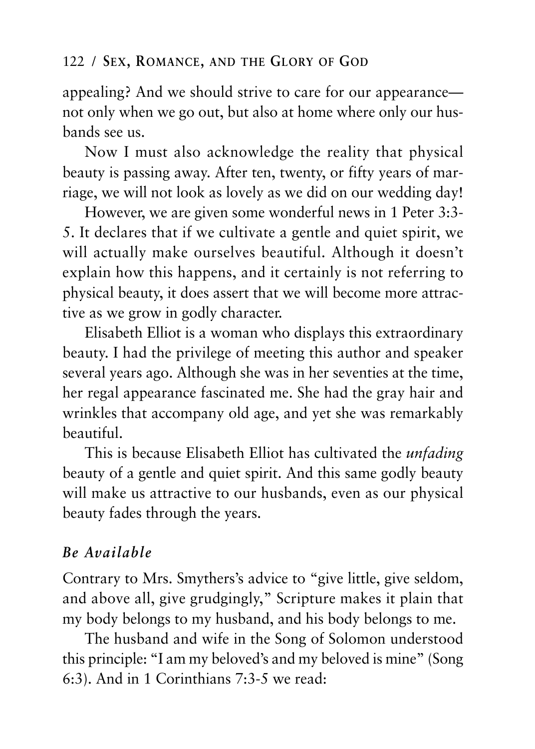appealing? And we should strive to care for our appearance—not only when we go out, but also at home where only our husbands see us.

Now I must also acknowledge the reality that physical beauty is passing away. After ten, twenty, or fifty years of marriage, we will not look as lovely as we did on our wedding day!

However, we are given some wonderful news in 1 Peter 3:3-5. It declares that if we cultivate a gentle and quiet spirit, we will actually make ourselves beautiful. Although it doesn't explain how this happens, and it certainly is not referring to physical beauty, it does assert that we will become more attractive as we grow in godly character.

Elisabeth Elliot is a woman who displays this extraordinary beauty. I had the privilege of meeting this author and speaker several years ago. Although she was in her seventies at the time, her regal appearance fascinated me. She had the gray hair and wrinkles that accompany old age, and yet she was remarkably beautiful.

This is because Elisabeth Elliot has cultivated the *unfading* beauty of a gentle and quiet spirit. And this same godly beauty will make us attractive to our husbands, even as our physical beauty fades through the years.

### *Be Available*

Contrary to Mrs. Smythers's advice to "give little, give seldom, and above all, give grudgingly," Scripture makes it plain that my body belongs to my husband, and his body belongs to me.

The husband and wife in the Song of Solomon understood this principle: "I am my beloved's and my beloved is mine" (Song 6:3). And in 1 Corinthians 7:3-5 we read: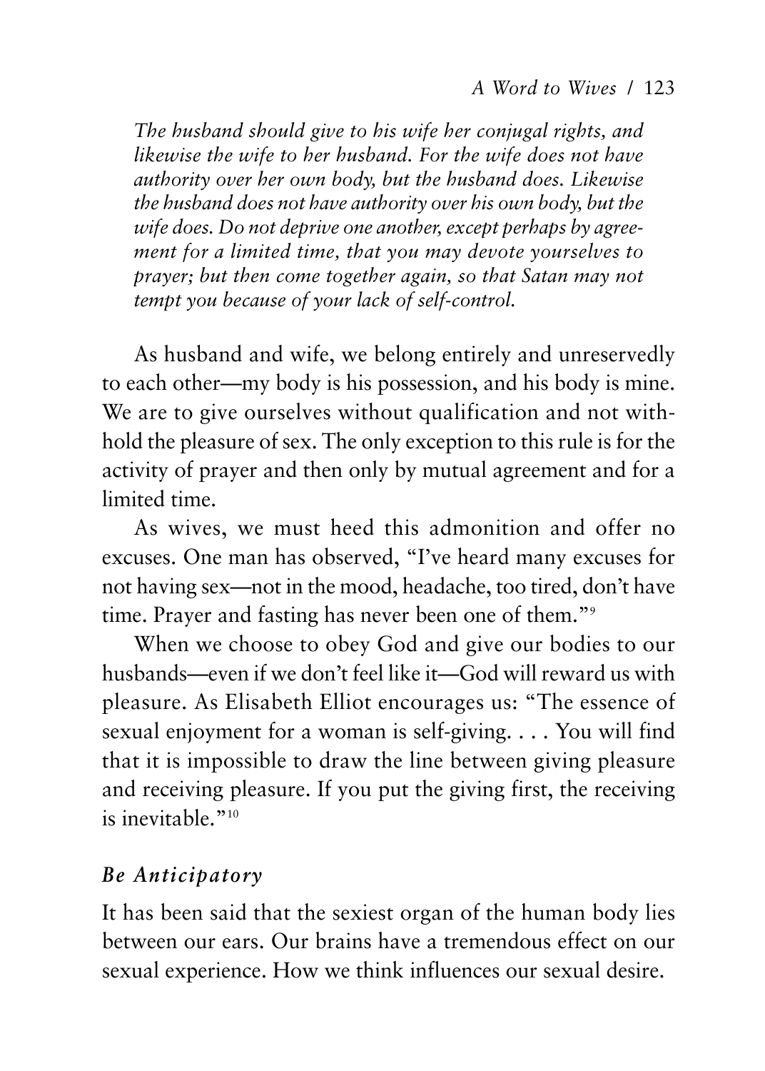*The husband should give to his wife her conjugal rights, and likewise the wife to her husband. For the wife does not have authority over her own body, but the husband does. Likewise the husband does not have authority over his own body, but the wife does. Do not deprive one another, except perhaps by agreement for a limited time, that you may devote yourselves to prayer; but then come together again, so that Satan may not tempt you because of your lack of self-control.*

As husband and wife, we belong entirely and unreservedly to each other—my body is his possession, and his body is mine. We are to give ourselves without qualification and not withhold the pleasure of sex. The only exception to this rule is for the activity of prayer and then only by mutual agreement and for a limited time.

As wives, we must heed this admonition and offer no excuses. One man has observed, "I've heard many excuses for not having sex—not in the mood, headache, too tired, don't have time. Prayer and fasting has never been one of them."[9]

When we choose to obey God and give our bodies to our husbands—even if we don't feel like it—God will reward us with pleasure. As Elisabeth Elliot encourages us: "The essence of sexual enjoyment for a woman is self-giving. . . . You will find that it is impossible to draw the line between giving pleasure and receiving pleasure. If you put the giving first, the receiving is inevitable."[10]

### *Be Anticipatory*

It has been said that the sexiest organ of the human body lies between our ears. Our brains have a tremendous effect on our sexual experience. How we think influences our sexual desire.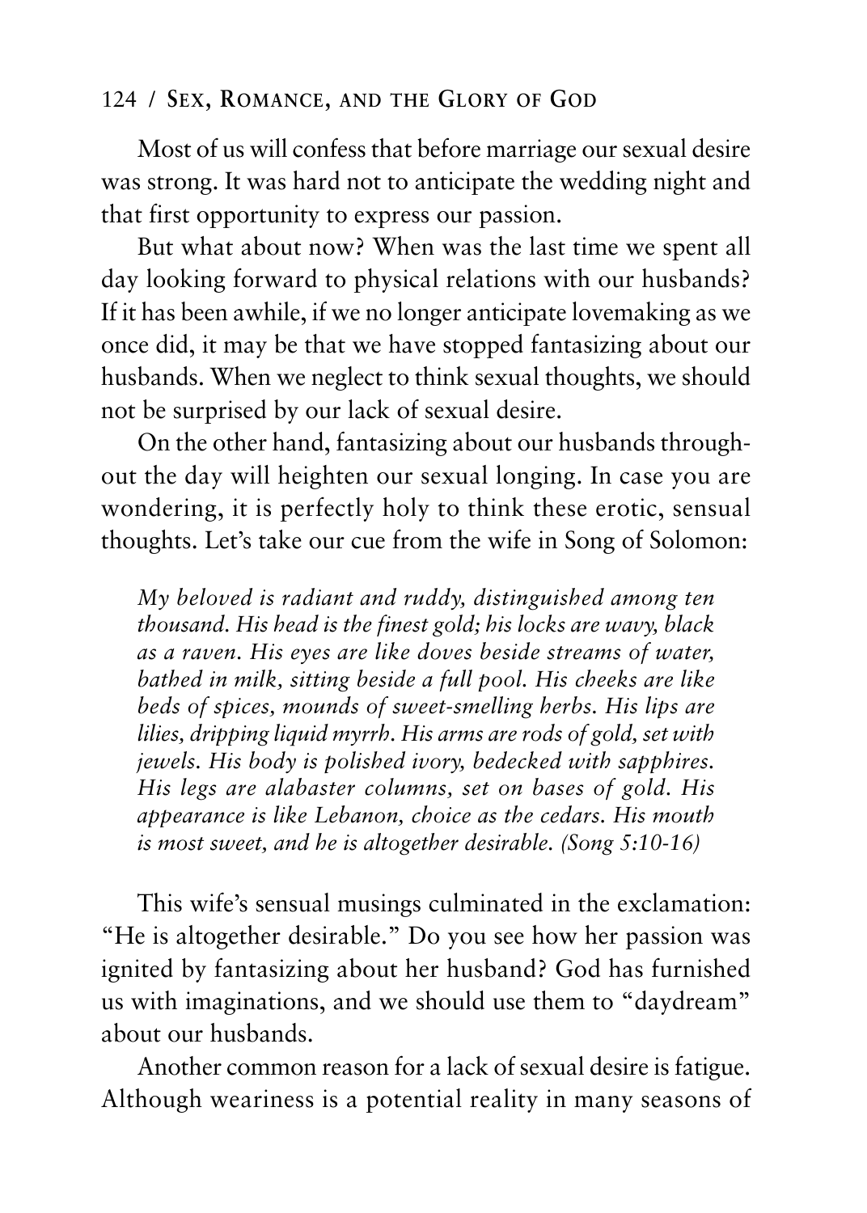Most of us will confess that before marriage our sexual desire was strong. It was hard not to anticipate the wedding night and that first opportunity to express our passion.

But what about now? When was the last time we spent all day looking forward to physical relations with our husbands? If it has been awhile, if we no longer anticipate lovemaking as we once did, it may be that we have stopped fantasizing about our husbands. When we neglect to think sexual thoughts, we should not be surprised by our lack of sexual desire.

On the other hand, fantasizing about our husbands throughout the day will heighten our sexual longing. In case you are wondering, it is perfectly holy to think these erotic, sensual thoughts. Let's take our cue from the wife in Song of Solomon:

> *My beloved is radiant and ruddy, distinguished among ten thousand. His head is the finest gold; his locks are wavy, black as a raven. His eyes are like doves beside streams of water, bathed in milk, sitting beside a full pool. His cheeks are like beds of spices, mounds of sweet-smelling herbs. His lips are lilies, dripping liquid myrrh. His arms are rods of gold, set with jewels. His body is polished ivory, bedecked with sapphires. His legs are alabaster columns, set on bases of gold. His appearance is like Lebanon, choice as the cedars. His mouth is most sweet, and he is altogether desirable. (Song 5:10-16)*

This wife's sensual musings culminated in the exclamation: "He is altogether desirable." Do you see how her passion was ignited by fantasizing about her husband? God has furnished us with imaginations, and we should use them to "daydream" about our husbands.

Another common reason for a lack of sexual desire is fatigue. Although weariness is a potential reality in many seasons of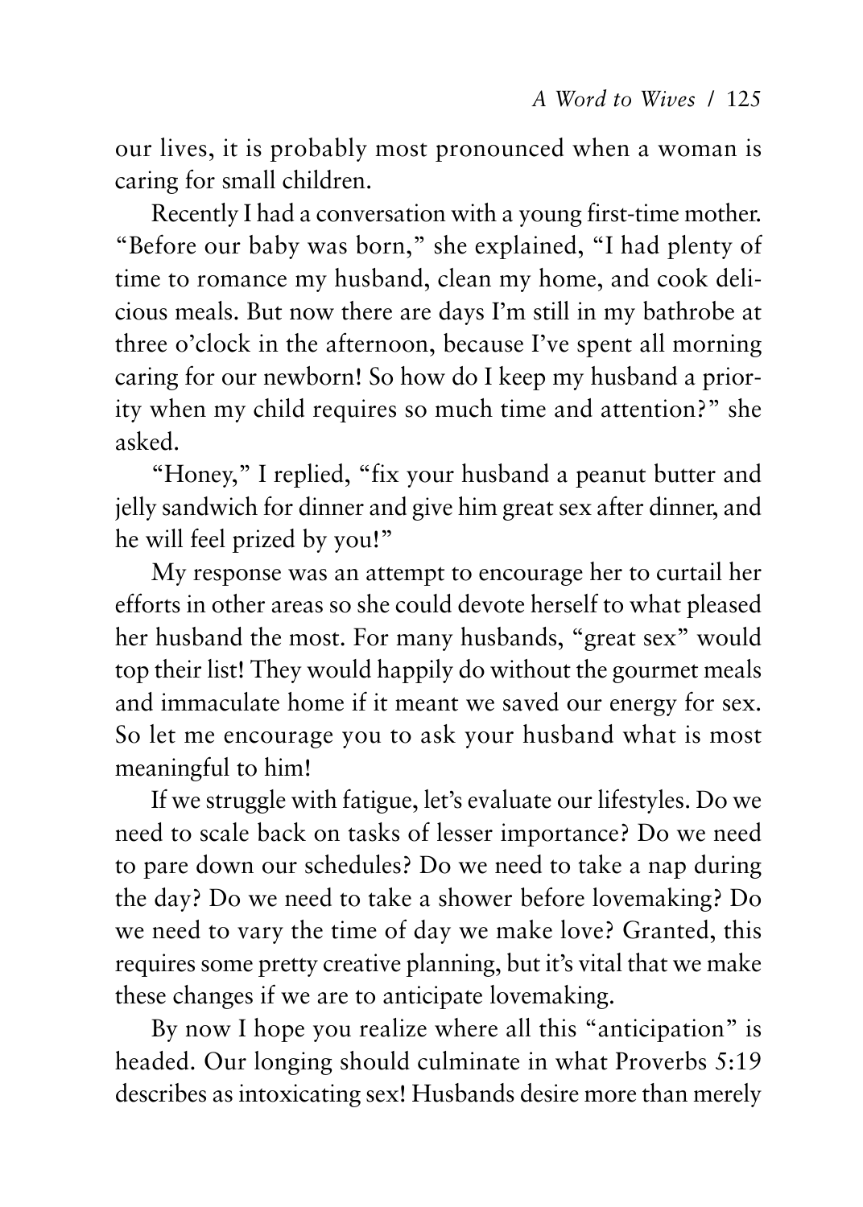our lives, it is probably most pronounced when a woman is caring for small children.

Recently I had a conversation with a young first-time mother. "Before our baby was born," she explained, "I had plenty of time to romance my husband, clean my home, and cook delicious meals. But now there are days I'm still in my bathrobe at three o'clock in the afternoon, because I've spent all morning caring for our newborn! So how do I keep my husband a priority when my child requires so much time and attention?" she asked.

"Honey," I replied, "fix your husband a peanut butter and jelly sandwich for dinner and give him great sex after dinner, and he will feel prized by you!"

My response was an attempt to encourage her to curtail her efforts in other areas so she could devote herself to what pleased her husband the most. For many husbands, "great sex" would top their list! They would happily do without the gourmet meals and immaculate home if it meant we saved our energy for sex. So let me encourage you to ask your husband what is most meaningful to him!

If we struggle with fatigue, let's evaluate our lifestyles. Do we need to scale back on tasks of lesser importance? Do we need to pare down our schedules? Do we need to take a nap during the day? Do we need to take a shower before lovemaking? Do we need to vary the time of day we make love? Granted, this requires some pretty creative planning, but it's vital that we make these changes if we are to anticipate lovemaking.

By now I hope you realize where all this "anticipation" is headed. Our longing should culminate in what Proverbs 5:19 describes as intoxicating sex! Husbands desire more than merely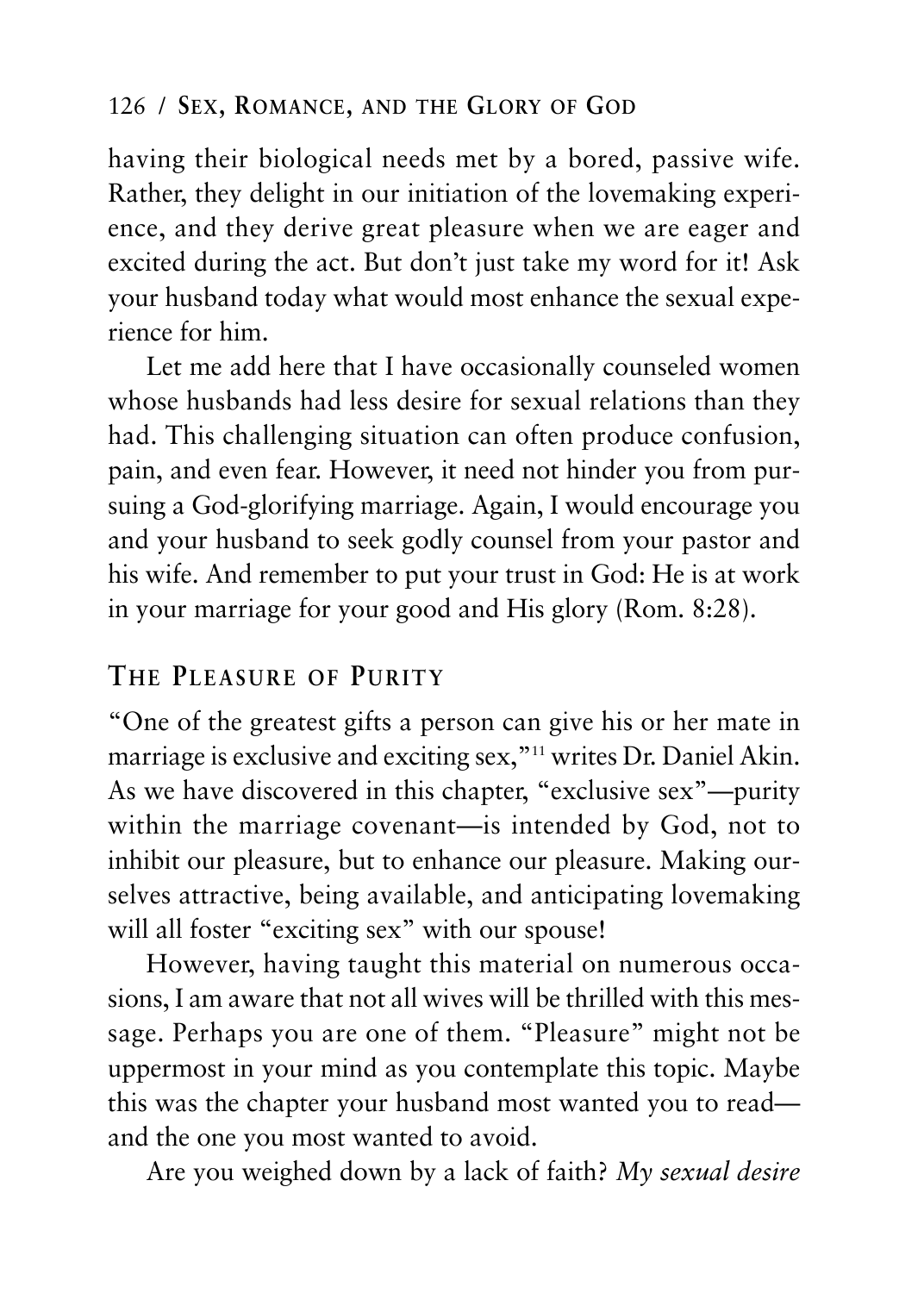having their biological needs met by a bored, passive wife. Rather, they delight in our initiation of the lovemaking experience, and they derive great pleasure when we are eager and excited during the act. But don't just take my word for it! Ask your husband today what would most enhance the sexual experience for him.

Let me add here that I have occasionally counseled women whose husbands had less desire for sexual relations than they had. This challenging situation can often produce confusion, pain, and even fear. However, it need not hinder you from pursuing a God-glorifying marriage. Again, I would encourage you and your husband to seek godly counsel from your pastor and his wife. And remember to put your trust in God: He is at work in your marriage for your good and His glory (Rom. 8:28).

## The Pleasure of Purity

"One of the greatest gifts a person can give his or her mate in marriage is exclusive and exciting sex,"[11] writes Dr. Daniel Akin. As we have discovered in this chapter, "exclusive sex"—purity within the marriage covenant—is intended by God, not to inhibit our pleasure, but to enhance our pleasure. Making ourselves attractive, being available, and anticipating lovemaking will all foster "exciting sex" with our spouse!

However, having taught this material on numerous occasions, I am aware that not all wives will be thrilled with this message. Perhaps you are one of them. "Pleasure" might not be uppermost in your mind as you contemplate this topic. Maybe this was the chapter your husband most wanted you to read—and the one you most wanted to avoid.

Are you weighed down by a lack of faith? *My sexual desire*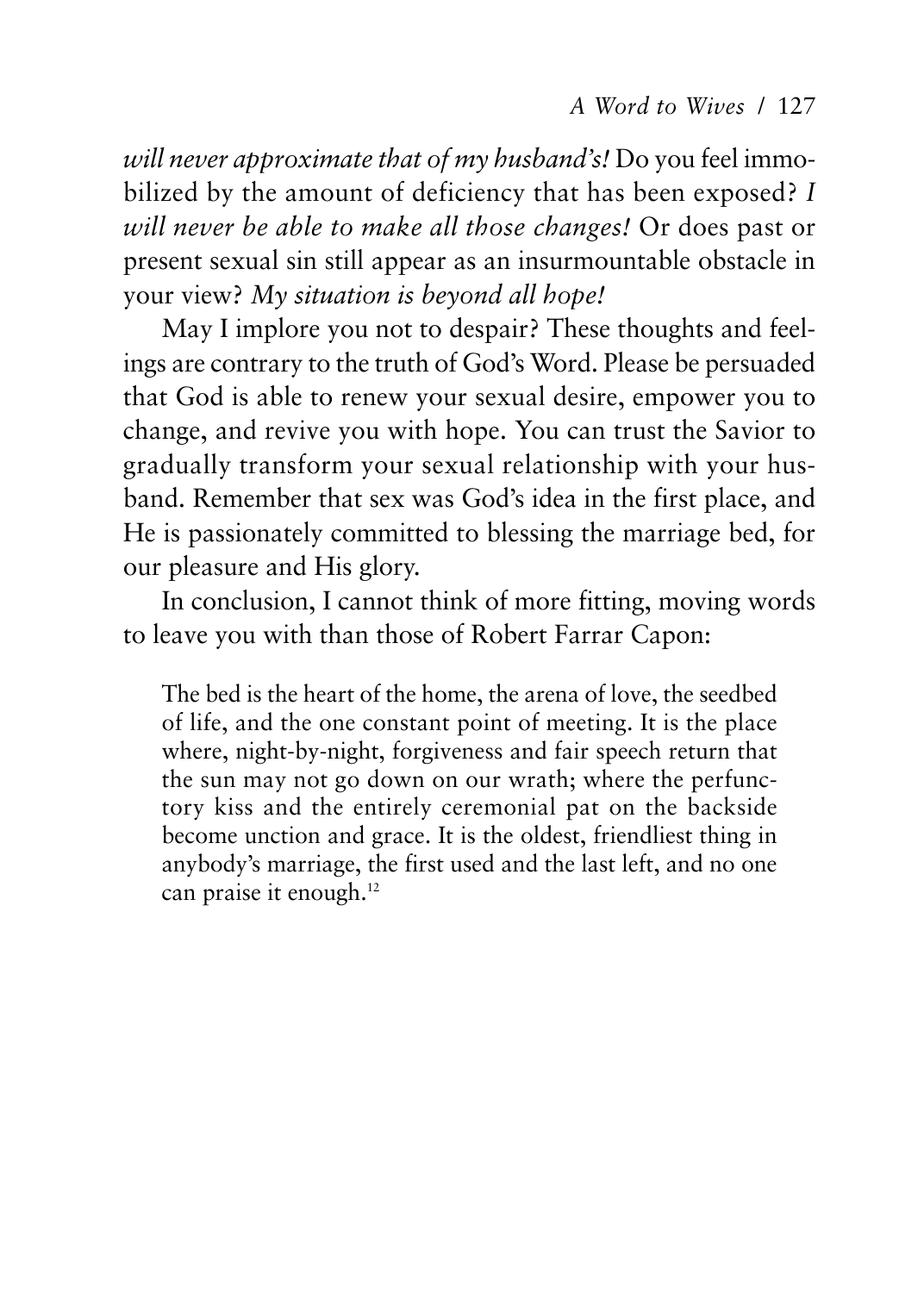*will never approximate that of my husband's!* Do you feel immobilized by the amount of deficiency that has been exposed? *I will never be able to make all those changes!* Or does past or present sexual sin still appear as an insurmountable obstacle in your view? *My situation is beyond all hope!*

May I implore you not to despair? These thoughts and feelings are contrary to the truth of God's Word. Please be persuaded that God is able to renew your sexual desire, empower you to change, and revive you with hope. You can trust the Savior to gradually transform your sexual relationship with your husband. Remember that sex was God's idea in the first place, and He is passionately committed to blessing the marriage bed, for our pleasure and His glory.

In conclusion, I cannot think of more fitting, moving words to leave you with than those of Robert Farrar Capon:

> The bed is the heart of the home, the arena of love, the seedbed of life, and the one constant point of meeting. It is the place where, night-by-night, forgiveness and fair speech return that the sun may not go down on our wrath; where the perfunctory kiss and the entirely ceremonial pat on the backside become unction and grace. It is the oldest, friendliest thing in anybody's marriage, the first used and the last left, and no one can praise it enough.[12]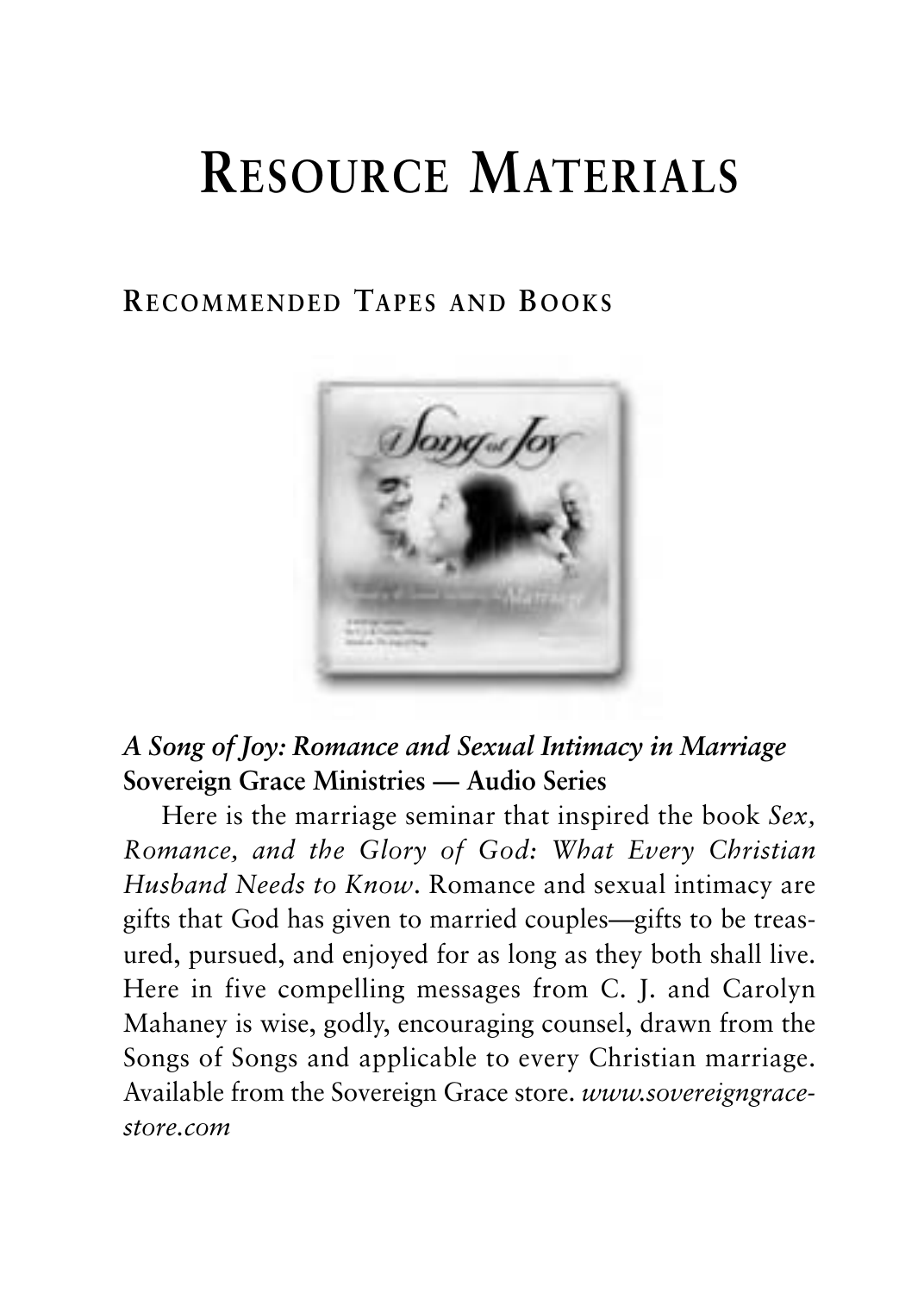# Resource Materials

## Recommended Tapes and Books

***A Song of Joy: Romance and Sexual Intimacy in Marriage***
**Sovereign Grace Ministries — Audio Series**

Here is the marriage seminar that inspired the book *Sex, Romance, and the Glory of God: What Every Christian Husband Needs to Know*. Romance and sexual intimacy are gifts that God has given to married couples—gifts to be treasured, pursued, and enjoyed for as long as they both shall live. Here in five compelling messages from C. J. and Carolyn Mahaney is wise, godly, encouraging counsel, drawn from the Songs of Songs and applicable to every Christian marriage. Available from the Sovereign Grace store. *www.sovereigngrace-store.com*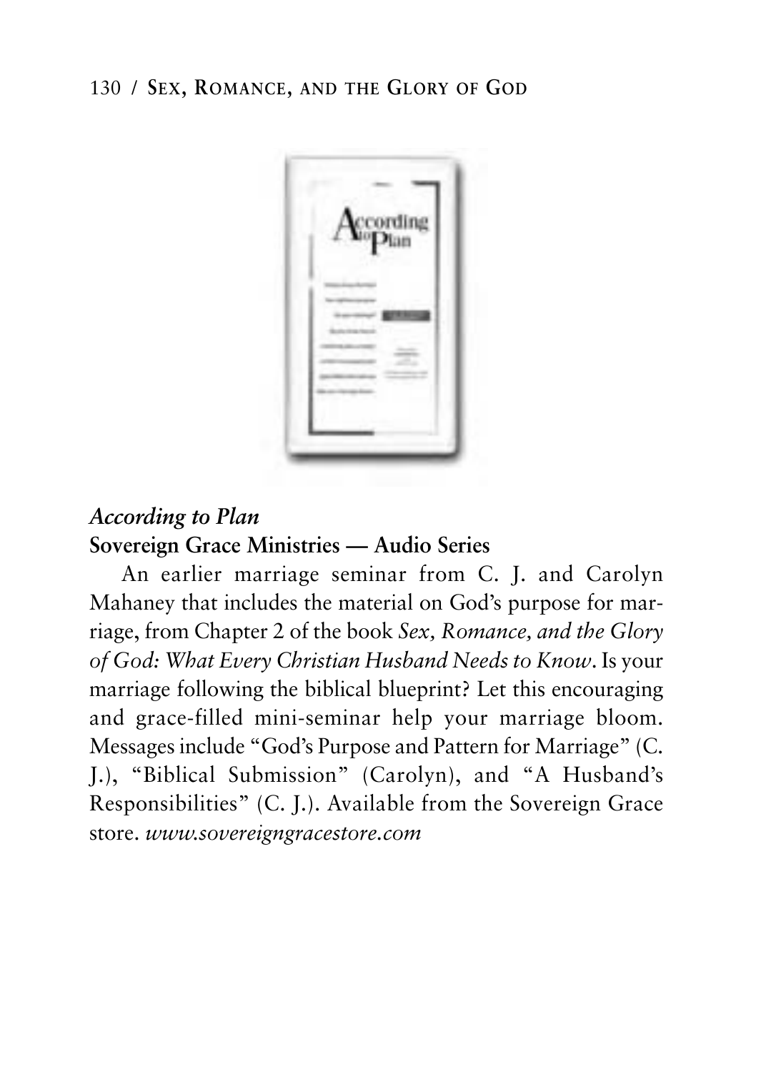***According to Plan***

**Sovereign Grace Ministries — Audio Series**

An earlier marriage seminar from C. J. and Carolyn Mahaney that includes the material on God's purpose for marriage, from Chapter 2 of the book *Sex, Romance, and the Glory of God: What Every Christian Husband Needs to Know*. Is your marriage following the biblical blueprint? Let this encouraging and grace-filled mini-seminar help your marriage bloom. Messages include "God's Purpose and Pattern for Marriage" (C. J.), "Biblical Submission" (Carolyn), and "A Husband's Responsibilities" (C. J.). Available from the Sovereign Grace store. *www.sovereigngracestore.com*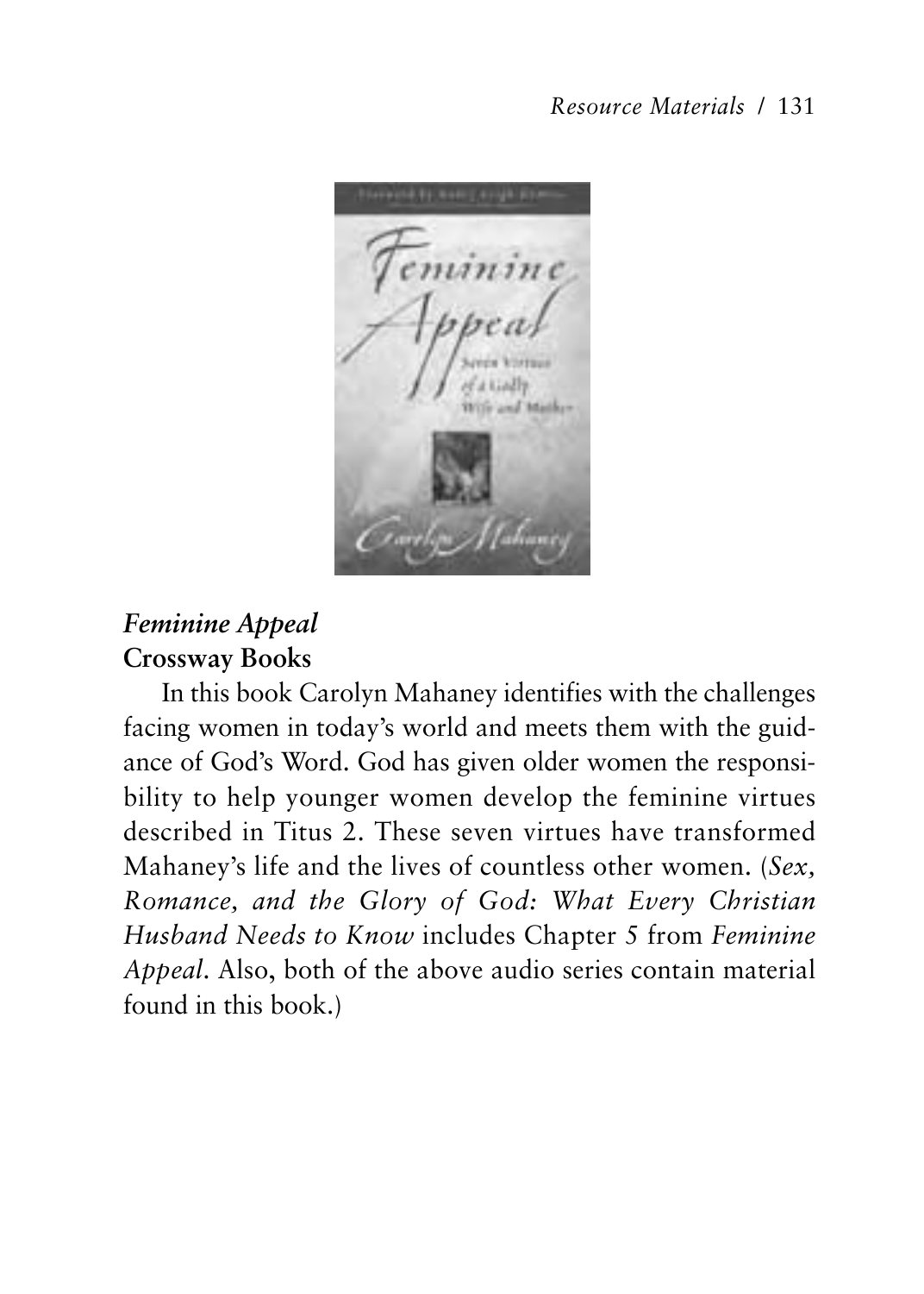***Feminine Appeal***
**Crossway Books**

In this book Carolyn Mahaney identifies with the challenges facing women in today's world and meets them with the guidance of God's Word. God has given older women the responsibility to help younger women develop the feminine virtues described in Titus 2. These seven virtues have transformed Mahaney's life and the lives of countless other women. (*Sex, Romance, and the Glory of God: What Every Christian Husband Needs to Know* includes Chapter 5 from *Feminine Appeal*. Also, both of the above audio series contain material found in this book.)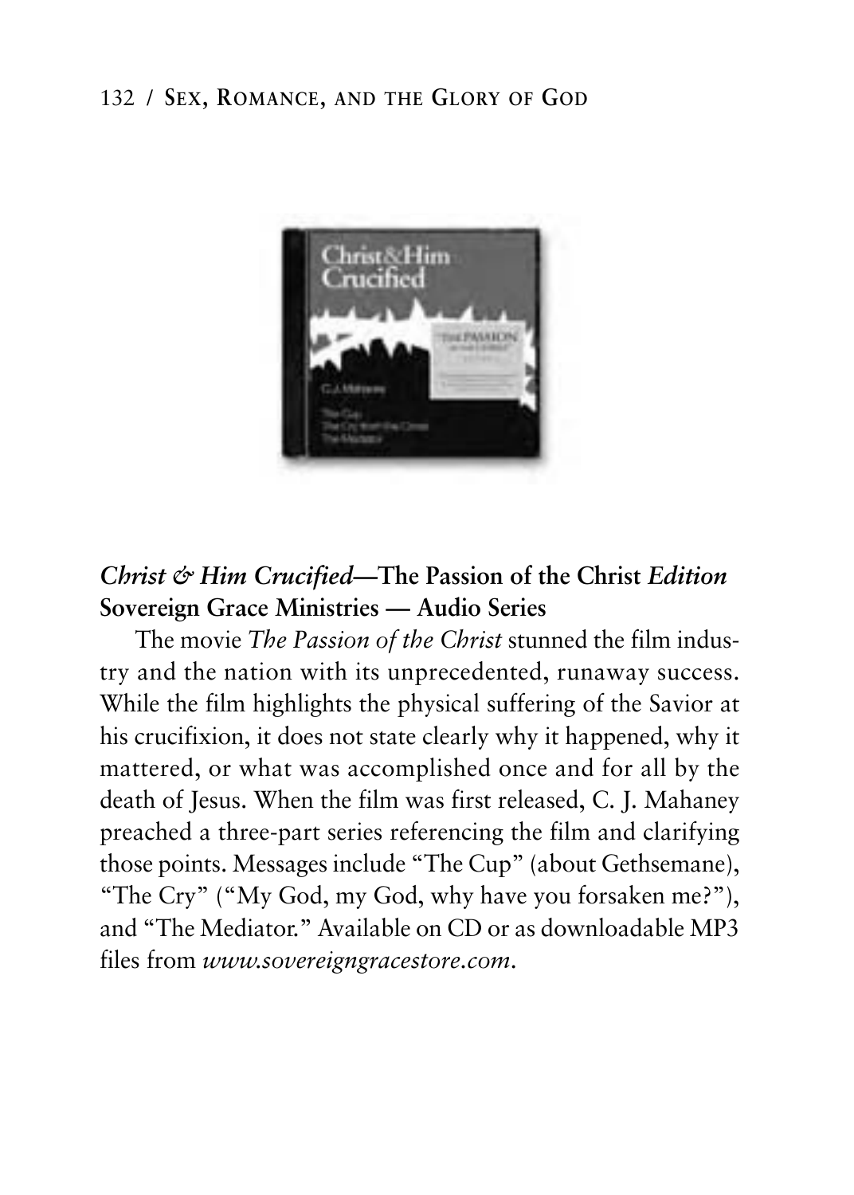***Christ & Him Crucified*—The Passion of the Christ *Edition***
**Sovereign Grace Ministries — Audio Series**

The movie *The Passion of the Christ* stunned the film industry and the nation with its unprecedented, runaway success. While the film highlights the physical suffering of the Savior at his crucifixion, it does not state clearly why it happened, why it mattered, or what was accomplished once and for all by the death of Jesus. When the film was first released, C. J. Mahaney preached a three-part series referencing the film and clarifying those points. Messages include "The Cup" (about Gethsemane), "The Cry" ("My God, my God, why have you forsaken me?"), and "The Mediator." Available on CD or as downloadable MP3 files from *www.sovereigngracestore.com*.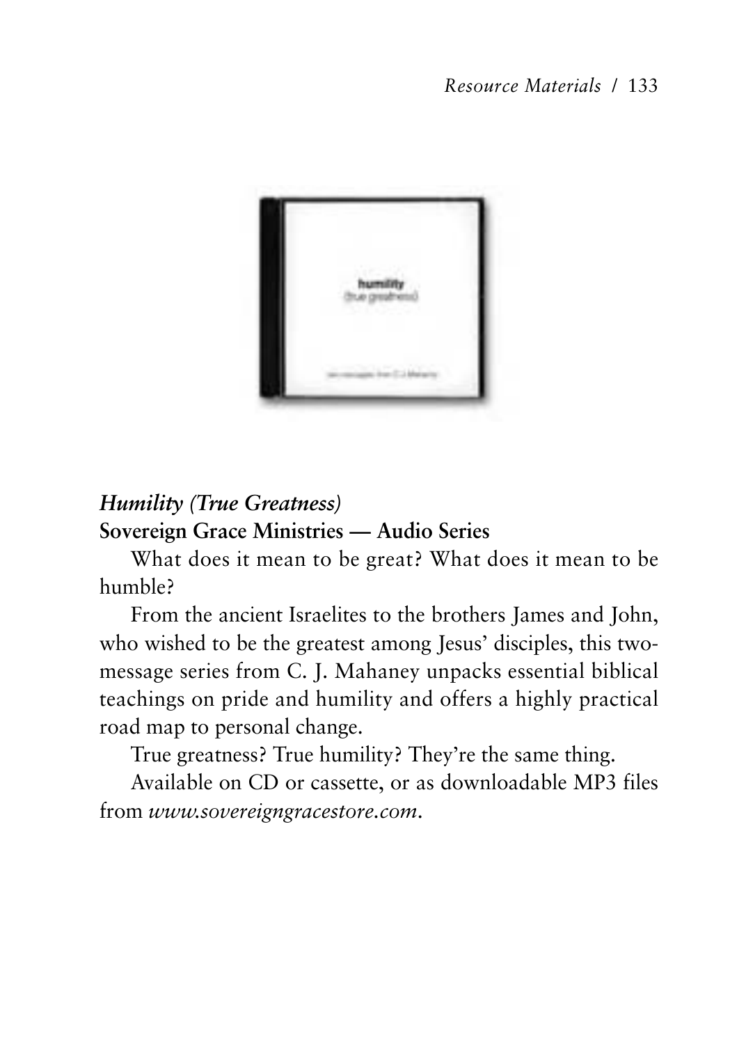***Humility (True Greatness)***

**Sovereign Grace Ministries — Audio Series**

What does it mean to be great? What does it mean to be humble?

From the ancient Israelites to the brothers James and John, who wished to be the greatest among Jesus' disciples, this two-message series from C. J. Mahaney unpacks essential biblical teachings on pride and humility and offers a highly practical road map to personal change.

True greatness? True humility? They're the same thing.

Available on CD or cassette, or as downloadable MP3 files from *www.sovereigngracestore.com*.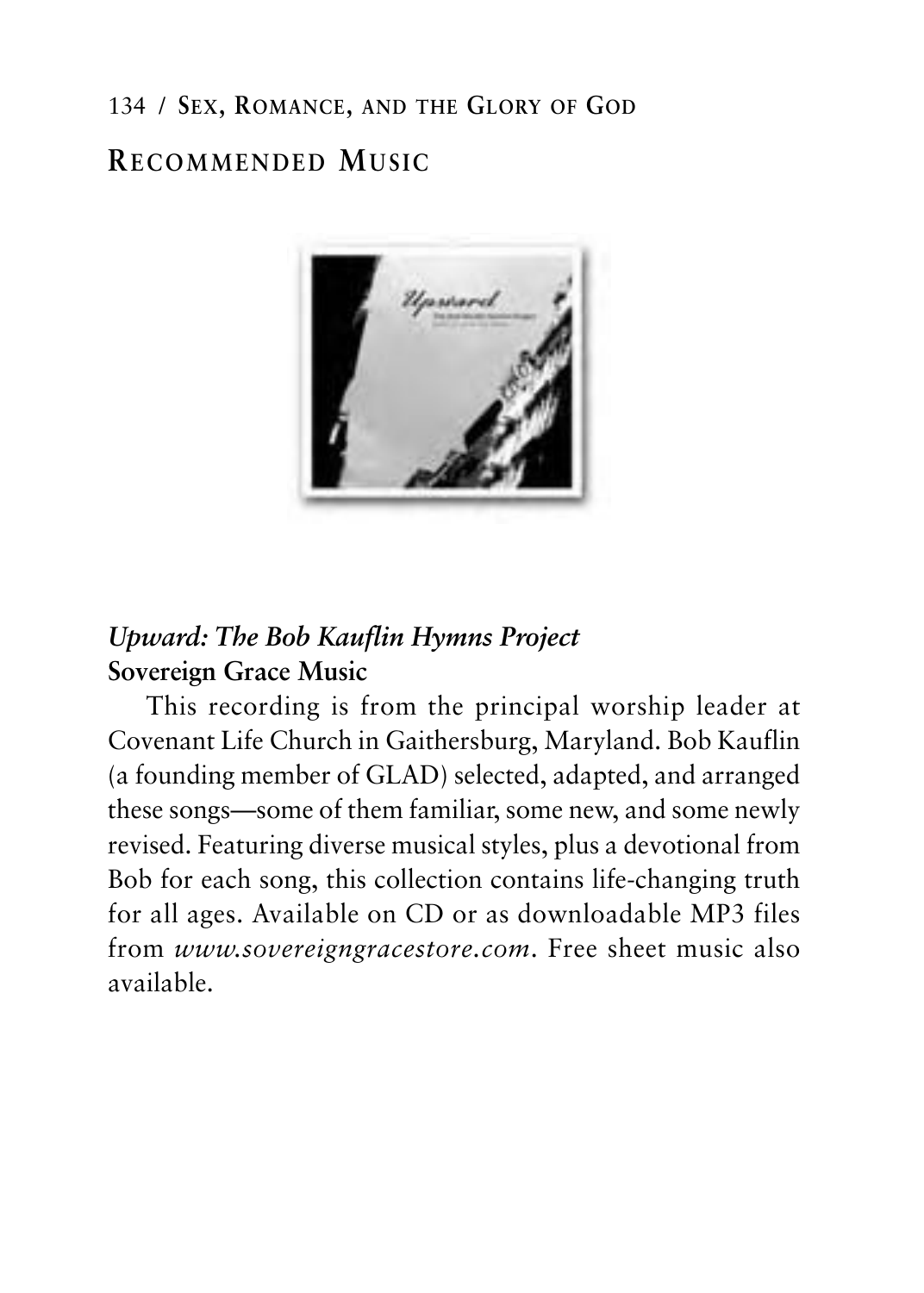## Recommended Music

### *Upward: The Bob Kauflin Hymns Project*

**Sovereign Grace Music**

This recording is from the principal worship leader at Covenant Life Church in Gaithersburg, Maryland. Bob Kauflin (a founding member of GLAD) selected, adapted, and arranged these songs—some of them familiar, some new, and some newly revised. Featuring diverse musical styles, plus a devotional from Bob for each song, this collection contains life-changing truth for all ages. Available on CD or as downloadable MP3 files from *www.sovereigngracestore.com*. Free sheet music also available.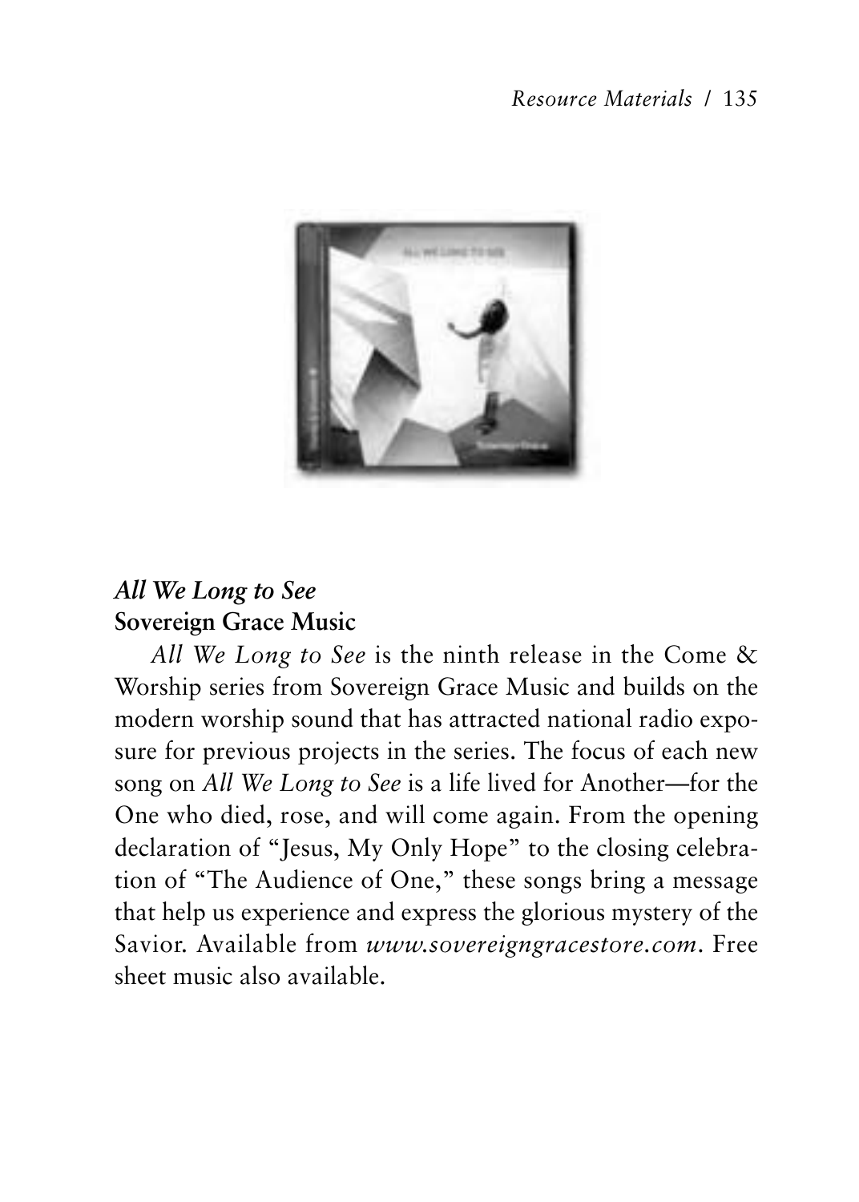***All We Long to See***
**Sovereign Grace Music**

*All We Long to See* is the ninth release in the Come & Worship series from Sovereign Grace Music and builds on the modern worship sound that has attracted national radio exposure for previous projects in the series. The focus of each new song on *All We Long to See* is a life lived for Another—for the One who died, rose, and will come again. From the opening declaration of "Jesus, My Only Hope" to the closing celebration of "The Audience of One," these songs bring a message that help us experience and express the glorious mystery of the Savior. Available from *www.sovereigngracestore.com*. Free sheet music also available.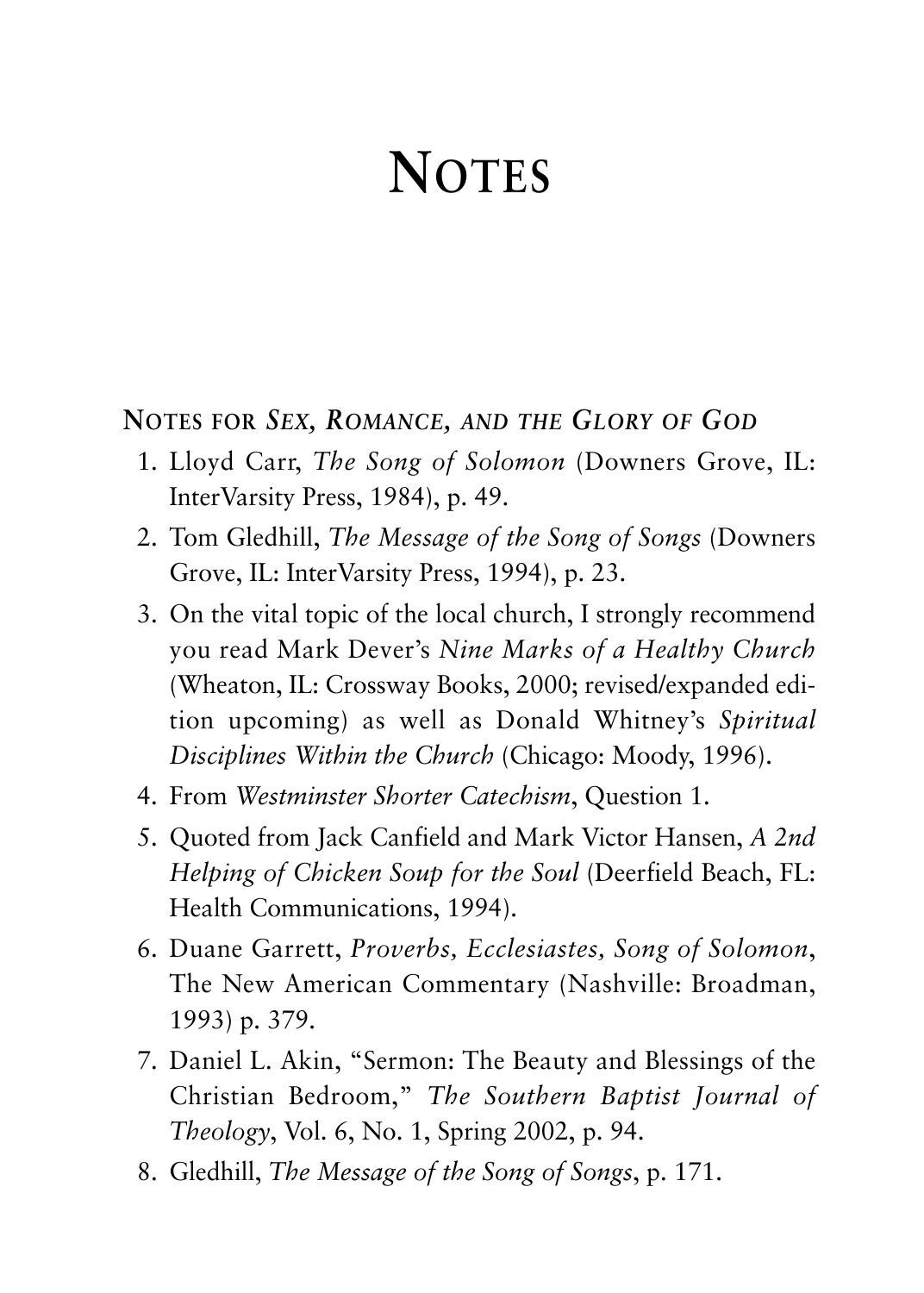# NOTES

## NOTES FOR *SEX, ROMANCE, AND THE GLORY OF GOD*

1. Lloyd Carr, *The Song of Solomon* (Downers Grove, IL: InterVarsity Press, 1984), p. 49.
2. Tom Gledhill, *The Message of the Song of Songs* (Downers Grove, IL: InterVarsity Press, 1994), p. 23.
3. On the vital topic of the local church, I strongly recommend you read Mark Dever's *Nine Marks of a Healthy Church* (Wheaton, IL: Crossway Books, 2000; revised/expanded edition upcoming) as well as Donald Whitney's *Spiritual Disciplines Within the Church* (Chicago: Moody, 1996).
4. From *Westminster Shorter Catechism*, Question 1.
5. Quoted from Jack Canfield and Mark Victor Hansen, *A 2nd Helping of Chicken Soup for the Soul* (Deerfield Beach, FL: Health Communications, 1994).
6. Duane Garrett, *Proverbs, Ecclesiastes, Song of Solomon*, The New American Commentary (Nashville: Broadman, 1993) p. 379.
7. Daniel L. Akin, "Sermon: The Beauty and Blessings of the Christian Bedroom," *The Southern Baptist Journal of Theology*, Vol. 6, No. 1, Spring 2002, p. 94.
8. Gledhill, *The Message of the Song of Songs*, p. 171.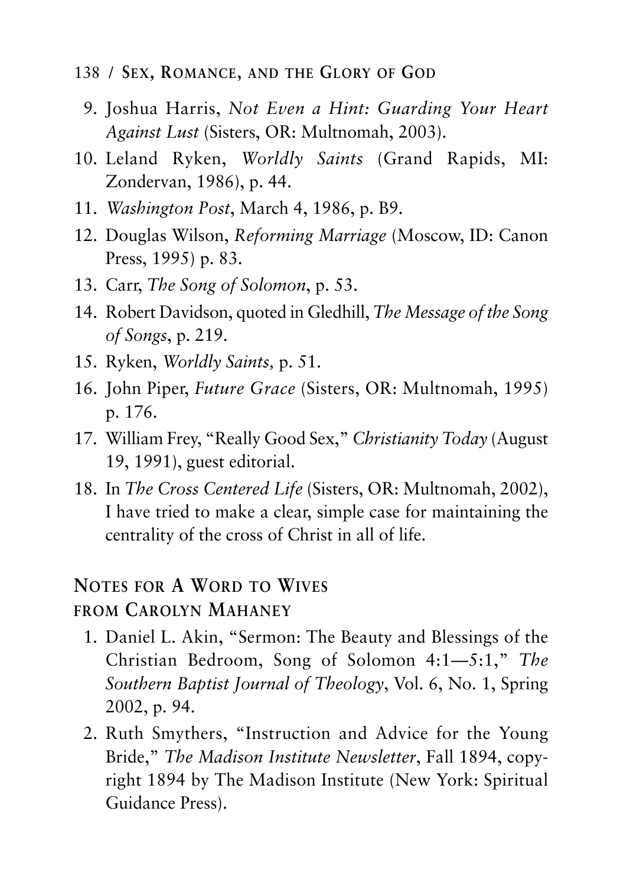9. Joshua Harris, *Not Even a Hint: Guarding Your Heart Against Lust* (Sisters, OR: Multnomah, 2003).
10. Leland Ryken, *Worldly Saints* (Grand Rapids, MI: Zondervan, 1986), p. 44.
11. *Washington Post*, March 4, 1986, p. B9.
12. Douglas Wilson, *Reforming Marriage* (Moscow, ID: Canon Press, 1995) p. 83.
13. Carr, *The Song of Solomon*, p. 53.
14. Robert Davidson, quoted in Gledhill, *The Message of the Song of Songs*, p. 219.
15. Ryken, *Worldly Saints,* p. 51.
16. John Piper, *Future Grace* (Sisters, OR: Multnomah, 1995) p. 176.
17. William Frey, "Really Good Sex," *Christianity Today* (August 19, 1991), guest editorial.
18. In *The Cross Centered Life* (Sisters, OR: Multnomah, 2002), I have tried to make a clear, simple case for maintaining the centrality of the cross of Christ in all of life.

## Notes for A Word to Wives from Carolyn Mahaney

1. Daniel L. Akin, "Sermon: The Beauty and Blessings of the Christian Bedroom, Song of Solomon 4:1—5:1," *The Southern Baptist Journal of Theology*, Vol. 6, No. 1, Spring 2002, p. 94.
2. Ruth Smythers, "Instruction and Advice for the Young Bride," *The Madison Institute Newsletter*, Fall 1894, copyright 1894 by The Madison Institute (New York: Spiritual Guidance Press).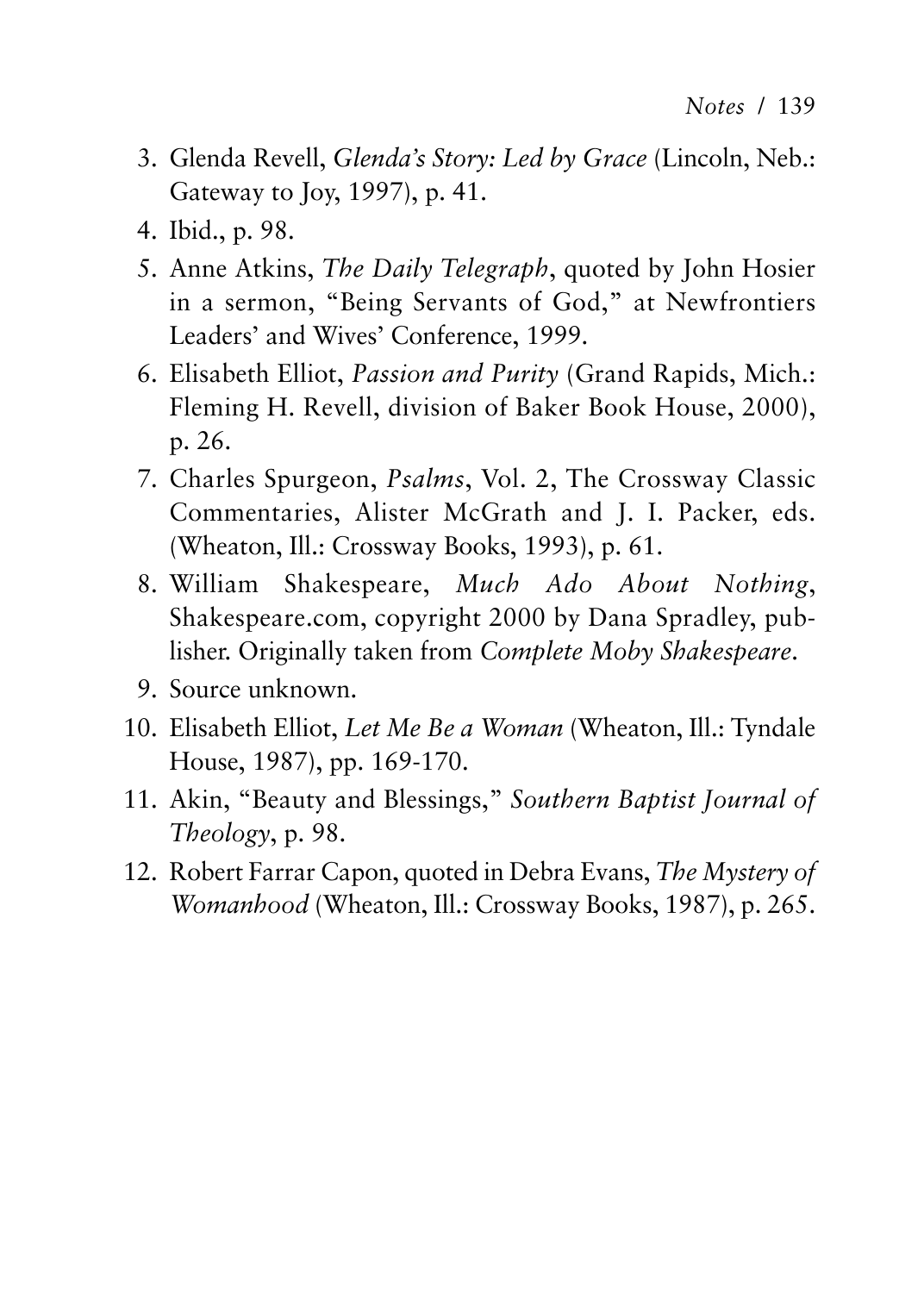3. Glenda Revell, *Glenda's Story: Led by Grace* (Lincoln, Neb.: Gateway to Joy, 1997), p. 41.
4. Ibid., p. 98.
5. Anne Atkins, *The Daily Telegraph*, quoted by John Hosier in a sermon, "Being Servants of God," at Newfrontiers Leaders' and Wives' Conference, 1999.
6. Elisabeth Elliot, *Passion and Purity* (Grand Rapids, Mich.: Fleming H. Revell, division of Baker Book House, 2000), p. 26.
7. Charles Spurgeon, *Psalms*, Vol. 2, The Crossway Classic Commentaries, Alister McGrath and J. I. Packer, eds. (Wheaton, Ill.: Crossway Books, 1993), p. 61.
8. William Shakespeare, *Much Ado About Nothing*, Shakespeare.com, copyright 2000 by Dana Spradley, publisher. Originally taken from *Complete Moby Shakespeare*.
9. Source unknown.
10. Elisabeth Elliot, *Let Me Be a Woman* (Wheaton, Ill.: Tyndale House, 1987), pp. 169-170.
11. Akin, "Beauty and Blessings," *Southern Baptist Journal of Theology*, p. 98.
12. Robert Farrar Capon, quoted in Debra Evans, *The Mystery of Womanhood* (Wheaton, Ill.: Crossway Books, 1987), p. 265.